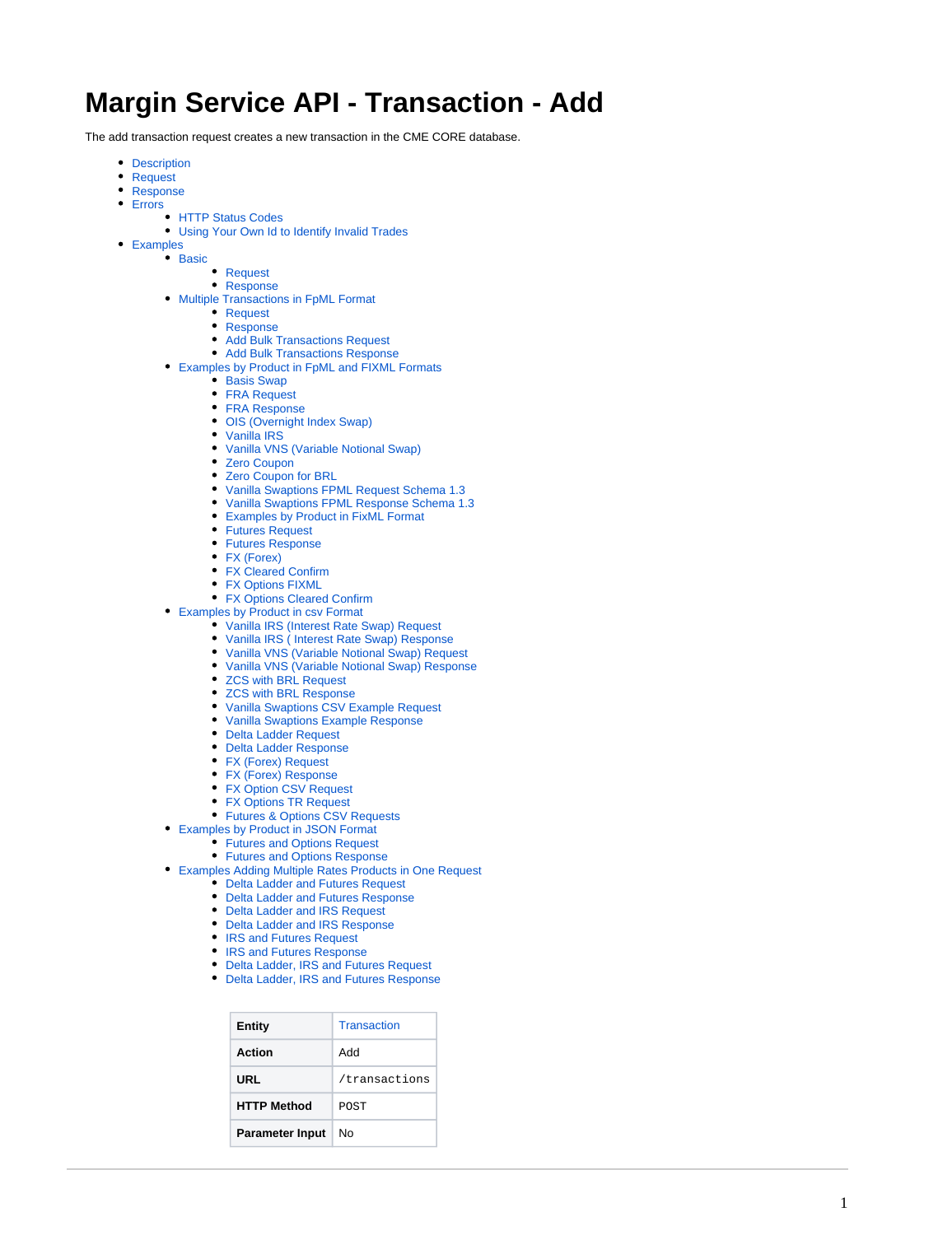# Margin Service API - Transaction - Add

The add transaction request creates a new transaction in the CME CORE database.

- Description
- Request
- Response
- Errors
  - HTTP Status Codes
  - Using Your Own Id to Identify Invalid Trades
- Examples
  - Basic
    - Request
    - Response
  - Multiple Transactions in FpML Format
    - Request
    - Response
    - Add Bulk Transactions Request
    - Add Bulk Transactions Response
  - Examples by Product in FpML and FIXML Formats
    - Basis Swap
    - FRA Request
    - FRA Response
    - OIS (Overnight Index Swap)
    - Vanilla IRS
    - Vanilla VNS (Variable Notional Swap)
    - Zero Coupon
    - Zero Coupon for BRL
    - Vanilla Swaptions FPML Request Schema 1.3
    - Vanilla Swaptions FPML Response Schema 1.3
    - Examples by Product in FixML Format
    - Futures Request
    - Futures Response
    - FX (Forex)
    - FX Cleared Confirm
    - FX Options FIXML
    - FX Options Cleared Confirm
  - Examples by Product in csv Format
    - Vanilla IRS (Interest Rate Swap) Request
    - Vanilla IRS ( Interest Rate Swap) Response
    - Vanilla VNS (Variable Notional Swap) Request
    - Vanilla VNS (Variable Notional Swap) Response
    - ZCS with BRL Request
    - ZCS with BRL Response
    - Vanilla Swaptions CSV Example Request
    - Vanilla Swaptions Example Response
    - Delta Ladder Request
    - Delta Ladder Response
    - FX (Forex) Request
    - FX (Forex) Response
    - FX Option CSV Request
    - FX Options TR Request
    - Futures & Options CSV Requests
  - Examples by Product in JSON Format
    - Futures and Options Request
    - Futures and Options Response
  - Examples Adding Multiple Rates Products in One Request
    - Delta Ladder and Futures Request
    - Delta Ladder and Futures Response
    - Delta Ladder and IRS Request
    - Delta Ladder and IRS Response
    - IRS and Futures Request
    - IRS and Futures Response
    - Delta Ladder, IRS and Futures Request
    - Delta Ladder, IRS and Futures Response

| **Entity** | Transaction |
|---|---|
| **Action** | Add |
| **URL** | `/transactions` |
| **HTTP Method** | `POST` |
| **Parameter Input** | No |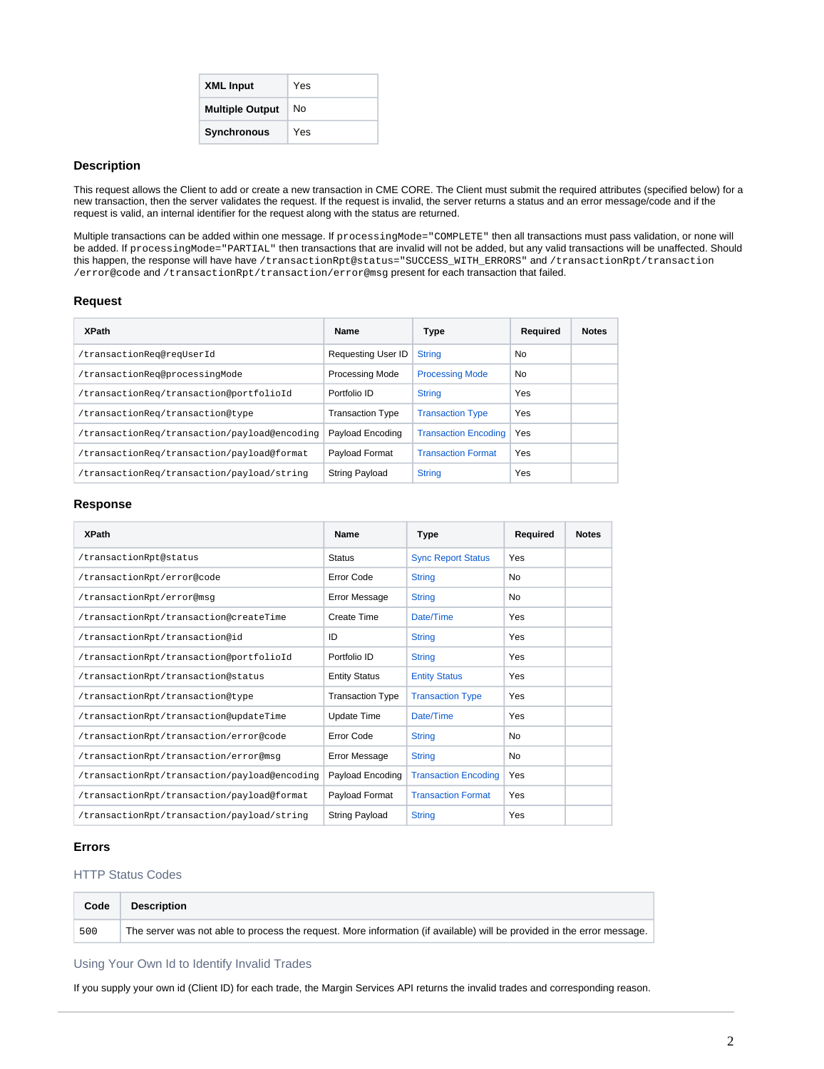| XML Input | Yes |
|---|---|
| Multiple Output | No |
| Synchronous | Yes |

### Description

This request allows the Client to add or create a new transaction in CME CORE. The Client must submit the required attributes (specified below) for a new transaction, then the server validates the request. If the request is invalid, the server returns a status and an error message/code and if the request is valid, an internal identifier for the request along with the status are returned.

Multiple transactions can be added within one message. If `processingMode="COMPLETE"` then all transactions must pass validation, or none will be added. If `processingMode="PARTIAL"` then transactions that are invalid will not be added, but any valid transactions will be unaffected. Should this happen, the response will have `/transactionRpt@status="SUCCESS_WITH_ERRORS"` and `/transactionRpt/transaction/error@code` and `/transactionRpt/transaction/error@msg` present for each transaction that failed.

### Request

| XPath | Name | Type | Required | Notes |
|---|---|---|---|---|
| `/transactionReq@reqUserId` | Requesting User ID | String | No | |
| `/transactionReq@processingMode` | Processing Mode | Processing Mode | No | |
| `/transactionReq/transaction@portfolioId` | Portfolio ID | String | Yes | |
| `/transactionReq/transaction@type` | Transaction Type | Transaction Type | Yes | |
| `/transactionReq/transaction/payload@encoding` | Payload Encoding | Transaction Encoding | Yes | |
| `/transactionReq/transaction/payload@format` | Payload Format | Transaction Format | Yes | |
| `/transactionReq/transaction/payload/string` | String Payload | String | Yes | |

### Response

| XPath | Name | Type | Required | Notes |
|---|---|---|---|---|
| `/transactionRpt@status` | Status | Sync Report Status | Yes | |
| `/transactionRpt/error@code` | Error Code | String | No | |
| `/transactionRpt/error@msg` | Error Message | String | No | |
| `/transactionRpt/transaction@createTime` | Create Time | Date/Time | Yes | |
| `/transactionRpt/transaction@id` | ID | String | Yes | |
| `/transactionRpt/transaction@portfolioId` | Portfolio ID | String | Yes | |
| `/transactionRpt/transaction@status` | Entity Status | Entity Status | Yes | |
| `/transactionRpt/transaction@type` | Transaction Type | Transaction Type | Yes | |
| `/transactionRpt/transaction@updateTime` | Update Time | Date/Time | Yes | |
| `/transactionRpt/transaction/error@code` | Error Code | String | No | |
| `/transactionRpt/transaction/error@msg` | Error Message | String | No | |
| `/transactionRpt/transaction/payload@encoding` | Payload Encoding | Transaction Encoding | Yes | |
| `/transactionRpt/transaction/payload@format` | Payload Format | Transaction Format | Yes | |
| `/transactionRpt/transaction/payload/string` | String Payload | String | Yes | |

### Errors

#### HTTP Status Codes

| Code | Description |
|---|---|
| 500 | The server was not able to process the request. More information (if available) will be provided in the error message. |

#### Using Your Own Id to Identify Invalid Trades

If you supply your own id (Client ID) for each trade, the Margin Services API returns the invalid trades and corresponding reason.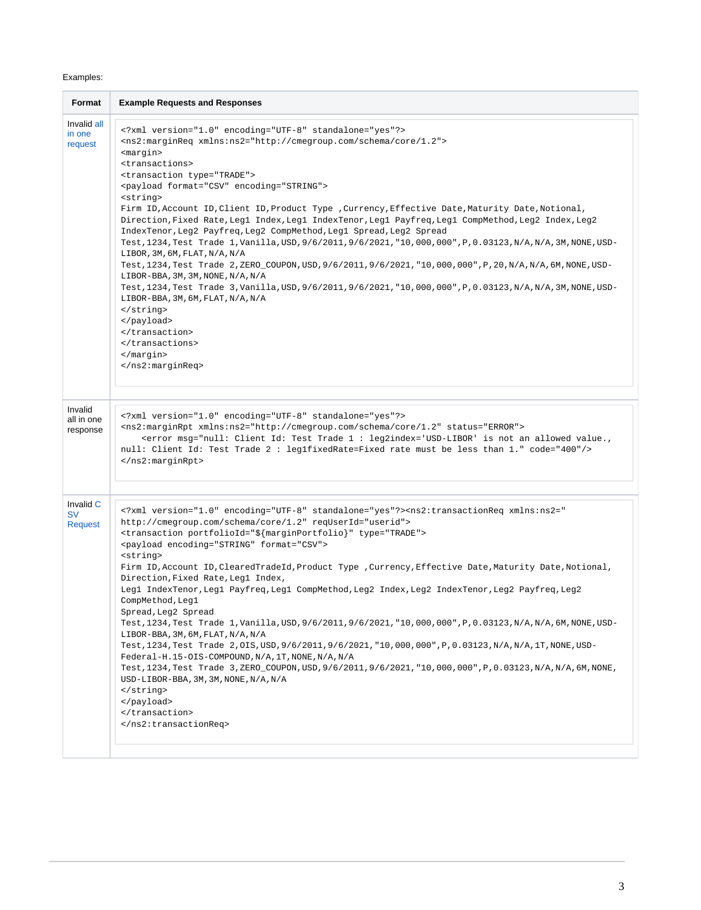Examples:

| Format | Example Requests and Responses |
|---|---|
| Invalid all in one request | `<?xml version="1.0" encoding="UTF-8" standalone="yes"?>`<br>`<ns2:marginReq xmlns:ns2="http://cmegroup.com/schema/core/1.2">`<br>`<margin>`<br>`<transactions>`<br>`<transaction type="TRADE">`<br>`<payload format="CSV" encoding="STRING">`<br>`<string>`<br>`Firm ID,Account ID,Client ID,Product Type ,Currency,Effective Date,Maturity Date,Notional,Direction,Fixed Rate,Leg1 Index,Leg1 IndexTenor,Leg1 Payfreq,Leg1 CompMethod,Leg2 Index,Leg2 IndexTenor,Leg2 Payfreq,Leg2 CompMethod,Leg1 Spread,Leg2 Spread`<br>`Test,1234,Test Trade 1,Vanilla,USD,9/6/2011,9/6/2021,"10,000,000",P,0.03123,N/A,N/A,3M,NONE,USD-LIBOR,3M,6M,FLAT,N/A,N/A`<br>`Test,1234,Test Trade 2,ZERO_COUPON,USD,9/6/2011,9/6/2021,"10,000,000",P,20,N/A,N/A,6M,NONE,USD-LIBOR-BBA,3M,3M,NONE,N/A,N/A`<br>`Test,1234,Test Trade 3,Vanilla,USD,9/6/2011,9/6/2021,"10,000,000",P,0.03123,N/A,N/A,3M,NONE,USD-LIBOR-BBA,3M,6M,FLAT,N/A,N/A`<br>`</string>`<br>`</payload>`<br>`</transaction>`<br>`</transactions>`<br>`</margin>`<br>`</ns2:marginReq>` |
| Invalid all in one response | `<?xml version="1.0" encoding="UTF-8" standalone="yes"?>`<br>`<ns2:marginRpt xmlns:ns2="http://cmegroup.com/schema/core/1.2" status="ERROR">`<br>`<error msg="null: Client Id: Test Trade 1 : leg2index='USD-LIBOR' is not an allowed value., null: Client Id: Test Trade 2 : leg1fixedRate=Fixed rate must be less than 1." code="400"/>`<br>`</ns2:marginRpt>` |
| Invalid CSV Request | `<?xml version="1.0" encoding="UTF-8" standalone="yes"?><ns2:transactionReq xmlns:ns2="http://cmegroup.com/schema/core/1.2" reqUserId="userid">`<br>`<transaction portfolioId="${marginPortfolio}" type="TRADE">`<br>`<payload encoding="STRING" format="CSV">`<br>`<string>`<br>`Firm ID,Account ID,ClearedTradeId,Product Type ,Currency,Effective Date,Maturity Date,Notional,Direction,Fixed Rate,Leg1 Index,`<br>`Leg1 IndexTenor,Leg1 Payfreq,Leg1 CompMethod,Leg2 Index,Leg2 IndexTenor,Leg2 Payfreq,Leg2 CompMethod,Leg1`<br>`Spread,Leg2 Spread`<br>`Test,1234,Test Trade 1,Vanilla,USD,9/6/2011,9/6/2021,"10,000,000",P,0.03123,N/A,N/A,6M,NONE,USD-LIBOR-BBA,3M,6M,FLAT,N/A,N/A`<br>`Test,1234,Test Trade 2,OIS,USD,9/6/2011,9/6/2021,"10,000,000",P,0.03123,N/A,N/A,1T,NONE,USD-Federal-H.15-OIS-COMPOUND,N/A,1T,NONE,N/A,N/A`<br>`Test,1234,Test Trade 3,ZERO_COUPON,USD,9/6/2011,9/6/2021,"10,000,000",P,0.03123,N/A,N/A,6M,NONE,USD-LIBOR-BBA,3M,3M,NONE,N/A,N/A`<br>`</string>`<br>`</payload>`<br>`</transaction>`<br>`</ns2:transactionReq>` |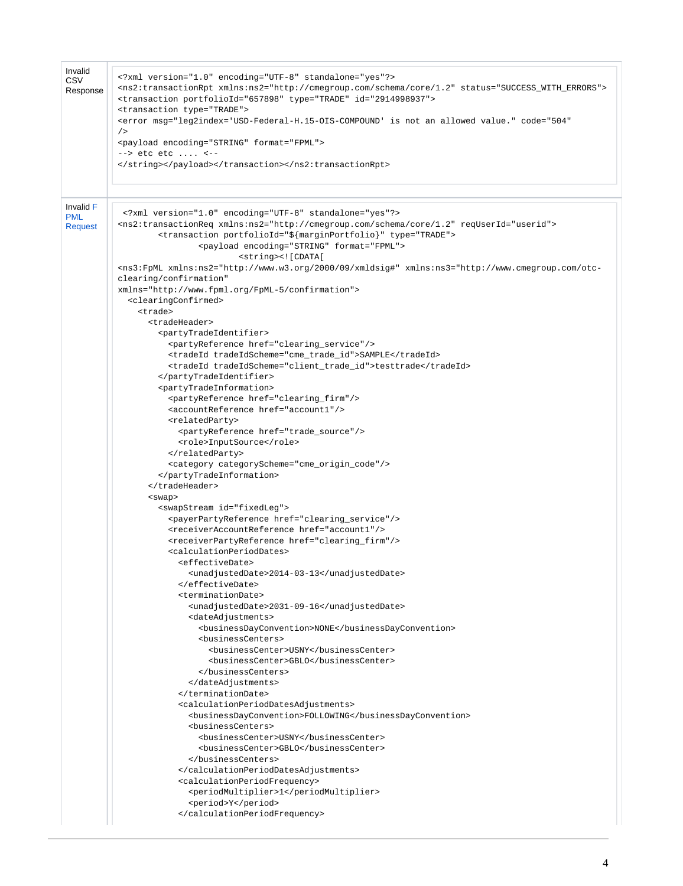| | |
|---|---|
| Invalid CSV Response | <pre>&lt;?xml version="1.0" encoding="UTF-8" standalone="yes"?&gt;<br>&lt;ns2:transactionRpt xmlns:ns2="http://cmegroup.com/schema/core/1.2" status="SUCCESS_WITH_ERRORS"&gt;<br>&lt;transaction portfolioId="657898" type="TRADE" id="2914998937"&gt;<br>&lt;transaction type="TRADE"&gt;<br>&lt;error msg="leg2index='USD-Federal-H.15-OIS-COMPOUND' is not an allowed value." code="504"<br>/&gt;<br>&lt;payload encoding="STRING" format="FPML"&gt;<br>--&gt; etc etc .... &lt;--<br>&lt;/string&gt;&lt;/payload&gt;&lt;/transaction&gt;&lt;/ns2:transactionRpt&gt;</pre> |
| Invalid FPML Request | (see below) |

```
 <?xml version="1.0" encoding="UTF-8" standalone="yes"?>
<ns2:transactionReq xmlns:ns2="http://cmegroup.com/schema/core/1.2" reqUserId="userid">
        <transaction portfolioId="${marginPortfolio}" type="TRADE">
                <payload encoding="STRING" format="FPML">
                        <string><![CDATA[
<ns3:FpML xmlns:ns2="http://www.w3.org/2000/09/xmldsig#" xmlns:ns3="http://www.cmegroup.com/otc-clearing/confirmation"
xmlns="http://www.fpml.org/FpML-5/confirmation">
  <clearingConfirmed>
    <trade>
      <tradeHeader>
        <partyTradeIdentifier>
          <partyReference href="clearing_service"/>
          <tradeId tradeIdScheme="cme_trade_id">SAMPLE</tradeId>
          <tradeId tradeIdScheme="client_trade_id">testtrade</tradeId>
        </partyTradeIdentifier>
        <partyTradeInformation>
          <partyReference href="clearing_firm"/>
          <accountReference href="account1"/>
          <relatedParty>
            <partyReference href="trade_source"/>
            <role>InputSource</role>
          </relatedParty>
          <category categoryScheme="cme_origin_code"/>
        </partyTradeInformation>
      </tradeHeader>
      <swap>
        <swapStream id="fixedLeg">
          <payerPartyReference href="clearing_service"/>
          <receiverAccountReference href="account1"/>
          <receiverPartyReference href="clearing_firm"/>
          <calculationPeriodDates>
            <effectiveDate>
              <unadjustedDate>2014-03-13</unadjustedDate>
            </effectiveDate>
            <terminationDate>
              <unadjustedDate>2031-09-16</unadjustedDate>
              <dateAdjustments>
                <businessDayConvention>NONE</businessDayConvention>
                <businessCenters>
                  <businessCenter>USNY</businessCenter>
                  <businessCenter>GBLO</businessCenter>
                </businessCenters>
              </dateAdjustments>
            </terminationDate>
            <calculationPeriodDatesAdjustments>
              <businessDayConvention>FOLLOWING</businessDayConvention>
              <businessCenters>
                <businessCenter>USNY</businessCenter>
                <businessCenter>GBLO</businessCenter>
              </businessCenters>
            </calculationPeriodDatesAdjustments>
            <calculationPeriodFrequency>
              <periodMultiplier>1</periodMultiplier>
              <period>Y</period>
            </calculationPeriodFrequency>
```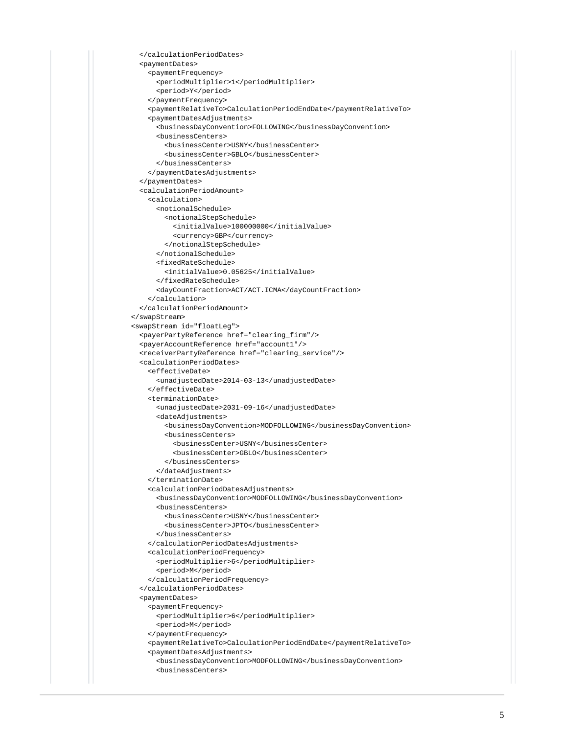```
          </calculationPeriodDates>
          <paymentDates>
            <paymentFrequency>
              <periodMultiplier>1</periodMultiplier>
              <period>Y</period>
            </paymentFrequency>
            <paymentRelativeTo>CalculationPeriodEndDate</paymentRelativeTo>
            <paymentDatesAdjustments>
              <businessDayConvention>FOLLOWING</businessDayConvention>
              <businessCenters>
                <businessCenter>USNY</businessCenter>
                <businessCenter>GBLO</businessCenter>
              </businessCenters>
            </paymentDatesAdjustments>
          </paymentDates>
          <calculationPeriodAmount>
            <calculation>
              <notionalSchedule>
                <notionalStepSchedule>
                  <initialValue>100000000</initialValue>
                  <currency>GBP</currency>
                </notionalStepSchedule>
              </notionalSchedule>
              <fixedRateSchedule>
                <initialValue>0.05625</initialValue>
              </fixedRateSchedule>
              <dayCountFraction>ACT/ACT.ICMA</dayCountFraction>
            </calculation>
          </calculationPeriodAmount>
        </swapStream>
        <swapStream id="floatLeg">
          <payerPartyReference href="clearing_firm"/>
          <payerAccountReference href="account1"/>
          <receiverPartyReference href="clearing_service"/>
          <calculationPeriodDates>
            <effectiveDate>
              <unadjustedDate>2014-03-13</unadjustedDate>
            </effectiveDate>
            <terminationDate>
              <unadjustedDate>2031-09-16</unadjustedDate>
              <dateAdjustments>
                <businessDayConvention>MODFOLLOWING</businessDayConvention>
                <businessCenters>
                  <businessCenter>USNY</businessCenter>
                  <businessCenter>GBLO</businessCenter>
                </businessCenters>
              </dateAdjustments>
            </terminationDate>
            <calculationPeriodDatesAdjustments>
              <businessDayConvention>MODFOLLOWING</businessDayConvention>
              <businessCenters>
                <businessCenter>USNY</businessCenter>
                <businessCenter>JPTO</businessCenter>
              </businessCenters>
            </calculationPeriodDatesAdjustments>
            <calculationPeriodFrequency>
              <periodMultiplier>6</periodMultiplier>
              <period>M</period>
            </calculationPeriodFrequency>
          </calculationPeriodDates>
          <paymentDates>
            <paymentFrequency>
              <periodMultiplier>6</periodMultiplier>
              <period>M</period>
            </paymentFrequency>
            <paymentRelativeTo>CalculationPeriodEndDate</paymentRelativeTo>
            <paymentDatesAdjustments>
              <businessDayConvention>MODFOLLOWING</businessDayConvention>
              <businessCenters>
```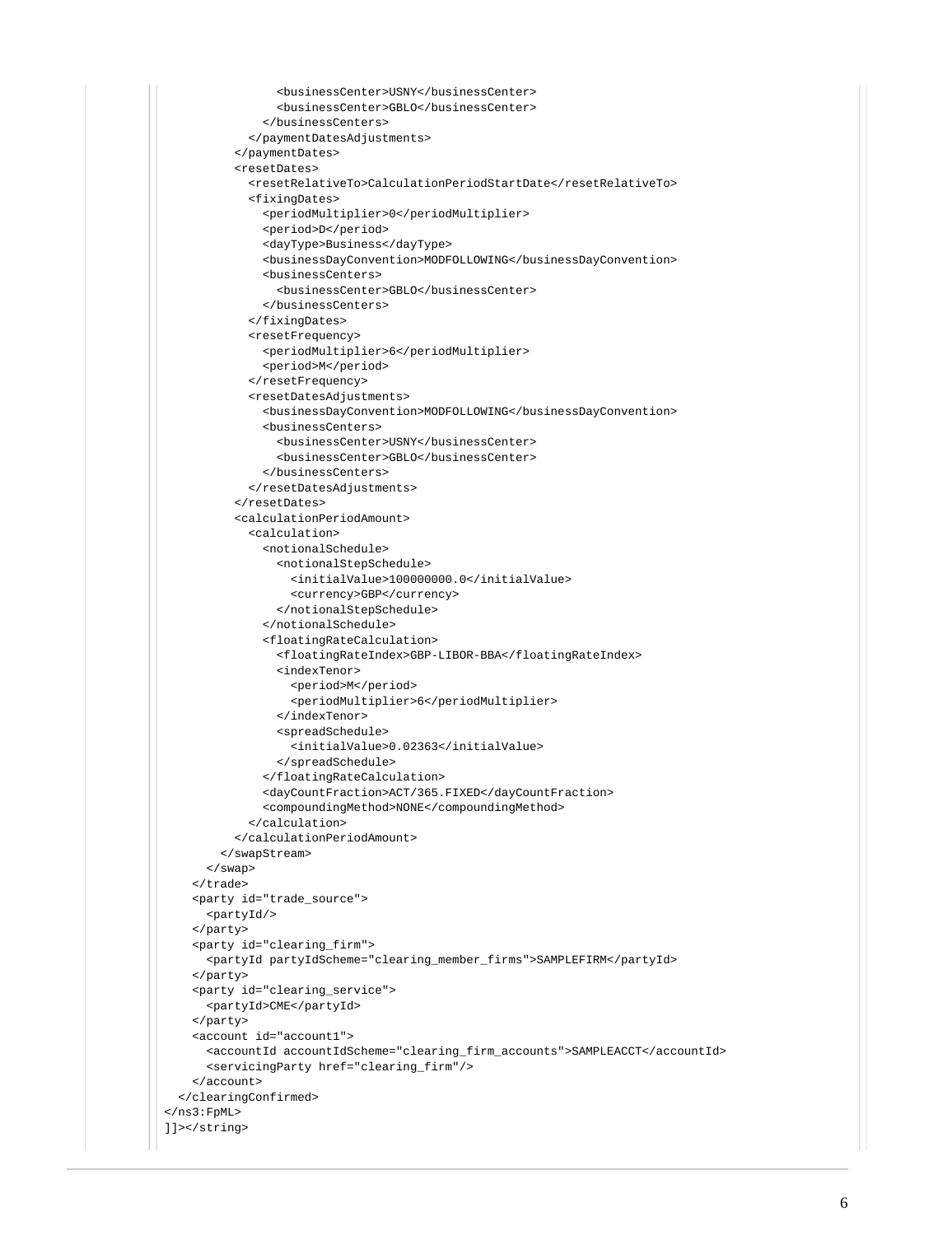```
                <businessCenter>USNY</businessCenter>
                <businessCenter>GBLO</businessCenter>
              </businessCenters>
            </paymentDatesAdjustments>
          </paymentDates>
          <resetDates>
            <resetRelativeTo>CalculationPeriodStartDate</resetRelativeTo>
            <fixingDates>
              <periodMultiplier>0</periodMultiplier>
              <period>D</period>
              <dayType>Business</dayType>
              <businessDayConvention>MODFOLLOWING</businessDayConvention>
              <businessCenters>
                <businessCenter>GBLO</businessCenter>
              </businessCenters>
            </fixingDates>
            <resetFrequency>
              <periodMultiplier>6</periodMultiplier>
              <period>M</period>
            </resetFrequency>
            <resetDatesAdjustments>
              <businessDayConvention>MODFOLLOWING</businessDayConvention>
              <businessCenters>
                <businessCenter>USNY</businessCenter>
                <businessCenter>GBLO</businessCenter>
              </businessCenters>
            </resetDatesAdjustments>
          </resetDates>
          <calculationPeriodAmount>
            <calculation>
              <notionalSchedule>
                <notionalStepSchedule>
                  <initialValue>100000000.0</initialValue>
                  <currency>GBP</currency>
                </notionalStepSchedule>
              </notionalSchedule>
              <floatingRateCalculation>
                <floatingRateIndex>GBP-LIBOR-BBA</floatingRateIndex>
                <indexTenor>
                  <period>M</period>
                  <periodMultiplier>6</periodMultiplier>
                </indexTenor>
                <spreadSchedule>
                  <initialValue>0.02363</initialValue>
                </spreadSchedule>
              </floatingRateCalculation>
              <dayCountFraction>ACT/365.FIXED</dayCountFraction>
              <compoundingMethod>NONE</compoundingMethod>
            </calculation>
          </calculationPeriodAmount>
        </swapStream>
      </swap>
    </trade>
    <party id="trade_source">
      <partyId/>
    </party>
    <party id="clearing_firm">
      <partyId partyIdScheme="clearing_member_firms">SAMPLEFIRM</partyId>
    </party>
    <party id="clearing_service">
      <partyId>CME</partyId>
    </party>
    <account id="account1">
      <accountId accountIdScheme="clearing_firm_accounts">SAMPLEACCT</accountId>
      <servicingParty href="clearing_firm"/>
    </account>
  </clearingConfirmed>
</ns3:FpML>
]]></string>
```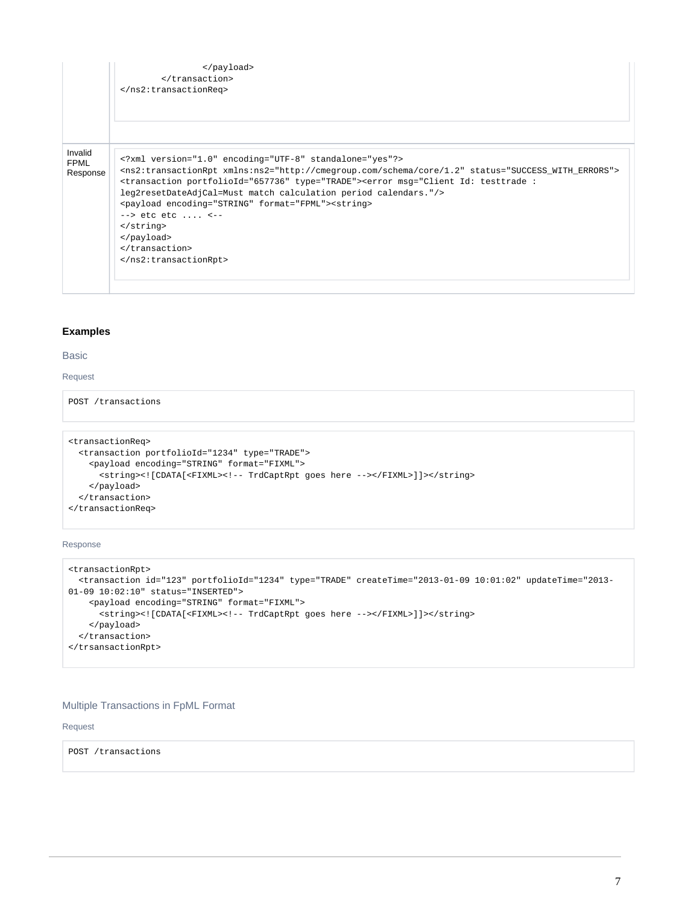|  | ```
                </payload>
        </transaction>
</ns2:transactionReq>
``` |
| --- | --- |
| Invalid FPML Response | ```
<?xml version="1.0" encoding="UTF-8" standalone="yes"?>
<ns2:transactionRpt xmlns:ns2="http://cmegroup.com/schema/core/1.2" status="SUCCESS_WITH_ERRORS">
<transaction portfolioId="657736" type="TRADE"><error msg="Client Id: testtrade :
leg2resetDateAdjCal=Must match calculation period calendars."/>
<payload encoding="STRING" format="FPML"><string>
--> etc etc .... <--
</string>
</payload>
</transaction>
</ns2:transactionRpt>
``` |

**Examples**

### Basic

#### Request

```
POST /transactions
```

```
<transactionReq>
  <transaction portfolioId="1234" type="TRADE">
    <payload encoding="STRING" format="FIXML">
      <string><![CDATA[<FIXML><!-- TrdCaptRpt goes here --></FIXML>]]></string>
    </payload>
  </transaction>
</transactionReq>
```

#### Response

```
<transactionRpt>
  <transaction id="123" portfolioId="1234" type="TRADE" createTime="2013-01-09 10:01:02" updateTime="2013-
01-09 10:02:10" status="INSERTED">
    <payload encoding="STRING" format="FIXML">
      <string><![CDATA[<FIXML><!-- TrdCaptRpt goes here --></FIXML>]]></string>
    </payload>
  </transaction>
</trsansactionRpt>
```

### Multiple Transactions in FpML Format

#### Request

```
POST /transactions
```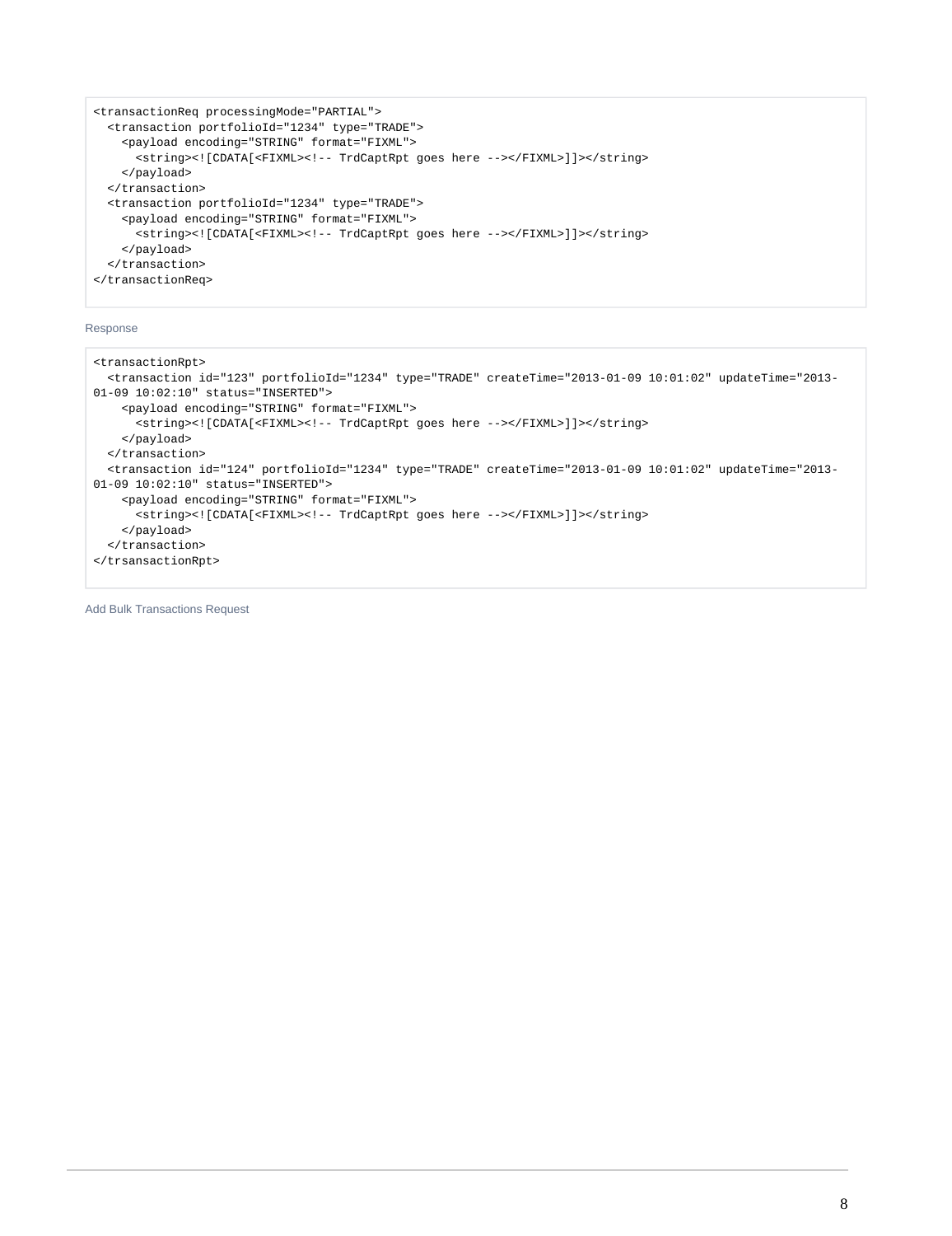```
<transactionReq processingMode="PARTIAL">
  <transaction portfolioId="1234" type="TRADE">
    <payload encoding="STRING" format="FIXML">
      <string><![CDATA[<FIXML><!-- TrdCaptRpt goes here --></FIXML>]]></string>
    </payload>
  </transaction>
  <transaction portfolioId="1234" type="TRADE">
    <payload encoding="STRING" format="FIXML">
      <string><![CDATA[<FIXML><!-- TrdCaptRpt goes here --></FIXML>]]></string>
    </payload>
  </transaction>
</transactionReq>
```

Response

```
<transactionRpt>
  <transaction id="123" portfolioId="1234" type="TRADE" createTime="2013-01-09 10:01:02" updateTime="2013-
01-09 10:02:10" status="INSERTED">
    <payload encoding="STRING" format="FIXML">
      <string><![CDATA[<FIXML><!-- TrdCaptRpt goes here --></FIXML>]]></string>
    </payload>
  </transaction>
  <transaction id="124" portfolioId="1234" type="TRADE" createTime="2013-01-09 10:01:02" updateTime="2013-
01-09 10:02:10" status="INSERTED">
    <payload encoding="STRING" format="FIXML">
      <string><![CDATA[<FIXML><!-- TrdCaptRpt goes here --></FIXML>]]></string>
    </payload>
  </transaction>
</trsansactionRpt>
```

Add Bulk Transactions Request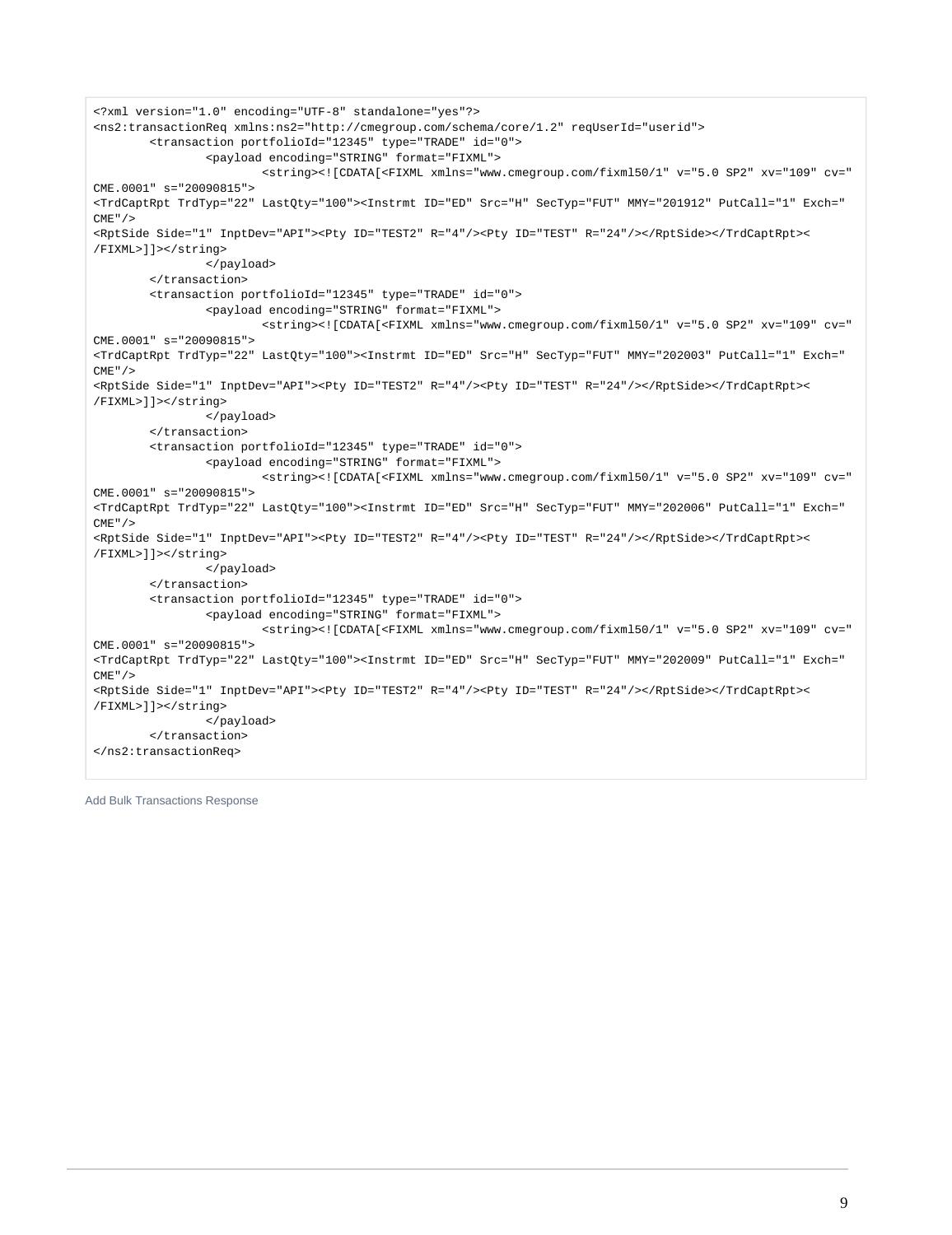```
<?xml version="1.0" encoding="UTF-8" standalone="yes"?>
<ns2:transactionReq xmlns:ns2="http://cmegroup.com/schema/core/1.2" reqUserId="userid">
        <transaction portfolioId="12345" type="TRADE" id="0">
                <payload encoding="STRING" format="FIXML">
                        <string><![CDATA[<FIXML xmlns="www.cmegroup.com/fixml50/1" v="5.0 SP2" xv="109" cv="
CME.0001" s="20090815">
<TrdCaptRpt TrdTyp="22" LastQty="100"><Instrmt ID="ED" Src="H" SecTyp="FUT" MMY="201912" PutCall="1" Exch="
CME"/>
<RptSide Side="1" InptDev="API"><Pty ID="TEST2" R="4"/><Pty ID="TEST" R="24"/></RptSide></TrdCaptRpt><
/FIXML>]]></string>
                </payload>
        </transaction>
        <transaction portfolioId="12345" type="TRADE" id="0">
                <payload encoding="STRING" format="FIXML">
                        <string><![CDATA[<FIXML xmlns="www.cmegroup.com/fixml50/1" v="5.0 SP2" xv="109" cv="
CME.0001" s="20090815">
<TrdCaptRpt TrdTyp="22" LastQty="100"><Instrmt ID="ED" Src="H" SecTyp="FUT" MMY="202003" PutCall="1" Exch="
CME"/>
<RptSide Side="1" InptDev="API"><Pty ID="TEST2" R="4"/><Pty ID="TEST" R="24"/></RptSide></TrdCaptRpt><
/FIXML>]]></string>
                </payload>
        </transaction>
        <transaction portfolioId="12345" type="TRADE" id="0">
                <payload encoding="STRING" format="FIXML">
                        <string><![CDATA[<FIXML xmlns="www.cmegroup.com/fixml50/1" v="5.0 SP2" xv="109" cv="
CME.0001" s="20090815">
<TrdCaptRpt TrdTyp="22" LastQty="100"><Instrmt ID="ED" Src="H" SecTyp="FUT" MMY="202006" PutCall="1" Exch="
CME"/>
<RptSide Side="1" InptDev="API"><Pty ID="TEST2" R="4"/><Pty ID="TEST" R="24"/></RptSide></TrdCaptRpt><
/FIXML>]]></string>
                </payload>
        </transaction>
        <transaction portfolioId="12345" type="TRADE" id="0">
                <payload encoding="STRING" format="FIXML">
                        <string><![CDATA[<FIXML xmlns="www.cmegroup.com/fixml50/1" v="5.0 SP2" xv="109" cv="
CME.0001" s="20090815">
<TrdCaptRpt TrdTyp="22" LastQty="100"><Instrmt ID="ED" Src="H" SecTyp="FUT" MMY="202009" PutCall="1" Exch="
CME"/>
<RptSide Side="1" InptDev="API"><Pty ID="TEST2" R="4"/><Pty ID="TEST" R="24"/></RptSide></TrdCaptRpt><
/FIXML>]]></string>
                </payload>
        </transaction>
</ns2:transactionReq>
```

Add Bulk Transactions Response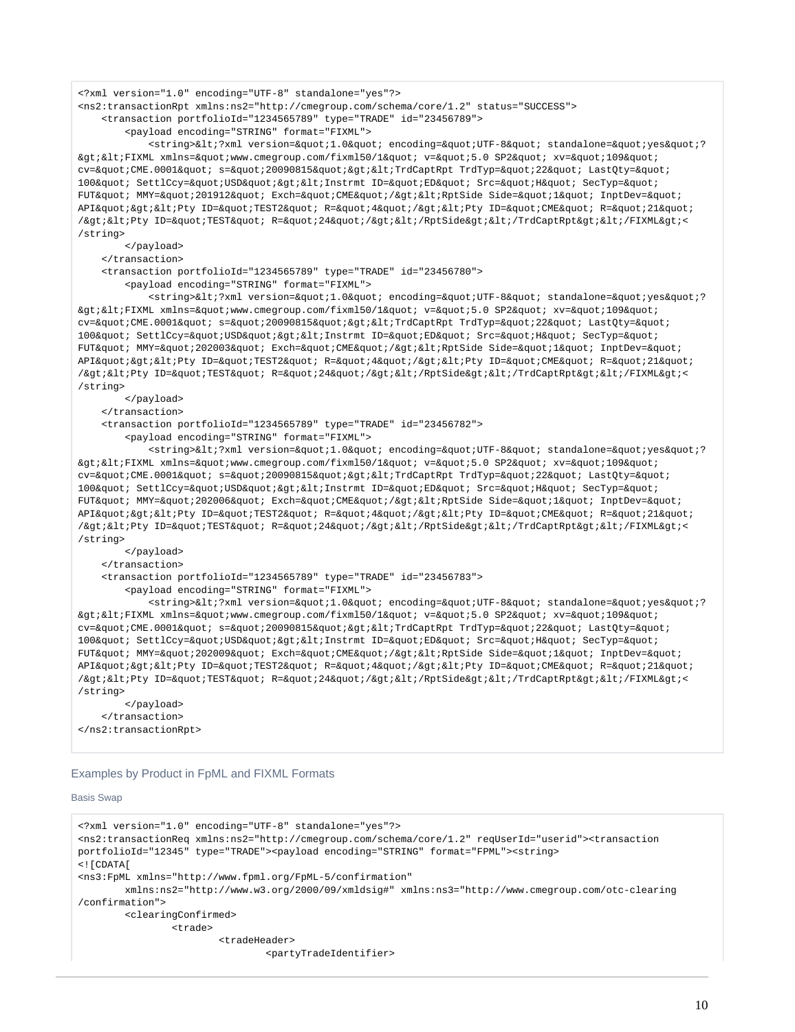```
<?xml version="1.0" encoding="UTF-8" standalone="yes"?>
<ns2:transactionRpt xmlns:ns2="http://cmegroup.com/schema/core/1.2" status="SUCCESS">
    <transaction portfolioId="1234565789" type="TRADE" id="23456789">
        <payload encoding="STRING" format="FIXML">
            <string>&lt;?xml version=&quot;1.0&quot; encoding=&quot;UTF-8&quot; standalone=&quot;yes&quot;?
&gt;&lt;FIXML xmlns=&quot;www.cmegroup.com/fixml50/1&quot; v=&quot;5.0 SP2&quot; xv=&quot;109&quot;
cv=&quot;CME.0001&quot; s=&quot;20090815&quot;&gt;&lt;TrdCaptRpt TrdTyp=&quot;22&quot; LastQty=&quot;
100&quot; SettlCcy=&quot;USD&quot;&gt;&lt;Instrmt ID=&quot;ED&quot; Src=&quot;H&quot; SecTyp=&quot;
FUT&quot; MMY=&quot;201912&quot; Exch=&quot;CME&quot;/&gt;&lt;RptSide Side=&quot;1&quot; InptDev=&quot;
API&quot;&gt;&lt;Pty ID=&quot;TEST2&quot; R=&quot;4&quot;/&gt;&lt;Pty ID=&quot;CME&quot; R=&quot;21&quot;
/&gt;&lt;Pty ID=&quot;TEST&quot; R=&quot;24&quot;/&gt;&lt;/RptSide&gt;&lt;/TrdCaptRpt&gt;&lt;/FIXML&gt;<
/string>
        </payload>
    </transaction>
    <transaction portfolioId="1234565789" type="TRADE" id="23456780">
        <payload encoding="STRING" format="FIXML">
            <string>&lt;?xml version=&quot;1.0&quot; encoding=&quot;UTF-8&quot; standalone=&quot;yes&quot;?
&gt;&lt;FIXML xmlns=&quot;www.cmegroup.com/fixml50/1&quot; v=&quot;5.0 SP2&quot; xv=&quot;109&quot;
cv=&quot;CME.0001&quot; s=&quot;20090815&quot;&gt;&lt;TrdCaptRpt TrdTyp=&quot;22&quot; LastQty=&quot;
100&quot; SettlCcy=&quot;USD&quot;&gt;&lt;Instrmt ID=&quot;ED&quot; Src=&quot;H&quot; SecTyp=&quot;
FUT&quot; MMY=&quot;202003&quot; Exch=&quot;CME&quot;/&gt;&lt;RptSide Side=&quot;1&quot; InptDev=&quot;
API&quot;&gt;&lt;Pty ID=&quot;TEST2&quot; R=&quot;4&quot;/&gt;&lt;Pty ID=&quot;CME&quot; R=&quot;21&quot;
/&gt;&lt;Pty ID=&quot;TEST&quot; R=&quot;24&quot;/&gt;&lt;/RptSide&gt;&lt;/TrdCaptRpt&gt;&lt;/FIXML&gt;<
/string>
        </payload>
    </transaction>
    <transaction portfolioId="1234565789" type="TRADE" id="23456782">
        <payload encoding="STRING" format="FIXML">
            <string>&lt;?xml version=&quot;1.0&quot; encoding=&quot;UTF-8&quot; standalone=&quot;yes&quot;?
&gt;&lt;FIXML xmlns=&quot;www.cmegroup.com/fixml50/1&quot; v=&quot;5.0 SP2&quot; xv=&quot;109&quot;
cv=&quot;CME.0001&quot; s=&quot;20090815&quot;&gt;&lt;TrdCaptRpt TrdTyp=&quot;22&quot; LastQty=&quot;
100&quot; SettlCcy=&quot;USD&quot;&gt;&lt;Instrmt ID=&quot;ED&quot; Src=&quot;H&quot; SecTyp=&quot;
FUT&quot; MMY=&quot;202006&quot; Exch=&quot;CME&quot;/&gt;&lt;RptSide Side=&quot;1&quot; InptDev=&quot;
API&quot;&gt;&lt;Pty ID=&quot;TEST2&quot; R=&quot;4&quot;/&gt;&lt;Pty ID=&quot;CME&quot; R=&quot;21&quot;
/&gt;&lt;Pty ID=&quot;TEST&quot; R=&quot;24&quot;/&gt;&lt;/RptSide&gt;&lt;/TrdCaptRpt&gt;&lt;/FIXML&gt;<
/string>
        </payload>
    </transaction>
    <transaction portfolioId="1234565789" type="TRADE" id="23456783">
        <payload encoding="STRING" format="FIXML">
            <string>&lt;?xml version=&quot;1.0&quot; encoding=&quot;UTF-8&quot; standalone=&quot;yes&quot;?
&gt;&lt;FIXML xmlns=&quot;www.cmegroup.com/fixml50/1&quot; v=&quot;5.0 SP2&quot; xv=&quot;109&quot;
cv=&quot;CME.0001&quot; s=&quot;20090815&quot;&gt;&lt;TrdCaptRpt TrdTyp=&quot;22&quot; LastQty=&quot;
100&quot; SettlCcy=&quot;USD&quot;&gt;&lt;Instrmt ID=&quot;ED&quot; Src=&quot;H&quot; SecTyp=&quot;
FUT&quot; MMY=&quot;202009&quot; Exch=&quot;CME&quot;/&gt;&lt;RptSide Side=&quot;1&quot; InptDev=&quot;
API&quot;&gt;&lt;Pty ID=&quot;TEST2&quot; R=&quot;4&quot;/&gt;&lt;Pty ID=&quot;CME&quot; R=&quot;21&quot;
/&gt;&lt;Pty ID=&quot;TEST&quot; R=&quot;24&quot;/&gt;&lt;/RptSide&gt;&lt;/TrdCaptRpt&gt;&lt;/FIXML&gt;<
/string>
        </payload>
    </transaction>
</ns2:transactionRpt>
```

## Examples by Product in FpML and FIXML Formats

### Basis Swap

```
<?xml version="1.0" encoding="UTF-8" standalone="yes"?>
<ns2:transactionReq xmlns:ns2="http://cmegroup.com/schema/core/1.2" reqUserId="userid"><transaction
portfolioId="12345" type="TRADE"><payload encoding="STRING" format="FPML"><string>
<![CDATA[
<ns3:FpML xmlns="http://www.fpml.org/FpML-5/confirmation"
        xmlns:ns2="http://www.w3.org/2000/09/xmldsig#" xmlns:ns3="http://www.cmegroup.com/otc-clearing
/confirmation">
        <clearingConfirmed>
                <trade>
                        <tradeHeader>
                                <partyTradeIdentifier>
```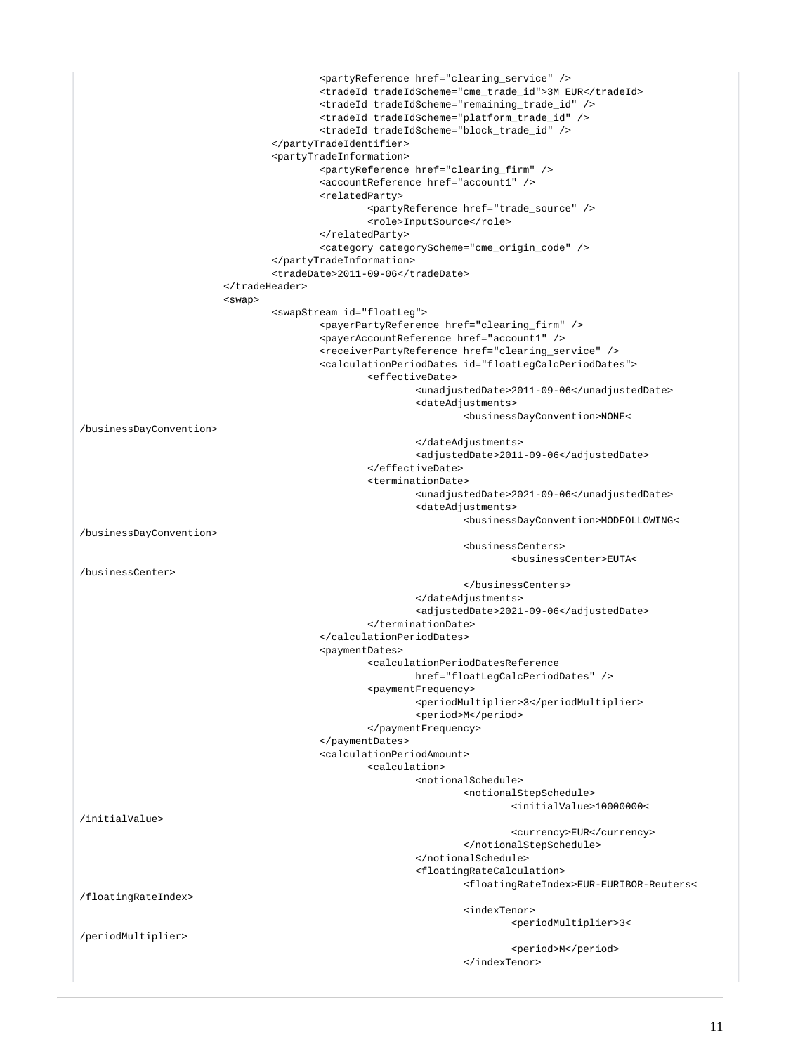```
                        <partyReference href="clearing_service" />
                        <tradeId tradeIdScheme="cme_trade_id">3M EUR</tradeId>
                        <tradeId tradeIdScheme="remaining_trade_id" />
                        <tradeId tradeIdScheme="platform_trade_id" />
                        <tradeId tradeIdScheme="block_trade_id" />
                </partyTradeIdentifier>
                <partyTradeInformation>
                        <partyReference href="clearing_firm" />
                        <accountReference href="account1" />
                        <relatedParty>
                                <partyReference href="trade_source" />
                                <role>InputSource</role>
                        </relatedParty>
                        <category categoryScheme="cme_origin_code" />
                </partyTradeInformation>
                <tradeDate>2011-09-06</tradeDate>
        </tradeHeader>
        <swap>
                <swapStream id="floatLeg">
                        <payerPartyReference href="clearing_firm" />
                        <payerAccountReference href="account1" />
                        <receiverPartyReference href="clearing_service" />
                        <calculationPeriodDates id="floatLegCalcPeriodDates">
                                <effectiveDate>
                                        <unadjustedDate>2011-09-06</unadjustedDate>
                                        <dateAdjustments>
                                                <businessDayConvention>NONE<
/businessDayConvention>
                                        </dateAdjustments>
                                        <adjustedDate>2011-09-06</adjustedDate>
                                </effectiveDate>
                                <terminationDate>
                                        <unadjustedDate>2021-09-06</unadjustedDate>
                                        <dateAdjustments>
                                                <businessDayConvention>MODFOLLOWING<
/businessDayConvention>
                                                <businessCenters>
                                                        <businessCenter>EUTA<
/businessCenter>
                                                </businessCenters>
                                        </dateAdjustments>
                                        <adjustedDate>2021-09-06</adjustedDate>
                                </terminationDate>
                        </calculationPeriodDates>
                        <paymentDates>
                                <calculationPeriodDatesReference
                                        href="floatLegCalcPeriodDates" />
                                <paymentFrequency>
                                        <periodMultiplier>3</periodMultiplier>
                                        <period>M</period>
                                </paymentFrequency>
                        </paymentDates>
                        <calculationPeriodAmount>
                                <calculation>
                                        <notionalSchedule>
                                                <notionalStepSchedule>
                                                        <initialValue>10000000<
/initialValue>
                                                        <currency>EUR</currency>
                                                </notionalStepSchedule>
                                        </notionalSchedule>
                                        <floatingRateCalculation>
                                                <floatingRateIndex>EUR-EURIBOR-Reuters<
/floatingRateIndex>
                                                <indexTenor>
                                                        <periodMultiplier>3<
/periodMultiplier>
                                                        <period>M</period>
                                                </indexTenor>
```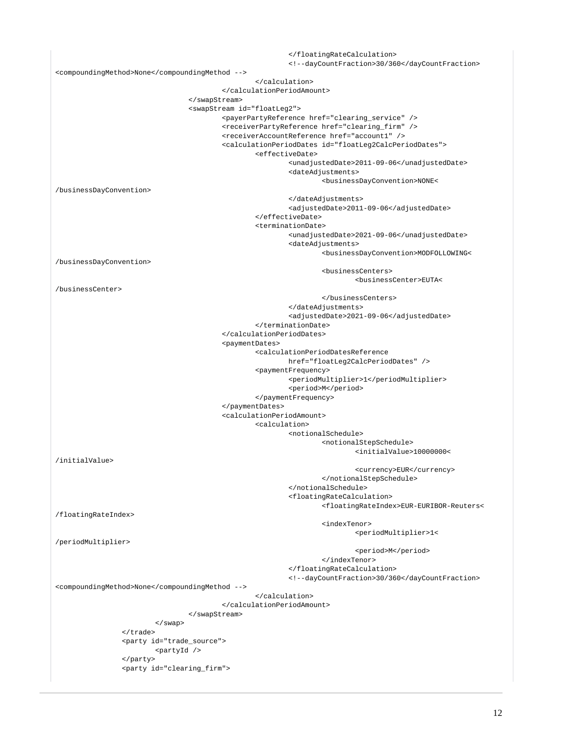```
								</floatingRateCalculation>
								<!--dayCountFraction>30/360</dayCountFraction>
<compoundingMethod>None</compoundingMethod -->
							</calculation>
						</calculationPeriodAmount>
					</swapStream>
					<swapStream id="floatLeg2">
						<payerPartyReference href="clearing_service" />
						<receiverPartyReference href="clearing_firm" />
						<receiverAccountReference href="account1" />
						<calculationPeriodDates id="floatLeg2CalcPeriodDates">
							<effectiveDate>
								<unadjustedDate>2011-09-06</unadjustedDate>
								<dateAdjustments>
									<businessDayConvention>NONE<
/businessDayConvention>
								</dateAdjustments>
								<adjustedDate>2011-09-06</adjustedDate>
							</effectiveDate>
							<terminationDate>
								<unadjustedDate>2021-09-06</unadjustedDate>
								<dateAdjustments>
									<businessDayConvention>MODFOLLOWING<
/businessDayConvention>
									<businessCenters>
										<businessCenter>EUTA<
/businessCenter>
									</businessCenters>
								</dateAdjustments>
								<adjustedDate>2021-09-06</adjustedDate>
							</terminationDate>
						</calculationPeriodDates>
						<paymentDates>
							<calculationPeriodDatesReference
								href="floatLeg2CalcPeriodDates" />
							<paymentFrequency>
								<periodMultiplier>1</periodMultiplier>
								<period>M</period>
							</paymentFrequency>
						</paymentDates>
						<calculationPeriodAmount>
							<calculation>
								<notionalSchedule>
									<notionalStepSchedule>
										<initialValue>10000000<
/initialValue>
										<currency>EUR</currency>
									</notionalStepSchedule>
								</notionalSchedule>
								<floatingRateCalculation>
									<floatingRateIndex>EUR-EURIBOR-Reuters<
/floatingRateIndex>
									<indexTenor>
										<periodMultiplier>1<
/periodMultiplier>
										<period>M</period>
									</indexTenor>
								</floatingRateCalculation>
								<!--dayCountFraction>30/360</dayCountFraction>
<compoundingMethod>None</compoundingMethod -->
							</calculation>
						</calculationPeriodAmount>
					</swapStream>
				</swap>
			</trade>
			<party id="trade_source">
				<partyId />
			</party>
			<party id="clearing_firm">
```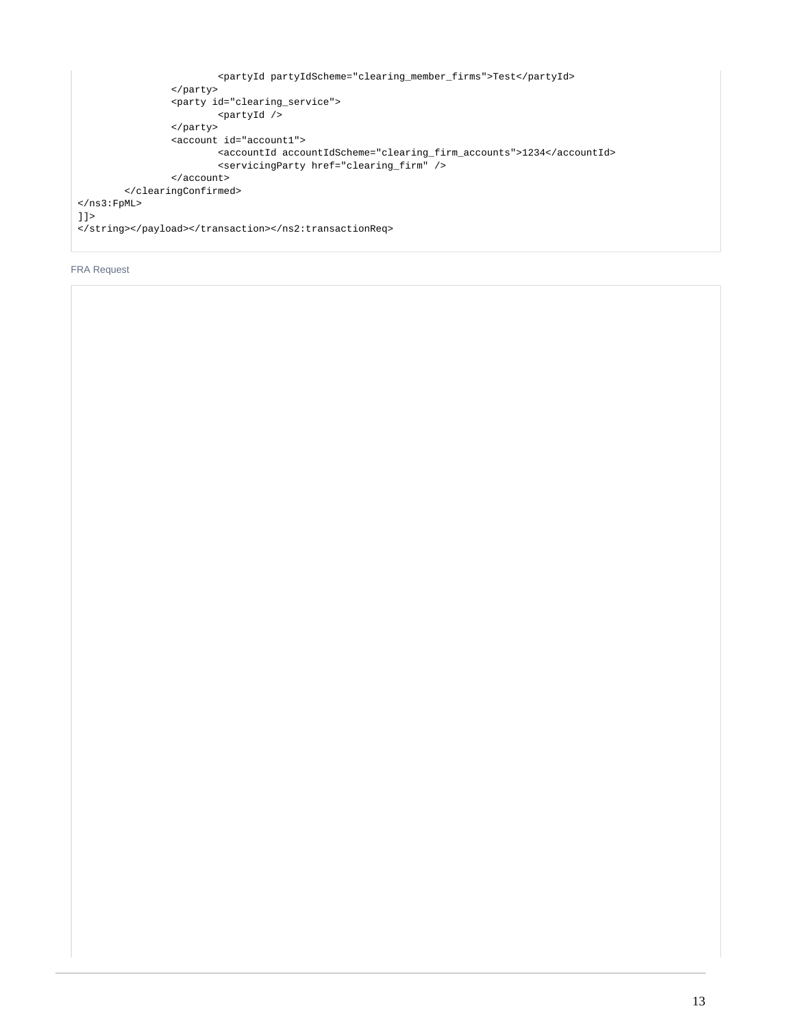```
                        <partyId partyIdScheme="clearing_member_firms">Test</partyId>
                </party>
                <party id="clearing_service">
                        <partyId />
                </party>
                <account id="account1">
                        <accountId accountIdScheme="clearing_firm_accounts">1234</accountId>
                        <servicingParty href="clearing_firm" />
                </account>
        </clearingConfirmed>
</ns3:FpML>
]]>
</string></payload></transaction></ns2:transactionReq>
```

FRA Request

```

```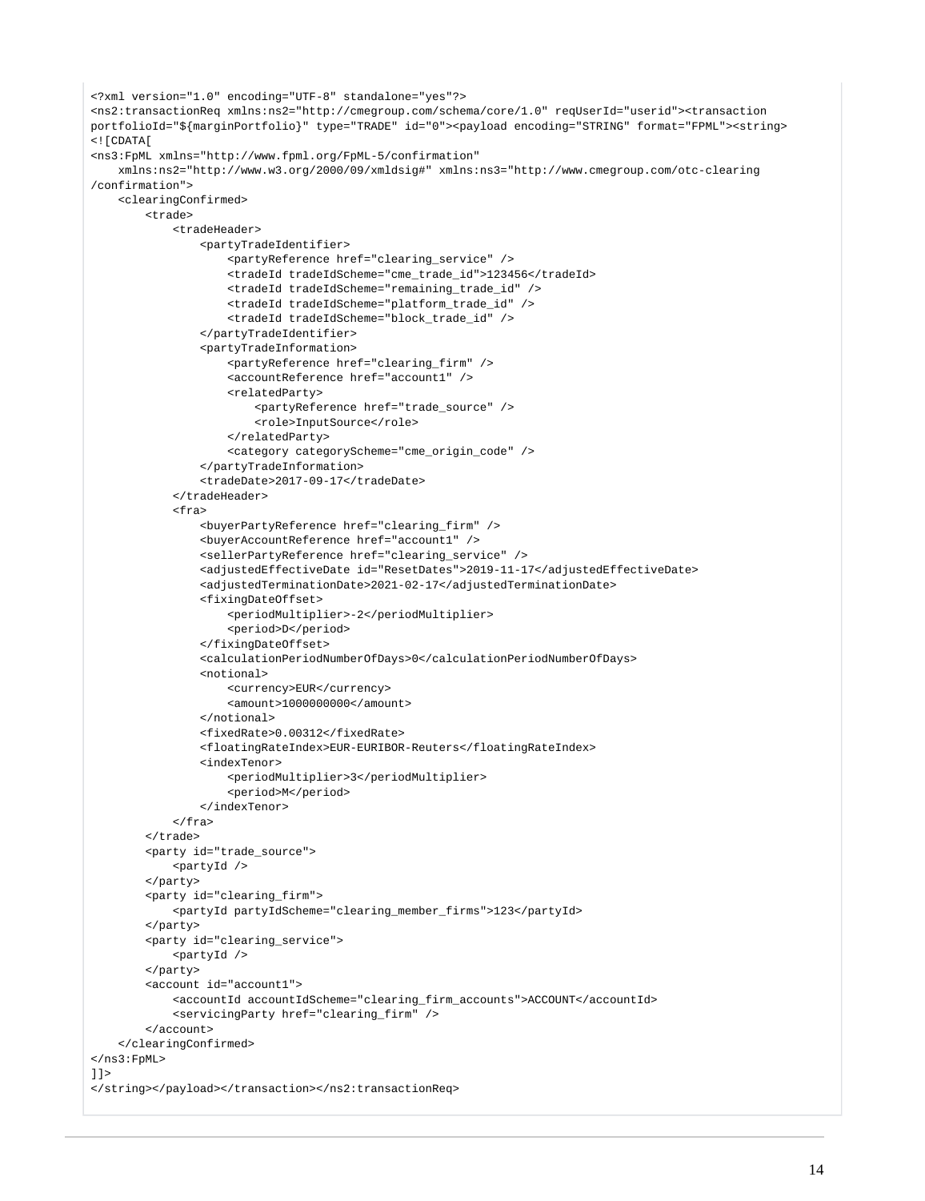```
<?xml version="1.0" encoding="UTF-8" standalone="yes"?>
<ns2:transactionReq xmlns:ns2="http://cmegroup.com/schema/core/1.0" reqUserId="userid"><transaction
portfolioId="${marginPortfolio}" type="TRADE" id="0"><payload encoding="STRING" format="FPML"><string>
<![CDATA[
<ns3:FpML xmlns="http://www.fpml.org/FpML-5/confirmation"
    xmlns:ns2="http://www.w3.org/2000/09/xmldsig#" xmlns:ns3="http://www.cmegroup.com/otc-clearing
/confirmation">
    <clearingConfirmed>
        <trade>
            <tradeHeader>
                <partyTradeIdentifier>
                    <partyReference href="clearing_service" />
                    <tradeId tradeIdScheme="cme_trade_id">123456</tradeId>
                    <tradeId tradeIdScheme="remaining_trade_id" />
                    <tradeId tradeIdScheme="platform_trade_id" />
                    <tradeId tradeIdScheme="block_trade_id" />
                </partyTradeIdentifier>
                <partyTradeInformation>
                    <partyReference href="clearing_firm" />
                    <accountReference href="account1" />
                    <relatedParty>
                        <partyReference href="trade_source" />
                        <role>InputSource</role>
                    </relatedParty>
                    <category categoryScheme="cme_origin_code" />
                </partyTradeInformation>
                <tradeDate>2017-09-17</tradeDate>
            </tradeHeader>
            <fra>
                <buyerPartyReference href="clearing_firm" />
                <buyerAccountReference href="account1" />
                <sellerPartyReference href="clearing_service" />
                <adjustedEffectiveDate id="ResetDates">2019-11-17</adjustedEffectiveDate>
                <adjustedTerminationDate>2021-02-17</adjustedTerminationDate>
                <fixingDateOffset>
                    <periodMultiplier>-2</periodMultiplier>
                    <period>D</period>
                </fixingDateOffset>
                <calculationPeriodNumberOfDays>0</calculationPeriodNumberOfDays>
                <notional>
                    <currency>EUR</currency>
                    <amount>1000000000</amount>
                </notional>
                <fixedRate>0.00312</fixedRate>
                <floatingRateIndex>EUR-EURIBOR-Reuters</floatingRateIndex>
                <indexTenor>
                    <periodMultiplier>3</periodMultiplier>
                    <period>M</period>
                </indexTenor>
            </fra>
        </trade>
        <party id="trade_source">
            <partyId />
        </party>
        <party id="clearing_firm">
            <partyId partyIdScheme="clearing_member_firms">123</partyId>
        </party>
        <party id="clearing_service">
            <partyId />
        </party>
        <account id="account1">
            <accountId accountIdScheme="clearing_firm_accounts">ACCOUNT</accountId>
            <servicingParty href="clearing_firm" />
        </account>
    </clearingConfirmed>
</ns3:FpML>
]]>
</string></payload></transaction></ns2:transactionReq>
```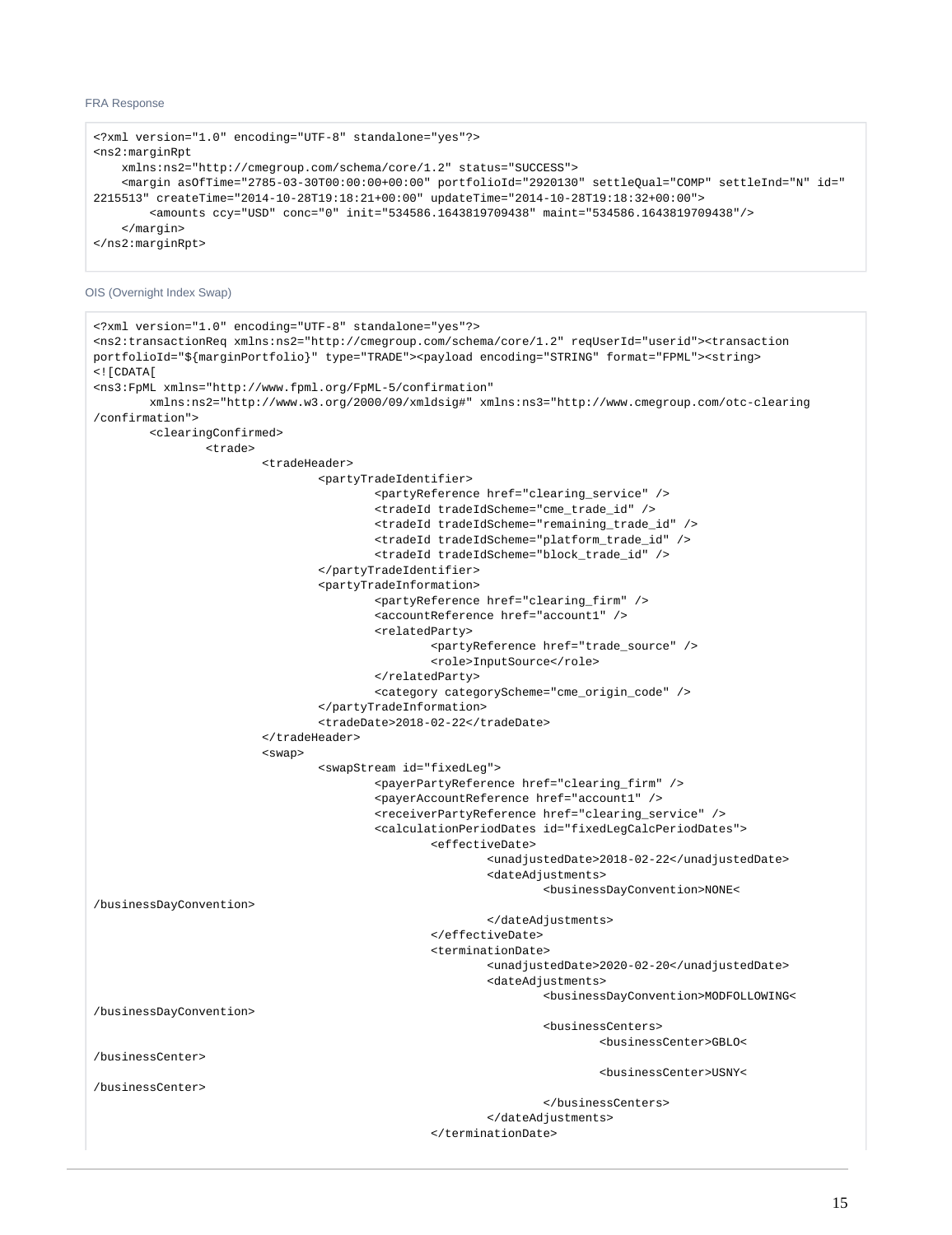FRA Response

```
<?xml version="1.0" encoding="UTF-8" standalone="yes"?>
<ns2:marginRpt
    xmlns:ns2="http://cmegroup.com/schema/core/1.2" status="SUCCESS">
    <margin asOfTime="2785-03-30T00:00:00+00:00" portfolioId="2920130" settleQual="COMP" settleInd="N" id="
2215513" createTime="2014-10-28T19:18:21+00:00" updateTime="2014-10-28T19:18:32+00:00">
        <amounts ccy="USD" conc="0" init="534586.1643819709438" maint="534586.1643819709438"/>
    </margin>
</ns2:marginRpt>
```

OIS (Overnight Index Swap)

```
<?xml version="1.0" encoding="UTF-8" standalone="yes"?>
<ns2:transactionReq xmlns:ns2="http://cmegroup.com/schema/core/1.2" reqUserId="userid"><transaction
portfolioId="${marginPortfolio}" type="TRADE"><payload encoding="STRING" format="FPML"><string>
<![CDATA[
<ns3:FpML xmlns="http://www.fpml.org/FpML-5/confirmation"
        xmlns:ns2="http://www.w3.org/2000/09/xmldsig#" xmlns:ns3="http://www.cmegroup.com/otc-clearing
/confirmation">
        <clearingConfirmed>
                <trade>
                        <tradeHeader>
                                <partyTradeIdentifier>
                                        <partyReference href="clearing_service" />
                                        <tradeId tradeIdScheme="cme_trade_id" />
                                        <tradeId tradeIdScheme="remaining_trade_id" />
                                        <tradeId tradeIdScheme="platform_trade_id" />
                                        <tradeId tradeIdScheme="block_trade_id" />
                                </partyTradeIdentifier>
                                <partyTradeInformation>
                                        <partyReference href="clearing_firm" />
                                        <accountReference href="account1" />
                                        <relatedParty>
                                                <partyReference href="trade_source" />
                                                <role>InputSource</role>
                                        </relatedParty>
                                        <category categoryScheme="cme_origin_code" />
                                </partyTradeInformation>
                                <tradeDate>2018-02-22</tradeDate>
                        </tradeHeader>
                        <swap>
                                <swapStream id="fixedLeg">
                                        <payerPartyReference href="clearing_firm" />
                                        <payerAccountReference href="account1" />
                                        <receiverPartyReference href="clearing_service" />
                                        <calculationPeriodDates id="fixedLegCalcPeriodDates">
                                                <effectiveDate>
                                                        <unadjustedDate>2018-02-22</unadjustedDate>
                                                        <dateAdjustments>
                                                                <businessDayConvention>NONE<
/businessDayConvention>
                                                        </dateAdjustments>
                                                </effectiveDate>
                                                <terminationDate>
                                                        <unadjustedDate>2020-02-20</unadjustedDate>
                                                        <dateAdjustments>
                                                                <businessDayConvention>MODFOLLOWING<
/businessDayConvention>
                                                                <businessCenters>
                                                                        <businessCenter>GBLO<
/businessCenter>
                                                                        <businessCenter>USNY<
/businessCenter>
                                                                </businessCenters>
                                                        </dateAdjustments>
                                                </terminationDate>
```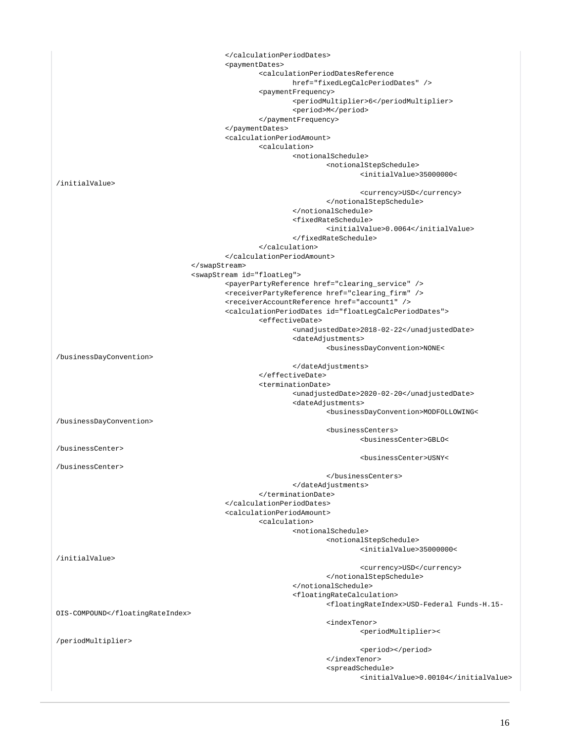```
                    </calculationPeriodDates>
                    <paymentDates>
                        <calculationPeriodDatesReference
                            href="fixedLegCalcPeriodDates" />
                        <paymentFrequency>
                            <periodMultiplier>6</periodMultiplier>
                            <period>M</period>
                        </paymentFrequency>
                    </paymentDates>
                    <calculationPeriodAmount>
                        <calculation>
                            <notionalSchedule>
                                <notionalStepSchedule>
                                    <initialValue>35000000<
/initialValue>
                                    <currency>USD</currency>
                                </notionalStepSchedule>
                            </notionalSchedule>
                            <fixedRateSchedule>
                                <initialValue>0.0064</initialValue>
                            </fixedRateSchedule>
                        </calculation>
                    </calculationPeriodAmount>
                </swapStream>
                <swapStream id="floatLeg">
                    <payerPartyReference href="clearing_service" />
                    <receiverPartyReference href="clearing_firm" />
                    <receiverAccountReference href="account1" />
                    <calculationPeriodDates id="floatLegCalcPeriodDates">
                        <effectiveDate>
                            <unadjustedDate>2018-02-22</unadjustedDate>
                            <dateAdjustments>
                                <businessDayConvention>NONE<
/businessDayConvention>
                            </dateAdjustments>
                        </effectiveDate>
                        <terminationDate>
                            <unadjustedDate>2020-02-20</unadjustedDate>
                            <dateAdjustments>
                                <businessDayConvention>MODFOLLOWING<
/businessDayConvention>
                                <businessCenters>
                                    <businessCenter>GBLO<
/businessCenter>
                                    <businessCenter>USNY<
/businessCenter>
                                </businessCenters>
                            </dateAdjustments>
                        </terminationDate>
                    </calculationPeriodDates>
                    <calculationPeriodAmount>
                        <calculation>
                            <notionalSchedule>
                                <notionalStepSchedule>
                                    <initialValue>35000000<
/initialValue>
                                    <currency>USD</currency>
                                </notionalStepSchedule>
                            </notionalSchedule>
                            <floatingRateCalculation>
                                <floatingRateIndex>USD-Federal Funds-H.15-
OIS-COMPOUND</floatingRateIndex>
                                <indexTenor>
                                    <periodMultiplier><
/periodMultiplier>
                                    <period></period>
                                </indexTenor>
                                <spreadSchedule>
                                    <initialValue>0.00104</initialValue>
```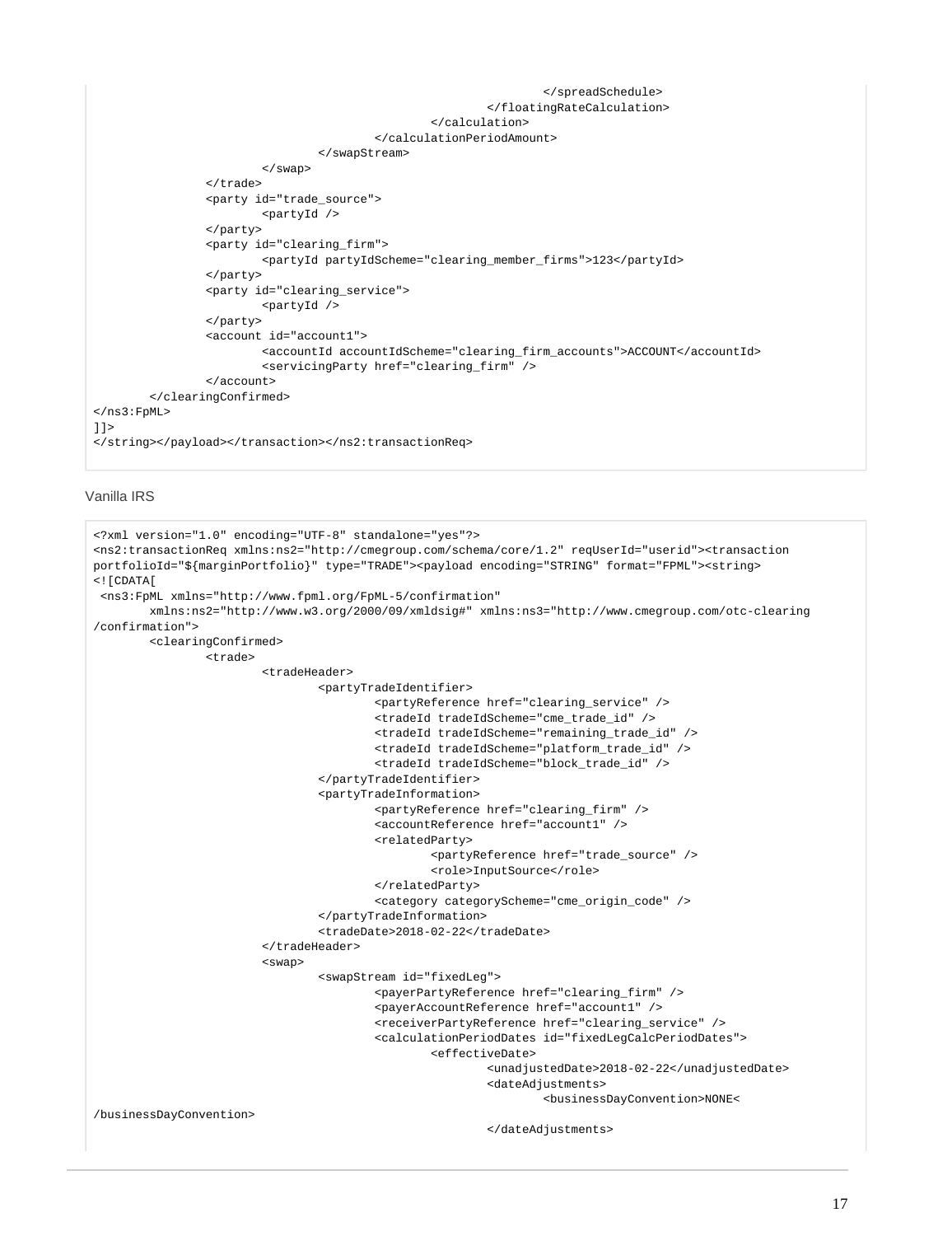```
                                                            </spreadSchedule>
                                                    </floatingRateCalculation>
                                            </calculation>
                                    </calculationPeriodAmount>
                            </swapStream>
                    </swap>
            </trade>
            <party id="trade_source">
                    <partyId />
            </party>
            <party id="clearing_firm">
                    <partyId partyIdScheme="clearing_member_firms">123</partyId>
            </party>
            <party id="clearing_service">
                    <partyId />
            </party>
            <account id="account1">
                    <accountId accountIdScheme="clearing_firm_accounts">ACCOUNT</accountId>
                    <servicingParty href="clearing_firm" />
            </account>
    </clearingConfirmed>
</ns3:FpML>
]]>
</string></payload></transaction></ns2:transactionReq>
```

Vanilla IRS

```
<?xml version="1.0" encoding="UTF-8" standalone="yes"?>
<ns2:transactionReq xmlns:ns2="http://cmegroup.com/schema/core/1.2" reqUserId="userid"><transaction
portfolioId="${marginPortfolio}" type="TRADE"><payload encoding="STRING" format="FPML"><string>
<![CDATA[
 <ns3:FpML xmlns="http://www.fpml.org/FpML-5/confirmation"
        xmlns:ns2="http://www.w3.org/2000/09/xmldsig#" xmlns:ns3="http://www.cmegroup.com/otc-clearing
/confirmation">
        <clearingConfirmed>
                <trade>
                        <tradeHeader>
                                <partyTradeIdentifier>
                                        <partyReference href="clearing_service" />
                                        <tradeId tradeIdScheme="cme_trade_id" />
                                        <tradeId tradeIdScheme="remaining_trade_id" />
                                        <tradeId tradeIdScheme="platform_trade_id" />
                                        <tradeId tradeIdScheme="block_trade_id" />
                                </partyTradeIdentifier>
                                <partyTradeInformation>
                                        <partyReference href="clearing_firm" />
                                        <accountReference href="account1" />
                                        <relatedParty>
                                                <partyReference href="trade_source" />
                                                <role>InputSource</role>
                                        </relatedParty>
                                        <category categoryScheme="cme_origin_code" />
                                </partyTradeInformation>
                                <tradeDate>2018-02-22</tradeDate>
                        </tradeHeader>
                        <swap>
                                <swapStream id="fixedLeg">
                                        <payerPartyReference href="clearing_firm" />
                                        <payerAccountReference href="account1" />
                                        <receiverPartyReference href="clearing_service" />
                                        <calculationPeriodDates id="fixedLegCalcPeriodDates">
                                                <effectiveDate>
                                                        <unadjustedDate>2018-02-22</unadjustedDate>
                                                        <dateAdjustments>
                                                                <businessDayConvention>NONE<
/businessDayConvention>
                                                        </dateAdjustments>
```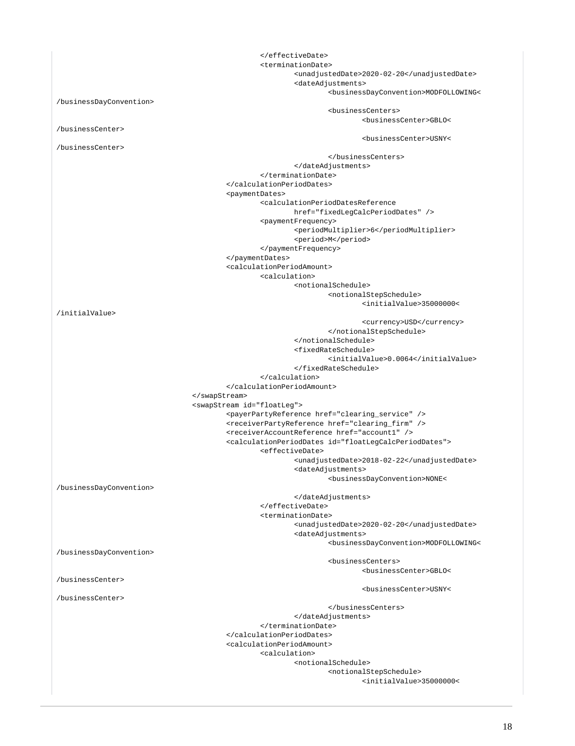```
                    </effectiveDate>
                    <terminationDate>
                        <unadjustedDate>2020-02-20</unadjustedDate>
                        <dateAdjustments>
                            <businessDayConvention>MODFOLLOWING<
/businessDayConvention>
                            <businessCenters>
                                <businessCenter>GBLO<
/businessCenter>
                                <businessCenter>USNY<
/businessCenter>
                            </businessCenters>
                        </dateAdjustments>
                    </terminationDate>
                </calculationPeriodDates>
                <paymentDates>
                    <calculationPeriodDatesReference
                        href="fixedLegCalcPeriodDates" />
                    <paymentFrequency>
                        <periodMultiplier>6</periodMultiplier>
                        <period>M</period>
                    </paymentFrequency>
                </paymentDates>
                <calculationPeriodAmount>
                    <calculation>
                        <notionalSchedule>
                            <notionalStepSchedule>
                                <initialValue>35000000<
/initialValue>
                                <currency>USD</currency>
                            </notionalStepSchedule>
                        </notionalSchedule>
                        <fixedRateSchedule>
                            <initialValue>0.0064</initialValue>
                        </fixedRateSchedule>
                    </calculation>
                </calculationPeriodAmount>
            </swapStream>
            <swapStream id="floatLeg">
                <payerPartyReference href="clearing_service" />
                <receiverPartyReference href="clearing_firm" />
                <receiverAccountReference href="account1" />
                <calculationPeriodDates id="floatLegCalcPeriodDates">
                    <effectiveDate>
                        <unadjustedDate>2018-02-22</unadjustedDate>
                        <dateAdjustments>
                            <businessDayConvention>NONE<
/businessDayConvention>
                        </dateAdjustments>
                    </effectiveDate>
                    <terminationDate>
                        <unadjustedDate>2020-02-20</unadjustedDate>
                        <dateAdjustments>
                            <businessDayConvention>MODFOLLOWING<
/businessDayConvention>
                            <businessCenters>
                                <businessCenter>GBLO<
/businessCenter>
                                <businessCenter>USNY<
/businessCenter>
                            </businessCenters>
                        </dateAdjustments>
                    </terminationDate>
                </calculationPeriodDates>
                <calculationPeriodAmount>
                    <calculation>
                        <notionalSchedule>
                            <notionalStepSchedule>
                                <initialValue>35000000<
```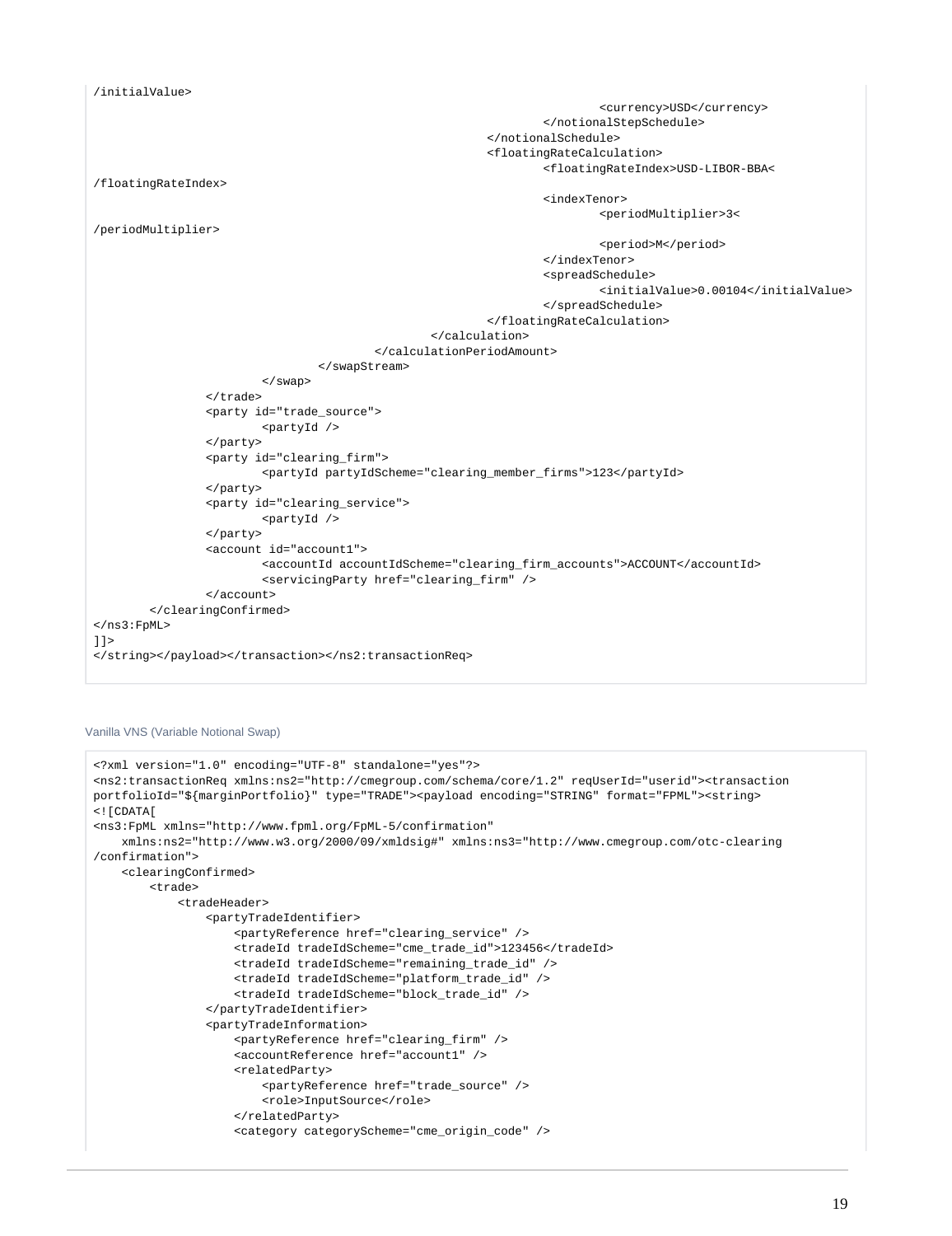```
/initialValue>
                                                                    <currency>USD</currency>
                                                            </notionalStepSchedule>
                                                    </notionalSchedule>
                                                    <floatingRateCalculation>
                                                            <floatingRateIndex>USD-LIBOR-BBA<
/floatingRateIndex>
                                                            <indexTenor>
                                                                    <periodMultiplier>3<
/periodMultiplier>
                                                                    <period>M</period>
                                                            </indexTenor>
                                                            <spreadSchedule>
                                                                    <initialValue>0.00104</initialValue>
                                                            </spreadSchedule>
                                                    </floatingRateCalculation>
                                            </calculation>
                                    </calculationPeriodAmount>
                            </swapStream>
                    </swap>
            </trade>
            <party id="trade_source">
                    <partyId />
            </party>
            <party id="clearing_firm">
                    <partyId partyIdScheme="clearing_member_firms">123</partyId>
            </party>
            <party id="clearing_service">
                    <partyId />
            </party>
            <account id="account1">
                    <accountId accountIdScheme="clearing_firm_accounts">ACCOUNT</accountId>
                    <servicingParty href="clearing_firm" />
            </account>
    </clearingConfirmed>
</ns3:FpML>
]]>
</string></payload></transaction></ns2:transactionReq>
```

Vanilla VNS (Variable Notional Swap)

```
<?xml version="1.0" encoding="UTF-8" standalone="yes"?>
<ns2:transactionReq xmlns:ns2="http://cmegroup.com/schema/core/1.2" reqUserId="userid"><transaction
portfolioId="${marginPortfolio}" type="TRADE"><payload encoding="STRING" format="FPML"><string>
<![CDATA[
<ns3:FpML xmlns="http://www.fpml.org/FpML-5/confirmation"
    xmlns:ns2="http://www.w3.org/2000/09/xmldsig#" xmlns:ns3="http://www.cmegroup.com/otc-clearing
/confirmation">
    <clearingConfirmed>
        <trade>
            <tradeHeader>
                <partyTradeIdentifier>
                    <partyReference href="clearing_service" />
                    <tradeId tradeIdScheme="cme_trade_id">123456</tradeId>
                    <tradeId tradeIdScheme="remaining_trade_id" />
                    <tradeId tradeIdScheme="platform_trade_id" />
                    <tradeId tradeIdScheme="block_trade_id" />
                </partyTradeIdentifier>
                <partyTradeInformation>
                    <partyReference href="clearing_firm" />
                    <accountReference href="account1" />
                    <relatedParty>
                        <partyReference href="trade_source" />
                        <role>InputSource</role>
                    </relatedParty>
                    <category categoryScheme="cme_origin_code" />
```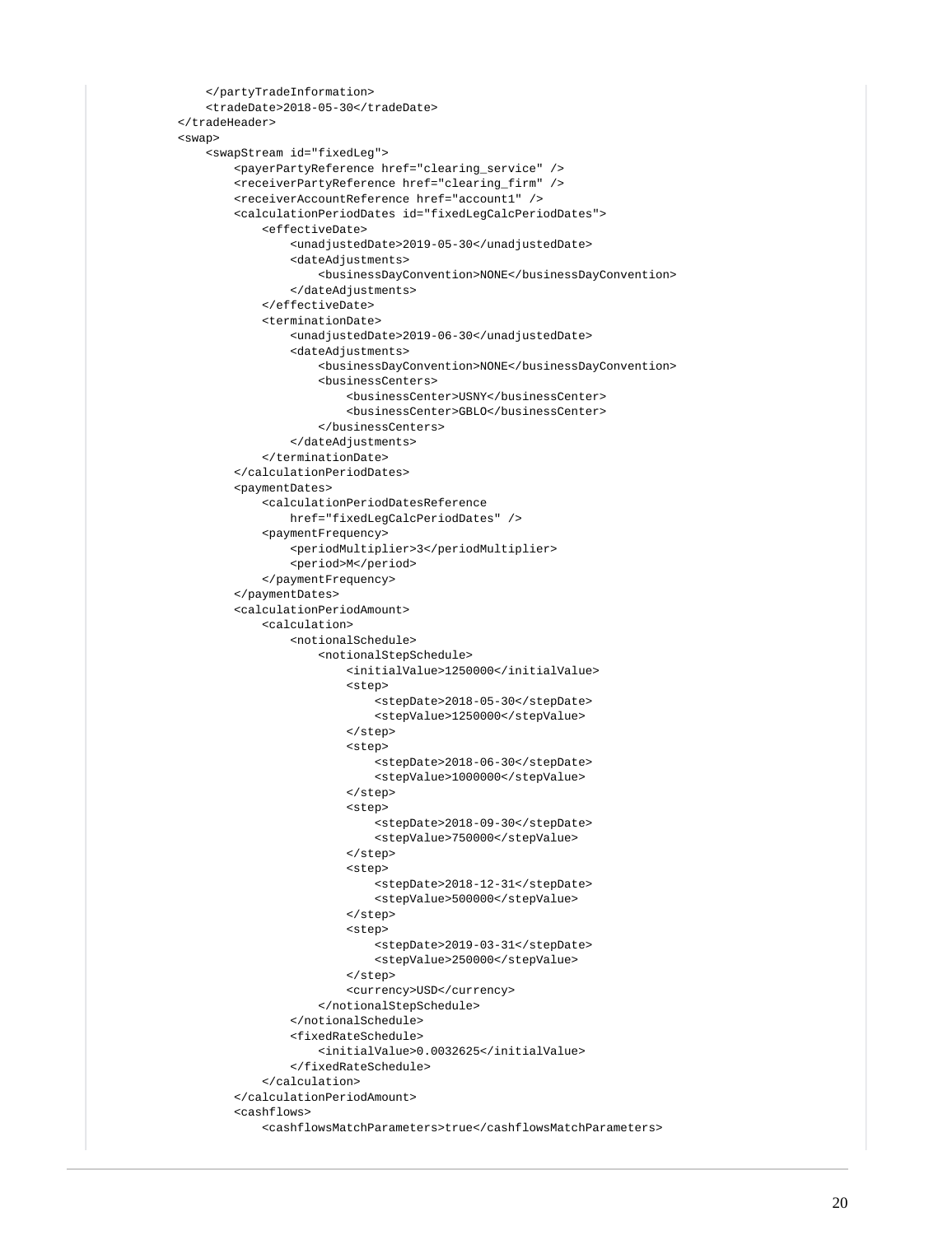```
            </partyTradeInformation>
            <tradeDate>2018-05-30</tradeDate>
        </tradeHeader>
        <swap>
            <swapStream id="fixedLeg">
                <payerPartyReference href="clearing_service" />
                <receiverPartyReference href="clearing_firm" />
                <receiverAccountReference href="account1" />
                <calculationPeriodDates id="fixedLegCalcPeriodDates">
                    <effectiveDate>
                        <unadjustedDate>2019-05-30</unadjustedDate>
                        <dateAdjustments>
                            <businessDayConvention>NONE</businessDayConvention>
                        </dateAdjustments>
                    </effectiveDate>
                    <terminationDate>
                        <unadjustedDate>2019-06-30</unadjustedDate>
                        <dateAdjustments>
                            <businessDayConvention>NONE</businessDayConvention>
                            <businessCenters>
                                <businessCenter>USNY</businessCenter>
                                <businessCenter>GBLO</businessCenter>
                            </businessCenters>
                        </dateAdjustments>
                    </terminationDate>
                </calculationPeriodDates>
                <paymentDates>
                    <calculationPeriodDatesReference
                        href="fixedLegCalcPeriodDates" />
                    <paymentFrequency>
                        <periodMultiplier>3</periodMultiplier>
                        <period>M</period>
                    </paymentFrequency>
                </paymentDates>
                <calculationPeriodAmount>
                    <calculation>
                        <notionalSchedule>
                            <notionalStepSchedule>
                                <initialValue>1250000</initialValue>
                                <step>
                                    <stepDate>2018-05-30</stepDate>
                                    <stepValue>1250000</stepValue>
                                </step>
                                <step>
                                    <stepDate>2018-06-30</stepDate>
                                    <stepValue>1000000</stepValue>
                                </step>
                                <step>
                                    <stepDate>2018-09-30</stepDate>
                                    <stepValue>750000</stepValue>
                                </step>
                                <step>
                                    <stepDate>2018-12-31</stepDate>
                                    <stepValue>500000</stepValue>
                                </step>
                                <step>
                                    <stepDate>2019-03-31</stepDate>
                                    <stepValue>250000</stepValue>
                                </step>
                                <currency>USD</currency>
                            </notionalStepSchedule>
                        </notionalSchedule>
                        <fixedRateSchedule>
                            <initialValue>0.0032625</initialValue>
                        </fixedRateSchedule>
                    </calculation>
                </calculationPeriodAmount>
                <cashflows>
                    <cashflowsMatchParameters>true</cashflowsMatchParameters>
```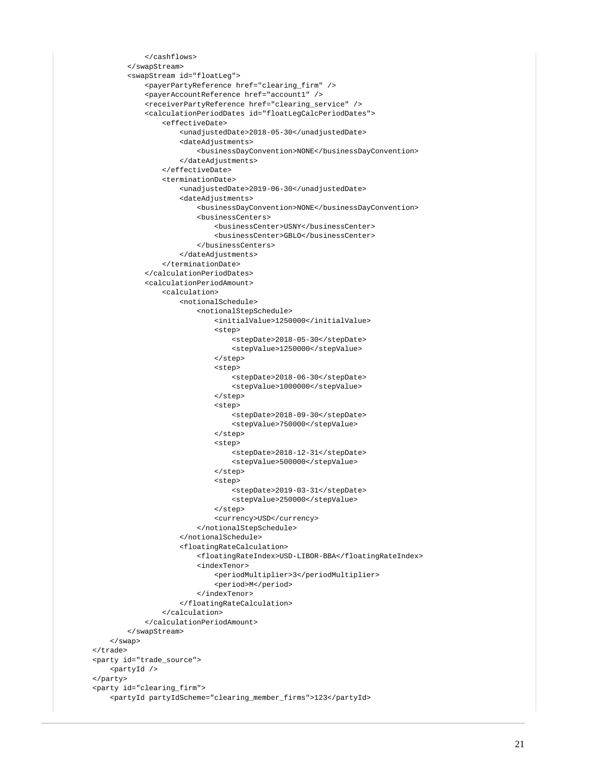```
            </cashflows>
        </swapStream>
        <swapStream id="floatLeg">
            <payerPartyReference href="clearing_firm" />
            <payerAccountReference href="account1" />
            <receiverPartyReference href="clearing_service" />
            <calculationPeriodDates id="floatLegCalcPeriodDates">
                <effectiveDate>
                    <unadjustedDate>2018-05-30</unadjustedDate>
                    <dateAdjustments>
                        <businessDayConvention>NONE</businessDayConvention>
                    </dateAdjustments>
                </effectiveDate>
                <terminationDate>
                    <unadjustedDate>2019-06-30</unadjustedDate>
                    <dateAdjustments>
                        <businessDayConvention>NONE</businessDayConvention>
                        <businessCenters>
                            <businessCenter>USNY</businessCenter>
                            <businessCenter>GBLO</businessCenter>
                        </businessCenters>
                    </dateAdjustments>
                </terminationDate>
            </calculationPeriodDates>
            <calculationPeriodAmount>
                <calculation>
                    <notionalSchedule>
                        <notionalStepSchedule>
                            <initialValue>1250000</initialValue>
                            <step>
                                <stepDate>2018-05-30</stepDate>
                                <stepValue>1250000</stepValue>
                            </step>
                            <step>
                                <stepDate>2018-06-30</stepDate>
                                <stepValue>1000000</stepValue>
                            </step>
                            <step>
                                <stepDate>2018-09-30</stepDate>
                                <stepValue>750000</stepValue>
                            </step>
                            <step>
                                <stepDate>2018-12-31</stepDate>
                                <stepValue>500000</stepValue>
                            </step>
                            <step>
                                <stepDate>2019-03-31</stepDate>
                                <stepValue>250000</stepValue>
                            </step>
                            <currency>USD</currency>
                        </notionalStepSchedule>
                    </notionalSchedule>
                    <floatingRateCalculation>
                        <floatingRateIndex>USD-LIBOR-BBA</floatingRateIndex>
                        <indexTenor>
                            <periodMultiplier>3</periodMultiplier>
                            <period>M</period>
                        </indexTenor>
                    </floatingRateCalculation>
                </calculation>
            </calculationPeriodAmount>
        </swapStream>
    </swap>
</trade>
<party id="trade_source">
    <partyId />
</party>
<party id="clearing_firm">
    <partyId partyIdScheme="clearing_member_firms">123</partyId>
```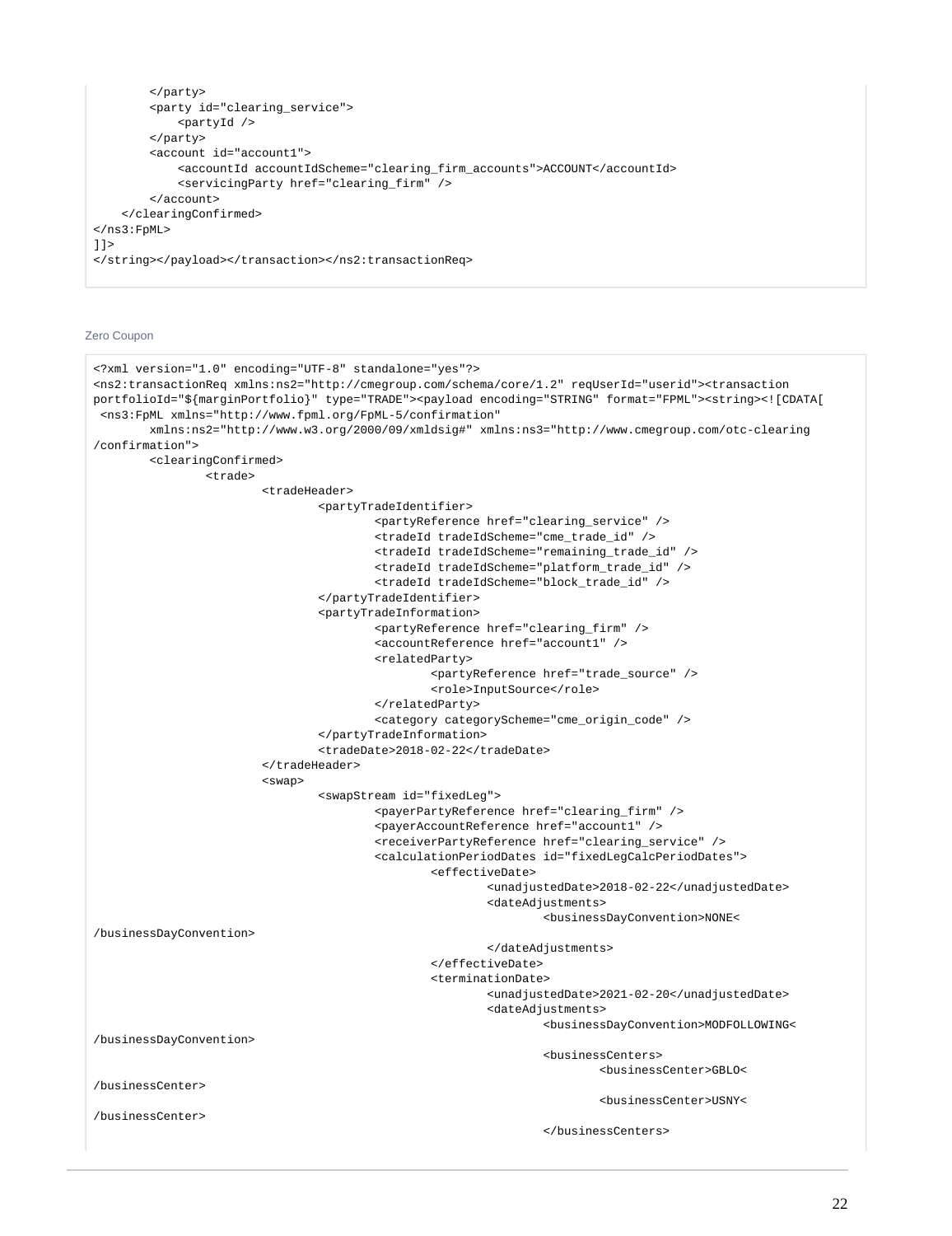```
        </party>
        <party id="clearing_service">
            <partyId />
        </party>
        <account id="account1">
            <accountId accountIdScheme="clearing_firm_accounts">ACCOUNT</accountId>
            <servicingParty href="clearing_firm" />
        </account>
    </clearingConfirmed>
</ns3:FpML>
]]>
</string></payload></transaction></ns2:transactionReq>
```

Zero Coupon

```
<?xml version="1.0" encoding="UTF-8" standalone="yes"?>
<ns2:transactionReq xmlns:ns2="http://cmegroup.com/schema/core/1.2" reqUserId="userid"><transaction
portfolioId="${marginPortfolio}" type="TRADE"><payload encoding="STRING" format="FPML"><string><![CDATA[
 <ns3:FpML xmlns="http://www.fpml.org/FpML-5/confirmation"
        xmlns:ns2="http://www.w3.org/2000/09/xmldsig#" xmlns:ns3="http://www.cmegroup.com/otc-clearing
/confirmation">
        <clearingConfirmed>
                <trade>
                        <tradeHeader>
                                <partyTradeIdentifier>
                                        <partyReference href="clearing_service" />
                                        <tradeId tradeIdScheme="cme_trade_id" />
                                        <tradeId tradeIdScheme="remaining_trade_id" />
                                        <tradeId tradeIdScheme="platform_trade_id" />
                                        <tradeId tradeIdScheme="block_trade_id" />
                                </partyTradeIdentifier>
                                <partyTradeInformation>
                                        <partyReference href="clearing_firm" />
                                        <accountReference href="account1" />
                                        <relatedParty>
                                                <partyReference href="trade_source" />
                                                <role>InputSource</role>
                                        </relatedParty>
                                        <category categoryScheme="cme_origin_code" />
                                </partyTradeInformation>
                                <tradeDate>2018-02-22</tradeDate>
                        </tradeHeader>
                        <swap>
                                <swapStream id="fixedLeg">
                                        <payerPartyReference href="clearing_firm" />
                                        <payerAccountReference href="account1" />
                                        <receiverPartyReference href="clearing_service" />
                                        <calculationPeriodDates id="fixedLegCalcPeriodDates">
                                                <effectiveDate>
                                                        <unadjustedDate>2018-02-22</unadjustedDate>
                                                        <dateAdjustments>
                                                                <businessDayConvention>NONE<
/businessDayConvention>
                                                        </dateAdjustments>
                                                </effectiveDate>
                                                <terminationDate>
                                                        <unadjustedDate>2021-02-20</unadjustedDate>
                                                        <dateAdjustments>
                                                                <businessDayConvention>MODFOLLOWING<
/businessDayConvention>
                                                                <businessCenters>
                                                                        <businessCenter>GBLO<
/businessCenter>
                                                                        <businessCenter>USNY<
/businessCenter>
                                                                </businessCenters>
```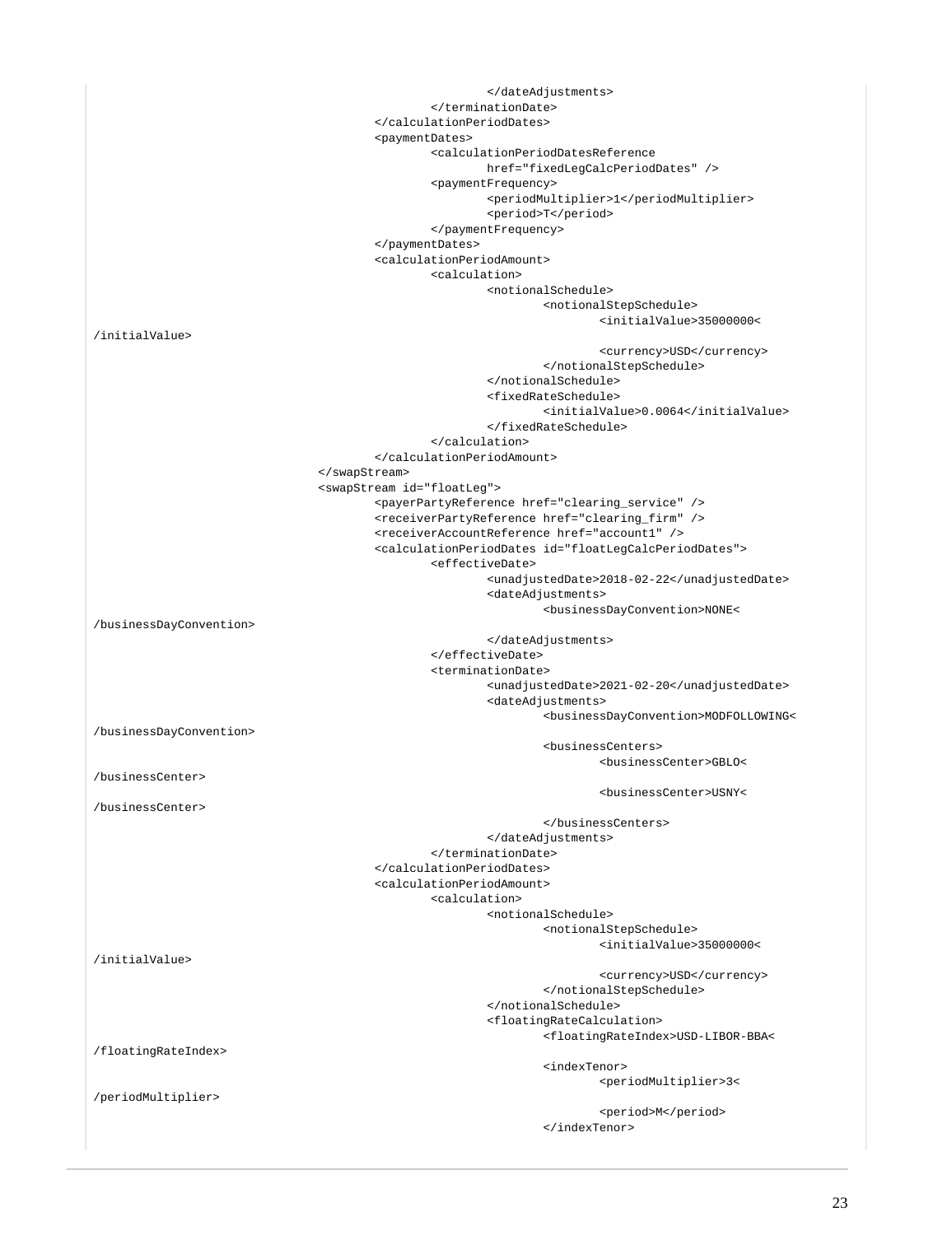```
							</dateAdjustments>
						</terminationDate>
					</calculationPeriodDates>
					<paymentDates>
						<calculationPeriodDatesReference
							href="fixedLegCalcPeriodDates" />
						<paymentFrequency>
							<periodMultiplier>1</periodMultiplier>
							<period>T</period>
						</paymentFrequency>
					</paymentDates>
					<calculationPeriodAmount>
						<calculation>
							<notionalSchedule>
								<notionalStepSchedule>
									<initialValue>35000000<
/initialValue>
									<currency>USD</currency>
								</notionalStepSchedule>
							</notionalSchedule>
							<fixedRateSchedule>
								<initialValue>0.0064</initialValue>
							</fixedRateSchedule>
						</calculation>
					</calculationPeriodAmount>
				</swapStream>
				<swapStream id="floatLeg">
					<payerPartyReference href="clearing_service" />
					<receiverPartyReference href="clearing_firm" />
					<receiverAccountReference href="account1" />
					<calculationPeriodDates id="floatLegCalcPeriodDates">
						<effectiveDate>
							<unadjustedDate>2018-02-22</unadjustedDate>
							<dateAdjustments>
								<businessDayConvention>NONE<
/businessDayConvention>
							</dateAdjustments>
						</effectiveDate>
						<terminationDate>
							<unadjustedDate>2021-02-20</unadjustedDate>
							<dateAdjustments>
								<businessDayConvention>MODFOLLOWING<
/businessDayConvention>
								<businessCenters>
									<businessCenter>GBLO<
/businessCenter>
									<businessCenter>USNY<
/businessCenter>
								</businessCenters>
							</dateAdjustments>
						</terminationDate>
					</calculationPeriodDates>
					<calculationPeriodAmount>
						<calculation>
							<notionalSchedule>
								<notionalStepSchedule>
									<initialValue>35000000<
/initialValue>
									<currency>USD</currency>
								</notionalStepSchedule>
							</notionalSchedule>
							<floatingRateCalculation>
								<floatingRateIndex>USD-LIBOR-BBA<
/floatingRateIndex>
								<indexTenor>
									<periodMultiplier>3<
/periodMultiplier>
									<period>M</period>
								</indexTenor>
```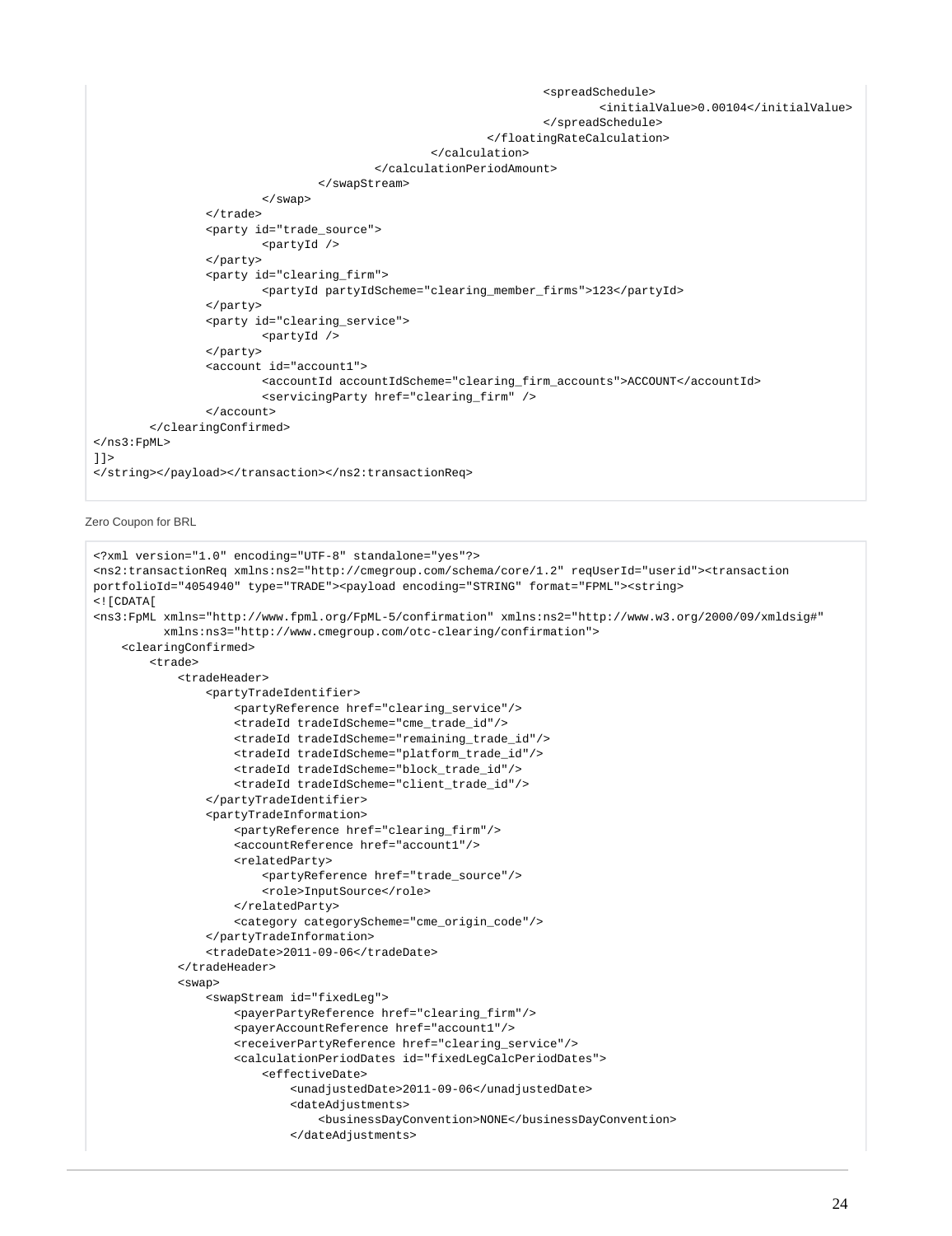```
                                                            <spreadSchedule>
                                                                    <initialValue>0.00104</initialValue>
                                                            </spreadSchedule>
                                                    </floatingRateCalculation>
                                            </calculation>
                                    </calculationPeriodAmount>
                            </swapStream>
                    </swap>
            </trade>
            <party id="trade_source">
                    <partyId />
            </party>
            <party id="clearing_firm">
                    <partyId partyIdScheme="clearing_member_firms">123</partyId>
            </party>
            <party id="clearing_service">
                    <partyId />
            </party>
            <account id="account1">
                    <accountId accountIdScheme="clearing_firm_accounts">ACCOUNT</accountId>
                    <servicingParty href="clearing_firm" />
            </account>
    </clearingConfirmed>
</ns3:FpML>
]]>
</string></payload></transaction></ns2:transactionReq>
```

Zero Coupon for BRL

```
<?xml version="1.0" encoding="UTF-8" standalone="yes"?>
<ns2:transactionReq xmlns:ns2="http://cmegroup.com/schema/core/1.2" reqUserId="userid"><transaction
portfolioId="4054940" type="TRADE"><payload encoding="STRING" format="FPML"><string>
<![CDATA[
<ns3:FpML xmlns="http://www.fpml.org/FpML-5/confirmation" xmlns:ns2="http://www.w3.org/2000/09/xmldsig#"
        xmlns:ns3="http://www.cmegroup.com/otc-clearing/confirmation">
    <clearingConfirmed>
        <trade>
            <tradeHeader>
                <partyTradeIdentifier>
                    <partyReference href="clearing_service"/>
                    <tradeId tradeIdScheme="cme_trade_id"/>
                    <tradeId tradeIdScheme="remaining_trade_id"/>
                    <tradeId tradeIdScheme="platform_trade_id"/>
                    <tradeId tradeIdScheme="block_trade_id"/>
                    <tradeId tradeIdScheme="client_trade_id"/>
                </partyTradeIdentifier>
                <partyTradeInformation>
                    <partyReference href="clearing_firm"/>
                    <accountReference href="account1"/>
                    <relatedParty>
                        <partyReference href="trade_source"/>
                        <role>InputSource</role>
                    </relatedParty>
                    <category categoryScheme="cme_origin_code"/>
                </partyTradeInformation>
                <tradeDate>2011-09-06</tradeDate>
            </tradeHeader>
            <swap>
                <swapStream id="fixedLeg">
                    <payerPartyReference href="clearing_firm"/>
                    <payerAccountReference href="account1"/>
                    <receiverPartyReference href="clearing_service"/>
                    <calculationPeriodDates id="fixedLegCalcPeriodDates">
                        <effectiveDate>
                            <unadjustedDate>2011-09-06</unadjustedDate>
                            <dateAdjustments>
                                <businessDayConvention>NONE</businessDayConvention>
                            </dateAdjustments>
```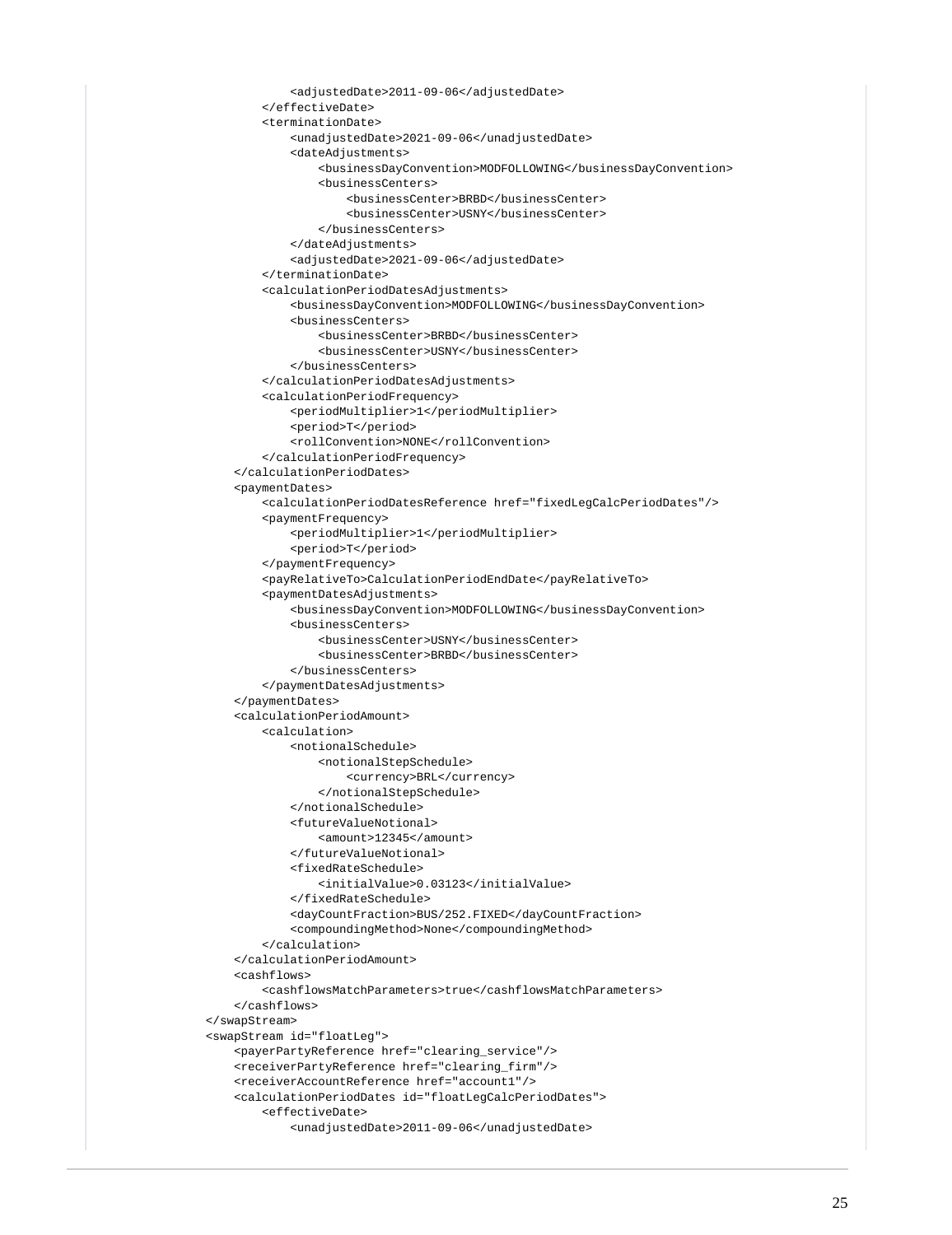```
                <adjustedDate>2011-09-06</adjustedDate>
            </effectiveDate>
            <terminationDate>
                <unadjustedDate>2021-09-06</unadjustedDate>
                <dateAdjustments>
                    <businessDayConvention>MODFOLLOWING</businessDayConvention>
                    <businessCenters>
                        <businessCenter>BRBD</businessCenter>
                        <businessCenter>USNY</businessCenter>
                    </businessCenters>
                </dateAdjustments>
                <adjustedDate>2021-09-06</adjustedDate>
            </terminationDate>
            <calculationPeriodDatesAdjustments>
                <businessDayConvention>MODFOLLOWING</businessDayConvention>
                <businessCenters>
                    <businessCenter>BRBD</businessCenter>
                    <businessCenter>USNY</businessCenter>
                </businessCenters>
            </calculationPeriodDatesAdjustments>
            <calculationPeriodFrequency>
                <periodMultiplier>1</periodMultiplier>
                <period>T</period>
                <rollConvention>NONE</rollConvention>
            </calculationPeriodFrequency>
        </calculationPeriodDates>
        <paymentDates>
            <calculationPeriodDatesReference href="fixedLegCalcPeriodDates"/>
            <paymentFrequency>
                <periodMultiplier>1</periodMultiplier>
                <period>T</period>
            </paymentFrequency>
            <payRelativeTo>CalculationPeriodEndDate</payRelativeTo>
            <paymentDatesAdjustments>
                <businessDayConvention>MODFOLLOWING</businessDayConvention>
                <businessCenters>
                    <businessCenter>USNY</businessCenter>
                    <businessCenter>BRBD</businessCenter>
                </businessCenters>
            </paymentDatesAdjustments>
        </paymentDates>
        <calculationPeriodAmount>
            <calculation>
                <notionalSchedule>
                    <notionalStepSchedule>
                        <currency>BRL</currency>
                    </notionalStepSchedule>
                </notionalSchedule>
                <futureValueNotional>
                    <amount>12345</amount>
                </futureValueNotional>
                <fixedRateSchedule>
                    <initialValue>0.03123</initialValue>
                </fixedRateSchedule>
                <dayCountFraction>BUS/252.FIXED</dayCountFraction>
                <compoundingMethod>None</compoundingMethod>
            </calculation>
        </calculationPeriodAmount>
        <cashflows>
            <cashflowsMatchParameters>true</cashflowsMatchParameters>
        </cashflows>
    </swapStream>
    <swapStream id="floatLeg">
        <payerPartyReference href="clearing_service"/>
        <receiverPartyReference href="clearing_firm"/>
        <receiverAccountReference href="account1"/>
        <calculationPeriodDates id="floatLegCalcPeriodDates">
            <effectiveDate>
                <unadjustedDate>2011-09-06</unadjustedDate>
```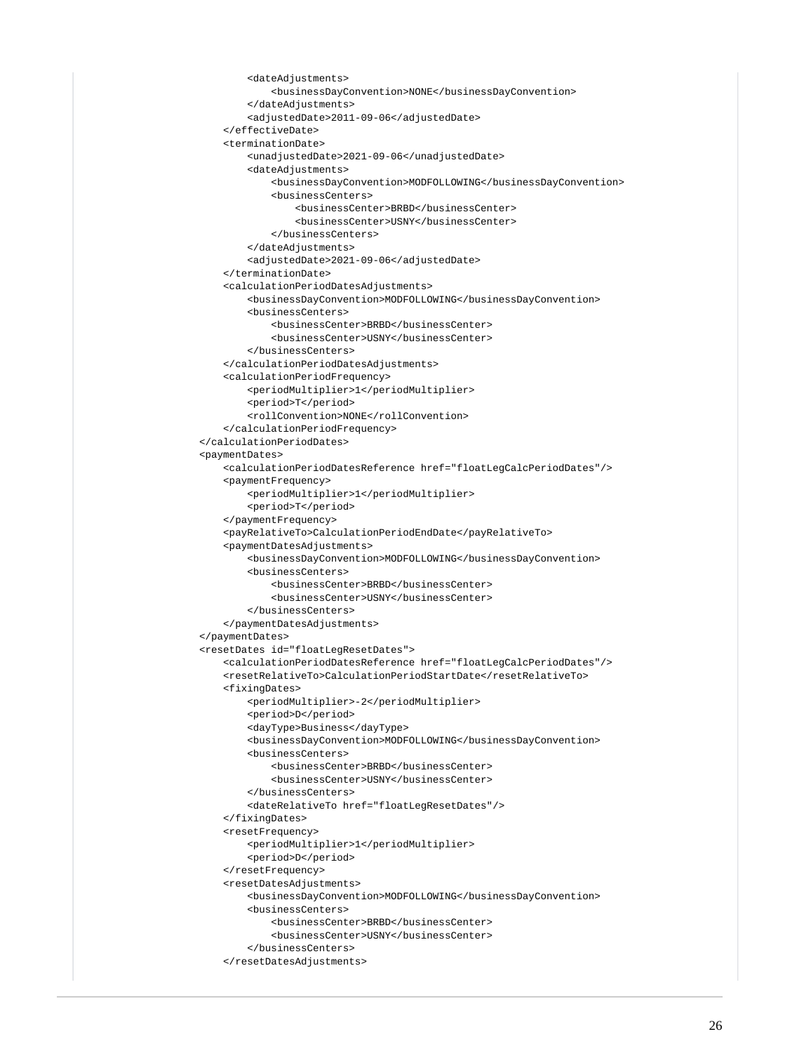```
            <dateAdjustments>
                <businessDayConvention>NONE</businessDayConvention>
            </dateAdjustments>
            <adjustedDate>2011-09-06</adjustedDate>
        </effectiveDate>
        <terminationDate>
            <unadjustedDate>2021-09-06</unadjustedDate>
            <dateAdjustments>
                <businessDayConvention>MODFOLLOWING</businessDayConvention>
                <businessCenters>
                    <businessCenter>BRBD</businessCenter>
                    <businessCenter>USNY</businessCenter>
                </businessCenters>
            </dateAdjustments>
            <adjustedDate>2021-09-06</adjustedDate>
        </terminationDate>
        <calculationPeriodDatesAdjustments>
            <businessDayConvention>MODFOLLOWING</businessDayConvention>
            <businessCenters>
                <businessCenter>BRBD</businessCenter>
                <businessCenter>USNY</businessCenter>
            </businessCenters>
        </calculationPeriodDatesAdjustments>
        <calculationPeriodFrequency>
            <periodMultiplier>1</periodMultiplier>
            <period>T</period>
            <rollConvention>NONE</rollConvention>
        </calculationPeriodFrequency>
    </calculationPeriodDates>
    <paymentDates>
        <calculationPeriodDatesReference href="floatLegCalcPeriodDates"/>
        <paymentFrequency>
            <periodMultiplier>1</periodMultiplier>
            <period>T</period>
        </paymentFrequency>
        <payRelativeTo>CalculationPeriodEndDate</payRelativeTo>
        <paymentDatesAdjustments>
            <businessDayConvention>MODFOLLOWING</businessDayConvention>
            <businessCenters>
                <businessCenter>BRBD</businessCenter>
                <businessCenter>USNY</businessCenter>
            </businessCenters>
        </paymentDatesAdjustments>
    </paymentDates>
    <resetDates id="floatLegResetDates">
        <calculationPeriodDatesReference href="floatLegCalcPeriodDates"/>
        <resetRelativeTo>CalculationPeriodStartDate</resetRelativeTo>
        <fixingDates>
            <periodMultiplier>-2</periodMultiplier>
            <period>D</period>
            <dayType>Business</dayType>
            <businessDayConvention>MODFOLLOWING</businessDayConvention>
            <businessCenters>
                <businessCenter>BRBD</businessCenter>
                <businessCenter>USNY</businessCenter>
            </businessCenters>
            <dateRelativeTo href="floatLegResetDates"/>
        </fixingDates>
        <resetFrequency>
            <periodMultiplier>1</periodMultiplier>
            <period>D</period>
        </resetFrequency>
        <resetDatesAdjustments>
            <businessDayConvention>MODFOLLOWING</businessDayConvention>
            <businessCenters>
                <businessCenter>BRBD</businessCenter>
                <businessCenter>USNY</businessCenter>
            </businessCenters>
        </resetDatesAdjustments>
```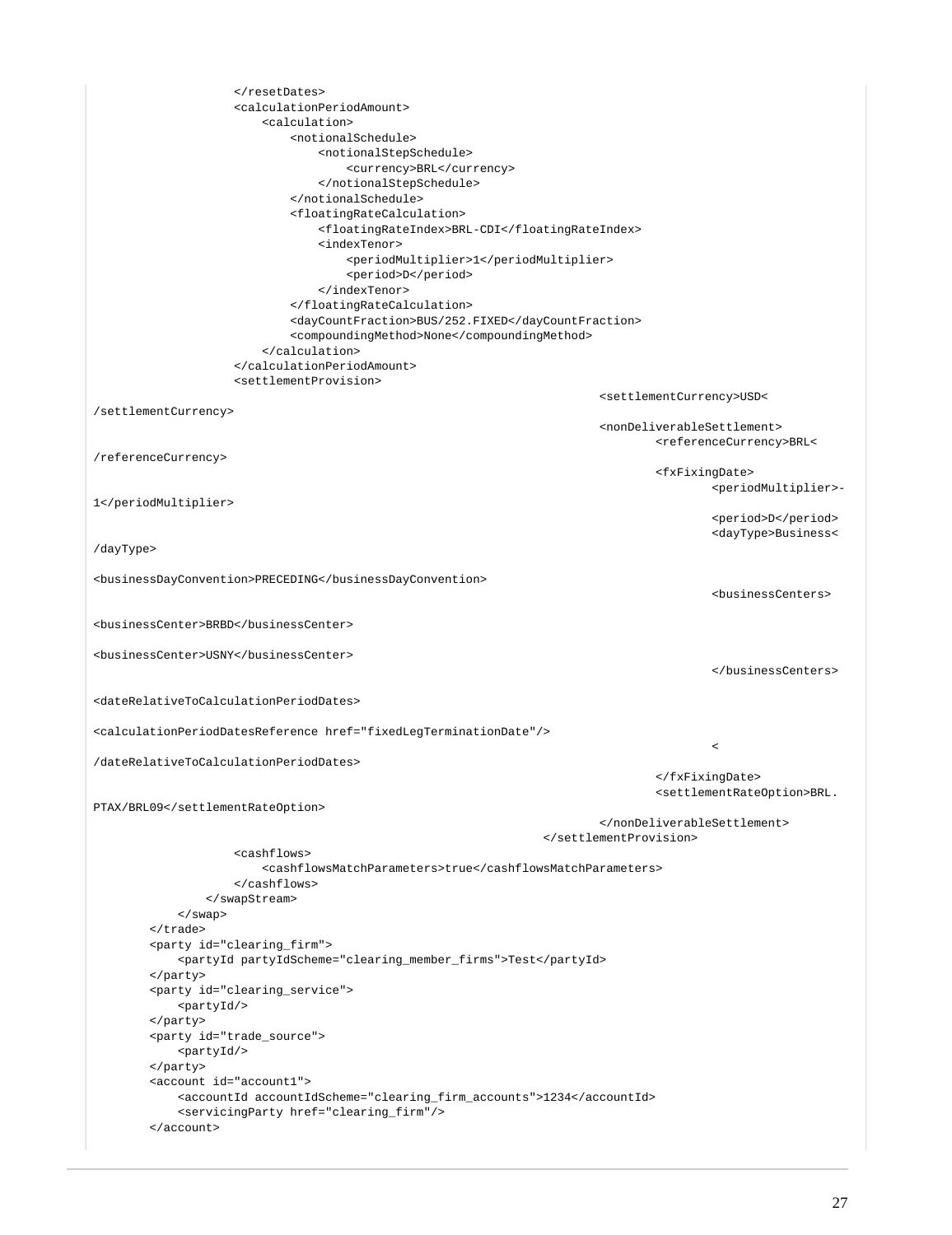```
                    </resetDates>
                    <calculationPeriodAmount>
                        <calculation>
                            <notionalSchedule>
                                <notionalStepSchedule>
                                    <currency>BRL</currency>
                                </notionalStepSchedule>
                            </notionalSchedule>
                            <floatingRateCalculation>
                                <floatingRateIndex>BRL-CDI</floatingRateIndex>
                                <indexTenor>
                                    <periodMultiplier>1</periodMultiplier>
                                    <period>D</period>
                                </indexTenor>
                            </floatingRateCalculation>
                            <dayCountFraction>BUS/252.FIXED</dayCountFraction>
                            <compoundingMethod>None</compoundingMethod>
                        </calculation>
                    </calculationPeriodAmount>
                    <settlementProvision>
                                                                            <settlementCurrency>USD<
/settlementCurrency>
                                                                            <nonDeliverableSettlement>
                                                                                    <referenceCurrency>BRL<
/referenceCurrency>
                                                                                    <fxFixingDate>
                                                                                            <periodMultiplier>-
1</periodMultiplier>
                                                                                            <period>D</period>
                                                                                            <dayType>Business<
/dayType>

<businessDayConvention>PRECEDING</businessDayConvention>
                                                                                            <businessCenters>

<businessCenter>BRBD</businessCenter>

<businessCenter>USNY</businessCenter>
                                                                                            </businessCenters>

<dateRelativeToCalculationPeriodDates>

<calculationPeriodDatesReference href="fixedLegTerminationDate"/>
                                                                                            <
/dateRelativeToCalculationPeriodDates>
                                                                                    </fxFixingDate>
                                                                                    <settlementRateOption>BRL.
PTAX/BRL09</settlementRateOption>
                                                                            </nonDeliverableSettlement>
                                                                    </settlementProvision>
                    <cashflows>
                        <cashflowsMatchParameters>true</cashflowsMatchParameters>
                    </cashflows>
                </swapStream>
            </swap>
        </trade>
        <party id="clearing_firm">
            <partyId partyIdScheme="clearing_member_firms">Test</partyId>
        </party>
        <party id="clearing_service">
            <partyId/>
        </party>
        <party id="trade_source">
            <partyId/>
        </party>
        <account id="account1">
            <accountId accountIdScheme="clearing_firm_accounts">1234</accountId>
            <servicingParty href="clearing_firm"/>
        </account>
```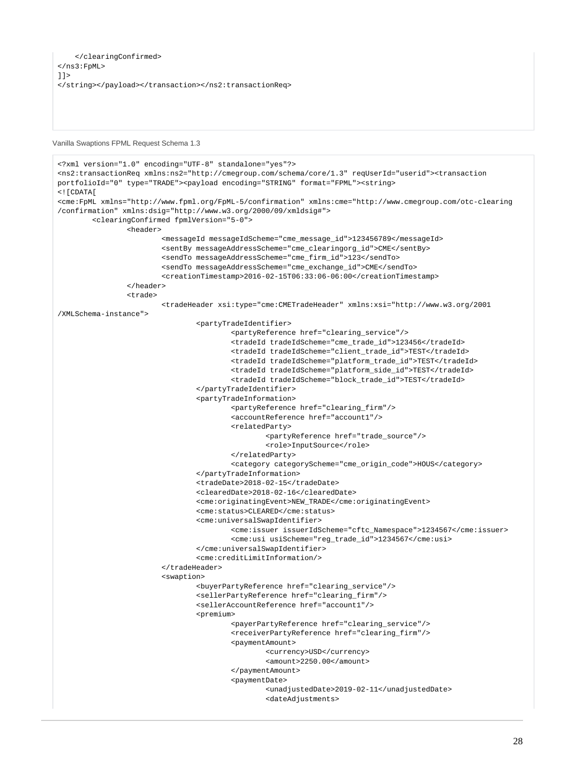```
    </clearingConfirmed>
</ns3:FpML>
]]>
</string></payload></transaction></ns2:transactionReq>
```

Vanilla Swaptions FPML Request Schema 1.3

```
<?xml version="1.0" encoding="UTF-8" standalone="yes"?>
<ns2:transactionReq xmlns:ns2="http://cmegroup.com/schema/core/1.3" reqUserId="userid"><transaction
portfolioId="0" type="TRADE"><payload encoding="STRING" format="FPML"><string>
<![CDATA[
<cme:FpML xmlns="http://www.fpml.org/FpML-5/confirmation" xmlns:cme="http://www.cmegroup.com/otc-clearing
/confirmation" xmlns:dsig="http://www.w3.org/2000/09/xmldsig#">
        <clearingConfirmed fpmlVersion="5-0">
                <header>
                        <messageId messageIdScheme="cme_message_id">123456789</messageId>
                        <sentBy messageAddressScheme="cme_clearingorg_id">CME</sentBy>
                        <sendTo messageAddressScheme="cme_firm_id">123</sendTo>
                        <sendTo messageAddressScheme="cme_exchange_id">CME</sendTo>
                        <creationTimestamp>2016-02-15T06:33:06-06:00</creationTimestamp>
                </header>
                <trade>
                        <tradeHeader xsi:type="cme:CMETradeHeader" xmlns:xsi="http://www.w3.org/2001
/XMLSchema-instance">
                                <partyTradeIdentifier>
                                        <partyReference href="clearing_service"/>
                                        <tradeId tradeIdScheme="cme_trade_id">123456</tradeId>
                                        <tradeId tradeIdScheme="client_trade_id">TEST</tradeId>
                                        <tradeId tradeIdScheme="platform_trade_id">TEST</tradeId>
                                        <tradeId tradeIdScheme="platform_side_id">TEST</tradeId>
                                        <tradeId tradeIdScheme="block_trade_id">TEST</tradeId>
                                </partyTradeIdentifier>
                                <partyTradeInformation>
                                        <partyReference href="clearing_firm"/>
                                        <accountReference href="account1"/>
                                        <relatedParty>
                                                <partyReference href="trade_source"/>
                                                <role>InputSource</role>
                                        </relatedParty>
                                        <category categoryScheme="cme_origin_code">HOUS</category>
                                </partyTradeInformation>
                                <tradeDate>2018-02-15</tradeDate>
                                <clearedDate>2018-02-16</clearedDate>
                                <cme:originatingEvent>NEW_TRADE</cme:originatingEvent>
                                <cme:status>CLEARED</cme:status>
                                <cme:universalSwapIdentifier>
                                        <cme:issuer issuerIdScheme="cftc_Namespace">1234567</cme:issuer>
                                        <cme:usi usiScheme="reg_trade_id">1234567</cme:usi>
                                </cme:universalSwapIdentifier>
                                <cme:creditLimitInformation/>
                        </tradeHeader>
                        <swaption>
                                <buyerPartyReference href="clearing_service"/>
                                <sellerPartyReference href="clearing_firm"/>
                                <sellerAccountReference href="account1"/>
                                <premium>
                                        <payerPartyReference href="clearing_service"/>
                                        <receiverPartyReference href="clearing_firm"/>
                                        <paymentAmount>
                                                <currency>USD</currency>
                                                <amount>2250.00</amount>
                                        </paymentAmount>
                                        <paymentDate>
                                                <unadjustedDate>2019-02-11</unadjustedDate>
                                                <dateAdjustments>
```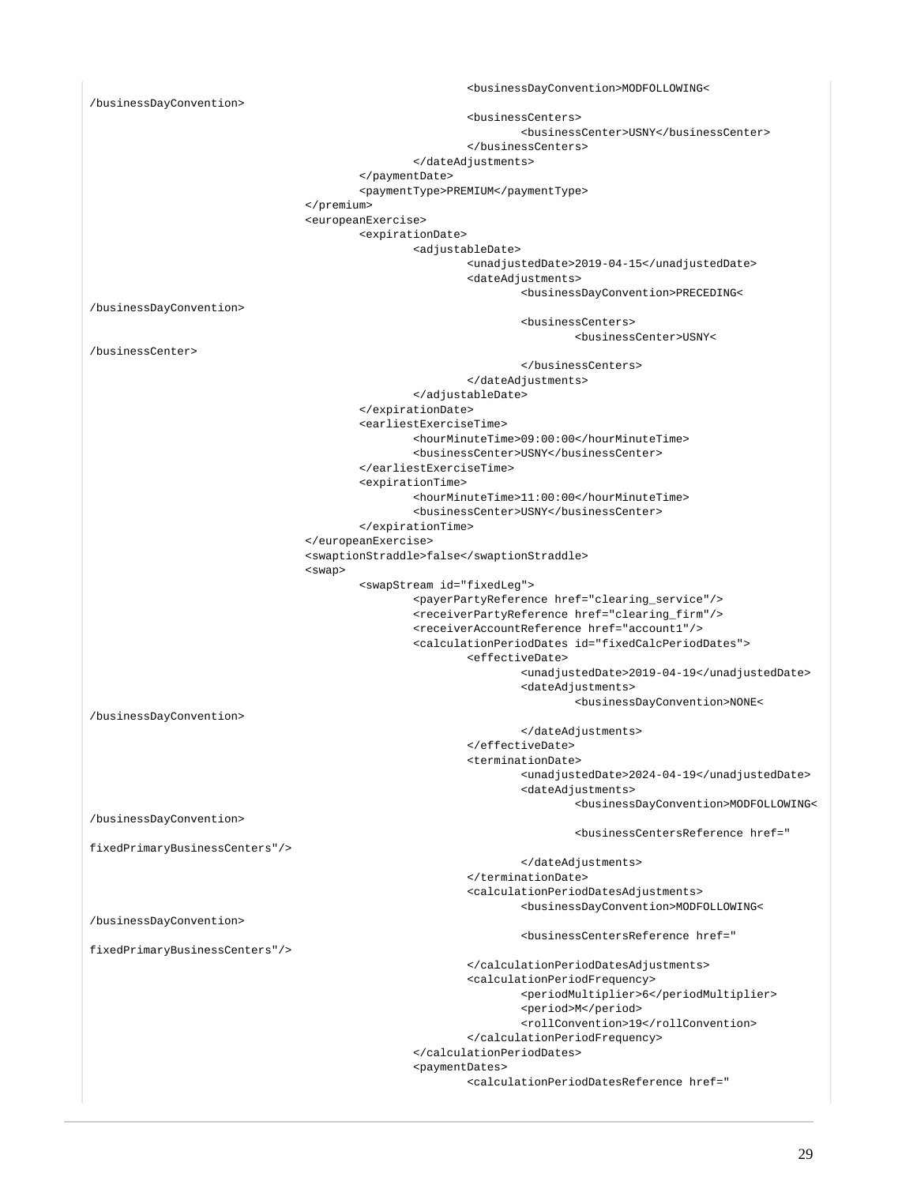```
                        <businessDayConvention>MODFOLLOWING<
/businessDayConvention>
                        <businessCenters>
                            <businessCenter>USNY</businessCenter>
                        </businessCenters>
                    </dateAdjustments>
                </paymentDate>
                <paymentType>PREMIUM</paymentType>
            </premium>
            <europeanExercise>
                <expirationDate>
                    <adjustableDate>
                        <unadjustedDate>2019-04-15</unadjustedDate>
                        <dateAdjustments>
                            <businessDayConvention>PRECEDING<
/businessDayConvention>
                            <businessCenters>
                                <businessCenter>USNY<
/businessCenter>
                            </businessCenters>
                        </dateAdjustments>
                    </adjustableDate>
                </expirationDate>
                <earliestExerciseTime>
                    <hourMinuteTime>09:00:00</hourMinuteTime>
                    <businessCenter>USNY</businessCenter>
                </earliestExerciseTime>
                <expirationTime>
                    <hourMinuteTime>11:00:00</hourMinuteTime>
                    <businessCenter>USNY</businessCenter>
                </expirationTime>
            </europeanExercise>
            <swaptionStraddle>false</swaptionStraddle>
            <swap>
                <swapStream id="fixedLeg">
                    <payerPartyReference href="clearing_service"/>
                    <receiverPartyReference href="clearing_firm"/>
                    <receiverAccountReference href="account1"/>
                    <calculationPeriodDates id="fixedCalcPeriodDates">
                        <effectiveDate>
                            <unadjustedDate>2019-04-19</unadjustedDate>
                            <dateAdjustments>
                                <businessDayConvention>NONE<
/businessDayConvention>
                            </dateAdjustments>
                        </effectiveDate>
                        <terminationDate>
                            <unadjustedDate>2024-04-19</unadjustedDate>
                            <dateAdjustments>
                                <businessDayConvention>MODFOLLOWING<
/businessDayConvention>
                                <businessCentersReference href="
fixedPrimaryBusinessCenters"/>
                            </dateAdjustments>
                        </terminationDate>
                        <calculationPeriodDatesAdjustments>
                            <businessDayConvention>MODFOLLOWING<
/businessDayConvention>
                            <businessCentersReference href="
fixedPrimaryBusinessCenters"/>
                        </calculationPeriodDatesAdjustments>
                        <calculationPeriodFrequency>
                            <periodMultiplier>6</periodMultiplier>
                            <period>M</period>
                            <rollConvention>19</rollConvention>
                        </calculationPeriodFrequency>
                    </calculationPeriodDates>
                    <paymentDates>
                        <calculationPeriodDatesReference href="
```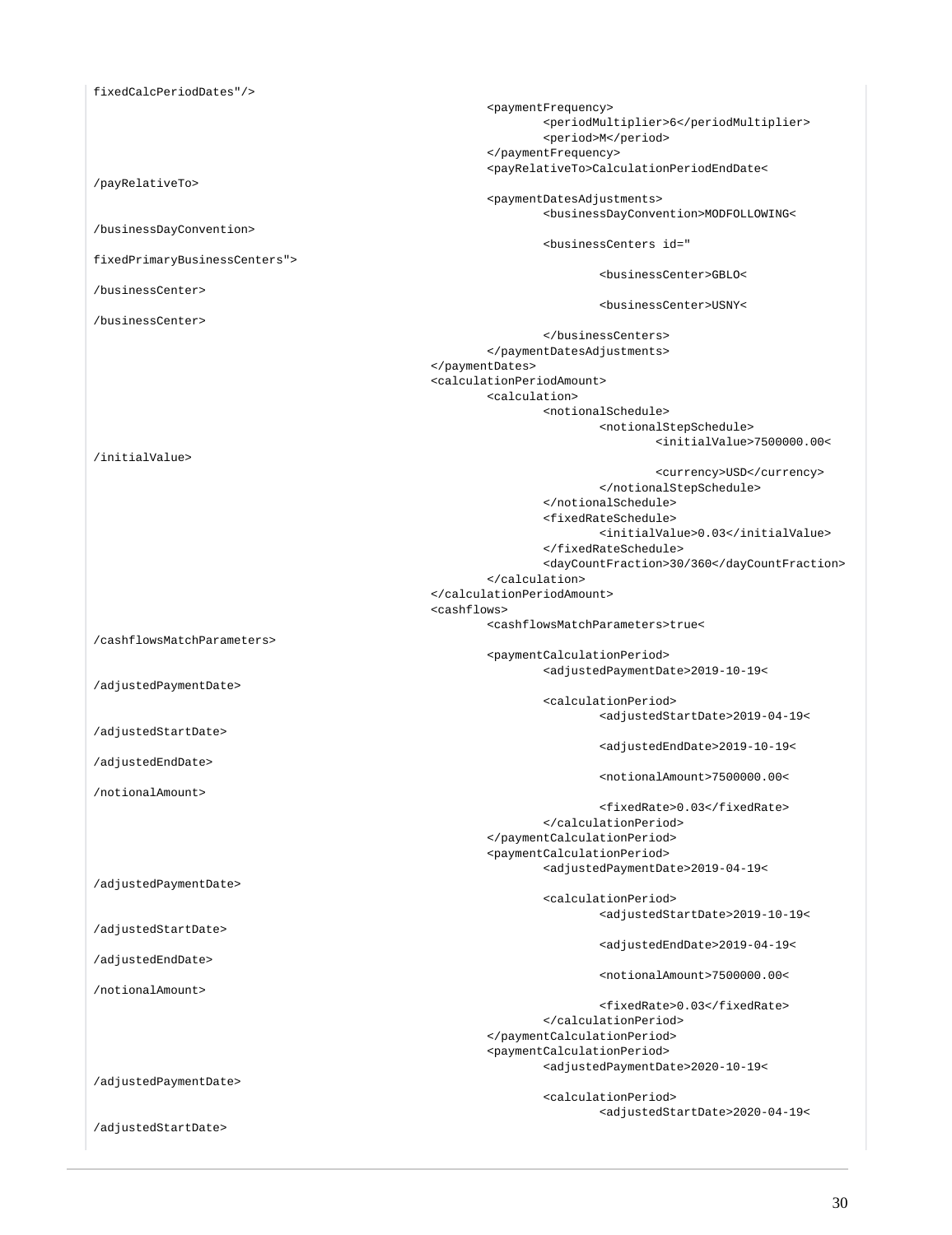```
fixedCalcPeriodDates"/>
                                                        <paymentFrequency>
                                                                <periodMultiplier>6</periodMultiplier>
                                                                <period>M</period>
                                                        </paymentFrequency>
                                                        <payRelativeTo>CalculationPeriodEndDate<
/payRelativeTo>
                                                        <paymentDatesAdjustments>
                                                                <businessDayConvention>MODFOLLOWING<
/businessDayConvention>
                                                                <businessCenters id="
fixedPrimaryBusinessCenters">
                                                                        <businessCenter>GBLO<
/businessCenter>
                                                                        <businessCenter>USNY<
/businessCenter>
                                                                </businessCenters>
                                                        </paymentDatesAdjustments>
                                                </paymentDates>
                                                <calculationPeriodAmount>
                                                        <calculation>
                                                                <notionalSchedule>
                                                                        <notionalStepSchedule>
                                                                                <initialValue>7500000.00<
/initialValue>
                                                                                <currency>USD</currency>
                                                                        </notionalStepSchedule>
                                                                </notionalSchedule>
                                                                <fixedRateSchedule>
                                                                        <initialValue>0.03</initialValue>
                                                                </fixedRateSchedule>
                                                                <dayCountFraction>30/360</dayCountFraction>
                                                        </calculation>
                                                </calculationPeriodAmount>
                                                <cashflows>
                                                        <cashflowsMatchParameters>true<
/cashflowsMatchParameters>
                                                        <paymentCalculationPeriod>
                                                                <adjustedPaymentDate>2019-10-19<
/adjustedPaymentDate>
                                                                <calculationPeriod>
                                                                        <adjustedStartDate>2019-04-19<
/adjustedStartDate>
                                                                        <adjustedEndDate>2019-10-19<
/adjustedEndDate>
                                                                        <notionalAmount>7500000.00<
/notionalAmount>
                                                                        <fixedRate>0.03</fixedRate>
                                                                </calculationPeriod>
                                                        </paymentCalculationPeriod>
                                                        <paymentCalculationPeriod>
                                                                <adjustedPaymentDate>2019-04-19<
/adjustedPaymentDate>
                                                                <calculationPeriod>
                                                                        <adjustedStartDate>2019-10-19<
/adjustedStartDate>
                                                                        <adjustedEndDate>2019-04-19<
/adjustedEndDate>
                                                                        <notionalAmount>7500000.00<
/notionalAmount>
                                                                        <fixedRate>0.03</fixedRate>
                                                                </calculationPeriod>
                                                        </paymentCalculationPeriod>
                                                        <paymentCalculationPeriod>
                                                                <adjustedPaymentDate>2020-10-19<
/adjustedPaymentDate>
                                                                <calculationPeriod>
                                                                        <adjustedStartDate>2020-04-19<
/adjustedStartDate>
```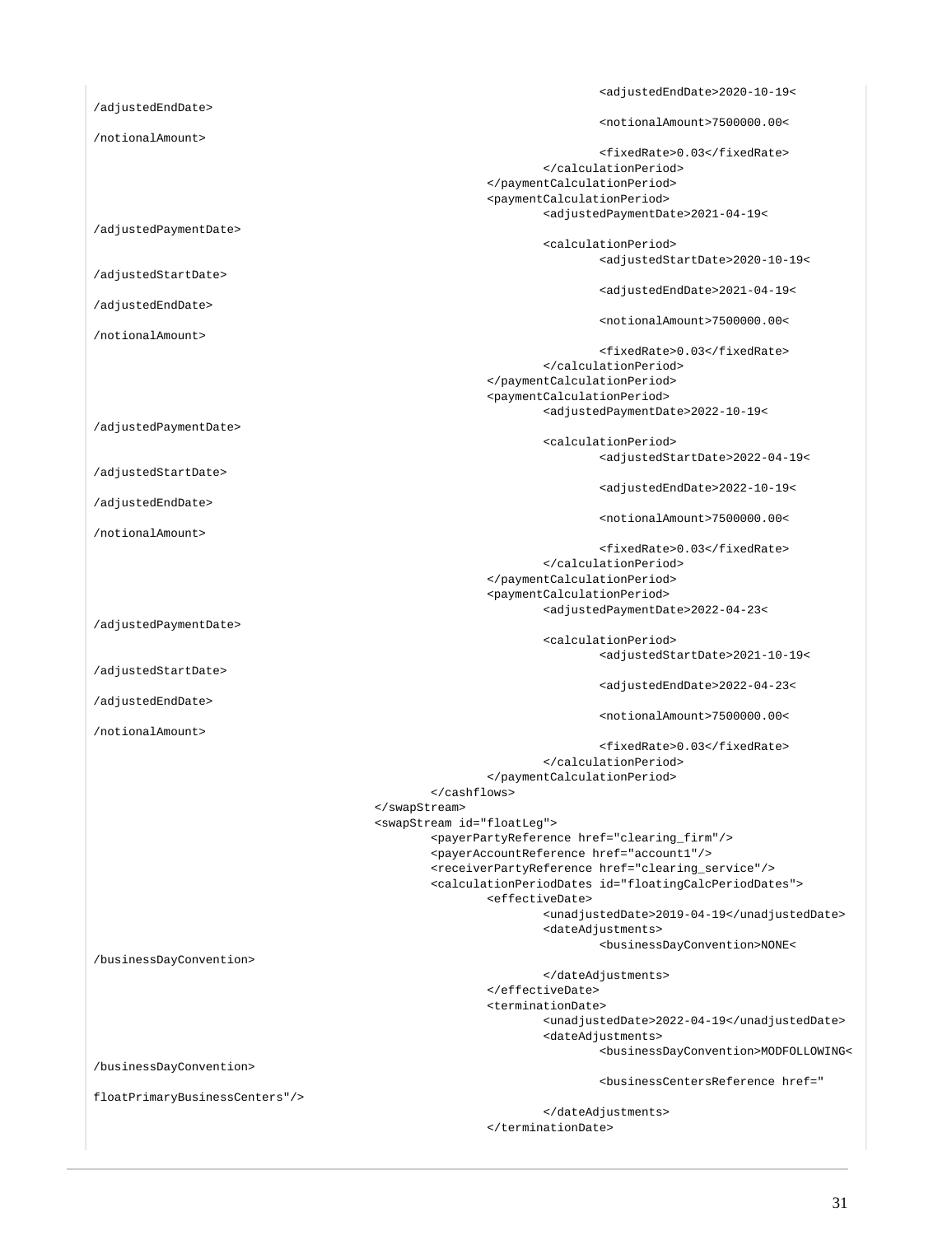```
                                                        <adjustedEndDate>2020-10-19</adjustedEndDate>
                                                        <notionalAmount>7500000.00</notionalAmount>
                                                        <fixedRate>0.03</fixedRate>
                                                </calculationPeriod>
                                        </paymentCalculationPeriod>
                                        <paymentCalculationPeriod>
                                                <adjustedPaymentDate>2021-04-19</adjustedPaymentDate>
                                                <calculationPeriod>
                                                        <adjustedStartDate>2020-10-19</adjustedStartDate>
                                                        <adjustedEndDate>2021-04-19</adjustedEndDate>
                                                        <notionalAmount>7500000.00</notionalAmount>
                                                        <fixedRate>0.03</fixedRate>
                                                </calculationPeriod>
                                        </paymentCalculationPeriod>
                                        <paymentCalculationPeriod>
                                                <adjustedPaymentDate>2022-10-19</adjustedPaymentDate>
                                                <calculationPeriod>
                                                        <adjustedStartDate>2022-04-19</adjustedStartDate>
                                                        <adjustedEndDate>2022-10-19</adjustedEndDate>
                                                        <notionalAmount>7500000.00</notionalAmount>
                                                        <fixedRate>0.03</fixedRate>
                                                </calculationPeriod>
                                        </paymentCalculationPeriod>
                                        <paymentCalculationPeriod>
                                                <adjustedPaymentDate>2022-04-23</adjustedPaymentDate>
                                                <calculationPeriod>
                                                        <adjustedStartDate>2021-10-19</adjustedStartDate>
                                                        <adjustedEndDate>2022-04-23</adjustedEndDate>
                                                        <notionalAmount>7500000.00</notionalAmount>
                                                        <fixedRate>0.03</fixedRate>
                                                </calculationPeriod>
                                        </paymentCalculationPeriod>
                                </cashflows>
                        </swapStream>
                        <swapStream id="floatLeg">
                                <payerPartyReference href="clearing_firm"/>
                                <payerAccountReference href="account1"/>
                                <receiverPartyReference href="clearing_service"/>
                                <calculationPeriodDates id="floatingCalcPeriodDates">
                                        <effectiveDate>
                                                <unadjustedDate>2019-04-19</unadjustedDate>
                                                <dateAdjustments>
                                                        <businessDayConvention>NONE</businessDayConvention>
                                                </dateAdjustments>
                                        </effectiveDate>
                                        <terminationDate>
                                                <unadjustedDate>2022-04-19</unadjustedDate>
                                                <dateAdjustments>
                                                        <businessDayConvention>MODFOLLOWING</businessDayConvention>
                                                        <businessCentersReference href="floatPrimaryBusinessCenters"/>
                                                </dateAdjustments>
                                        </terminationDate>
```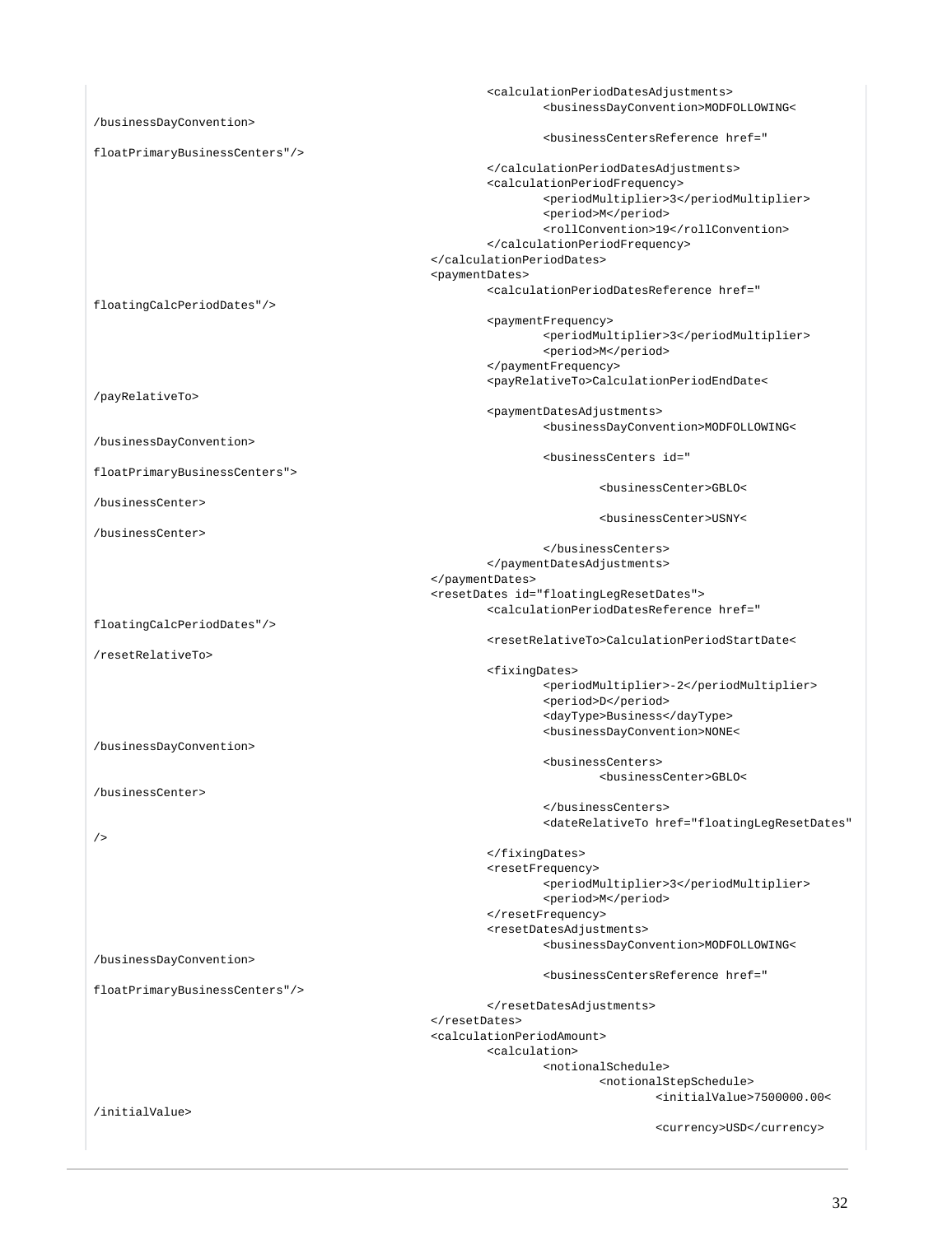```
                                                    <calculationPeriodDatesAdjustments>
                                                            <businessDayConvention>MODFOLLOWING<
/businessDayConvention>
                                                            <businessCentersReference href="
floatPrimaryBusinessCenters"/>
                                                    </calculationPeriodDatesAdjustments>
                                                    <calculationPeriodFrequency>
                                                            <periodMultiplier>3</periodMultiplier>
                                                            <period>M</period>
                                                            <rollConvention>19</rollConvention>
                                                    </calculationPeriodFrequency>
                                            </calculationPeriodDates>
                                            <paymentDates>
                                                    <calculationPeriodDatesReference href="
floatingCalcPeriodDates"/>
                                                    <paymentFrequency>
                                                            <periodMultiplier>3</periodMultiplier>
                                                            <period>M</period>
                                                    </paymentFrequency>
                                                    <payRelativeTo>CalculationPeriodEndDate<
/payRelativeTo>
                                                    <paymentDatesAdjustments>
                                                            <businessDayConvention>MODFOLLOWING<
/businessDayConvention>
                                                            <businessCenters id="
floatPrimaryBusinessCenters">
                                                                    <businessCenter>GBLO<
/businessCenter>
                                                                    <businessCenter>USNY<
/businessCenter>
                                                            </businessCenters>
                                                    </paymentDatesAdjustments>
                                            </paymentDates>
                                            <resetDates id="floatingLegResetDates">
                                                    <calculationPeriodDatesReference href="
floatingCalcPeriodDates"/>
                                                    <resetRelativeTo>CalculationPeriodStartDate<
/resetRelativeTo>
                                                    <fixingDates>
                                                            <periodMultiplier>-2</periodMultiplier>
                                                            <period>D</period>
                                                            <dayType>Business</dayType>
                                                            <businessDayConvention>NONE<
/businessDayConvention>
                                                            <businessCenters>
                                                                    <businessCenter>GBLO<
/businessCenter>
                                                            </businessCenters>
                                                            <dateRelativeTo href="floatingLegResetDates"
/>
                                                    </fixingDates>
                                                    <resetFrequency>
                                                            <periodMultiplier>3</periodMultiplier>
                                                            <period>M</period>
                                                    </resetFrequency>
                                                    <resetDatesAdjustments>
                                                            <businessDayConvention>MODFOLLOWING<
/businessDayConvention>
                                                            <businessCentersReference href="
floatPrimaryBusinessCenters"/>
                                                    </resetDatesAdjustments>
                                            </resetDates>
                                            <calculationPeriodAmount>
                                                    <calculation>
                                                            <notionalSchedule>
                                                                    <notionalStepSchedule>
                                                                            <initialValue>7500000.00<
/initialValue>
                                                                            <currency>USD</currency>
```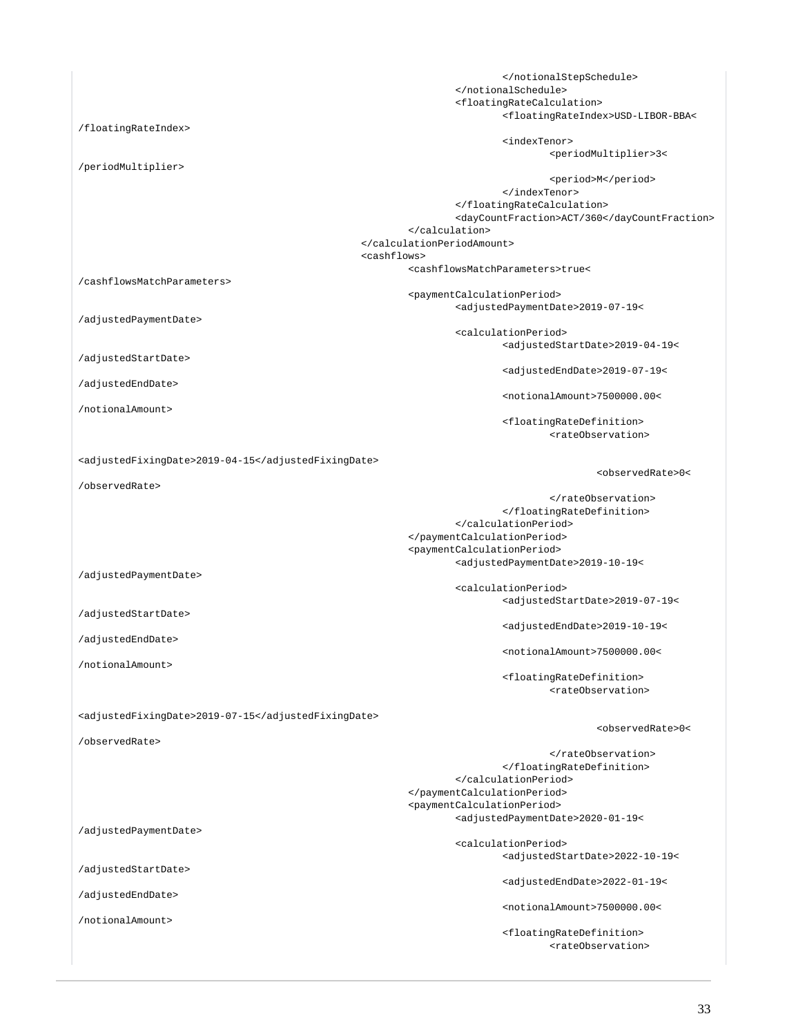```
                                                        </notionalStepSchedule>
                                                </notionalSchedule>
                                                <floatingRateCalculation>
                                                        <floatingRateIndex>USD-LIBOR-BBA<
/floatingRateIndex>
                                                        <indexTenor>
                                                                <periodMultiplier>3<
/periodMultiplier>
                                                                <period>M</period>
                                                        </indexTenor>
                                                </floatingRateCalculation>
                                                <dayCountFraction>ACT/360</dayCountFraction>
                                        </calculation>
                                </calculationPeriodAmount>
                                <cashflows>
                                        <cashflowsMatchParameters>true<
/cashflowsMatchParameters>
                                        <paymentCalculationPeriod>
                                                <adjustedPaymentDate>2019-07-19<
/adjustedPaymentDate>
                                                <calculationPeriod>
                                                        <adjustedStartDate>2019-04-19<
/adjustedStartDate>
                                                        <adjustedEndDate>2019-07-19<
/adjustedEndDate>
                                                        <notionalAmount>7500000.00<
/notionalAmount>
                                                        <floatingRateDefinition>
                                                                <rateObservation>

<adjustedFixingDate>2019-04-15</adjustedFixingDate>
                                                                        <observedRate>0<
/observedRate>
                                                                </rateObservation>
                                                        </floatingRateDefinition>
                                                </calculationPeriod>
                                        </paymentCalculationPeriod>
                                        <paymentCalculationPeriod>
                                                <adjustedPaymentDate>2019-10-19<
/adjustedPaymentDate>
                                                <calculationPeriod>
                                                        <adjustedStartDate>2019-07-19<
/adjustedStartDate>
                                                        <adjustedEndDate>2019-10-19<
/adjustedEndDate>
                                                        <notionalAmount>7500000.00<
/notionalAmount>
                                                        <floatingRateDefinition>
                                                                <rateObservation>

<adjustedFixingDate>2019-07-15</adjustedFixingDate>
                                                                        <observedRate>0<
/observedRate>
                                                                </rateObservation>
                                                        </floatingRateDefinition>
                                                </calculationPeriod>
                                        </paymentCalculationPeriod>
                                        <paymentCalculationPeriod>
                                                <adjustedPaymentDate>2020-01-19<
/adjustedPaymentDate>
                                                <calculationPeriod>
                                                        <adjustedStartDate>2022-10-19<
/adjustedStartDate>
                                                        <adjustedEndDate>2022-01-19<
/adjustedEndDate>
                                                        <notionalAmount>7500000.00<
/notionalAmount>
                                                        <floatingRateDefinition>
                                                                <rateObservation>
```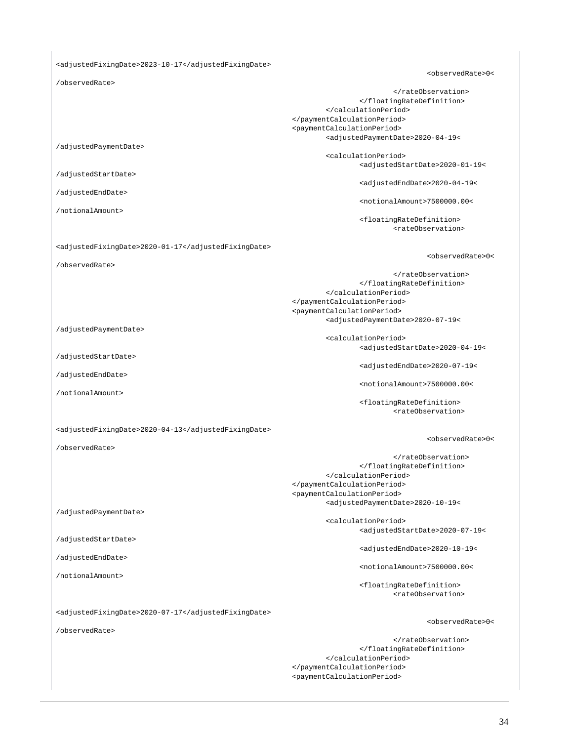```
<adjustedFixingDate>2023-10-17</adjustedFixingDate>
                                                                    <observedRate>0<
/observedRate>
                                                            </rateObservation>
                                                    </floatingRateDefinition>
                                            </calculationPeriod>
                                    </paymentCalculationPeriod>
                                    <paymentCalculationPeriod>
                                            <adjustedPaymentDate>2020-04-19<
/adjustedPaymentDate>
                                            <calculationPeriod>
                                                    <adjustedStartDate>2020-01-19<
/adjustedStartDate>
                                                    <adjustedEndDate>2020-04-19<
/adjustedEndDate>
                                                    <notionalAmount>7500000.00<
/notionalAmount>
                                                    <floatingRateDefinition>
                                                            <rateObservation>

<adjustedFixingDate>2020-01-17</adjustedFixingDate>
                                                                    <observedRate>0<
/observedRate>
                                                            </rateObservation>
                                                    </floatingRateDefinition>
                                            </calculationPeriod>
                                    </paymentCalculationPeriod>
                                    <paymentCalculationPeriod>
                                            <adjustedPaymentDate>2020-07-19<
/adjustedPaymentDate>
                                            <calculationPeriod>
                                                    <adjustedStartDate>2020-04-19<
/adjustedStartDate>
                                                    <adjustedEndDate>2020-07-19<
/adjustedEndDate>
                                                    <notionalAmount>7500000.00<
/notionalAmount>
                                                    <floatingRateDefinition>
                                                            <rateObservation>

<adjustedFixingDate>2020-04-13</adjustedFixingDate>
                                                                    <observedRate>0<
/observedRate>
                                                            </rateObservation>
                                                    </floatingRateDefinition>
                                            </calculationPeriod>
                                    </paymentCalculationPeriod>
                                    <paymentCalculationPeriod>
                                            <adjustedPaymentDate>2020-10-19<
/adjustedPaymentDate>
                                            <calculationPeriod>
                                                    <adjustedStartDate>2020-07-19<
/adjustedStartDate>
                                                    <adjustedEndDate>2020-10-19<
/adjustedEndDate>
                                                    <notionalAmount>7500000.00<
/notionalAmount>
                                                    <floatingRateDefinition>
                                                            <rateObservation>

<adjustedFixingDate>2020-07-17</adjustedFixingDate>
                                                                    <observedRate>0<
/observedRate>
                                                            </rateObservation>
                                                    </floatingRateDefinition>
                                            </calculationPeriod>
                                    </paymentCalculationPeriod>
                                    <paymentCalculationPeriod>
```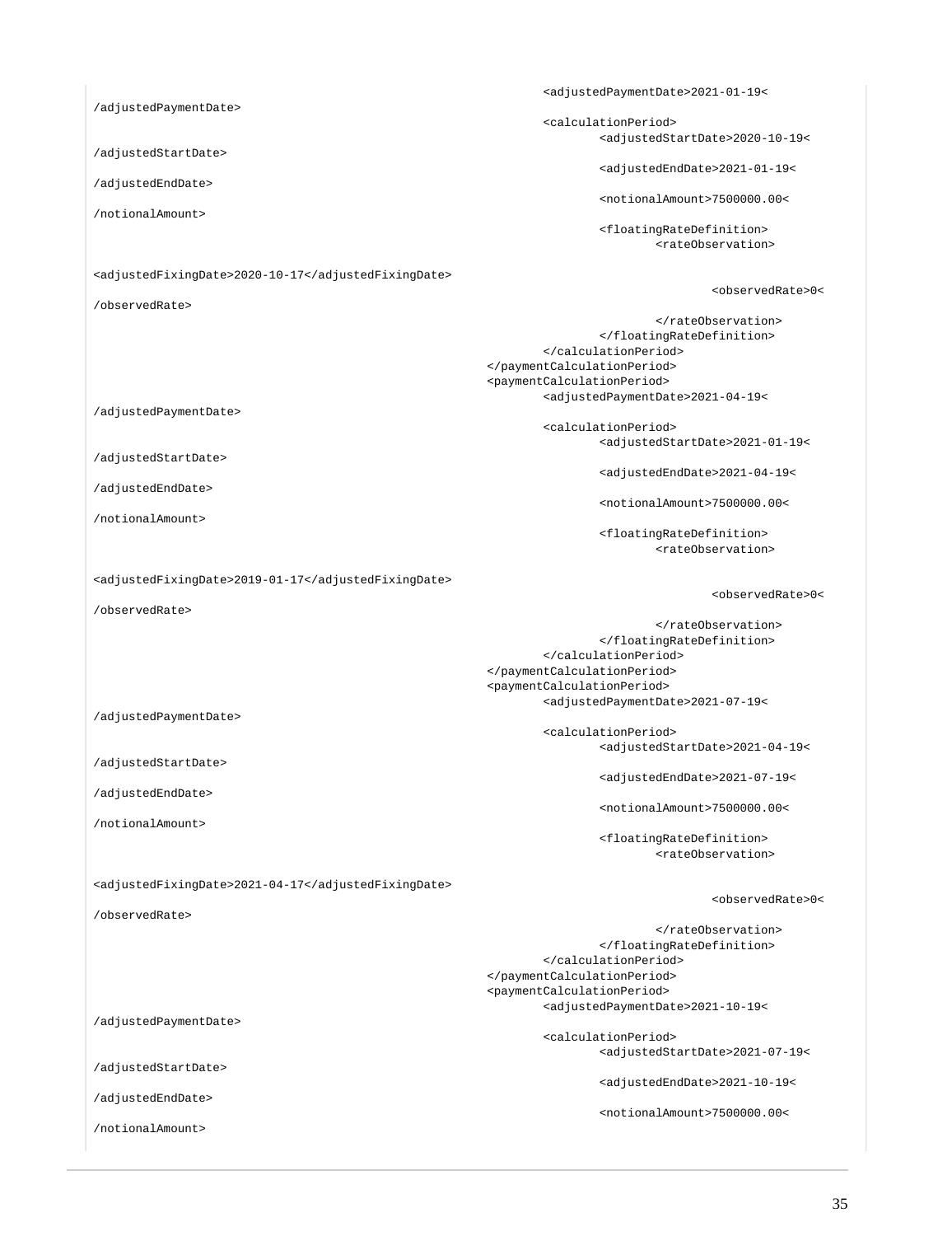```
                                <adjustedPaymentDate>2021-01-19<
/adjustedPaymentDate>
                                <calculationPeriod>
                                        <adjustedStartDate>2020-10-19<
/adjustedStartDate>
                                        <adjustedEndDate>2021-01-19<
/adjustedEndDate>
                                        <notionalAmount>7500000.00<
/notionalAmount>
                                        <floatingRateDefinition>
                                                <rateObservation>

<adjustedFixingDate>2020-10-17</adjustedFixingDate>
                                                        <observedRate>0<
/observedRate>
                                                </rateObservation>
                                        </floatingRateDefinition>
                                </calculationPeriod>
                        </paymentCalculationPeriod>
                        <paymentCalculationPeriod>
                                <adjustedPaymentDate>2021-04-19<
/adjustedPaymentDate>
                                <calculationPeriod>
                                        <adjustedStartDate>2021-01-19<
/adjustedStartDate>
                                        <adjustedEndDate>2021-04-19<
/adjustedEndDate>
                                        <notionalAmount>7500000.00<
/notionalAmount>
                                        <floatingRateDefinition>
                                                <rateObservation>

<adjustedFixingDate>2019-01-17</adjustedFixingDate>
                                                        <observedRate>0<
/observedRate>
                                                </rateObservation>
                                        </floatingRateDefinition>
                                </calculationPeriod>
                        </paymentCalculationPeriod>
                        <paymentCalculationPeriod>
                                <adjustedPaymentDate>2021-07-19<
/adjustedPaymentDate>
                                <calculationPeriod>
                                        <adjustedStartDate>2021-04-19<
/adjustedStartDate>
                                        <adjustedEndDate>2021-07-19<
/adjustedEndDate>
                                        <notionalAmount>7500000.00<
/notionalAmount>
                                        <floatingRateDefinition>
                                                <rateObservation>

<adjustedFixingDate>2021-04-17</adjustedFixingDate>
                                                        <observedRate>0<
/observedRate>
                                                </rateObservation>
                                        </floatingRateDefinition>
                                </calculationPeriod>
                        </paymentCalculationPeriod>
                        <paymentCalculationPeriod>
                                <adjustedPaymentDate>2021-10-19<
/adjustedPaymentDate>
                                <calculationPeriod>
                                        <adjustedStartDate>2021-07-19<
/adjustedStartDate>
                                        <adjustedEndDate>2021-10-19<
/adjustedEndDate>
                                        <notionalAmount>7500000.00<
/notionalAmount>
```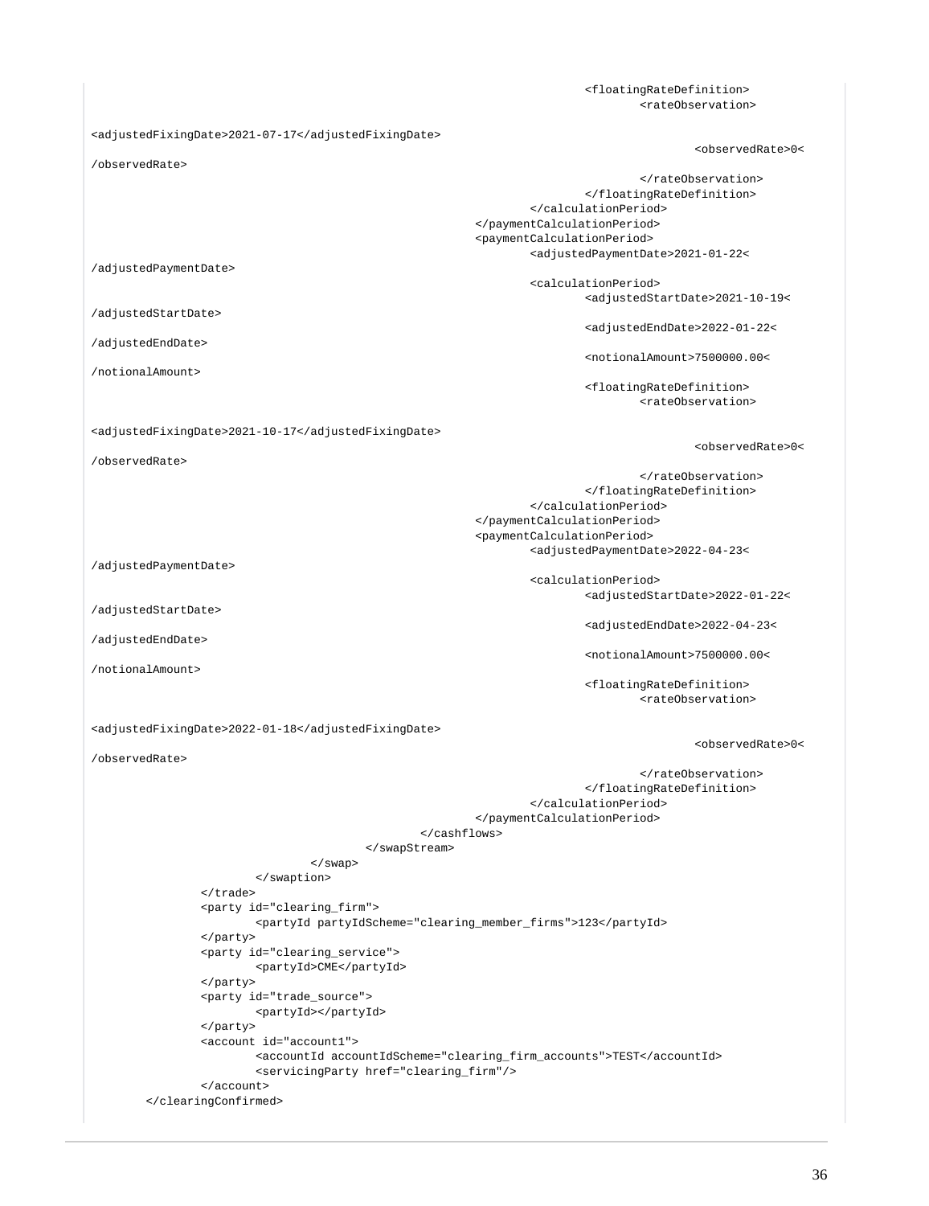```
                                                        <floatingRateDefinition>
                                                            <rateObservation>

<adjustedFixingDate>2021-07-17</adjustedFixingDate>
                                                                <observedRate>0<
/observedRate>
                                                            </rateObservation>
                                                        </floatingRateDefinition>
                                                    </calculationPeriod>
                                                </paymentCalculationPeriod>
                                                <paymentCalculationPeriod>
                                                    <adjustedPaymentDate>2021-01-22<
/adjustedPaymentDate>
                                                    <calculationPeriod>
                                                        <adjustedStartDate>2021-10-19<
/adjustedStartDate>
                                                        <adjustedEndDate>2022-01-22<
/adjustedEndDate>
                                                        <notionalAmount>7500000.00<
/notionalAmount>
                                                        <floatingRateDefinition>
                                                            <rateObservation>

<adjustedFixingDate>2021-10-17</adjustedFixingDate>
                                                                <observedRate>0<
/observedRate>
                                                            </rateObservation>
                                                        </floatingRateDefinition>
                                                    </calculationPeriod>
                                                </paymentCalculationPeriod>
                                                <paymentCalculationPeriod>
                                                    <adjustedPaymentDate>2022-04-23<
/adjustedPaymentDate>
                                                    <calculationPeriod>
                                                        <adjustedStartDate>2022-01-22<
/adjustedStartDate>
                                                        <adjustedEndDate>2022-04-23<
/adjustedEndDate>
                                                        <notionalAmount>7500000.00<
/notionalAmount>
                                                        <floatingRateDefinition>
                                                            <rateObservation>

<adjustedFixingDate>2022-01-18</adjustedFixingDate>
                                                                <observedRate>0<
/observedRate>
                                                            </rateObservation>
                                                        </floatingRateDefinition>
                                                    </calculationPeriod>
                                                </paymentCalculationPeriod>
                                            </cashflows>
                                        </swapStream>
                                    </swap>
                            </swaption>
                    </trade>
                    <party id="clearing_firm">
                            <partyId partyIdScheme="clearing_member_firms">123</partyId>
                    </party>
                    <party id="clearing_service">
                            <partyId>CME</partyId>
                    </party>
                    <party id="trade_source">
                            <partyId></partyId>
                    </party>
                    <account id="account1">
                            <accountId accountIdScheme="clearing_firm_accounts">TEST</accountId>
                            <servicingParty href="clearing_firm"/>
                    </account>
            </clearingConfirmed>
```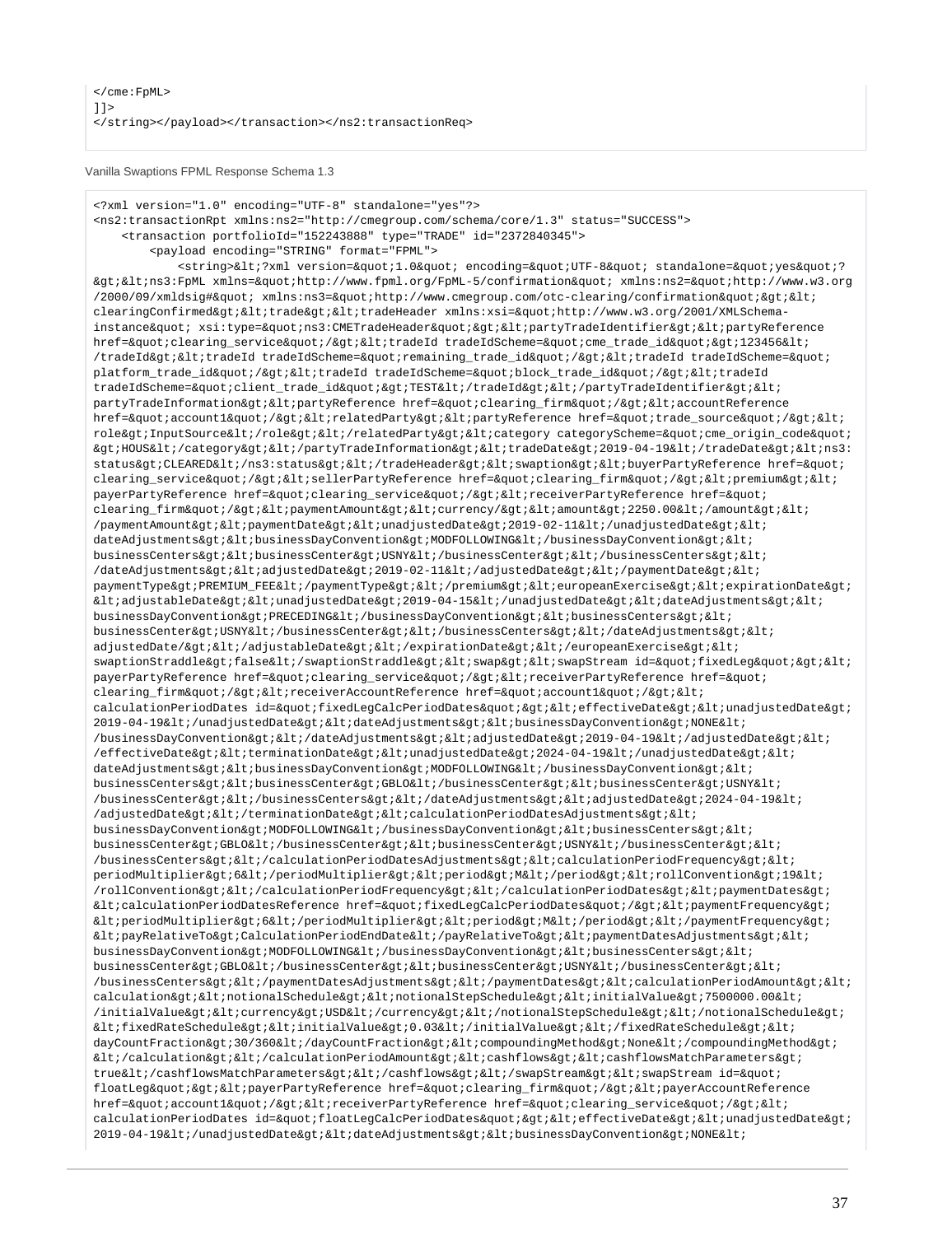```
</cme:FpML>
]]>
</string></payload></transaction></ns2:transactionReq>
```

Vanilla Swaptions FPML Response Schema 1.3

```
<?xml version="1.0" encoding="UTF-8" standalone="yes"?>
<ns2:transactionRpt xmlns:ns2="http://cmegroup.com/schema/core/1.3" status="SUCCESS">
    <transaction portfolioId="152243888" type="TRADE" id="2372840345">
        <payload encoding="STRING" format="FPML">
            <string>&lt;?xml version=&quot;1.0&quot; encoding=&quot;UTF-8&quot; standalone=&quot;yes&quot;?
&gt;&lt;ns3:FpML xmlns=&quot;http://www.fpml.org/FpML-5/confirmation&quot; xmlns:ns2=&quot;http://www.w3.org
/2000/09/xmldsig#&quot; xmlns:ns3=&quot;http://www.cmegroup.com/otc-clearing/confirmation&quot;&gt;&lt;
clearingConfirmed&gt;&lt;trade&gt;&lt;tradeHeader xmlns:xsi=&quot;http://www.w3.org/2001/XMLSchema-
instance&quot; xsi:type=&quot;ns3:CMETradeHeader&quot;&gt;&lt;partyTradeIdentifier&gt;&lt;partyReference
href=&quot;clearing_service&quot;/&gt;&lt;tradeId tradeIdScheme=&quot;cme_trade_id&quot;&gt;123456&lt;
/tradeId&gt;&lt;tradeId tradeIdScheme=&quot;remaining_trade_id&quot;/&gt;&lt;tradeId tradeIdScheme=&quot;
platform_trade_id&quot;/&gt;&lt;tradeId tradeIdScheme=&quot;block_trade_id&quot;/&gt;&lt;tradeId
tradeIdScheme=&quot;client_trade_id&quot;&gt;TEST&lt;/tradeId&gt;&lt;/partyTradeIdentifier&gt;&lt;
partyTradeInformation&gt;&lt;partyReference href=&quot;clearing_firm&quot;/&gt;&lt;accountReference
href=&quot;account1&quot;/&gt;&lt;relatedParty&gt;&lt;partyReference href=&quot;trade_source&quot;/&gt;&lt;
role&gt;InputSource&lt;/role&gt;&lt;/relatedParty&gt;&lt;category categoryScheme=&quot;cme_origin_code&quot;
&gt;HOUS&lt;/category&gt;&lt;/partyTradeInformation&gt;&lt;tradeDate&gt;2019-04-19&lt;/tradeDate&gt;&lt;ns3:
status&gt;CLEARED&lt;/ns3:status&gt;&lt;/tradeHeader&gt;&lt;swaption&gt;&lt;buyerPartyReference href=&quot;
clearing_service&quot;/&gt;&lt;sellerPartyReference href=&quot;clearing_firm&quot;/&gt;&lt;premium&gt;&lt;
payerPartyReference href=&quot;clearing_service&quot;/&gt;&lt;receiverPartyReference href=&quot;
clearing_firm&quot;/&gt;&lt;paymentAmount&gt;&lt;currency/&gt;&lt;amount&gt;2250.00&lt;/amount&gt;&lt;
/paymentAmount&gt;&lt;paymentDate&gt;&lt;unadjustedDate&gt;2019-02-11&lt;/unadjustedDate&gt;&lt;
dateAdjustments&gt;&lt;businessDayConvention&gt;MODFOLLOWING&lt;/businessDayConvention&gt;&lt;
businessCenters&gt;&lt;businessCenter&gt;USNY&lt;/businessCenter&gt;&lt;/businessCenters&gt;&lt;
/dateAdjustments&gt;&lt;adjustedDate&gt;2019-02-11&lt;/adjustedDate&gt;&lt;/paymentDate&gt;&lt;
paymentType&gt;PREMIUM_FEE&lt;/paymentType&gt;&lt;/premium&gt;&lt;europeanExercise&gt;&lt;expirationDate&gt;
&lt;adjustableDate&gt;&lt;unadjustedDate&gt;2019-04-15&lt;/unadjustedDate&gt;&lt;dateAdjustments&gt;&lt;
businessDayConvention&gt;PRECEDING&lt;/businessDayConvention&gt;&lt;businessCenters&gt;&lt;
businessCenter&gt;USNY&lt;/businessCenter&gt;&lt;/businessCenters&gt;&lt;/dateAdjustments&gt;&lt;
adjustedDate/&gt;&lt;/adjustableDate&gt;&lt;/expirationDate&gt;&lt;/europeanExercise&gt;&lt;
swaptionStraddle&gt;false&lt;/swaptionStraddle&gt;&lt;swap&gt;&lt;swapStream id=&quot;fixedLeg&quot;&gt;&lt;
payerPartyReference href=&quot;clearing_service&quot;/&gt;&lt;receiverPartyReference href=&quot;
clearing_firm&quot;/&gt;&lt;receiverAccountReference href=&quot;account1&quot;/&gt;&lt;
calculationPeriodDates id=&quot;fixedLegCalcPeriodDates&quot;&gt;&lt;effectiveDate&gt;&lt;unadjustedDate&gt;
2019-04-19&lt;/unadjustedDate&gt;&lt;dateAdjustments&gt;&lt;businessDayConvention&gt;NONE&lt;
/businessDayConvention&gt;&lt;/dateAdjustments&gt;&lt;adjustedDate&gt;2019-04-19&lt;/adjustedDate&gt;&lt;
/effectiveDate&gt;&lt;terminationDate&gt;&lt;unadjustedDate&gt;2024-04-19&lt;/unadjustedDate&gt;&lt;
dateAdjustments&gt;&lt;businessDayConvention&gt;MODFOLLOWING&lt;/businessDayConvention&gt;&lt;
businessCenters&gt;&lt;businessCenter&gt;GBLO&lt;/businessCenter&gt;&lt;businessCenter&gt;USNY&lt;
/businessCenter&gt;&lt;/businessCenters&gt;&lt;/dateAdjustments&gt;&lt;adjustedDate&gt;2024-04-19&lt;
/adjustedDate&gt;&lt;/terminationDate&gt;&lt;calculationPeriodDatesAdjustments&gt;&lt;
businessDayConvention&gt;MODFOLLOWING&lt;/businessDayConvention&gt;&lt;businessCenters&gt;&lt;
businessCenter&gt;GBLO&lt;/businessCenter&gt;&lt;businessCenter&gt;USNY&lt;/businessCenter&gt;&lt;
/businessCenters&gt;&lt;/calculationPeriodDatesAdjustments&gt;&lt;calculationPeriodFrequency&gt;&lt;
periodMultiplier&gt;6&lt;/periodMultiplier&gt;&lt;period&gt;M&lt;/period&gt;&lt;rollConvention&gt;19&lt;
/rollConvention&gt;&lt;/calculationPeriodFrequency&gt;&lt;/calculationPeriodDates&gt;&lt;paymentDates&gt;
&lt;calculationPeriodDatesReference href=&quot;fixedLegCalcPeriodDates&quot;/&gt;&lt;paymentFrequency&gt;
&lt;periodMultiplier&gt;6&lt;/periodMultiplier&gt;&lt;period&gt;M&lt;/period&gt;&lt;/paymentFrequency&gt;
&lt;payRelativeTo&gt;CalculationPeriodEndDate&lt;/payRelativeTo&gt;&lt;paymentDatesAdjustments&gt;&lt;
businessDayConvention&gt;MODFOLLOWING&lt;/businessDayConvention&gt;&lt;businessCenters&gt;&lt;
businessCenter&gt;GBLO&lt;/businessCenter&gt;&lt;businessCenter&gt;USNY&lt;/businessCenter&gt;&lt;
/businessCenters&gt;&lt;/paymentDatesAdjustments&gt;&lt;/paymentDates&gt;&lt;calculationPeriodAmount&gt;&lt;
calculation&gt;&lt;notionalSchedule&gt;&lt;notionalStepSchedule&gt;&lt;initialValue&gt;7500000.00&lt;
/initialValue&gt;&lt;currency&gt;USD&lt;/currency&gt;&lt;/notionalStepSchedule&gt;&lt;/notionalSchedule&gt;
&lt;fixedRateSchedule&gt;&lt;initialValue&gt;0.03&lt;/initialValue&gt;&lt;/fixedRateSchedule&gt;&lt;
dayCountFraction&gt;30/360&lt;/dayCountFraction&gt;&lt;compoundingMethod&gt;None&lt;/compoundingMethod&gt;
&lt;/calculation&gt;&lt;/calculationPeriodAmount&gt;&lt;cashflows&gt;&lt;cashflowsMatchParameters&gt;
true&lt;/cashflowsMatchParameters&gt;&lt;/cashflows&gt;&lt;/swapStream&gt;&lt;swapStream id=&quot;
floatLeg&quot;&gt;&lt;payerPartyReference href=&quot;clearing_firm&quot;/&gt;&lt;payerAccountReference
href=&quot;account1&quot;/&gt;&lt;receiverPartyReference href=&quot;clearing_service&quot;/&gt;&lt;
calculationPeriodDates id=&quot;floatLegCalcPeriodDates&quot;&gt;&lt;effectiveDate&gt;&lt;unadjustedDate&gt;
2019-04-19&lt;/unadjustedDate&gt;&lt;dateAdjustments&gt;&lt;businessDayConvention&gt;NONE&lt;
```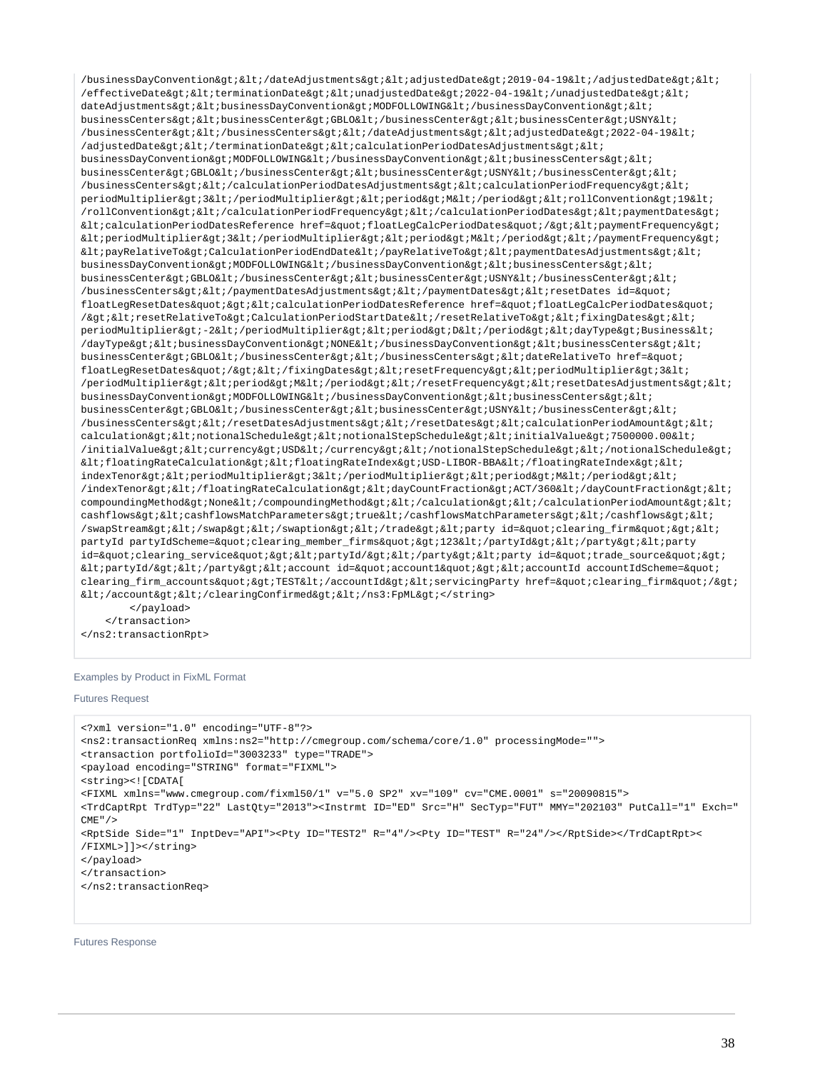```
/businessDayConvention&gt;&lt;/dateAdjustments&gt;&lt;adjustedDate&gt;2019-04-19&lt;/adjustedDate&gt;&lt;
/effectiveDate&gt;&lt;terminationDate&gt;&lt;unadjustedDate&gt;2022-04-19&lt;/unadjustedDate&gt;&lt;
dateAdjustments&gt;&lt;businessDayConvention&gt;MODFOLLOWING&lt;/businessDayConvention&gt;&lt;
businessCenters&gt;&lt;businessCenter&gt;GBLO&lt;/businessCenter&gt;&lt;businessCenter&gt;USNY&lt;
/businessCenter&gt;&lt;/businessCenters&gt;&lt;/dateAdjustments&gt;&lt;adjustedDate&gt;2022-04-19&lt;
/adjustedDate&gt;&lt;/terminationDate&gt;&lt;calculationPeriodDatesAdjustments&gt;&lt;
businessDayConvention&gt;MODFOLLOWING&lt;/businessDayConvention&gt;&lt;businessCenters&gt;&lt;
businessCenter&gt;GBLO&lt;/businessCenter&gt;&lt;businessCenter&gt;USNY&lt;/businessCenter&gt;&lt;
/businessCenters&gt;&lt;/calculationPeriodDatesAdjustments&gt;&lt;calculationPeriodFrequency&gt;&lt;
periodMultiplier&gt;3&lt;/periodMultiplier&gt;&lt;period&gt;M&lt;/period&gt;&lt;rollConvention&gt;19&lt;
/rollConvention&gt;&lt;/calculationPeriodFrequency&gt;&lt;/calculationPeriodDates&gt;&lt;paymentDates&gt;
&lt;calculationPeriodDatesReference href=&quot;floatLegCalcPeriodDates&quot;/&gt;&lt;paymentFrequency&gt;
&lt;periodMultiplier&gt;3&lt;/periodMultiplier&gt;&lt;period&gt;M&lt;/period&gt;&lt;/paymentFrequency&gt;
&lt;payRelativeTo&gt;CalculationPeriodEndDate&lt;/payRelativeTo&gt;&lt;paymentDatesAdjustments&gt;&lt;
businessDayConvention&gt;MODFOLLOWING&lt;/businessDayConvention&gt;&lt;businessCenters&gt;&lt;
businessCenter&gt;GBLO&lt;/businessCenter&gt;&lt;businessCenter&gt;USNY&lt;/businessCenter&gt;&lt;
/businessCenters&gt;&lt;/paymentDatesAdjustments&gt;&lt;/paymentDates&gt;&lt;resetDates id=&quot;
floatLegResetDates&quot;&gt;&lt;calculationPeriodDatesReference href=&quot;floatLegCalcPeriodDates&quot;
/&gt;&lt;resetRelativeTo&gt;CalculationPeriodStartDate&lt;/resetRelativeTo&gt;&lt;fixingDates&gt;&lt;
periodMultiplier&gt;-2&lt;/periodMultiplier&gt;&lt;period&gt;D&lt;/period&gt;&lt;dayType&gt;Business&lt;
/dayType&gt;&lt;businessDayConvention&gt;NONE&lt;/businessDayConvention&gt;&lt;businessCenters&gt;&lt;
businessCenter&gt;GBLO&lt;/businessCenter&gt;&lt;/businessCenters&gt;&lt;dateRelativeTo href=&quot;
floatLegResetDates&quot;/&gt;&lt;/fixingDates&gt;&lt;resetFrequency&gt;&lt;periodMultiplier&gt;3&lt;
/periodMultiplier&gt;&lt;period&gt;M&lt;/period&gt;&lt;/resetFrequency&gt;&lt;resetDatesAdjustments&gt;&lt;
businessDayConvention&gt;MODFOLLOWING&lt;/businessDayConvention&gt;&lt;businessCenters&gt;&lt;
businessCenter&gt;GBLO&lt;/businessCenter&gt;&lt;businessCenter&gt;USNY&lt;/businessCenter&gt;&lt;
/businessCenters&gt;&lt;/resetDatesAdjustments&gt;&lt;/resetDates&gt;&lt;calculationPeriodAmount&gt;&lt;
calculation&gt;&lt;notionalSchedule&gt;&lt;notionalStepSchedule&gt;&lt;initialValue&gt;7500000.00&lt;
/initialValue&gt;&lt;currency&gt;USD&lt;/currency&gt;&lt;/notionalStepSchedule&gt;&lt;/notionalSchedule&gt;
&lt;floatingRateCalculation&gt;&lt;floatingRateIndex&gt;USD-LIBOR-BBA&lt;/floatingRateIndex&gt;&lt;
indexTenor&gt;&lt;periodMultiplier&gt;3&lt;/periodMultiplier&gt;&lt;period&gt;M&lt;/period&gt;&lt;
/indexTenor&gt;&lt;/floatingRateCalculation&gt;&lt;dayCountFraction&gt;ACT/360&lt;/dayCountFraction&gt;&lt;
compoundingMethod&gt;None&lt;/compoundingMethod&gt;&lt;/calculation&gt;&lt;/calculationPeriodAmount&gt;&lt;
cashflows&gt;&lt;cashflowsMatchParameters&gt;true&lt;/cashflowsMatchParameters&gt;&lt;/cashflows&gt;&lt;
/swapStream&gt;&lt;/swap&gt;&lt;/swaption&gt;&lt;/trade&gt;&lt;party id=&quot;clearing_firm&quot;&gt;&lt;
partyId partyIdScheme=&quot;clearing_member_firms&quot;&gt;123&lt;/partyId&gt;&lt;/party&gt;&lt;party
id=&quot;clearing_service&quot;&gt;&lt;partyId/&gt;&lt;/party&gt;&lt;party id=&quot;trade_source&quot;&gt;
&lt;partyId/&gt;&lt;/party&gt;&lt;account id=&quot;account1&quot;&gt;&lt;accountId accountIdScheme=&quot;
clearing_firm_accounts&quot;&gt;TEST&lt;/accountId&gt;&lt;servicingParty href=&quot;clearing_firm&quot;/&gt;
&lt;/account&gt;&lt;/clearingConfirmed&gt;&lt;/ns3:FpML&gt;</string>
        </payload>
    </transaction>
</ns2:transactionRpt>
```

Examples by Product in FixML Format

Futures Request

```
<?xml version="1.0" encoding="UTF-8"?>
<ns2:transactionReq xmlns:ns2="http://cmegroup.com/schema/core/1.0" processingMode="">
<transaction portfolioId="3003233" type="TRADE">
<payload encoding="STRING" format="FIXML">
<string><![CDATA[
<FIXML xmlns="www.cmegroup.com/fixml50/1" v="5.0 SP2" xv="109" cv="CME.0001" s="20090815">
<TrdCaptRpt TrdTyp="22" LastQty="2013"><Instrmt ID="ED" Src="H" SecTyp="FUT" MMY="202103" PutCall="1" Exch="
CME"/>
<RptSide Side="1" InptDev="API"><Pty ID="TEST2" R="4"/><Pty ID="TEST" R="24"/></RptSide></TrdCaptRpt><
/FIXML>]]></string>
</payload>
</transaction>
</ns2:transactionReq>
```

Futures Response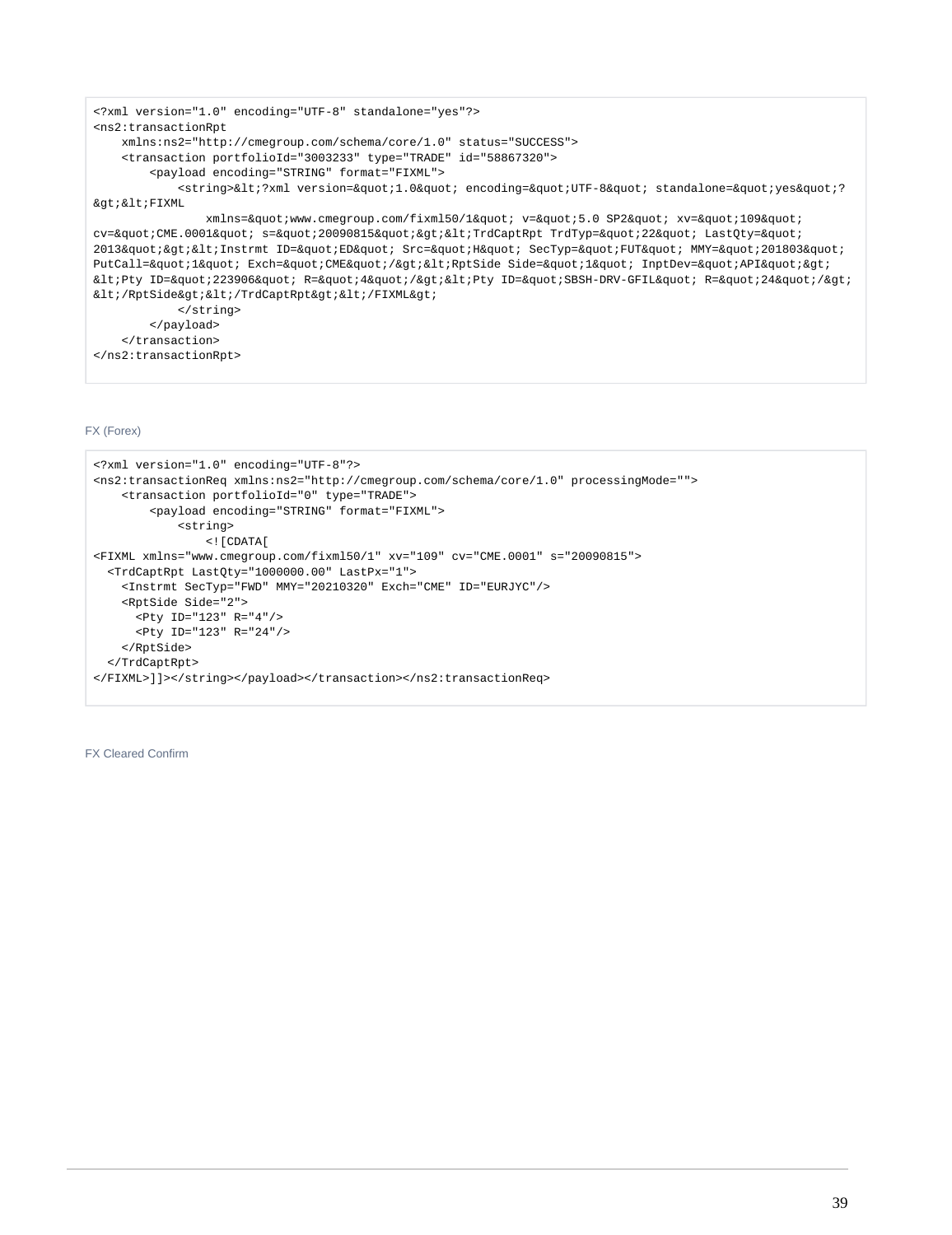```
<?xml version="1.0" encoding="UTF-8" standalone="yes"?>
<ns2:transactionRpt
    xmlns:ns2="http://cmegroup.com/schema/core/1.0" status="SUCCESS">
    <transaction portfolioId="3003233" type="TRADE" id="58867320">
        <payload encoding="STRING" format="FIXML">
            <string>&lt;?xml version=&quot;1.0&quot; encoding=&quot;UTF-8&quot; standalone=&quot;yes&quot;?
&gt;&lt;FIXML
                xmlns=&quot;www.cmegroup.com/fixml50/1&quot; v=&quot;5.0 SP2&quot; xv=&quot;109&quot;
cv=&quot;CME.0001&quot; s=&quot;20090815&quot;&gt;&lt;TrdCaptRpt TrdTyp=&quot;22&quot; LastQty=&quot;
2013&quot;&gt;&lt;Instrmt ID=&quot;ED&quot; Src=&quot;H&quot; SecTyp=&quot;FUT&quot; MMY=&quot;201803&quot;
PutCall=&quot;1&quot; Exch=&quot;CME&quot;/&gt;&lt;RptSide Side=&quot;1&quot; InptDev=&quot;API&quot;&gt;
&lt;Pty ID=&quot;223906&quot; R=&quot;4&quot;/&gt;&lt;Pty ID=&quot;SBSH-DRV-GFIL&quot; R=&quot;24&quot;/&gt;
&lt;/RptSide&gt;&lt;/TrdCaptRpt&gt;&lt;/FIXML&gt;
            </string>
        </payload>
    </transaction>
</ns2:transactionRpt>
```

FX (Forex)

```
<?xml version="1.0" encoding="UTF-8"?>
<ns2:transactionReq xmlns:ns2="http://cmegroup.com/schema/core/1.0" processingMode="">
    <transaction portfolioId="0" type="TRADE">
        <payload encoding="STRING" format="FIXML">
            <string>
                <![CDATA[
<FIXML xmlns="www.cmegroup.com/fixml50/1" xv="109" cv="CME.0001" s="20090815">
  <TrdCaptRpt LastQty="1000000.00" LastPx="1">
    <Instrmt SecTyp="FWD" MMY="20210320" Exch="CME" ID="EURJYC"/>
    <RptSide Side="2">
      <Pty ID="123" R="4"/>
      <Pty ID="123" R="24"/>
    </RptSide>
  </TrdCaptRpt>
</FIXML>]]></string></payload></transaction></ns2:transactionReq>
```

FX Cleared Confirm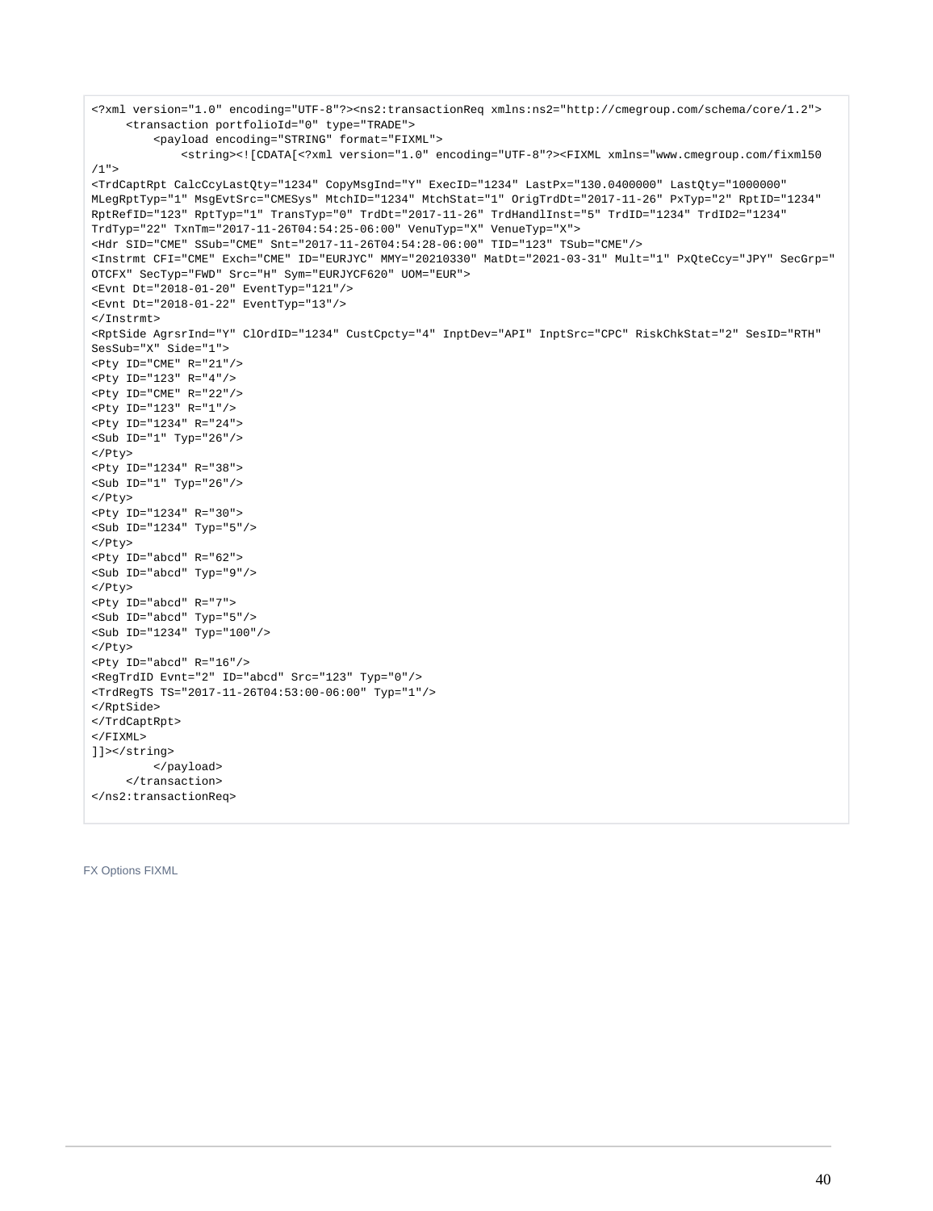```
<?xml version="1.0" encoding="UTF-8"?><ns2:transactionReq xmlns:ns2="http://cmegroup.com/schema/core/1.2">
     <transaction portfolioId="0" type="TRADE">
         <payload encoding="STRING" format="FIXML">
             <string><![CDATA[<?xml version="1.0" encoding="UTF-8"?><FIXML xmlns="www.cmegroup.com/fixml50
/1">
<TrdCaptRpt CalcCcyLastQty="1234" CopyMsgInd="Y" ExecID="1234" LastPx="130.0400000" LastQty="1000000"
MLegRptTyp="1" MsgEvtSrc="CMESys" MtchID="1234" MtchStat="1" OrigTrdDt="2017-11-26" PxTyp="2" RptID="1234"
RptRefID="123" RptTyp="1" TransTyp="0" TrdDt="2017-11-26" TrdHandlInst="5" TrdID="1234" TrdID2="1234"
TrdTyp="22" TxnTm="2017-11-26T04:54:25-06:00" VenuTyp="X" VenueTyp="X">
<Hdr SID="CME" SSub="CME" Snt="2017-11-26T04:54:28-06:00" TID="123" TSub="CME"/>
<Instrmt CFI="CME" Exch="CME" ID="EURJYC" MMY="20210330" MatDt="2021-03-31" Mult="1" PxQteCcy="JPY" SecGrp="
OTCFX" SecTyp="FWD" Src="H" Sym="EURJYCF620" UOM="EUR">
<Evnt Dt="2018-01-20" EventTyp="121"/>
<Evnt Dt="2018-01-22" EventTyp="13"/>
</Instrmt>
<RptSide AgrsrInd="Y" ClOrdID="1234" CustCpcty="4" InptDev="API" InptSrc="CPC" RiskChkStat="2" SesID="RTH"
SesSub="X" Side="1">
<Pty ID="CME" R="21"/>
<Pty ID="123" R="4"/>
<Pty ID="CME" R="22"/>
<Pty ID="123" R="1"/>
<Pty ID="1234" R="24">
<Sub ID="1" Typ="26"/>
</Pty>
<Pty ID="1234" R="38">
<Sub ID="1" Typ="26"/>
</Pty>
<Pty ID="1234" R="30">
<Sub ID="1234" Typ="5"/>
</Pty>
<Pty ID="abcd" R="62">
<Sub ID="abcd" Typ="9"/>
</Pty>
<Pty ID="abcd" R="7">
<Sub ID="abcd" Typ="5"/>
<Sub ID="1234" Typ="100"/>
</Pty>
<Pty ID="abcd" R="16"/>
<RegTrdID Evnt="2" ID="abcd" Src="123" Typ="0"/>
<TrdRegTS TS="2017-11-26T04:53:00-06:00" Typ="1"/>
</RptSide>
</TrdCaptRpt>
</FIXML>
]]></string>
         </payload>
     </transaction>
</ns2:transactionReq>
```

FX Options FIXML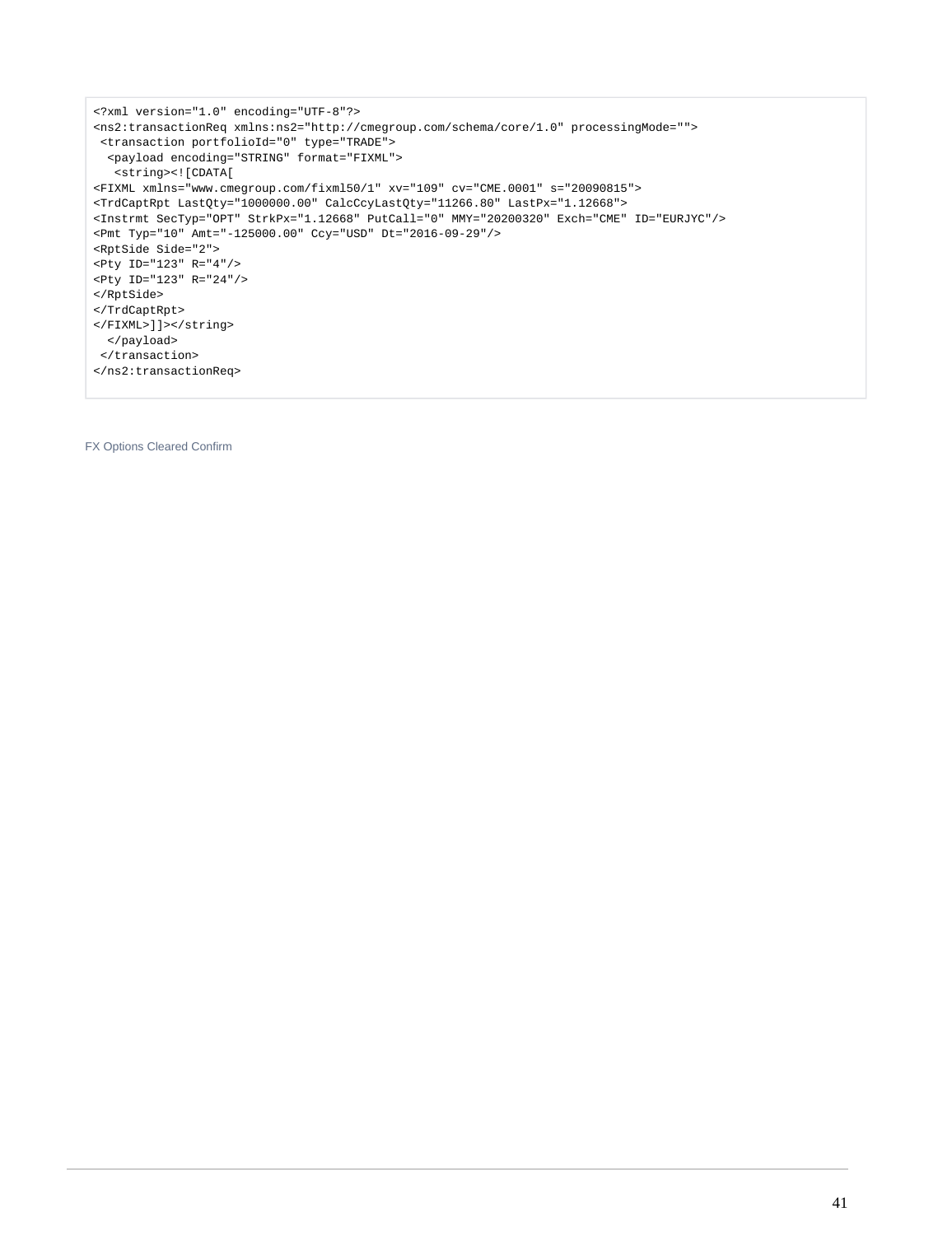```
<?xml version="1.0" encoding="UTF-8"?>
<ns2:transactionReq xmlns:ns2="http://cmegroup.com/schema/core/1.0" processingMode="">
 <transaction portfolioId="0" type="TRADE">
  <payload encoding="STRING" format="FIXML">
   <string><![CDATA[
<FIXML xmlns="www.cmegroup.com/fixml50/1" xv="109" cv="CME.0001" s="20090815">
<TrdCaptRpt LastQty="1000000.00" CalcCcyLastQty="11266.80" LastPx="1.12668">
<Instrmt SecTyp="OPT" StrkPx="1.12668" PutCall="0" MMY="20200320" Exch="CME" ID="EURJYC"/>
<Pmt Typ="10" Amt="-125000.00" Ccy="USD" Dt="2016-09-29"/>
<RptSide Side="2">
<Pty ID="123" R="4"/>
<Pty ID="123" R="24"/>
</RptSide>
</TrdCaptRpt>
</FIXML>]]></string>
  </payload>
 </transaction>
</ns2:transactionReq>
```

FX Options Cleared Confirm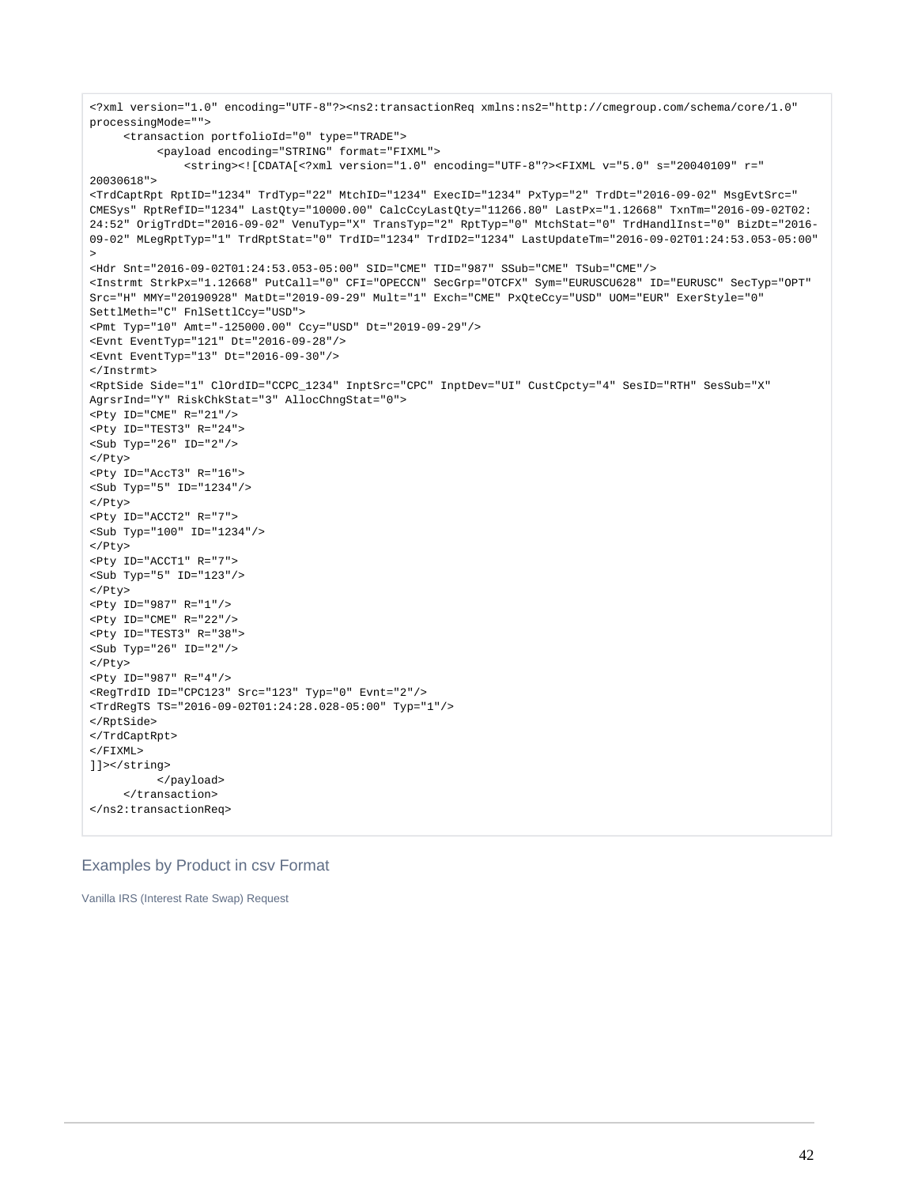```
<?xml version="1.0" encoding="UTF-8"?><ns2:transactionReq xmlns:ns2="http://cmegroup.com/schema/core/1.0"
processingMode="">
     <transaction portfolioId="0" type="TRADE">
          <payload encoding="STRING" format="FIXML">
              <string><![CDATA[<?xml version="1.0" encoding="UTF-8"?><FIXML v="5.0" s="20040109" r="
20030618">
<TrdCaptRpt RptID="1234" TrdTyp="22" MtchID="1234" ExecID="1234" PxTyp="2" TrdDt="2016-09-02" MsgEvtSrc="
CMESys" RptRefID="1234" LastQty="10000.00" CalcCcyLastQty="11266.80" LastPx="1.12668" TxnTm="2016-09-02T02:
24:52" OrigTrdDt="2016-09-02" VenuTyp="X" TransTyp="2" RptTyp="0" MtchStat="0" TrdHandlInst="0" BizDt="2016-
09-02" MLegRptTyp="1" TrdRptStat="0" TrdID="1234" TrdID2="1234" LastUpdateTm="2016-09-02T01:24:53.053-05:00"
>
<Hdr Snt="2016-09-02T01:24:53.053-05:00" SID="CME" TID="987" SSub="CME" TSub="CME"/>
<Instrmt StrkPx="1.12668" PutCall="0" CFI="OPECCN" SecGrp="OTCFX" Sym="EURUSCU628" ID="EURUSC" SecTyp="OPT"
Src="H" MMY="20190928" MatDt="2019-09-29" Mult="1" Exch="CME" PxQteCcy="USD" UOM="EUR" ExerStyle="0"
SettlMeth="C" FnlSettlCcy="USD">
<Pmt Typ="10" Amt="-125000.00" Ccy="USD" Dt="2019-09-29"/>
<Evnt EventTyp="121" Dt="2016-09-28"/>
<Evnt EventTyp="13" Dt="2016-09-30"/>
</Instrmt>
<RptSide Side="1" ClOrdID="CCPC_1234" InptSrc="CPC" InptDev="UI" CustCpcty="4" SesID="RTH" SesSub="X"
AgrsrInd="Y" RiskChkStat="3" AllocChngStat="0">
<Pty ID="CME" R="21"/>
<Pty ID="TEST3" R="24">
<Sub Typ="26" ID="2"/>
</Pty>
<Pty ID="AccT3" R="16">
<Sub Typ="5" ID="1234"/>
</Pty>
<Pty ID="ACCT2" R="7">
<Sub Typ="100" ID="1234"/>
</Pty>
<Pty ID="ACCT1" R="7">
<Sub Typ="5" ID="123"/>
</Pty>
<Pty ID="987" R="1"/>
<Pty ID="CME" R="22"/>
<Pty ID="TEST3" R="38">
<Sub Typ="26" ID="2"/>
</Pty>
<Pty ID="987" R="4"/>
<RegTrdID ID="CPC123" Src="123" Typ="0" Evnt="2"/>
<TrdRegTS TS="2016-09-02T01:24:28.028-05:00" Typ="1"/>
</RptSide>
</TrdCaptRpt>
</FIXML>
]]></string>
          </payload>
     </transaction>
</ns2:transactionReq>
```

## Examples by Product in csv Format

### Vanilla IRS (Interest Rate Swap) Request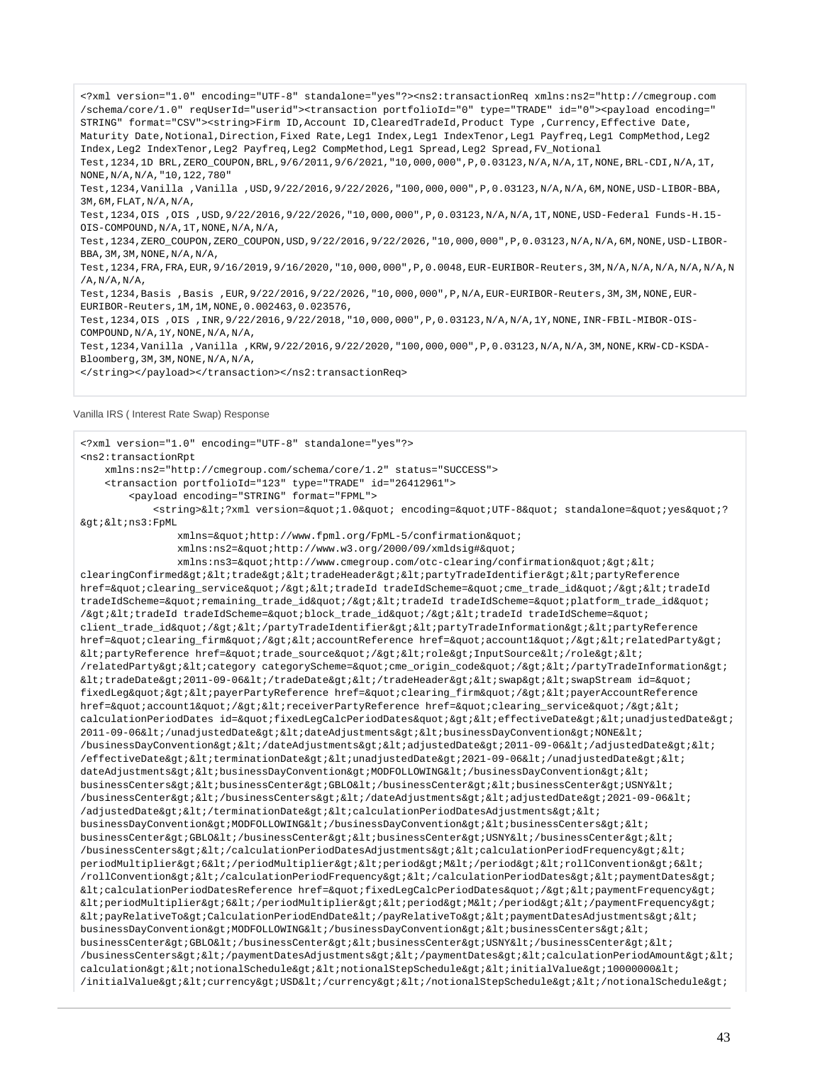```
<?xml version="1.0" encoding="UTF-8" standalone="yes"?><ns2:transactionReq xmlns:ns2="http://cmegroup.com
/schema/core/1.0" reqUserId="userid"><transaction portfolioId="0" type="TRADE" id="0"><payload encoding="
STRING" format="CSV"><string>Firm ID,Account ID,ClearedTradeId,Product Type ,Currency,Effective Date,
Maturity Date,Notional,Direction,Fixed Rate,Leg1 Index,Leg1 IndexTenor,Leg1 Payfreq,Leg1 CompMethod,Leg2
Index,Leg2 IndexTenor,Leg2 Payfreq,Leg2 CompMethod,Leg1 Spread,Leg2 Spread,FV_Notional
Test,1234,1D BRL,ZERO_COUPON,BRL,9/6/2011,9/6/2021,"10,000,000",P,0.03123,N/A,N/A,1T,NONE,BRL-CDI,N/A,1T,
NONE,N/A,N/A,"10,122,780"
Test,1234,Vanilla ,Vanilla ,USD,9/22/2016,9/22/2026,"100,000,000",P,0.03123,N/A,N/A,6M,NONE,USD-LIBOR-BBA,
3M,6M,FLAT,N/A,N/A,
Test,1234,OIS ,OIS ,USD,9/22/2016,9/22/2026,"10,000,000",P,0.03123,N/A,N/A,1T,NONE,USD-Federal Funds-H.15-
OIS-COMPOUND,N/A,1T,NONE,N/A,N/A,
Test,1234,ZERO_COUPON,ZERO_COUPON,USD,9/22/2016,9/22/2026,"10,000,000",P,0.03123,N/A,N/A,6M,NONE,USD-LIBOR-
BBA,3M,3M,NONE,N/A,N/A,
Test,1234,FRA,FRA,EUR,9/16/2019,9/16/2020,"10,000,000",P,0.0048,EUR-EURIBOR-Reuters,3M,N/A,N/A,N/A,N/A,N/A,N
/A,N/A,N/A,
Test,1234,Basis ,Basis ,EUR,9/22/2016,9/22/2026,"10,000,000",P,N/A,EUR-EURIBOR-Reuters,3M,3M,NONE,EUR-
EURIBOR-Reuters,1M,1M,NONE,0.002463,0.023576,
Test,1234,OIS ,OIS ,INR,9/22/2016,9/22/2018,"10,000,000",P,0.03123,N/A,N/A,1Y,NONE,INR-FBIL-MIBOR-OIS-
COMPOUND,N/A,1Y,NONE,N/A,N/A,
Test,1234,Vanilla ,Vanilla ,KRW,9/22/2016,9/22/2020,"100,000,000",P,0.03123,N/A,N/A,3M,NONE,KRW-CD-KSDA-
Bloomberg,3M,3M,NONE,N/A,N/A,
</string></payload></transaction></ns2:transactionReq>
```

Vanilla IRS ( Interest Rate Swap) Response

```
<?xml version="1.0" encoding="UTF-8" standalone="yes"?>
<ns2:transactionRpt
    xmlns:ns2="http://cmegroup.com/schema/core/1.2" status="SUCCESS">
    <transaction portfolioId="123" type="TRADE" id="26412961">
        <payload encoding="STRING" format="FPML">
            <string>&lt;?xml version=&quot;1.0&quot; encoding=&quot;UTF-8&quot; standalone=&quot;yes&quot;?
&gt;&lt;ns3:FpML
                xmlns=&quot;http://www.fpml.org/FpML-5/confirmation&quot;
                xmlns:ns2=&quot;http://www.w3.org/2000/09/xmldsig#&quot;
                xmlns:ns3=&quot;http://www.cmegroup.com/otc-clearing/confirmation&quot;&gt;&lt;
clearingConfirmed&gt;&lt;trade&gt;&lt;tradeHeader&gt;&lt;partyTradeIdentifier&gt;&lt;partyReference
href=&quot;clearing_service&quot;/&gt;&lt;tradeId tradeIdScheme=&quot;cme_trade_id&quot;/&gt;&lt;tradeId
tradeIdScheme=&quot;remaining_trade_id&quot;/&gt;&lt;tradeId tradeIdScheme=&quot;platform_trade_id&quot;
/&gt;&lt;tradeId tradeIdScheme=&quot;block_trade_id&quot;/&gt;&lt;tradeId tradeIdScheme=&quot;
client_trade_id&quot;/&gt;&lt;/partyTradeIdentifier&gt;&lt;partyTradeInformation&gt;&lt;partyReference
href=&quot;clearing_firm&quot;/&gt;&lt;accountReference href=&quot;account1&quot;/&gt;&lt;relatedParty&gt;
&lt;partyReference href=&quot;trade_source&quot;/&gt;&lt;role&gt;InputSource&lt;/role&gt;&lt;
/relatedParty&gt;&lt;category categoryScheme=&quot;cme_origin_code&quot;/&gt;&lt;/partyTradeInformation&gt;
&lt;tradeDate&gt;2011-09-06&lt;/tradeDate&gt;&lt;/tradeHeader&gt;&lt;swap&gt;&lt;swapStream id=&quot;
fixedLeg&quot;&gt;&lt;payerPartyReference href=&quot;clearing_firm&quot;/&gt;&lt;payerAccountReference
href=&quot;account1&quot;/&gt;&lt;receiverPartyReference href=&quot;clearing_service&quot;/&gt;&lt;
calculationPeriodDates id=&quot;fixedLegCalcPeriodDates&quot;&gt;&lt;effectiveDate&gt;&lt;unadjustedDate&gt;
2011-09-06&lt;/unadjustedDate&gt;&lt;dateAdjustments&gt;&lt;businessDayConvention&gt;NONE&lt;
/businessDayConvention&gt;&lt;/dateAdjustments&gt;&lt;adjustedDate&gt;2011-09-06&lt;/adjustedDate&gt;&lt;
/effectiveDate&gt;&lt;terminationDate&gt;&lt;unadjustedDate&gt;2021-09-06&lt;/unadjustedDate&gt;&lt;
dateAdjustments&gt;&lt;businessDayConvention&gt;MODFOLLOWING&lt;/businessDayConvention&gt;&lt;
businessCenters&gt;&lt;businessCenter&gt;GBLO&lt;/businessCenter&gt;&lt;businessCenter&gt;USNY&lt;
/businessCenter&gt;&lt;/businessCenters&gt;&lt;/dateAdjustments&gt;&lt;adjustedDate&gt;2021-09-06&lt;
/adjustedDate&gt;&lt;/terminationDate&gt;&lt;calculationPeriodDatesAdjustments&gt;&lt;
businessDayConvention&gt;MODFOLLOWING&lt;/businessDayConvention&gt;&lt;businessCenters&gt;&lt;
businessCenter&gt;GBLO&lt;/businessCenter&gt;&lt;businessCenter&gt;USNY&lt;/businessCenter&gt;&lt;
/businessCenters&gt;&lt;/calculationPeriodDatesAdjustments&gt;&lt;calculationPeriodFrequency&gt;&lt;
periodMultiplier&gt;6&lt;/periodMultiplier&gt;&lt;period&gt;M&lt;/period&gt;&lt;rollConvention&gt;6&lt;
/rollConvention&gt;&lt;/calculationPeriodFrequency&gt;&lt;/calculationPeriodDates&gt;&lt;paymentDates&gt;
&lt;calculationPeriodDatesReference href=&quot;fixedLegCalcPeriodDates&quot;/&gt;&lt;paymentFrequency&gt;
&lt;periodMultiplier&gt;6&lt;/periodMultiplier&gt;&lt;period&gt;M&lt;/period&gt;&lt;/paymentFrequency&gt;
&lt;payRelativeTo&gt;CalculationPeriodEndDate&lt;/payRelativeTo&gt;&lt;paymentDatesAdjustments&gt;&lt;
businessDayConvention&gt;MODFOLLOWING&lt;/businessDayConvention&gt;&lt;businessCenters&gt;&lt;
businessCenter&gt;GBLO&lt;/businessCenter&gt;&lt;businessCenter&gt;USNY&lt;/businessCenter&gt;&lt;
/businessCenters&gt;&lt;/paymentDatesAdjustments&gt;&lt;/paymentDates&gt;&lt;calculationPeriodAmount&gt;&lt;
calculation&gt;&lt;notionalSchedule&gt;&lt;notionalStepSchedule&gt;&lt;initialValue&gt;10000000&lt;
/initialValue&gt;&lt;currency&gt;USD&lt;/currency&gt;&lt;/notionalStepSchedule&gt;&lt;/notionalSchedule&gt;
```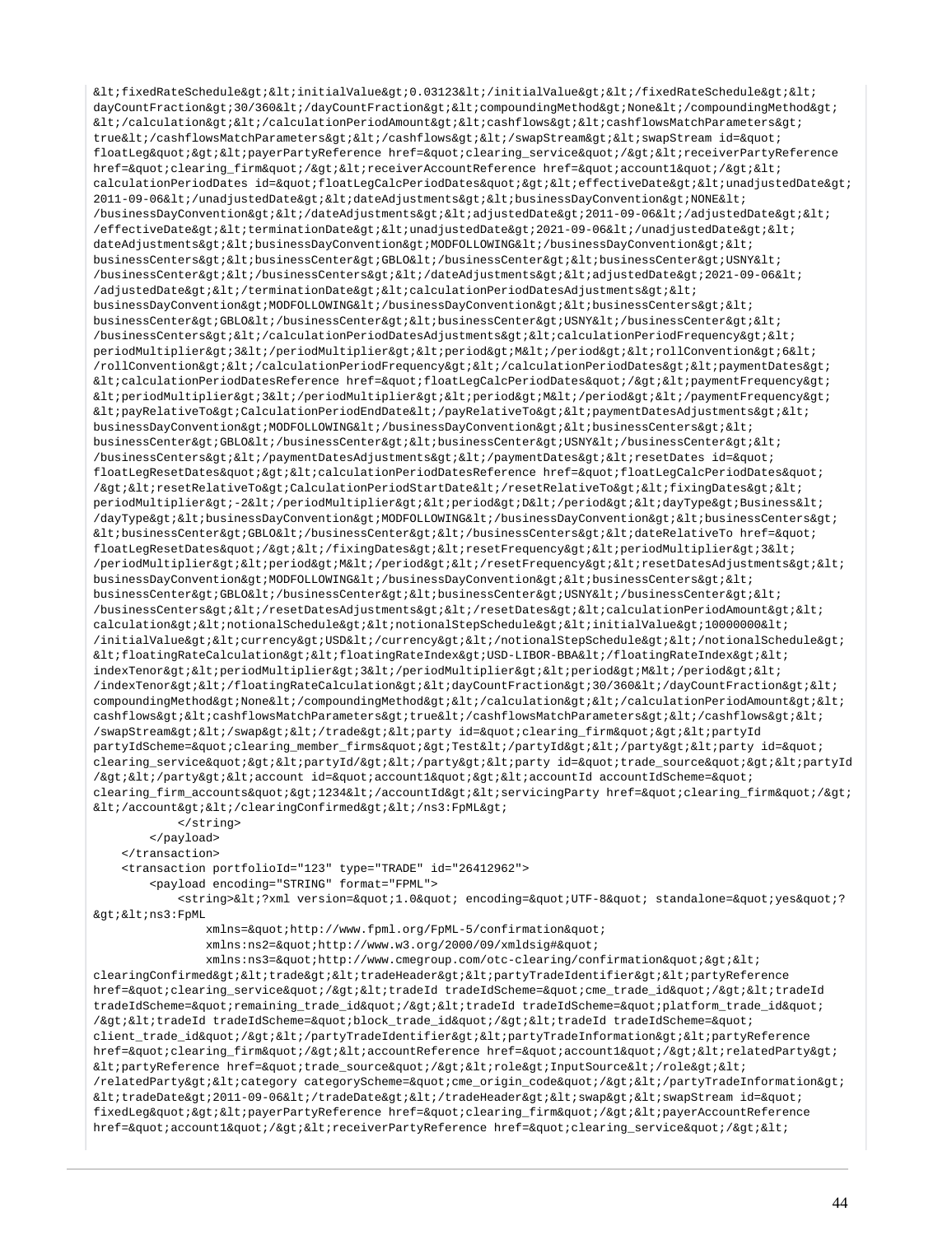```
&lt;fixedRateSchedule&gt;&lt;initialValue&gt;0.03123&lt;/initialValue&gt;&lt;/fixedRateSchedule&gt;&lt;
dayCountFraction&gt;30/360&lt;/dayCountFraction&gt;&lt;compoundingMethod&gt;None&lt;/compoundingMethod&gt;
&lt;/calculation&gt;&lt;/calculationPeriodAmount&gt;&lt;cashflows&gt;&lt;cashflowsMatchParameters&gt;
true&lt;/cashflowsMatchParameters&gt;&lt;/cashflows&gt;&lt;/swapStream&gt;&lt;swapStream id=&quot;
floatLeg&quot;&gt;&lt;payerPartyReference href=&quot;clearing_service&quot;/&gt;&lt;receiverPartyReference
href=&quot;clearing_firm&quot;/&gt;&lt;receiverAccountReference href=&quot;account1&quot;/&gt;&lt;
calculationPeriodDates id=&quot;floatLegCalcPeriodDates&quot;&gt;&lt;effectiveDate&gt;&lt;unadjustedDate&gt;
2011-09-06&lt;/unadjustedDate&gt;&lt;dateAdjustments&gt;&lt;businessDayConvention&gt;NONE&lt;
/businessDayConvention&gt;&lt;/dateAdjustments&gt;&lt;adjustedDate&gt;2011-09-06&lt;/adjustedDate&gt;&lt;
/effectiveDate&gt;&lt;terminationDate&gt;&lt;unadjustedDate&gt;2021-09-06&lt;/unadjustedDate&gt;&lt;
dateAdjustments&gt;&lt;businessDayConvention&gt;MODFOLLOWING&lt;/businessDayConvention&gt;&lt;
businessCenters&gt;&lt;businessCenter&gt;GBLO&lt;/businessCenter&gt;&lt;businessCenter&gt;USNY&lt;
/businessCenter&gt;&lt;/businessCenters&gt;&lt;/dateAdjustments&gt;&lt;adjustedDate&gt;2021-09-06&lt;
/adjustedDate&gt;&lt;/terminationDate&gt;&lt;calculationPeriodDatesAdjustments&gt;&lt;
businessDayConvention&gt;MODFOLLOWING&lt;/businessDayConvention&gt;&lt;businessCenters&gt;&lt;
businessCenter&gt;GBLO&lt;/businessCenter&gt;&lt;businessCenter&gt;USNY&lt;/businessCenter&gt;&lt;
/businessCenters&gt;&lt;/calculationPeriodDatesAdjustments&gt;&lt;calculationPeriodFrequency&gt;&lt;
periodMultiplier&gt;3&lt;/periodMultiplier&gt;&lt;period&gt;M&lt;/period&gt;&lt;rollConvention&gt;6&lt;
/rollConvention&gt;&lt;/calculationPeriodFrequency&gt;&lt;/calculationPeriodDates&gt;&lt;paymentDates&gt;
&lt;calculationPeriodDatesReference href=&quot;floatLegCalcPeriodDates&quot;/&gt;&lt;paymentFrequency&gt;
&lt;periodMultiplier&gt;3&lt;/periodMultiplier&gt;&lt;period&gt;M&lt;/period&gt;&lt;/paymentFrequency&gt;
&lt;payRelativeTo&gt;CalculationPeriodEndDate&lt;/payRelativeTo&gt;&lt;paymentDatesAdjustments&gt;&lt;
businessDayConvention&gt;MODFOLLOWING&lt;/businessDayConvention&gt;&lt;businessCenters&gt;&lt;
businessCenter&gt;GBLO&lt;/businessCenter&gt;&lt;businessCenter&gt;USNY&lt;/businessCenter&gt;&lt;
/businessCenters&gt;&lt;/paymentDatesAdjustments&gt;&lt;/paymentDates&gt;&lt;resetDates id=&quot;
floatLegResetDates&quot;&gt;&lt;calculationPeriodDatesReference href=&quot;floatLegCalcPeriodDates&quot;
/&gt;&lt;resetRelativeTo&gt;CalculationPeriodStartDate&lt;/resetRelativeTo&gt;&lt;fixingDates&gt;&lt;
periodMultiplier&gt;-2&lt;/periodMultiplier&gt;&lt;period&gt;D&lt;/period&gt;&lt;dayType&gt;Business&lt;
/dayType&gt;&lt;businessDayConvention&gt;MODFOLLOWING&lt;/businessDayConvention&gt;&lt;businessCenters&gt;
&lt;businessCenter&gt;GBLO&lt;/businessCenter&gt;&lt;/businessCenters&gt;&lt;dateRelativeTo href=&quot;
floatLegResetDates&quot;/&gt;&lt;/fixingDates&gt;&lt;resetFrequency&gt;&lt;periodMultiplier&gt;3&lt;
/periodMultiplier&gt;&lt;period&gt;M&lt;/period&gt;&lt;/resetFrequency&gt;&lt;resetDatesAdjustments&gt;&lt;
businessDayConvention&gt;MODFOLLOWING&lt;/businessDayConvention&gt;&lt;businessCenters&gt;&lt;
businessCenter&gt;GBLO&lt;/businessCenter&gt;&lt;businessCenter&gt;USNY&lt;/businessCenter&gt;&lt;
/businessCenters&gt;&lt;/resetDatesAdjustments&gt;&lt;/resetDates&gt;&lt;calculationPeriodAmount&gt;&lt;
calculation&gt;&lt;notionalSchedule&gt;&lt;notionalStepSchedule&gt;&lt;initialValue&gt;10000000&lt;
/initialValue&gt;&lt;currency&gt;USD&lt;/currency&gt;&lt;/notionalStepSchedule&gt;&lt;/notionalSchedule&gt;
&lt;floatingRateCalculation&gt;&lt;floatingRateIndex&gt;USD-LIBOR-BBA&lt;/floatingRateIndex&gt;&lt;
indexTenor&gt;&lt;periodMultiplier&gt;3&lt;/periodMultiplier&gt;&lt;period&gt;M&lt;/period&gt;&lt;
/indexTenor&gt;&lt;/floatingRateCalculation&gt;&lt;dayCountFraction&gt;30/360&lt;/dayCountFraction&gt;&lt;
compoundingMethod&gt;None&lt;/compoundingMethod&gt;&lt;/calculation&gt;&lt;/calculationPeriodAmount&gt;&lt;
cashflows&gt;&lt;cashflowsMatchParameters&gt;true&lt;/cashflowsMatchParameters&gt;&lt;/cashflows&gt;&lt;
/swapStream&gt;&lt;/swap&gt;&lt;/trade&gt;&lt;party id=&quot;clearing_firm&quot;&gt;&lt;partyId
partyIdScheme=&quot;clearing_member_firms&quot;&gt;Test&lt;/partyId&gt;&lt;/party&gt;&lt;party id=&quot;
clearing_service&quot;&gt;&lt;partyId/&gt;&lt;/party&gt;&lt;party id=&quot;trade_source&quot;&gt;&lt;partyId
/&gt;&lt;/party&gt;&lt;account id=&quot;account1&quot;&gt;&lt;accountId accountIdScheme=&quot;
clearing_firm_accounts&quot;&gt;1234&lt;/accountId&gt;&lt;servicingParty href=&quot;clearing_firm&quot;/&gt;
&lt;/account&gt;&lt;/clearingConfirmed&gt;&lt;/ns3:FpML&gt;
            </string>
        </payload>
    </transaction>
    <transaction portfolioId="123" type="TRADE" id="26412962">
        <payload encoding="STRING" format="FPML">
            <string>&lt;?xml version=&quot;1.0&quot; encoding=&quot;UTF-8&quot; standalone=&quot;yes&quot;?
&gt;&lt;ns3:FpML
                xmlns=&quot;http://www.fpml.org/FpML-5/confirmation&quot;
                xmlns:ns2=&quot;http://www.w3.org/2000/09/xmldsig#&quot;
                xmlns:ns3=&quot;http://www.cmegroup.com/otc-clearing/confirmation&quot;&gt;&lt;
clearingConfirmed&gt;&lt;trade&gt;&lt;tradeHeader&gt;&lt;partyTradeIdentifier&gt;&lt;partyReference
href=&quot;clearing_service&quot;/&gt;&lt;tradeId tradeIdScheme=&quot;cme_trade_id&quot;/&gt;&lt;tradeId
tradeIdScheme=&quot;remaining_trade_id&quot;/&gt;&lt;tradeId tradeIdScheme=&quot;platform_trade_id&quot;
/&gt;&lt;tradeId tradeIdScheme=&quot;block_trade_id&quot;/&gt;&lt;tradeId tradeIdScheme=&quot;
client_trade_id&quot;/&gt;&lt;/partyTradeIdentifier&gt;&lt;partyTradeInformation&gt;&lt;partyReference
href=&quot;clearing_firm&quot;/&gt;&lt;accountReference href=&quot;account1&quot;/&gt;&lt;relatedParty&gt;
&lt;partyReference href=&quot;trade_source&quot;/&gt;&lt;role&gt;InputSource&lt;/role&gt;&lt;
/relatedParty&gt;&lt;category categoryScheme=&quot;cme_origin_code&quot;/&gt;&lt;/partyTradeInformation&gt;
&lt;tradeDate&gt;2011-09-06&lt;/tradeDate&gt;&lt;/tradeHeader&gt;&lt;swap&gt;&lt;swapStream id=&quot;
fixedLeg&quot;&gt;&lt;payerPartyReference href=&quot;clearing_firm&quot;/&gt;&lt;payerAccountReference
href=&quot;account1&quot;/&gt;&lt;receiverPartyReference href=&quot;clearing_service&quot;/&gt;&lt;
```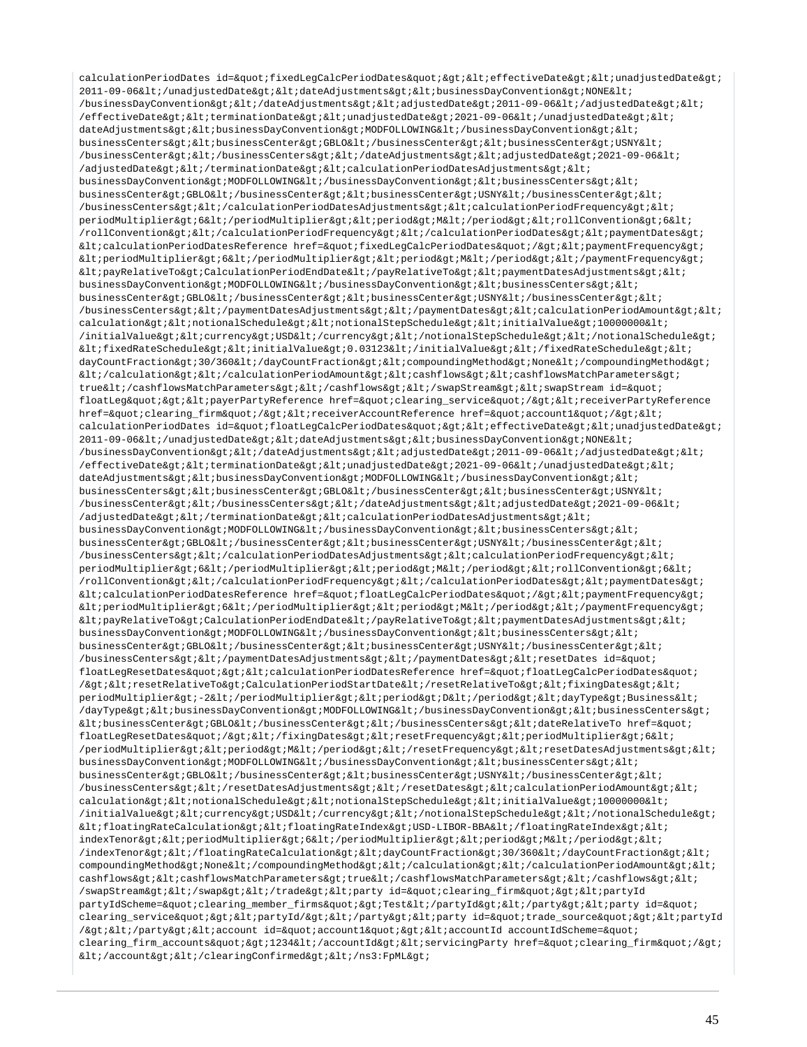```
calculationPeriodDates id=&quot;fixedLegCalcPeriodDates&quot;&gt;&lt;effectiveDate&gt;&lt;unadjustedDate&gt;
2011-09-06&lt;/unadjustedDate&gt;&lt;dateAdjustments&gt;&lt;businessDayConvention&gt;NONE&lt;
/businessDayConvention&gt;&lt;/dateAdjustments&gt;&lt;adjustedDate&gt;2011-09-06&lt;/adjustedDate&gt;&lt;
/effectiveDate&gt;&lt;terminationDate&gt;&lt;unadjustedDate&gt;2021-09-06&lt;/unadjustedDate&gt;&lt;
dateAdjustments&gt;&lt;businessDayConvention&gt;MODFOLLOWING&lt;/businessDayConvention&gt;&lt;
businessCenters&gt;&lt;businessCenter&gt;GBLO&lt;/businessCenter&gt;&lt;businessCenter&gt;USNY&lt;
/businessCenter&gt;&lt;/businessCenters&gt;&lt;/dateAdjustments&gt;&lt;adjustedDate&gt;2021-09-06&lt;
/adjustedDate&gt;&lt;/terminationDate&gt;&lt;calculationPeriodDatesAdjustments&gt;&lt;
businessDayConvention&gt;MODFOLLOWING&lt;/businessDayConvention&gt;&lt;businessCenters&gt;&lt;
businessCenter&gt;GBLO&lt;/businessCenter&gt;&lt;businessCenter&gt;USNY&lt;/businessCenter&gt;&lt;
/businessCenters&gt;&lt;/calculationPeriodDatesAdjustments&gt;&lt;calculationPeriodFrequency&gt;&lt;
periodMultiplier&gt;6&lt;/periodMultiplier&gt;&lt;period&gt;M&lt;/period&gt;&lt;rollConvention&gt;6&lt;
/rollConvention&gt;&lt;/calculationPeriodFrequency&gt;&lt;/calculationPeriodDates&gt;&lt;paymentDates&gt;
&lt;calculationPeriodDatesReference href=&quot;fixedLegCalcPeriodDates&quot;/&gt;&lt;paymentFrequency&gt;
&lt;periodMultiplier&gt;6&lt;/periodMultiplier&gt;&lt;period&gt;M&lt;/period&gt;&lt;/paymentFrequency&gt;
&lt;payRelativeTo&gt;CalculationPeriodEndDate&lt;/payRelativeTo&gt;&lt;paymentDatesAdjustments&gt;&lt;
businessDayConvention&gt;MODFOLLOWING&lt;/businessDayConvention&gt;&lt;businessCenters&gt;&lt;
businessCenter&gt;GBLO&lt;/businessCenter&gt;&lt;businessCenter&gt;USNY&lt;/businessCenter&gt;&lt;
/businessCenters&gt;&lt;/paymentDatesAdjustments&gt;&lt;/paymentDates&gt;&lt;calculationPeriodAmount&gt;&lt;
calculation&gt;&lt;notionalSchedule&gt;&lt;notionalStepSchedule&gt;&lt;initialValue&gt;10000000&lt;
/initialValue&gt;&lt;currency&gt;USD&lt;/currency&gt;&lt;/notionalStepSchedule&gt;&lt;/notionalSchedule&gt;
&lt;fixedRateSchedule&gt;&lt;initialValue&gt;0.03123&lt;/initialValue&gt;&lt;/fixedRateSchedule&gt;&lt;
dayCountFraction&gt;30/360&lt;/dayCountFraction&gt;&lt;compoundingMethod&gt;None&lt;/compoundingMethod&gt;
&lt;/calculation&gt;&lt;/calculationPeriodAmount&gt;&lt;cashflows&gt;&lt;cashflowsMatchParameters&gt;
true&lt;/cashflowsMatchParameters&gt;&lt;/cashflows&gt;&lt;/swapStream&gt;&lt;swapStream id=&quot;
floatLeg&quot;&gt;&lt;payerPartyReference href=&quot;clearing_service&quot;/&gt;&lt;receiverPartyReference
href=&quot;clearing_firm&quot;/&gt;&lt;receiverAccountReference href=&quot;account1&quot;/&gt;&lt;
calculationPeriodDates id=&quot;floatLegCalcPeriodDates&quot;&gt;&lt;effectiveDate&gt;&lt;unadjustedDate&gt;
2011-09-06&lt;/unadjustedDate&gt;&lt;dateAdjustments&gt;&lt;businessDayConvention&gt;NONE&lt;
/businessDayConvention&gt;&lt;/dateAdjustments&gt;&lt;adjustedDate&gt;2011-09-06&lt;/adjustedDate&gt;&lt;
/effectiveDate&gt;&lt;terminationDate&gt;&lt;unadjustedDate&gt;2021-09-06&lt;/unadjustedDate&gt;&lt;
dateAdjustments&gt;&lt;businessDayConvention&gt;MODFOLLOWING&lt;/businessDayConvention&gt;&lt;
businessCenters&gt;&lt;businessCenter&gt;GBLO&lt;/businessCenter&gt;&lt;businessCenter&gt;USNY&lt;
/businessCenter&gt;&lt;/businessCenters&gt;&lt;/dateAdjustments&gt;&lt;adjustedDate&gt;2021-09-06&lt;
/adjustedDate&gt;&lt;/terminationDate&gt;&lt;calculationPeriodDatesAdjustments&gt;&lt;
businessDayConvention&gt;MODFOLLOWING&lt;/businessDayConvention&gt;&lt;businessCenters&gt;&lt;
businessCenter&gt;GBLO&lt;/businessCenter&gt;&lt;businessCenter&gt;USNY&lt;/businessCenter&gt;&lt;
/businessCenters&gt;&lt;/calculationPeriodDatesAdjustments&gt;&lt;calculationPeriodFrequency&gt;&lt;
periodMultiplier&gt;6&lt;/periodMultiplier&gt;&lt;period&gt;M&lt;/period&gt;&lt;rollConvention&gt;6&lt;
/rollConvention&gt;&lt;/calculationPeriodFrequency&gt;&lt;/calculationPeriodDates&gt;&lt;paymentDates&gt;
&lt;calculationPeriodDatesReference href=&quot;floatLegCalcPeriodDates&quot;/&gt;&lt;paymentFrequency&gt;
&lt;periodMultiplier&gt;6&lt;/periodMultiplier&gt;&lt;period&gt;M&lt;/period&gt;&lt;/paymentFrequency&gt;
&lt;payRelativeTo&gt;CalculationPeriodEndDate&lt;/payRelativeTo&gt;&lt;paymentDatesAdjustments&gt;&lt;
businessDayConvention&gt;MODFOLLOWING&lt;/businessDayConvention&gt;&lt;businessCenters&gt;&lt;
businessCenter&gt;GBLO&lt;/businessCenter&gt;&lt;businessCenter&gt;USNY&lt;/businessCenter&gt;&lt;
/businessCenters&gt;&lt;/paymentDatesAdjustments&gt;&lt;/paymentDates&gt;&lt;resetDates id=&quot;
floatLegResetDates&quot;&gt;&lt;calculationPeriodDatesReference href=&quot;floatLegCalcPeriodDates&quot;
/&gt;&lt;resetRelativeTo&gt;CalculationPeriodStartDate&lt;/resetRelativeTo&gt;&lt;fixingDates&gt;&lt;
periodMultiplier&gt;-2&lt;/periodMultiplier&gt;&lt;period&gt;D&lt;/period&gt;&lt;dayType&gt;Business&lt;
/dayType&gt;&lt;businessDayConvention&gt;MODFOLLOWING&lt;/businessDayConvention&gt;&lt;businessCenters&gt;
&lt;businessCenter&gt;GBLO&lt;/businessCenter&gt;&lt;/businessCenters&gt;&lt;dateRelativeTo href=&quot;
floatLegResetDates&quot;/&gt;&lt;/fixingDates&gt;&lt;resetFrequency&gt;&lt;periodMultiplier&gt;6&lt;
/periodMultiplier&gt;&lt;period&gt;M&lt;/period&gt;&lt;/resetFrequency&gt;&lt;resetDatesAdjustments&gt;&lt;
businessDayConvention&gt;MODFOLLOWING&lt;/businessDayConvention&gt;&lt;businessCenters&gt;&lt;
businessCenter&gt;GBLO&lt;/businessCenter&gt;&lt;businessCenter&gt;USNY&lt;/businessCenter&gt;&lt;
/businessCenters&gt;&lt;/resetDatesAdjustments&gt;&lt;/resetDates&gt;&lt;calculationPeriodAmount&gt;&lt;
calculation&gt;&lt;notionalSchedule&gt;&lt;notionalStepSchedule&gt;&lt;initialValue&gt;10000000&lt;
/initialValue&gt;&lt;currency&gt;USD&lt;/currency&gt;&lt;/notionalStepSchedule&gt;&lt;/notionalSchedule&gt;
&lt;floatingRateCalculation&gt;&lt;floatingRateIndex&gt;USD-LIBOR-BBA&lt;/floatingRateIndex&gt;&lt;
indexTenor&gt;&lt;periodMultiplier&gt;6&lt;/periodMultiplier&gt;&lt;period&gt;M&lt;/period&gt;&lt;
/indexTenor&gt;&lt;/floatingRateCalculation&gt;&lt;dayCountFraction&gt;30/360&lt;/dayCountFraction&gt;&lt;
compoundingMethod&gt;None&lt;/compoundingMethod&gt;&lt;/calculation&gt;&lt;/calculationPeriodAmount&gt;&lt;
cashflows&gt;&lt;cashflowsMatchParameters&gt;true&lt;/cashflowsMatchParameters&gt;&lt;/cashflows&gt;&lt;
/swapStream&gt;&lt;/swap&gt;&lt;/trade&gt;&lt;party id=&quot;clearing_firm&quot;&gt;&lt;partyId
partyIdScheme=&quot;clearing_member_firms&quot;&gt;Test&lt;/partyId&gt;&lt;/party&gt;&lt;party id=&quot;
clearing_service&quot;&gt;&lt;partyId/&gt;&lt;/party&gt;&lt;party id=&quot;trade_source&quot;&gt;&lt;partyId
/&gt;&lt;/party&gt;&lt;account id=&quot;account1&quot;&gt;&lt;accountId accountIdScheme=&quot;
clearing_firm_accounts&quot;&gt;1234&lt;/accountId&gt;&lt;servicingParty href=&quot;clearing_firm&quot;/&gt;
&lt;/account&gt;&lt;/clearingConfirmed&gt;&lt;/ns3:FpML&gt;
```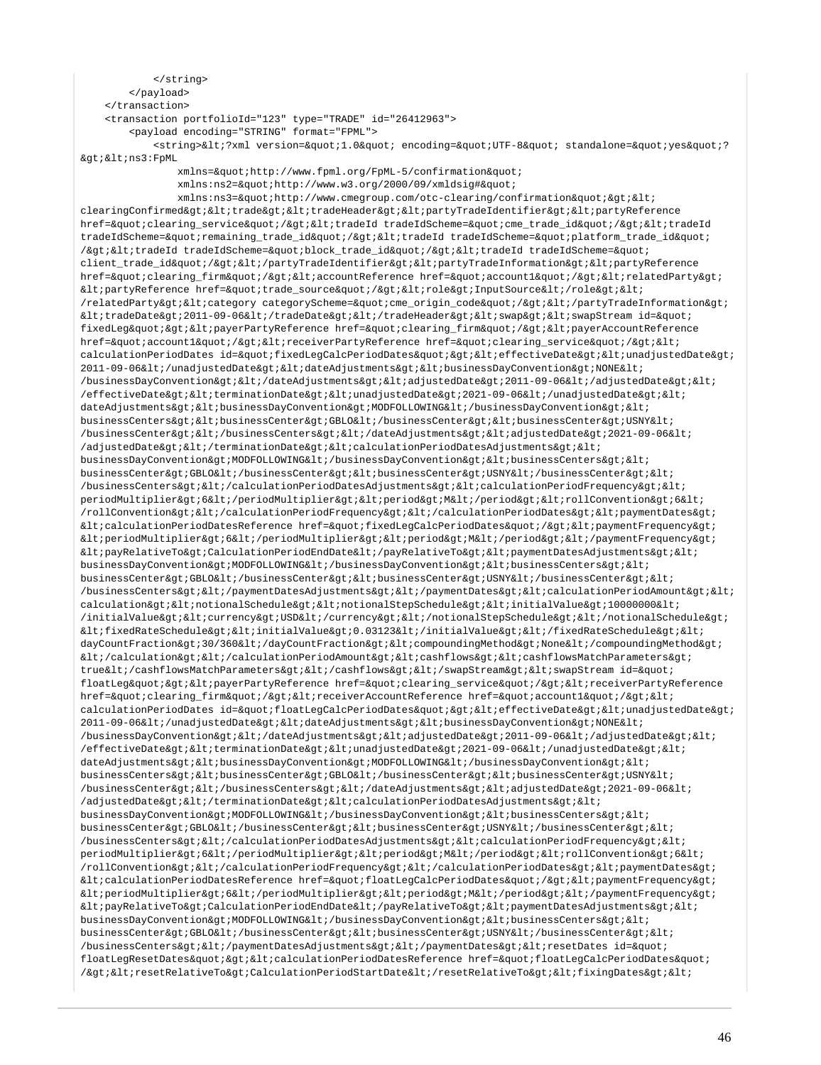```
            </string>
        </payload>
    </transaction>
    <transaction portfolioId="123" type="TRADE" id="26412963">
        <payload encoding="STRING" format="FPML">
            <string>&lt;?xml version=&quot;1.0&quot; encoding=&quot;UTF-8&quot; standalone=&quot;yes&quot;?
&gt;&lt;ns3:FpML
                xmlns=&quot;http://www.fpml.org/FpML-5/confirmation&quot;
                xmlns:ns2=&quot;http://www.w3.org/2000/09/xmldsig#&quot;
                xmlns:ns3=&quot;http://www.cmegroup.com/otc-clearing/confirmation&quot;&gt;&lt;
clearingConfirmed&gt;&lt;trade&gt;&lt;tradeHeader&gt;&lt;partyTradeIdentifier&gt;&lt;partyReference
href=&quot;clearing_service&quot;/&gt;&lt;tradeId tradeIdScheme=&quot;cme_trade_id&quot;/&gt;&lt;tradeId
tradeIdScheme=&quot;remaining_trade_id&quot;/&gt;&lt;tradeId tradeIdScheme=&quot;platform_trade_id&quot;
/&gt;&lt;tradeId tradeIdScheme=&quot;block_trade_id&quot;/&gt;&lt;tradeId tradeIdScheme=&quot;
client_trade_id&quot;/&gt;&lt;/partyTradeIdentifier&gt;&lt;partyTradeInformation&gt;&lt;partyReference
href=&quot;clearing_firm&quot;/&gt;&lt;accountReference href=&quot;account1&quot;/&gt;&lt;relatedParty&gt;
&lt;partyReference href=&quot;trade_source&quot;/&gt;&lt;role&gt;InputSource&lt;/role&gt;&lt;
/relatedParty&gt;&lt;category categoryScheme=&quot;cme_origin_code&quot;/&gt;&lt;/partyTradeInformation&gt;
&lt;tradeDate&gt;2011-09-06&lt;/tradeDate&gt;&lt;/tradeHeader&gt;&lt;swap&gt;&lt;swapStream id=&quot;
fixedLeg&quot;&gt;&lt;payerPartyReference href=&quot;clearing_firm&quot;/&gt;&lt;payerAccountReference
href=&quot;account1&quot;/&gt;&lt;receiverPartyReference href=&quot;clearing_service&quot;/&gt;&lt;
calculationPeriodDates id=&quot;fixedLegCalcPeriodDates&quot;&gt;&lt;effectiveDate&gt;&lt;unadjustedDate&gt;
2011-09-06&lt;/unadjustedDate&gt;&lt;dateAdjustments&gt;&lt;businessDayConvention&gt;NONE&lt;
/businessDayConvention&gt;&lt;/dateAdjustments&gt;&lt;adjustedDate&gt;2011-09-06&lt;/adjustedDate&gt;&lt;
/effectiveDate&gt;&lt;terminationDate&gt;&lt;unadjustedDate&gt;2021-09-06&lt;/unadjustedDate&gt;&lt;
dateAdjustments&gt;&lt;businessDayConvention&gt;MODFOLLOWING&lt;/businessDayConvention&gt;&lt;
businessCenters&gt;&lt;businessCenter&gt;GBLO&lt;/businessCenter&gt;&lt;businessCenter&gt;USNY&lt;
/businessCenter&gt;&lt;/businessCenters&gt;&lt;/dateAdjustments&gt;&lt;adjustedDate&gt;2021-09-06&lt;
/adjustedDate&gt;&lt;/terminationDate&gt;&lt;calculationPeriodDatesAdjustments&gt;&lt;
businessDayConvention&gt;MODFOLLOWING&lt;/businessDayConvention&gt;&lt;businessCenters&gt;&lt;
businessCenter&gt;GBLO&lt;/businessCenter&gt;&lt;businessCenter&gt;USNY&lt;/businessCenter&gt;&lt;
/businessCenters&gt;&lt;/calculationPeriodDatesAdjustments&gt;&lt;calculationPeriodFrequency&gt;&lt;
periodMultiplier&gt;6&lt;/periodMultiplier&gt;&lt;period&gt;M&lt;/period&gt;&lt;rollConvention&gt;6&lt;
/rollConvention&gt;&lt;/calculationPeriodFrequency&gt;&lt;/calculationPeriodDates&gt;&lt;paymentDates&gt;
&lt;calculationPeriodDatesReference href=&quot;fixedLegCalcPeriodDates&quot;/&gt;&lt;paymentFrequency&gt;
&lt;periodMultiplier&gt;6&lt;/periodMultiplier&gt;&lt;period&gt;M&lt;/period&gt;&lt;/paymentFrequency&gt;
&lt;payRelativeTo&gt;CalculationPeriodEndDate&lt;/payRelativeTo&gt;&lt;paymentDatesAdjustments&gt;&lt;
businessDayConvention&gt;MODFOLLOWING&lt;/businessDayConvention&gt;&lt;businessCenters&gt;&lt;
businessCenter&gt;GBLO&lt;/businessCenter&gt;&lt;businessCenter&gt;USNY&lt;/businessCenter&gt;&lt;
/businessCenters&gt;&lt;/paymentDatesAdjustments&gt;&lt;/paymentDates&gt;&lt;calculationPeriodAmount&gt;&lt;
calculation&gt;&lt;notionalSchedule&gt;&lt;notionalStepSchedule&gt;&lt;initialValue&gt;10000000&lt;
/initialValue&gt;&lt;currency&gt;USD&lt;/currency&gt;&lt;/notionalStepSchedule&gt;&lt;/notionalSchedule&gt;
&lt;fixedRateSchedule&gt;&lt;initialValue&gt;0.03123&lt;/initialValue&gt;&lt;/fixedRateSchedule&gt;&lt;
dayCountFraction&gt;30/360&lt;/dayCountFraction&gt;&lt;compoundingMethod&gt;None&lt;/compoundingMethod&gt;
&lt;/calculation&gt;&lt;/calculationPeriodAmount&gt;&lt;cashflows&gt;&lt;cashflowsMatchParameters&gt;
true&lt;/cashflowsMatchParameters&gt;&lt;/cashflows&gt;&lt;/swapStream&gt;&lt;swapStream id=&quot;
floatLeg&quot;&gt;&lt;payerPartyReference href=&quot;clearing_service&quot;/&gt;&lt;receiverPartyReference
href=&quot;clearing_firm&quot;/&gt;&lt;receiverAccountReference href=&quot;account1&quot;/&gt;&lt;
calculationPeriodDates id=&quot;floatLegCalcPeriodDates&quot;&gt;&lt;effectiveDate&gt;&lt;unadjustedDate&gt;
2011-09-06&lt;/unadjustedDate&gt;&lt;dateAdjustments&gt;&lt;businessDayConvention&gt;NONE&lt;
/businessDayConvention&gt;&lt;/dateAdjustments&gt;&lt;adjustedDate&gt;2011-09-06&lt;/adjustedDate&gt;&lt;
/effectiveDate&gt;&lt;terminationDate&gt;&lt;unadjustedDate&gt;2021-09-06&lt;/unadjustedDate&gt;&lt;
dateAdjustments&gt;&lt;businessDayConvention&gt;MODFOLLOWING&lt;/businessDayConvention&gt;&lt;
businessCenters&gt;&lt;businessCenter&gt;GBLO&lt;/businessCenter&gt;&lt;businessCenter&gt;USNY&lt;
/businessCenter&gt;&lt;/businessCenters&gt;&lt;/dateAdjustments&gt;&lt;adjustedDate&gt;2021-09-06&lt;
/adjustedDate&gt;&lt;/terminationDate&gt;&lt;calculationPeriodDatesAdjustments&gt;&lt;
businessDayConvention&gt;MODFOLLOWING&lt;/businessDayConvention&gt;&lt;businessCenters&gt;&lt;
businessCenter&gt;GBLO&lt;/businessCenter&gt;&lt;businessCenter&gt;USNY&lt;/businessCenter&gt;&lt;
/businessCenters&gt;&lt;/calculationPeriodDatesAdjustments&gt;&lt;calculationPeriodFrequency&gt;&lt;
periodMultiplier&gt;6&lt;/periodMultiplier&gt;&lt;period&gt;M&lt;/period&gt;&lt;rollConvention&gt;6&lt;
/rollConvention&gt;&lt;/calculationPeriodFrequency&gt;&lt;/calculationPeriodDates&gt;&lt;paymentDates&gt;
&lt;calculationPeriodDatesReference href=&quot;floatLegCalcPeriodDates&quot;/&gt;&lt;paymentFrequency&gt;
&lt;periodMultiplier&gt;6&lt;/periodMultiplier&gt;&lt;period&gt;M&lt;/period&gt;&lt;/paymentFrequency&gt;
&lt;payRelativeTo&gt;CalculationPeriodEndDate&lt;/payRelativeTo&gt;&lt;paymentDatesAdjustments&gt;&lt;
businessDayConvention&gt;MODFOLLOWING&lt;/businessDayConvention&gt;&lt;businessCenters&gt;&lt;
businessCenter&gt;GBLO&lt;/businessCenter&gt;&lt;businessCenter&gt;USNY&lt;/businessCenter&gt;&lt;
/businessCenters&gt;&lt;/paymentDatesAdjustments&gt;&lt;/paymentDates&gt;&lt;resetDates id=&quot;
floatLegResetDates&quot;&gt;&lt;calculationPeriodDatesReference href=&quot;floatLegCalcPeriodDates&quot;
/&gt;&lt;resetRelativeTo&gt;CalculationPeriodStartDate&lt;/resetRelativeTo&gt;&lt;fixingDates&gt;&lt;
```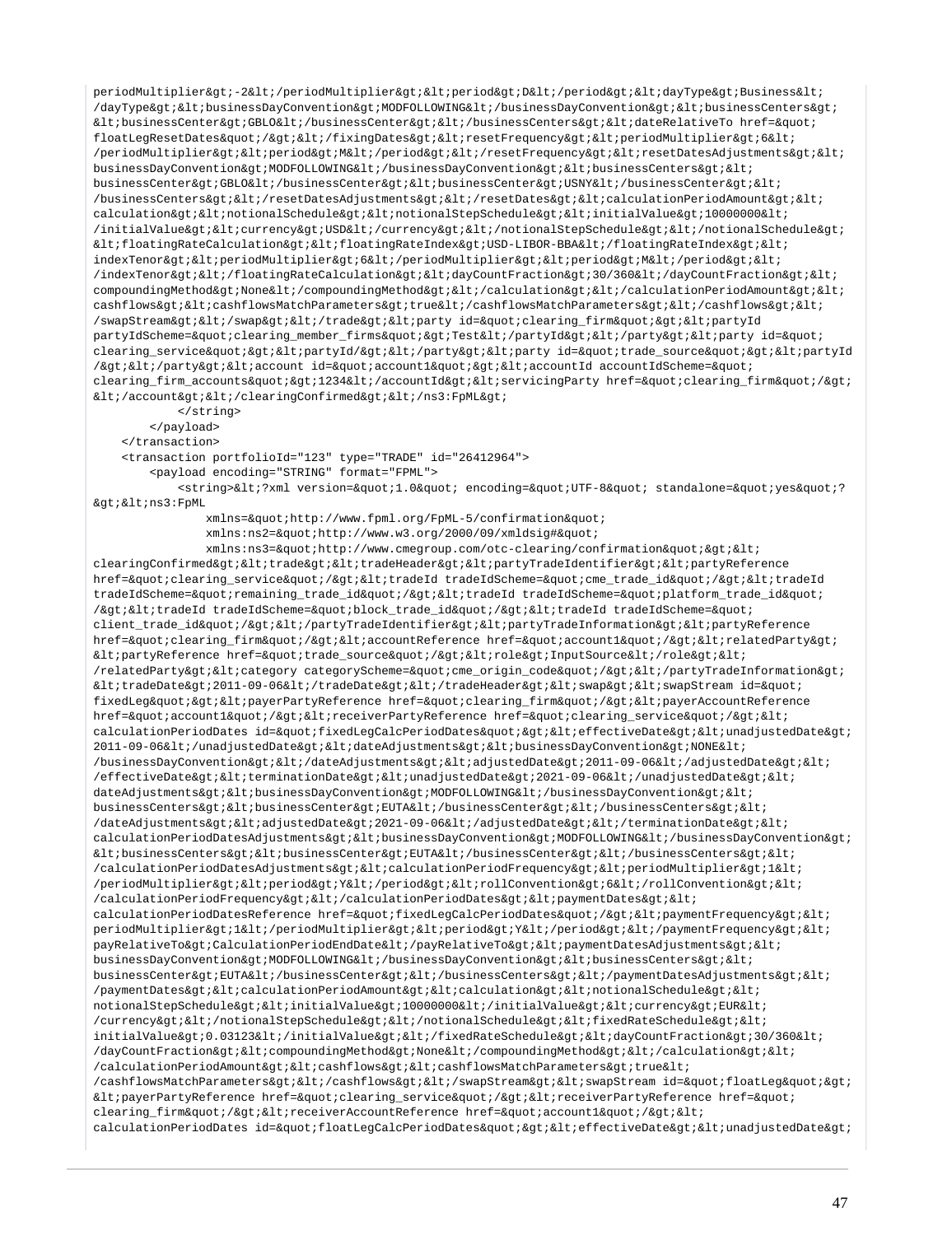```
periodMultiplier&gt;-2&lt;/periodMultiplier&gt;&lt;period&gt;D&lt;/period&gt;&lt;dayType&gt;Business&lt;
/dayType&gt;&lt;businessDayConvention&gt;MODFOLLOWING&lt;/businessDayConvention&gt;&lt;businessCenters&gt;
&lt;businessCenter&gt;GBLO&lt;/businessCenter&gt;&lt;/businessCenters&gt;&lt;dateRelativeTo href=&quot;
floatLegResetDates&quot;/&gt;&lt;/fixingDates&gt;&lt;resetFrequency&gt;&lt;periodMultiplier&gt;6&lt;
/periodMultiplier&gt;&lt;period&gt;M&lt;/period&gt;&lt;/resetFrequency&gt;&lt;resetDatesAdjustments&gt;&lt;
businessDayConvention&gt;MODFOLLOWING&lt;/businessDayConvention&gt;&lt;businessCenters&gt;&lt;
businessCenter&gt;GBLO&lt;/businessCenter&gt;&lt;businessCenter&gt;USNY&lt;/businessCenter&gt;&lt;
/businessCenters&gt;&lt;/resetDatesAdjustments&gt;&lt;/resetDates&gt;&lt;calculationPeriodAmount&gt;&lt;
calculation&gt;&lt;notionalSchedule&gt;&lt;notionalStepSchedule&gt;&lt;initialValue&gt;10000000&lt;
/initialValue&gt;&lt;currency&gt;USD&lt;/currency&gt;&lt;/notionalStepSchedule&gt;&lt;/notionalSchedule&gt;
&lt;floatingRateCalculation&gt;&lt;floatingRateIndex&gt;USD-LIBOR-BBA&lt;/floatingRateIndex&gt;&lt;
indexTenor&gt;&lt;periodMultiplier&gt;6&lt;/periodMultiplier&gt;&lt;period&gt;M&lt;/period&gt;&lt;
/indexTenor&gt;&lt;/floatingRateCalculation&gt;&lt;dayCountFraction&gt;30/360&lt;/dayCountFraction&gt;&lt;
compoundingMethod&gt;None&lt;/compoundingMethod&gt;&lt;/calculation&gt;&lt;/calculationPeriodAmount&gt;&lt;
cashflows&gt;&lt;cashflowsMatchParameters&gt;true&lt;/cashflowsMatchParameters&gt;&lt;/cashflows&gt;&lt;
/swapStream&gt;&lt;/swap&gt;&lt;/trade&gt;&lt;party id=&quot;clearing_firm&quot;&gt;&lt;partyId
partyIdScheme=&quot;clearing_member_firms&quot;&gt;Test&lt;/partyId&gt;&lt;/party&gt;&lt;party id=&quot;
clearing_service&quot;&gt;&lt;partyId/&gt;&lt;/party&gt;&lt;party id=&quot;trade_source&quot;&gt;&lt;partyId
/&gt;&lt;/party&gt;&lt;account id=&quot;account1&quot;&gt;&lt;accountId accountIdScheme=&quot;
clearing_firm_accounts&quot;&gt;1234&lt;/accountId&gt;&lt;servicingParty href=&quot;clearing_firm&quot;/&gt;
&lt;/account&gt;&lt;/clearingConfirmed&gt;&lt;/ns3:FpML&gt;
            </string>
        </payload>
    </transaction>
    <transaction portfolioId="123" type="TRADE" id="26412964">
        <payload encoding="STRING" format="FPML">
            <string>&lt;?xml version=&quot;1.0&quot; encoding=&quot;UTF-8&quot; standalone=&quot;yes&quot;?
&gt;&lt;ns3:FpML
                xmlns=&quot;http://www.fpml.org/FpML-5/confirmation&quot;
                xmlns:ns2=&quot;http://www.w3.org/2000/09/xmldsig#&quot;
                xmlns:ns3=&quot;http://www.cmegroup.com/otc-clearing/confirmation&quot;&gt;&lt;
clearingConfirmed&gt;&lt;trade&gt;&lt;tradeHeader&gt;&lt;partyTradeIdentifier&gt;&lt;partyReference
href=&quot;clearing_service&quot;/&gt;&lt;tradeId tradeIdScheme=&quot;cme_trade_id&quot;/&gt;&lt;tradeId
tradeIdScheme=&quot;remaining_trade_id&quot;/&gt;&lt;tradeId tradeIdScheme=&quot;platform_trade_id&quot;
/&gt;&lt;tradeId tradeIdScheme=&quot;block_trade_id&quot;/&gt;&lt;tradeId tradeIdScheme=&quot;
client_trade_id&quot;/&gt;&lt;/partyTradeIdentifier&gt;&lt;partyTradeInformation&gt;&lt;partyReference
href=&quot;clearing_firm&quot;/&gt;&lt;accountReference href=&quot;account1&quot;/&gt;&lt;relatedParty&gt;
&lt;partyReference href=&quot;trade_source&quot;/&gt;&lt;role&gt;InputSource&lt;/role&gt;&lt;
/relatedParty&gt;&lt;category categoryScheme=&quot;cme_origin_code&quot;/&gt;&lt;/partyTradeInformation&gt;
&lt;tradeDate&gt;2011-09-06&lt;/tradeDate&gt;&lt;/tradeHeader&gt;&lt;swap&gt;&lt;swapStream id=&quot;
fixedLeg&quot;&gt;&lt;payerPartyReference href=&quot;clearing_firm&quot;/&gt;&lt;payerAccountReference
href=&quot;account1&quot;/&gt;&lt;receiverPartyReference href=&quot;clearing_service&quot;/&gt;&lt;
calculationPeriodDates id=&quot;fixedLegCalcPeriodDates&quot;&gt;&lt;effectiveDate&gt;&lt;unadjustedDate&gt;
2011-09-06&lt;/unadjustedDate&gt;&lt;dateAdjustments&gt;&lt;businessDayConvention&gt;NONE&lt;
/businessDayConvention&gt;&lt;/dateAdjustments&gt;&lt;adjustedDate&gt;2011-09-06&lt;/adjustedDate&gt;&lt;
/effectiveDate&gt;&lt;terminationDate&gt;&lt;unadjustedDate&gt;2021-09-06&lt;/unadjustedDate&gt;&lt;
dateAdjustments&gt;&lt;businessDayConvention&gt;MODFOLLOWING&lt;/businessDayConvention&gt;&lt;
businessCenters&gt;&lt;businessCenter&gt;EUTA&lt;/businessCenter&gt;&lt;/businessCenters&gt;&lt;
/dateAdjustments&gt;&lt;adjustedDate&gt;2021-09-06&lt;/adjustedDate&gt;&lt;/terminationDate&gt;&lt;
calculationPeriodDatesAdjustments&gt;&lt;businessDayConvention&gt;MODFOLLOWING&lt;/businessDayConvention&gt;
&lt;businessCenters&gt;&lt;businessCenter&gt;EUTA&lt;/businessCenter&gt;&lt;/businessCenters&gt;&lt;
/calculationPeriodDatesAdjustments&gt;&lt;calculationPeriodFrequency&gt;&lt;periodMultiplier&gt;1&lt;
/periodMultiplier&gt;&lt;period&gt;Y&lt;/period&gt;&lt;rollConvention&gt;6&lt;/rollConvention&gt;&lt;
/calculationPeriodFrequency&gt;&lt;/calculationPeriodDates&gt;&lt;paymentDates&gt;&lt;
calculationPeriodDatesReference href=&quot;fixedLegCalcPeriodDates&quot;/&gt;&lt;paymentFrequency&gt;&lt;
periodMultiplier&gt;1&lt;/periodMultiplier&gt;&lt;period&gt;Y&lt;/period&gt;&lt;/paymentFrequency&gt;&lt;
payRelativeTo&gt;CalculationPeriodEndDate&lt;/payRelativeTo&gt;&lt;paymentDatesAdjustments&gt;&lt;
businessDayConvention&gt;MODFOLLOWING&lt;/businessDayConvention&gt;&lt;businessCenters&gt;&lt;
businessCenter&gt;EUTA&lt;/businessCenter&gt;&lt;/businessCenters&gt;&lt;/paymentDatesAdjustments&gt;&lt;
/paymentDates&gt;&lt;calculationPeriodAmount&gt;&lt;calculation&gt;&lt;notionalSchedule&gt;&lt;
notionalStepSchedule&gt;&lt;initialValue&gt;10000000&lt;/initialValue&gt;&lt;currency&gt;EUR&lt;
/currency&gt;&lt;/notionalStepSchedule&gt;&lt;/notionalSchedule&gt;&lt;fixedRateSchedule&gt;&lt;
initialValue&gt;0.03123&lt;/initialValue&gt;&lt;/fixedRateSchedule&gt;&lt;dayCountFraction&gt;30/360&lt;
/dayCountFraction&gt;&lt;compoundingMethod&gt;None&lt;/compoundingMethod&gt;&lt;/calculation&gt;&lt;
/calculationPeriodAmount&gt;&lt;cashflows&gt;&lt;cashflowsMatchParameters&gt;true&lt;
/cashflowsMatchParameters&gt;&lt;/cashflows&gt;&lt;/swapStream&gt;&lt;swapStream id=&quot;floatLeg&quot;&gt;
&lt;payerPartyReference href=&quot;clearing_service&quot;/&gt;&lt;receiverPartyReference href=&quot;
clearing_firm&quot;/&gt;&lt;receiverAccountReference href=&quot;account1&quot;/&gt;&lt;
calculationPeriodDates id=&quot;floatLegCalcPeriodDates&quot;&gt;&lt;effectiveDate&gt;&lt;unadjustedDate&gt;
```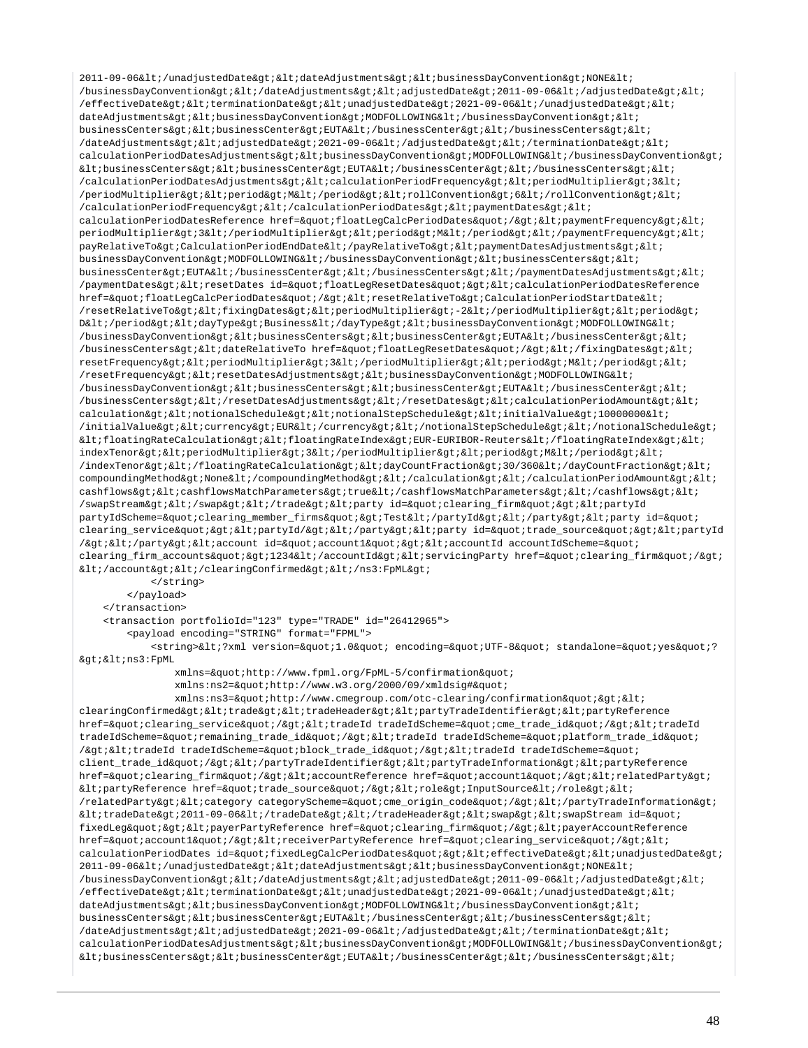```
2011-09-06&lt;/unadjustedDate&gt;&lt;dateAdjustments&gt;&lt;businessDayConvention&gt;NONE&lt;
/businessDayConvention&gt;&lt;/dateAdjustments&gt;&lt;adjustedDate&gt;2011-09-06&lt;/adjustedDate&gt;&lt;
/effectiveDate&gt;&lt;terminationDate&gt;&lt;unadjustedDate&gt;2021-09-06&lt;/unadjustedDate&gt;&lt;
dateAdjustments&gt;&lt;businessDayConvention&gt;MODFOLLOWING&lt;/businessDayConvention&gt;&lt;
businessCenters&gt;&lt;businessCenter&gt;EUTA&lt;/businessCenter&gt;&lt;/businessCenters&gt;&lt;
/dateAdjustments&gt;&lt;adjustedDate&gt;2021-09-06&lt;/adjustedDate&gt;&lt;/terminationDate&gt;&lt;
calculationPeriodDatesAdjustments&gt;&lt;businessDayConvention&gt;MODFOLLOWING&lt;/businessDayConvention&gt;
&lt;businessCenters&gt;&lt;businessCenter&gt;EUTA&lt;/businessCenter&gt;&lt;/businessCenters&gt;&lt;
/calculationPeriodDatesAdjustments&gt;&lt;calculationPeriodFrequency&gt;&lt;periodMultiplier&gt;3&lt;
/periodMultiplier&gt;&lt;period&gt;M&lt;/period&gt;&lt;rollConvention&gt;6&lt;/rollConvention&gt;&lt;
/calculationPeriodFrequency&gt;&lt;/calculationPeriodDates&gt;&lt;paymentDates&gt;&lt;
calculationPeriodDatesReference href=&quot;floatLegCalcPeriodDates&quot;/&gt;&lt;paymentFrequency&gt;&lt;
periodMultiplier&gt;3&lt;/periodMultiplier&gt;&lt;period&gt;M&lt;/period&gt;&lt;/paymentFrequency&gt;&lt;
payRelativeTo&gt;CalculationPeriodEndDate&lt;/payRelativeTo&gt;&lt;paymentDatesAdjustments&gt;&lt;
businessDayConvention&gt;MODFOLLOWING&lt;/businessDayConvention&gt;&lt;businessCenters&gt;&lt;
businessCenter&gt;EUTA&lt;/businessCenter&gt;&lt;/businessCenters&gt;&lt;/paymentDatesAdjustments&gt;&lt;
/paymentDates&gt;&lt;resetDates id=&quot;floatLegResetDates&quot;&gt;&lt;calculationPeriodDatesReference
href=&quot;floatLegCalcPeriodDates&quot;/&gt;&lt;resetRelativeTo&gt;CalculationPeriodStartDate&lt;
/resetRelativeTo&gt;&lt;fixingDates&gt;&lt;periodMultiplier&gt;-2&lt;/periodMultiplier&gt;&lt;period&gt;
D&lt;/period&gt;&lt;dayType&gt;Business&lt;/dayType&gt;&lt;businessDayConvention&gt;MODFOLLOWING&lt;
/businessDayConvention&gt;&lt;businessCenters&gt;&lt;businessCenter&gt;EUTA&lt;/businessCenter&gt;&lt;
/businessCenters&gt;&lt;dateRelativeTo href=&quot;floatLegResetDates&quot;/&gt;&lt;/fixingDates&gt;&lt;
resetFrequency&gt;&lt;periodMultiplier&gt;3&lt;/periodMultiplier&gt;&lt;period&gt;M&lt;/period&gt;&lt;
/resetFrequency&gt;&lt;resetDatesAdjustments&gt;&lt;businessDayConvention&gt;MODFOLLOWING&lt;
/businessDayConvention&gt;&lt;businessCenters&gt;&lt;businessCenter&gt;EUTA&lt;/businessCenter&gt;&lt;
/businessCenters&gt;&lt;/resetDatesAdjustments&gt;&lt;/resetDates&gt;&lt;calculationPeriodAmount&gt;&lt;
calculation&gt;&lt;notionalSchedule&gt;&lt;notionalStepSchedule&gt;&lt;initialValue&gt;10000000&lt;
/initialValue&gt;&lt;currency&gt;EUR&lt;/currency&gt;&lt;/notionalStepSchedule&gt;&lt;/notionalSchedule&gt;
&lt;floatingRateCalculation&gt;&lt;floatingRateIndex&gt;EUR-EURIBOR-Reuters&lt;/floatingRateIndex&gt;&lt;
indexTenor&gt;&lt;periodMultiplier&gt;3&lt;/periodMultiplier&gt;&lt;period&gt;M&lt;/period&gt;&lt;
/indexTenor&gt;&lt;/floatingRateCalculation&gt;&lt;dayCountFraction&gt;30/360&lt;/dayCountFraction&gt;&lt;
compoundingMethod&gt;None&lt;/compoundingMethod&gt;&lt;/calculation&gt;&lt;/calculationPeriodAmount&gt;&lt;
cashflows&gt;&lt;cashflowsMatchParameters&gt;true&lt;/cashflowsMatchParameters&gt;&lt;/cashflows&gt;&lt;
/swapStream&gt;&lt;/swap&gt;&lt;/trade&gt;&lt;party id=&quot;clearing_firm&quot;&gt;&lt;partyId
partyIdScheme=&quot;clearing_member_firms&quot;&gt;Test&lt;/partyId&gt;&lt;/party&gt;&lt;party id=&quot;
clearing_service&quot;&gt;&lt;partyId/&gt;&lt;/party&gt;&lt;party id=&quot;trade_source&quot;&gt;&lt;partyId
/&gt;&lt;/party&gt;&lt;account id=&quot;account1&quot;&gt;&lt;accountId accountIdScheme=&quot;
clearing_firm_accounts&quot;&gt;1234&lt;/accountId&gt;&lt;servicingParty href=&quot;clearing_firm&quot;/&gt;
&lt;/account&gt;&lt;/clearingConfirmed&gt;&lt;/ns3:FpML&gt;
            </string>
        </payload>
    </transaction>
    <transaction portfolioId="123" type="TRADE" id="26412965">
        <payload encoding="STRING" format="FPML">
            <string>&lt;?xml version=&quot;1.0&quot; encoding=&quot;UTF-8&quot; standalone=&quot;yes&quot;?
&gt;&lt;ns3:FpML
                xmlns=&quot;http://www.fpml.org/FpML-5/confirmation&quot;
                xmlns:ns2=&quot;http://www.w3.org/2000/09/xmldsig#&quot;
                xmlns:ns3=&quot;http://www.cmegroup.com/otc-clearing/confirmation&quot;&gt;&lt;
clearingConfirmed&gt;&lt;trade&gt;&lt;tradeHeader&gt;&lt;partyTradeIdentifier&gt;&lt;partyReference
href=&quot;clearing_service&quot;/&gt;&lt;tradeId tradeIdScheme=&quot;cme_trade_id&quot;/&gt;&lt;tradeId
tradeIdScheme=&quot;remaining_trade_id&quot;/&gt;&lt;tradeId tradeIdScheme=&quot;platform_trade_id&quot;
/&gt;&lt;tradeId tradeIdScheme=&quot;block_trade_id&quot;/&gt;&lt;tradeId tradeIdScheme=&quot;
client_trade_id&quot;/&gt;&lt;/partyTradeIdentifier&gt;&lt;partyTradeInformation&gt;&lt;partyReference
href=&quot;clearing_firm&quot;/&gt;&lt;accountReference href=&quot;account1&quot;/&gt;&lt;relatedParty&gt;
&lt;partyReference href=&quot;trade_source&quot;/&gt;&lt;role&gt;InputSource&lt;/role&gt;&lt;
/relatedParty&gt;&lt;category categoryScheme=&quot;cme_origin_code&quot;/&gt;&lt;/partyTradeInformation&gt;
&lt;tradeDate&gt;2011-09-06&lt;/tradeDate&gt;&lt;/tradeHeader&gt;&lt;swap&gt;&lt;swapStream id=&quot;
fixedLeg&quot;&gt;&lt;payerPartyReference href=&quot;clearing_firm&quot;/&gt;&lt;payerAccountReference
href=&quot;account1&quot;/&gt;&lt;receiverPartyReference href=&quot;clearing_service&quot;/&gt;&lt;
calculationPeriodDates id=&quot;fixedLegCalcPeriodDates&quot;&gt;&lt;effectiveDate&gt;&lt;unadjustedDate&gt;
2011-09-06&lt;/unadjustedDate&gt;&lt;dateAdjustments&gt;&lt;businessDayConvention&gt;NONE&lt;
/businessDayConvention&gt;&lt;/dateAdjustments&gt;&lt;adjustedDate&gt;2011-09-06&lt;/adjustedDate&gt;&lt;
/effectiveDate&gt;&lt;terminationDate&gt;&lt;unadjustedDate&gt;2021-09-06&lt;/unadjustedDate&gt;&lt;
dateAdjustments&gt;&lt;businessDayConvention&gt;MODFOLLOWING&lt;/businessDayConvention&gt;&lt;
businessCenters&gt;&lt;businessCenter&gt;EUTA&lt;/businessCenter&gt;&lt;/businessCenters&gt;&lt;
/dateAdjustments&gt;&lt;adjustedDate&gt;2021-09-06&lt;/adjustedDate&gt;&lt;/terminationDate&gt;&lt;
calculationPeriodDatesAdjustments&gt;&lt;businessDayConvention&gt;MODFOLLOWING&lt;/businessDayConvention&gt;
&lt;businessCenters&gt;&lt;businessCenter&gt;EUTA&lt;/businessCenter&gt;&lt;/businessCenters&gt;&lt;
```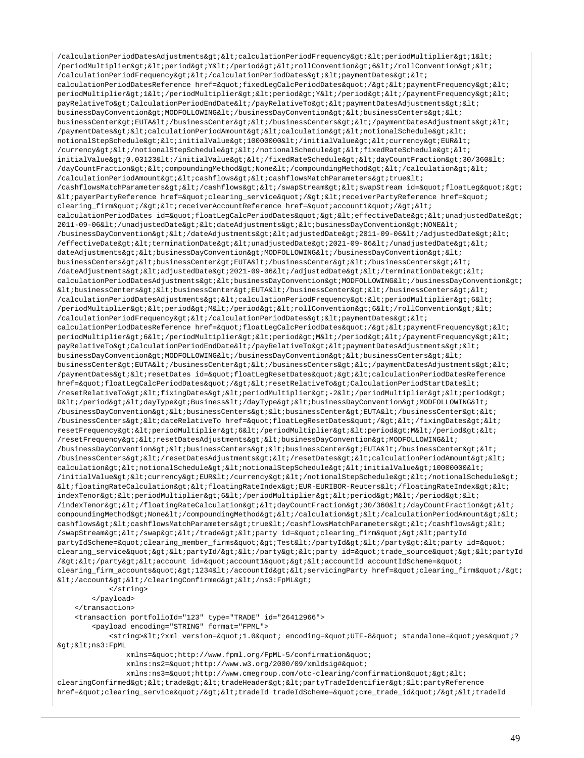```
/calculationPeriodDatesAdjustments&gt;&lt;calculationPeriodFrequency&gt;&lt;periodMultiplier&gt;1&lt;
/periodMultiplier&gt;&lt;period&gt;Y&lt;/period&gt;&lt;rollConvention&gt;6&lt;/rollConvention&gt;&lt;
/calculationPeriodFrequency&gt;&lt;/calculationPeriodDates&gt;&lt;paymentDates&gt;&lt;
calculationPeriodDatesReference href=&quot;fixedLegCalcPeriodDates&quot;/&gt;&lt;paymentFrequency&gt;&lt;
periodMultiplier&gt;1&lt;/periodMultiplier&gt;&lt;period&gt;Y&lt;/period&gt;&lt;/paymentFrequency&gt;&lt;
payRelativeTo&gt;CalculationPeriodEndDate&lt;/payRelativeTo&gt;&lt;paymentDatesAdjustments&gt;&lt;
businessDayConvention&gt;MODFOLLOWING&lt;/businessDayConvention&gt;&lt;businessCenters&gt;&lt;
businessCenter&gt;EUTA&lt;/businessCenter&gt;&lt;/businessCenters&gt;&lt;/paymentDatesAdjustments&gt;&lt;
/paymentDates&gt;&lt;calculationPeriodAmount&gt;&lt;calculation&gt;&lt;notionalSchedule&gt;&lt;
notionalStepSchedule&gt;&lt;initialValue&gt;10000000&lt;/initialValue&gt;&lt;currency&gt;EUR&lt;
/currency&gt;&lt;/notionalStepSchedule&gt;&lt;/notionalSchedule&gt;&lt;fixedRateSchedule&gt;&lt;
initialValue&gt;0.03123&lt;/initialValue&gt;&lt;/fixedRateSchedule&gt;&lt;dayCountFraction&gt;30/360&lt;
/dayCountFraction&gt;&lt;compoundingMethod&gt;None&lt;/compoundingMethod&gt;&lt;/calculation&gt;&lt;
/calculationPeriodAmount&gt;&lt;cashflows&gt;&lt;cashflowsMatchParameters&gt;true&lt;
/cashflowsMatchParameters&gt;&lt;/cashflows&gt;&lt;/swapStream&gt;&lt;swapStream id=&quot;floatLeg&quot;&gt;
&lt;payerPartyReference href=&quot;clearing_service&quot;/&gt;&lt;receiverPartyReference href=&quot;
clearing_firm&quot;/&gt;&lt;receiverAccountReference href=&quot;account1&quot;/&gt;&lt;
calculationPeriodDates id=&quot;floatLegCalcPeriodDates&quot;&gt;&lt;effectiveDate&gt;&lt;unadjustedDate&gt;
2011-09-06&lt;/unadjustedDate&gt;&lt;dateAdjustments&gt;&lt;businessDayConvention&gt;NONE&lt;
/businessDayConvention&gt;&lt;/dateAdjustments&gt;&lt;adjustedDate&gt;2011-09-06&lt;/adjustedDate&gt;&lt;
/effectiveDate&gt;&lt;terminationDate&gt;&lt;unadjustedDate&gt;2021-09-06&lt;/unadjustedDate&gt;&lt;
dateAdjustments&gt;&lt;businessDayConvention&gt;MODFOLLOWING&lt;/businessDayConvention&gt;&lt;
businessCenters&gt;&lt;businessCenter&gt;EUTA&lt;/businessCenter&gt;&lt;/businessCenters&gt;&lt;
/dateAdjustments&gt;&lt;adjustedDate&gt;2021-09-06&lt;/adjustedDate&gt;&lt;/terminationDate&gt;&lt;
calculationPeriodDatesAdjustments&gt;&lt;businessDayConvention&gt;MODFOLLOWING&lt;/businessDayConvention&gt;
&lt;businessCenters&gt;&lt;businessCenter&gt;EUTA&lt;/businessCenter&gt;&lt;/businessCenters&gt;&lt;
/calculationPeriodDatesAdjustments&gt;&lt;calculationPeriodFrequency&gt;&lt;periodMultiplier&gt;6&lt;
/periodMultiplier&gt;&lt;period&gt;M&lt;/period&gt;&lt;rollConvention&gt;6&lt;/rollConvention&gt;&lt;
/calculationPeriodFrequency&gt;&lt;/calculationPeriodDates&gt;&lt;paymentDates&gt;&lt;
calculationPeriodDatesReference href=&quot;floatLegCalcPeriodDates&quot;/&gt;&lt;paymentFrequency&gt;&lt;
periodMultiplier&gt;6&lt;/periodMultiplier&gt;&lt;period&gt;M&lt;/period&gt;&lt;/paymentFrequency&gt;&lt;
payRelativeTo&gt;CalculationPeriodEndDate&lt;/payRelativeTo&gt;&lt;paymentDatesAdjustments&gt;&lt;
businessDayConvention&gt;MODFOLLOWING&lt;/businessDayConvention&gt;&lt;businessCenters&gt;&lt;
businessCenter&gt;EUTA&lt;/businessCenter&gt;&lt;/businessCenters&gt;&lt;/paymentDatesAdjustments&gt;&lt;
/paymentDates&gt;&lt;resetDates id=&quot;floatLegResetDates&quot;&gt;&lt;calculationPeriodDatesReference
href=&quot;floatLegCalcPeriodDates&quot;/&gt;&lt;resetRelativeTo&gt;CalculationPeriodStartDate&lt;
/resetRelativeTo&gt;&lt;fixingDates&gt;&lt;periodMultiplier&gt;-2&lt;/periodMultiplier&gt;&lt;period&gt;
D&lt;/period&gt;&lt;dayType&gt;Business&lt;/dayType&gt;&lt;businessDayConvention&gt;MODFOLLOWING&lt;
/businessDayConvention&gt;&lt;businessCenters&gt;&lt;businessCenter&gt;EUTA&lt;/businessCenter&gt;&lt;
/businessCenters&gt;&lt;dateRelativeTo href=&quot;floatLegResetDates&quot;/&gt;&lt;/fixingDates&gt;&lt;
resetFrequency&gt;&lt;periodMultiplier&gt;6&lt;/periodMultiplier&gt;&lt;period&gt;M&lt;/period&gt;&lt;
/resetFrequency&gt;&lt;resetDatesAdjustments&gt;&lt;businessDayConvention&gt;MODFOLLOWING&lt;
/businessDayConvention&gt;&lt;businessCenters&gt;&lt;businessCenter&gt;EUTA&lt;/businessCenter&gt;&lt;
/businessCenters&gt;&lt;/resetDatesAdjustments&gt;&lt;/resetDates&gt;&lt;calculationPeriodAmount&gt;&lt;
calculation&gt;&lt;notionalSchedule&gt;&lt;notionalStepSchedule&gt;&lt;initialValue&gt;10000000&lt;
/initialValue&gt;&lt;currency&gt;EUR&lt;/currency&gt;&lt;/notionalStepSchedule&gt;&lt;/notionalSchedule&gt;
&lt;floatingRateCalculation&gt;&lt;floatingRateIndex&gt;EUR-EURIBOR-Reuters&lt;/floatingRateIndex&gt;&lt;
indexTenor&gt;&lt;periodMultiplier&gt;6&lt;/periodMultiplier&gt;&lt;period&gt;M&lt;/period&gt;&lt;
/indexTenor&gt;&lt;/floatingRateCalculation&gt;&lt;dayCountFraction&gt;30/360&lt;/dayCountFraction&gt;&lt;
compoundingMethod&gt;None&lt;/compoundingMethod&gt;&lt;/calculation&gt;&lt;/calculationPeriodAmount&gt;&lt;
cashflows&gt;&lt;cashflowsMatchParameters&gt;true&lt;/cashflowsMatchParameters&gt;&lt;/cashflows&gt;&lt;
/swapStream&gt;&lt;/swap&gt;&lt;/trade&gt;&lt;party id=&quot;clearing_firm&quot;&gt;&lt;partyId
partyIdScheme=&quot;clearing_member_firms&quot;&gt;Test&lt;/partyId&gt;&lt;/party&gt;&lt;party id=&quot;
clearing_service&quot;&gt;&lt;partyId/&gt;&lt;/party&gt;&lt;party id=&quot;trade_source&quot;&gt;&lt;partyId
/&gt;&lt;/party&gt;&lt;account id=&quot;account1&quot;&gt;&lt;accountId accountIdScheme=&quot;
clearing_firm_accounts&quot;&gt;1234&lt;/accountId&gt;&lt;servicingParty href=&quot;clearing_firm&quot;/&gt;
&lt;/account&gt;&lt;/clearingConfirmed&gt;&lt;/ns3:FpML&gt;
            </string>
        </payload>
    </transaction>
    <transaction portfolioId="123" type="TRADE" id="26412966">
        <payload encoding="STRING" format="FPML">
            <string>&lt;?xml version=&quot;1.0&quot; encoding=&quot;UTF-8&quot; standalone=&quot;yes&quot;?
&gt;&lt;ns3:FpML
                xmlns=&quot;http://www.fpml.org/FpML-5/confirmation&quot;
                xmlns:ns2=&quot;http://www.w3.org/2000/09/xmldsig#&quot;
                xmlns:ns3=&quot;http://www.cmegroup.com/otc-clearing/confirmation&quot;&gt;&lt;
clearingConfirmed&gt;&lt;trade&gt;&lt;tradeHeader&gt;&lt;partyTradeIdentifier&gt;&lt;partyReference
href=&quot;clearing_service&quot;/&gt;&lt;tradeId tradeIdScheme=&quot;cme_trade_id&quot;/&gt;&lt;tradeId
```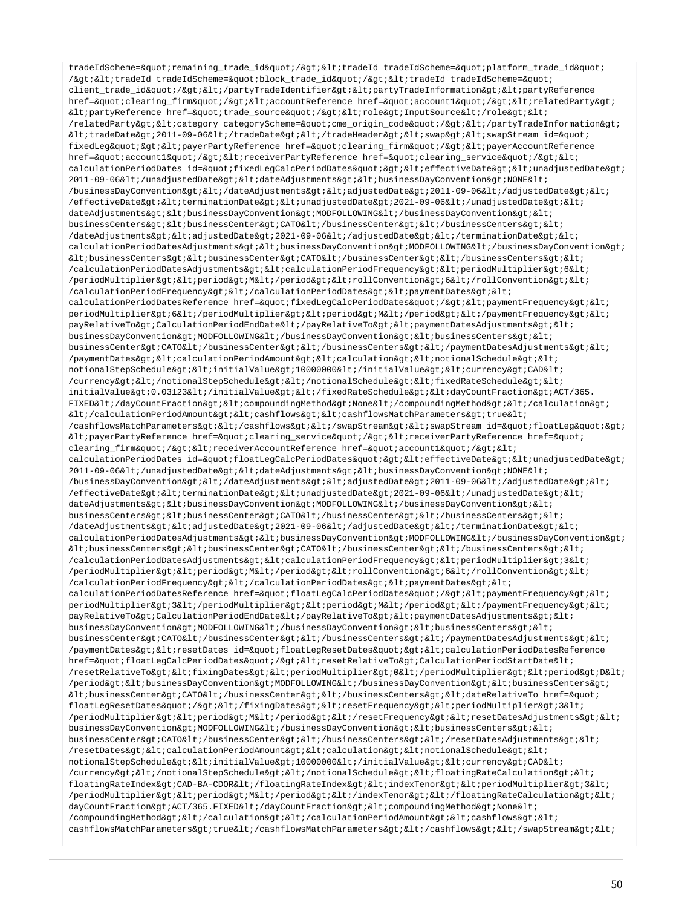```
tradeIdScheme=&quot;remaining_trade_id&quot;/&gt;&lt;tradeId tradeIdScheme=&quot;platform_trade_id&quot;
/&gt;&lt;tradeId tradeIdScheme=&quot;block_trade_id&quot;/&gt;&lt;tradeId tradeIdScheme=&quot;
client_trade_id&quot;/&gt;&lt;/partyTradeIdentifier&gt;&lt;partyTradeInformation&gt;&lt;partyReference
href=&quot;clearing_firm&quot;/&gt;&lt;accountReference href=&quot;account1&quot;/&gt;&lt;relatedParty&gt;
&lt;partyReference href=&quot;trade_source&quot;/&gt;&lt;role&gt;InputSource&lt;/role&gt;&lt;
/relatedParty&gt;&lt;category categoryScheme=&quot;cme_origin_code&quot;/&gt;&lt;/partyTradeInformation&gt;
&lt;tradeDate&gt;2011-09-06&lt;/tradeDate&gt;&lt;/tradeHeader&gt;&lt;swap&gt;&lt;swapStream id=&quot;
fixedLeg&quot;&gt;&lt;payerPartyReference href=&quot;clearing_firm&quot;/&gt;&lt;payerAccountReference
href=&quot;account1&quot;/&gt;&lt;receiverPartyReference href=&quot;clearing_service&quot;/&gt;&lt;
calculationPeriodDates id=&quot;fixedLegCalcPeriodDates&quot;&gt;&lt;effectiveDate&gt;&lt;unadjustedDate&gt;
2011-09-06&lt;/unadjustedDate&gt;&lt;dateAdjustments&gt;&lt;businessDayConvention&gt;NONE&lt;
/businessDayConvention&gt;&lt;/dateAdjustments&gt;&lt;adjustedDate&gt;2011-09-06&lt;/adjustedDate&gt;&lt;
/effectiveDate&gt;&lt;terminationDate&gt;&lt;unadjustedDate&gt;2021-09-06&lt;/unadjustedDate&gt;&lt;
dateAdjustments&gt;&lt;businessDayConvention&gt;MODFOLLOWING&lt;/businessDayConvention&gt;&lt;
businessCenters&gt;&lt;businessCenter&gt;CATO&lt;/businessCenter&gt;&lt;/businessCenters&gt;&lt;
/dateAdjustments&gt;&lt;adjustedDate&gt;2021-09-06&lt;/adjustedDate&gt;&lt;/terminationDate&gt;&lt;
calculationPeriodDatesAdjustments&gt;&lt;businessDayConvention&gt;MODFOLLOWING&lt;/businessDayConvention&gt;
&lt;businessCenters&gt;&lt;businessCenter&gt;CATO&lt;/businessCenter&gt;&lt;/businessCenters&gt;&lt;
/calculationPeriodDatesAdjustments&gt;&lt;calculationPeriodFrequency&gt;&lt;periodMultiplier&gt;6&lt;
/periodMultiplier&gt;&lt;period&gt;M&lt;/period&gt;&lt;rollConvention&gt;6&lt;/rollConvention&gt;&lt;
/calculationPeriodFrequency&gt;&lt;/calculationPeriodDates&gt;&lt;paymentDates&gt;&lt;
calculationPeriodDatesReference href=&quot;fixedLegCalcPeriodDates&quot;/&gt;&lt;paymentFrequency&gt;&lt;
periodMultiplier&gt;6&lt;/periodMultiplier&gt;&lt;period&gt;M&lt;/period&gt;&lt;/paymentFrequency&gt;&lt;
payRelativeTo&gt;CalculationPeriodEndDate&lt;/payRelativeTo&gt;&lt;paymentDatesAdjustments&gt;&lt;
businessDayConvention&gt;MODFOLLOWING&lt;/businessDayConvention&gt;&lt;businessCenters&gt;&lt;
businessCenter&gt;CATO&lt;/businessCenter&gt;&lt;/businessCenters&gt;&lt;/paymentDatesAdjustments&gt;&lt;
/paymentDates&gt;&lt;calculationPeriodAmount&gt;&lt;calculation&gt;&lt;notionalSchedule&gt;&lt;
notionalStepSchedule&gt;&lt;initialValue&gt;10000000&lt;/initialValue&gt;&lt;currency&gt;CAD&lt;
/currency&gt;&lt;/notionalStepSchedule&gt;&lt;/notionalSchedule&gt;&lt;fixedRateSchedule&gt;&lt;
initialValue&gt;0.03123&lt;/initialValue&gt;&lt;/fixedRateSchedule&gt;&lt;dayCountFraction&gt;ACT/365.
FIXED&lt;/dayCountFraction&gt;&lt;compoundingMethod&gt;None&lt;/compoundingMethod&gt;&lt;/calculation&gt;
&lt;/calculationPeriodAmount&gt;&lt;cashflows&gt;&lt;cashflowsMatchParameters&gt;true&lt;
/cashflowsMatchParameters&gt;&lt;/cashflows&gt;&lt;/swapStream&gt;&lt;swapStream id=&quot;floatLeg&quot;&gt;
&lt;payerPartyReference href=&quot;clearing_service&quot;/&gt;&lt;receiverPartyReference href=&quot;
clearing_firm&quot;/&gt;&lt;receiverAccountReference href=&quot;account1&quot;/&gt;&lt;
calculationPeriodDates id=&quot;floatLegCalcPeriodDates&quot;&gt;&lt;effectiveDate&gt;&lt;unadjustedDate&gt;
2011-09-06&lt;/unadjustedDate&gt;&lt;dateAdjustments&gt;&lt;businessDayConvention&gt;NONE&lt;
/businessDayConvention&gt;&lt;/dateAdjustments&gt;&lt;adjustedDate&gt;2011-09-06&lt;/adjustedDate&gt;&lt;
/effectiveDate&gt;&lt;terminationDate&gt;&lt;unadjustedDate&gt;2021-09-06&lt;/unadjustedDate&gt;&lt;
dateAdjustments&gt;&lt;businessDayConvention&gt;MODFOLLOWING&lt;/businessDayConvention&gt;&lt;
businessCenters&gt;&lt;businessCenter&gt;CATO&lt;/businessCenter&gt;&lt;/businessCenters&gt;&lt;
/dateAdjustments&gt;&lt;adjustedDate&gt;2021-09-06&lt;/adjustedDate&gt;&lt;/terminationDate&gt;&lt;
calculationPeriodDatesAdjustments&gt;&lt;businessDayConvention&gt;MODFOLLOWING&lt;/businessDayConvention&gt;
&lt;businessCenters&gt;&lt;businessCenter&gt;CATO&lt;/businessCenter&gt;&lt;/businessCenters&gt;&lt;
/calculationPeriodDatesAdjustments&gt;&lt;calculationPeriodFrequency&gt;&lt;periodMultiplier&gt;3&lt;
/periodMultiplier&gt;&lt;period&gt;M&lt;/period&gt;&lt;rollConvention&gt;6&lt;/rollConvention&gt;&lt;
/calculationPeriodFrequency&gt;&lt;/calculationPeriodDates&gt;&lt;paymentDates&gt;&lt;
calculationPeriodDatesReference href=&quot;floatLegCalcPeriodDates&quot;/&gt;&lt;paymentFrequency&gt;&lt;
periodMultiplier&gt;3&lt;/periodMultiplier&gt;&lt;period&gt;M&lt;/period&gt;&lt;/paymentFrequency&gt;&lt;
payRelativeTo&gt;CalculationPeriodEndDate&lt;/payRelativeTo&gt;&lt;paymentDatesAdjustments&gt;&lt;
businessDayConvention&gt;MODFOLLOWING&lt;/businessDayConvention&gt;&lt;businessCenters&gt;&lt;
businessCenter&gt;CATO&lt;/businessCenter&gt;&lt;/businessCenters&gt;&lt;/paymentDatesAdjustments&gt;&lt;
/paymentDates&gt;&lt;resetDates id=&quot;floatLegResetDates&quot;&gt;&lt;calculationPeriodDatesReference
href=&quot;floatLegCalcPeriodDates&quot;/&gt;&lt;resetRelativeTo&gt;CalculationPeriodStartDate&lt;
/resetRelativeTo&gt;&lt;fixingDates&gt;&lt;periodMultiplier&gt;0&lt;/periodMultiplier&gt;&lt;period&gt;D&lt;
/period&gt;&lt;businessDayConvention&gt;MODFOLLOWING&lt;/businessDayConvention&gt;&lt;businessCenters&gt;
&lt;businessCenter&gt;CATO&lt;/businessCenter&gt;&lt;/businessCenters&gt;&lt;dateRelativeTo href=&quot;
floatLegResetDates&quot;/&gt;&lt;/fixingDates&gt;&lt;resetFrequency&gt;&lt;periodMultiplier&gt;3&lt;
/periodMultiplier&gt;&lt;period&gt;M&lt;/period&gt;&lt;/resetFrequency&gt;&lt;resetDatesAdjustments&gt;&lt;
businessDayConvention&gt;MODFOLLOWING&lt;/businessDayConvention&gt;&lt;businessCenters&gt;&lt;
businessCenter&gt;CATO&lt;/businessCenter&gt;&lt;/businessCenters&gt;&lt;/resetDatesAdjustments&gt;&lt;
/resetDates&gt;&lt;calculationPeriodAmount&gt;&lt;calculation&gt;&lt;notionalSchedule&gt;&lt;
notionalStepSchedule&gt;&lt;initialValue&gt;10000000&lt;/initialValue&gt;&lt;currency&gt;CAD&lt;
/currency&gt;&lt;/notionalStepSchedule&gt;&lt;/notionalSchedule&gt;&lt;floatingRateCalculation&gt;&lt;
floatingRateIndex&gt;CAD-BA-CDOR&lt;/floatingRateIndex&gt;&lt;indexTenor&gt;&lt;periodMultiplier&gt;3&lt;
/periodMultiplier&gt;&lt;period&gt;M&lt;/period&gt;&lt;/indexTenor&gt;&lt;/floatingRateCalculation&gt;&lt;
dayCountFraction&gt;ACT/365.FIXED&lt;/dayCountFraction&gt;&lt;compoundingMethod&gt;None&lt;
/compoundingMethod&gt;&lt;/calculation&gt;&lt;/calculationPeriodAmount&gt;&lt;cashflows&gt;&lt;
cashflowsMatchParameters&gt;true&lt;/cashflowsMatchParameters&gt;&lt;/cashflows&gt;&lt;/swapStream&gt;&lt;
```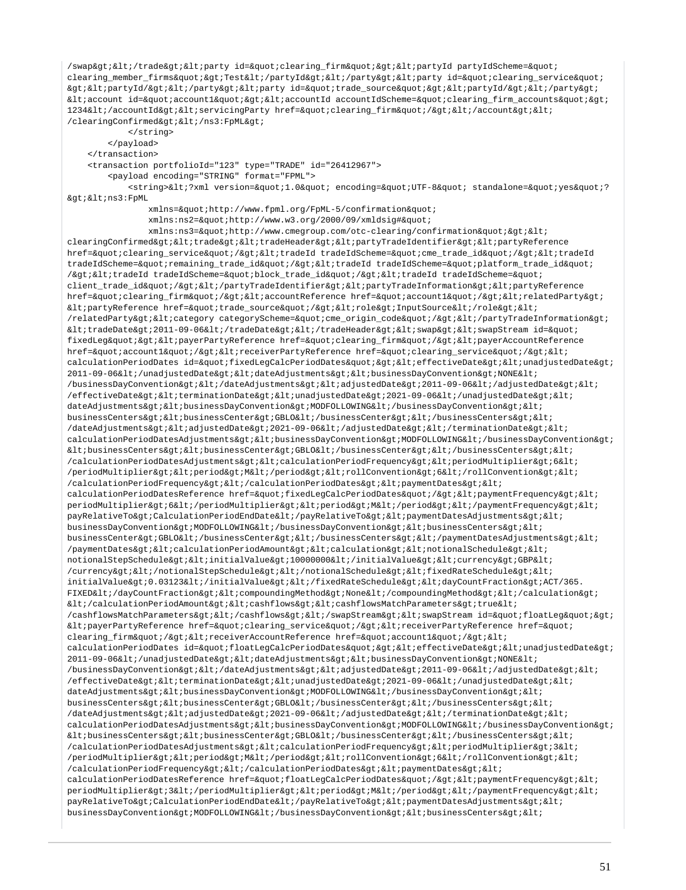```
/swap&gt;&lt;/trade&gt;&lt;party id=&quot;clearing_firm&quot;&gt;&lt;partyId partyIdScheme=&quot;
clearing_member_firms&quot;&gt;Test&lt;/partyId&gt;&lt;/party&gt;&lt;party id=&quot;clearing_service&quot;
&gt;&lt;partyId/&gt;&lt;/party&gt;&lt;party id=&quot;trade_source&quot;&gt;&lt;partyId/&gt;&lt;/party&gt;
&lt;account id=&quot;account1&quot;&gt;&lt;accountId accountIdScheme=&quot;clearing_firm_accounts&quot;&gt;
1234&lt;/accountId&gt;&lt;servicingParty href=&quot;clearing_firm&quot;/&gt;&lt;/account&gt;&lt;
/clearingConfirmed&gt;&lt;/ns3:FpML&gt;
            </string>
        </payload>
    </transaction>
    <transaction portfolioId="123" type="TRADE" id="26412967">
        <payload encoding="STRING" format="FPML">
            <string>&lt;?xml version=&quot;1.0&quot; encoding=&quot;UTF-8&quot; standalone=&quot;yes&quot;?
&gt;&lt;ns3:FpML
                xmlns=&quot;http://www.fpml.org/FpML-5/confirmation&quot;
                xmlns:ns2=&quot;http://www.w3.org/2000/09/xmldsig#&quot;
                xmlns:ns3=&quot;http://www.cmegroup.com/otc-clearing/confirmation&quot;&gt;&lt;
clearingConfirmed&gt;&lt;trade&gt;&lt;tradeHeader&gt;&lt;partyTradeIdentifier&gt;&lt;partyReference
href=&quot;clearing_service&quot;/&gt;&lt;tradeId tradeIdScheme=&quot;cme_trade_id&quot;/&gt;&lt;tradeId
tradeIdScheme=&quot;remaining_trade_id&quot;/&gt;&lt;tradeId tradeIdScheme=&quot;platform_trade_id&quot;
/&gt;&lt;tradeId tradeIdScheme=&quot;block_trade_id&quot;/&gt;&lt;tradeId tradeIdScheme=&quot;
client_trade_id&quot;/&gt;&lt;/partyTradeIdentifier&gt;&lt;partyTradeInformation&gt;&lt;partyReference
href=&quot;clearing_firm&quot;/&gt;&lt;accountReference href=&quot;account1&quot;/&gt;&lt;relatedParty&gt;
&lt;partyReference href=&quot;trade_source&quot;/&gt;&lt;role&gt;InputSource&lt;/role&gt;&lt;
/relatedParty&gt;&lt;category categoryScheme=&quot;cme_origin_code&quot;/&gt;&lt;/partyTradeInformation&gt;
&lt;tradeDate&gt;2011-09-06&lt;/tradeDate&gt;&lt;/tradeHeader&gt;&lt;swap&gt;&lt;swapStream id=&quot;
fixedLeg&quot;&gt;&lt;payerPartyReference href=&quot;clearing_firm&quot;/&gt;&lt;payerAccountReference
href=&quot;account1&quot;/&gt;&lt;receiverPartyReference href=&quot;clearing_service&quot;/&gt;&lt;
calculationPeriodDates id=&quot;fixedLegCalcPeriodDates&quot;&gt;&lt;effectiveDate&gt;&lt;unadjustedDate&gt;
2011-09-06&lt;/unadjustedDate&gt;&lt;dateAdjustments&gt;&lt;businessDayConvention&gt;NONE&lt;
/businessDayConvention&gt;&lt;/dateAdjustments&gt;&lt;adjustedDate&gt;2011-09-06&lt;/adjustedDate&gt;&lt;
/effectiveDate&gt;&lt;terminationDate&gt;&lt;unadjustedDate&gt;2021-09-06&lt;/unadjustedDate&gt;&lt;
dateAdjustments&gt;&lt;businessDayConvention&gt;MODFOLLOWING&lt;/businessDayConvention&gt;&lt;
businessCenters&gt;&lt;businessCenter&gt;GBLO&lt;/businessCenter&gt;&lt;/businessCenters&gt;&lt;
/dateAdjustments&gt;&lt;adjustedDate&gt;2021-09-06&lt;/adjustedDate&gt;&lt;/terminationDate&gt;&lt;
calculationPeriodDatesAdjustments&gt;&lt;businessDayConvention&gt;MODFOLLOWING&lt;/businessDayConvention&gt;
&lt;businessCenters&gt;&lt;businessCenter&gt;GBLO&lt;/businessCenter&gt;&lt;/businessCenters&gt;&lt;
/calculationPeriodDatesAdjustments&gt;&lt;calculationPeriodFrequency&gt;&lt;periodMultiplier&gt;6&lt;
/periodMultiplier&gt;&lt;period&gt;M&lt;/period&gt;&lt;rollConvention&gt;6&lt;/rollConvention&gt;&lt;
/calculationPeriodFrequency&gt;&lt;/calculationPeriodDates&gt;&lt;paymentDates&gt;&lt;
calculationPeriodDatesReference href=&quot;fixedLegCalcPeriodDates&quot;/&gt;&lt;paymentFrequency&gt;&lt;
periodMultiplier&gt;6&lt;/periodMultiplier&gt;&lt;period&gt;M&lt;/period&gt;&lt;/paymentFrequency&gt;&lt;
payRelativeTo&gt;CalculationPeriodEndDate&lt;/payRelativeTo&gt;&lt;paymentDatesAdjustments&gt;&lt;
businessDayConvention&gt;MODFOLLOWING&lt;/businessDayConvention&gt;&lt;businessCenters&gt;&lt;
businessCenter&gt;GBLO&lt;/businessCenter&gt;&lt;/businessCenters&gt;&lt;/paymentDatesAdjustments&gt;&lt;
/paymentDates&gt;&lt;calculationPeriodAmount&gt;&lt;calculation&gt;&lt;notionalSchedule&gt;&lt;
notionalStepSchedule&gt;&lt;initialValue&gt;10000000&lt;/initialValue&gt;&lt;currency&gt;GBP&lt;
/currency&gt;&lt;/notionalStepSchedule&gt;&lt;/notionalSchedule&gt;&lt;fixedRateSchedule&gt;&lt;
initialValue&gt;0.03123&lt;/initialValue&gt;&lt;/fixedRateSchedule&gt;&lt;dayCountFraction&gt;ACT/365.
FIXED&lt;/dayCountFraction&gt;&lt;compoundingMethod&gt;None&lt;/compoundingMethod&gt;&lt;/calculation&gt;
&lt;/calculationPeriodAmount&gt;&lt;cashflows&gt;&lt;cashflowsMatchParameters&gt;true&lt;
/cashflowsMatchParameters&gt;&lt;/cashflows&gt;&lt;/swapStream&gt;&lt;swapStream id=&quot;floatLeg&quot;&gt;
&lt;payerPartyReference href=&quot;clearing_service&quot;/&gt;&lt;receiverPartyReference href=&quot;
clearing_firm&quot;/&gt;&lt;receiverAccountReference href=&quot;account1&quot;/&gt;&lt;
calculationPeriodDates id=&quot;floatLegCalcPeriodDates&quot;&gt;&lt;effectiveDate&gt;&lt;unadjustedDate&gt;
2011-09-06&lt;/unadjustedDate&gt;&lt;dateAdjustments&gt;&lt;businessDayConvention&gt;NONE&lt;
/businessDayConvention&gt;&lt;/dateAdjustments&gt;&lt;adjustedDate&gt;2011-09-06&lt;/adjustedDate&gt;&lt;
/effectiveDate&gt;&lt;terminationDate&gt;&lt;unadjustedDate&gt;2021-09-06&lt;/unadjustedDate&gt;&lt;
dateAdjustments&gt;&lt;businessDayConvention&gt;MODFOLLOWING&lt;/businessDayConvention&gt;&lt;
businessCenters&gt;&lt;businessCenter&gt;GBLO&lt;/businessCenter&gt;&lt;/businessCenters&gt;&lt;
/dateAdjustments&gt;&lt;adjustedDate&gt;2021-09-06&lt;/adjustedDate&gt;&lt;/terminationDate&gt;&lt;
calculationPeriodDatesAdjustments&gt;&lt;businessDayConvention&gt;MODFOLLOWING&lt;/businessDayConvention&gt;
&lt;businessCenters&gt;&lt;businessCenter&gt;GBLO&lt;/businessCenter&gt;&lt;/businessCenters&gt;&lt;
/calculationPeriodDatesAdjustments&gt;&lt;calculationPeriodFrequency&gt;&lt;periodMultiplier&gt;3&lt;
/periodMultiplier&gt;&lt;period&gt;M&lt;/period&gt;&lt;rollConvention&gt;6&lt;/rollConvention&gt;&lt;
/calculationPeriodFrequency&gt;&lt;/calculationPeriodDates&gt;&lt;paymentDates&gt;&lt;
calculationPeriodDatesReference href=&quot;floatLegCalcPeriodDates&quot;/&gt;&lt;paymentFrequency&gt;&lt;
periodMultiplier&gt;3&lt;/periodMultiplier&gt;&lt;period&gt;M&lt;/period&gt;&lt;/paymentFrequency&gt;&lt;
payRelativeTo&gt;CalculationPeriodEndDate&lt;/payRelativeTo&gt;&lt;paymentDatesAdjustments&gt;&lt;
businessDayConvention&gt;MODFOLLOWING&lt;/businessDayConvention&gt;&lt;businessCenters&gt;&lt;
```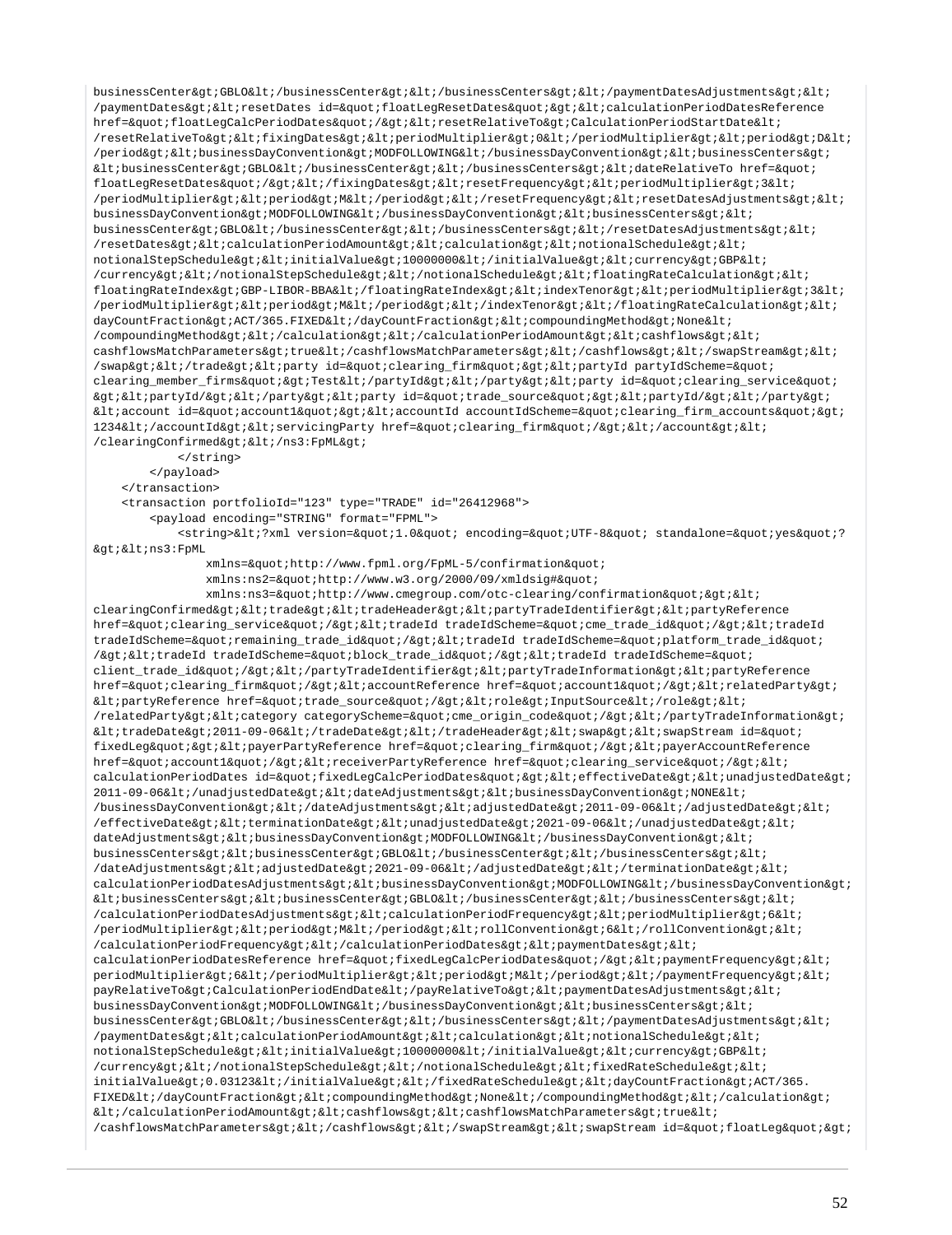```
businessCenter&gt;GBLO&lt;/businessCenter&gt;&lt;/businessCenters&gt;&lt;/paymentDatesAdjustments&gt;&lt;
/paymentDates&gt;&lt;resetDates id=&quot;floatLegResetDates&quot;&gt;&lt;calculationPeriodDatesReference
href=&quot;floatLegCalcPeriodDates&quot;/&gt;&lt;resetRelativeTo&gt;CalculationPeriodStartDate&lt;
/resetRelativeTo&gt;&lt;fixingDates&gt;&lt;periodMultiplier&gt;0&lt;/periodMultiplier&gt;&lt;period&gt;D&lt;
/period&gt;&lt;businessDayConvention&gt;MODFOLLOWING&lt;/businessDayConvention&gt;&lt;businessCenters&gt;
&lt;businessCenter&gt;GBLO&lt;/businessCenter&gt;&lt;/businessCenters&gt;&lt;dateRelativeTo href=&quot;
floatLegResetDates&quot;/&gt;&lt;/fixingDates&gt;&lt;resetFrequency&gt;&lt;periodMultiplier&gt;3&lt;
/periodMultiplier&gt;&lt;period&gt;M&lt;/period&gt;&lt;/resetFrequency&gt;&lt;resetDatesAdjustments&gt;&lt;
businessDayConvention&gt;MODFOLLOWING&lt;/businessDayConvention&gt;&lt;businessCenters&gt;&lt;
businessCenter&gt;GBLO&lt;/businessCenter&gt;&lt;/businessCenters&gt;&lt;/resetDatesAdjustments&gt;&lt;
/resetDates&gt;&lt;calculationPeriodAmount&gt;&lt;calculation&gt;&lt;notionalSchedule&gt;&lt;
notionalStepSchedule&gt;&lt;initialValue&gt;10000000&lt;/initialValue&gt;&lt;currency&gt;GBP&lt;
/currency&gt;&lt;/notionalStepSchedule&gt;&lt;/notionalSchedule&gt;&lt;floatingRateCalculation&gt;&lt;
floatingRateIndex&gt;GBP-LIBOR-BBA&lt;/floatingRateIndex&gt;&lt;indexTenor&gt;&lt;periodMultiplier&gt;3&lt;
/periodMultiplier&gt;&lt;period&gt;M&lt;/period&gt;&lt;/indexTenor&gt;&lt;/floatingRateCalculation&gt;&lt;
dayCountFraction&gt;ACT/365.FIXED&lt;/dayCountFraction&gt;&lt;compoundingMethod&gt;None&lt;
/compoundingMethod&gt;&lt;/calculation&gt;&lt;/calculationPeriodAmount&gt;&lt;cashflows&gt;&lt;
cashflowsMatchParameters&gt;true&lt;/cashflowsMatchParameters&gt;&lt;/cashflows&gt;&lt;/swapStream&gt;&lt;
/swap&gt;&lt;/trade&gt;&lt;party id=&quot;clearing_firm&quot;&gt;&lt;partyId partyIdScheme=&quot;
clearing_member_firms&quot;&gt;Test&lt;/partyId&gt;&lt;/party&gt;&lt;party id=&quot;clearing_service&quot;
&gt;&lt;partyId/&gt;&lt;/party&gt;&lt;party id=&quot;trade_source&quot;&gt;&lt;partyId/&gt;&lt;/party&gt;
&lt;account id=&quot;account1&quot;&gt;&lt;accountId accountIdScheme=&quot;clearing_firm_accounts&quot;&gt;
1234&lt;/accountId&gt;&lt;servicingParty href=&quot;clearing_firm&quot;/&gt;&lt;/account&gt;&lt;
/clearingConfirmed&gt;&lt;/ns3:FpML&gt;
            </string>
        </payload>
    </transaction>
    <transaction portfolioId="123" type="TRADE" id="26412968">
        <payload encoding="STRING" format="FPML">
            <string>&lt;?xml version=&quot;1.0&quot; encoding=&quot;UTF-8&quot; standalone=&quot;yes&quot;?
&gt;&lt;ns3:FpML
                xmlns=&quot;http://www.fpml.org/FpML-5/confirmation&quot;
                xmlns:ns2=&quot;http://www.w3.org/2000/09/xmldsig#&quot;
                xmlns:ns3=&quot;http://www.cmegroup.com/otc-clearing/confirmation&quot;&gt;&lt;
clearingConfirmed&gt;&lt;trade&gt;&lt;tradeHeader&gt;&lt;partyTradeIdentifier&gt;&lt;partyReference
href=&quot;clearing_service&quot;/&gt;&lt;tradeId tradeIdScheme=&quot;cme_trade_id&quot;/&gt;&lt;tradeId
tradeIdScheme=&quot;remaining_trade_id&quot;/&gt;&lt;tradeId tradeIdScheme=&quot;platform_trade_id&quot;
/&gt;&lt;tradeId tradeIdScheme=&quot;block_trade_id&quot;/&gt;&lt;tradeId tradeIdScheme=&quot;
client_trade_id&quot;/&gt;&lt;/partyTradeIdentifier&gt;&lt;partyTradeInformation&gt;&lt;partyReference
href=&quot;clearing_firm&quot;/&gt;&lt;accountReference href=&quot;account1&quot;/&gt;&lt;relatedParty&gt;
&lt;partyReference href=&quot;trade_source&quot;/&gt;&lt;role&gt;InputSource&lt;/role&gt;&lt;
/relatedParty&gt;&lt;category categoryScheme=&quot;cme_origin_code&quot;/&gt;&lt;/partyTradeInformation&gt;
&lt;tradeDate&gt;2011-09-06&lt;/tradeDate&gt;&lt;/tradeHeader&gt;&lt;swap&gt;&lt;swapStream id=&quot;
fixedLeg&quot;&gt;&lt;payerPartyReference href=&quot;clearing_firm&quot;/&gt;&lt;payerAccountReference
href=&quot;account1&quot;/&gt;&lt;receiverPartyReference href=&quot;clearing_service&quot;/&gt;&lt;
calculationPeriodDates id=&quot;fixedLegCalcPeriodDates&quot;&gt;&lt;effectiveDate&gt;&lt;unadjustedDate&gt;
2011-09-06&lt;/unadjustedDate&gt;&lt;dateAdjustments&gt;&lt;businessDayConvention&gt;NONE&lt;
/businessDayConvention&gt;&lt;/dateAdjustments&gt;&lt;adjustedDate&gt;2011-09-06&lt;/adjustedDate&gt;&lt;
/effectiveDate&gt;&lt;terminationDate&gt;&lt;unadjustedDate&gt;2021-09-06&lt;/unadjustedDate&gt;&lt;
dateAdjustments&gt;&lt;businessDayConvention&gt;MODFOLLOWING&lt;/businessDayConvention&gt;&lt;
businessCenters&gt;&lt;businessCenter&gt;GBLO&lt;/businessCenter&gt;&lt;/businessCenters&gt;&lt;
/dateAdjustments&gt;&lt;adjustedDate&gt;2021-09-06&lt;/adjustedDate&gt;&lt;/terminationDate&gt;&lt;
calculationPeriodDatesAdjustments&gt;&lt;businessDayConvention&gt;MODFOLLOWING&lt;/businessDayConvention&gt;
&lt;businessCenters&gt;&lt;businessCenter&gt;GBLO&lt;/businessCenter&gt;&lt;/businessCenters&gt;&lt;
/calculationPeriodDatesAdjustments&gt;&lt;calculationPeriodFrequency&gt;&lt;periodMultiplier&gt;6&lt;
/periodMultiplier&gt;&lt;period&gt;M&lt;/period&gt;&lt;rollConvention&gt;6&lt;/rollConvention&gt;&lt;
/calculationPeriodFrequency&gt;&lt;/calculationPeriodDates&gt;&lt;paymentDates&gt;&lt;
calculationPeriodDatesReference href=&quot;fixedLegCalcPeriodDates&quot;/&gt;&lt;paymentFrequency&gt;&lt;
periodMultiplier&gt;6&lt;/periodMultiplier&gt;&lt;period&gt;M&lt;/period&gt;&lt;/paymentFrequency&gt;&lt;
payRelativeTo&gt;CalculationPeriodEndDate&lt;/payRelativeTo&gt;&lt;paymentDatesAdjustments&gt;&lt;
businessDayConvention&gt;MODFOLLOWING&lt;/businessDayConvention&gt;&lt;businessCenters&gt;&lt;
businessCenter&gt;GBLO&lt;/businessCenter&gt;&lt;/businessCenters&gt;&lt;/paymentDatesAdjustments&gt;&lt;
/paymentDates&gt;&lt;calculationPeriodAmount&gt;&lt;calculation&gt;&lt;notionalSchedule&gt;&lt;
notionalStepSchedule&gt;&lt;initialValue&gt;10000000&lt;/initialValue&gt;&lt;currency&gt;GBP&lt;
/currency&gt;&lt;/notionalStepSchedule&gt;&lt;/notionalSchedule&gt;&lt;fixedRateSchedule&gt;&lt;
initialValue&gt;0.03123&lt;/initialValue&gt;&lt;/fixedRateSchedule&gt;&lt;dayCountFraction&gt;ACT/365.
FIXED&lt;/dayCountFraction&gt;&lt;compoundingMethod&gt;None&lt;/compoundingMethod&gt;&lt;/calculation&gt;
&lt;/calculationPeriodAmount&gt;&lt;cashflows&gt;&lt;cashflowsMatchParameters&gt;true&lt;
/cashflowsMatchParameters&gt;&lt;/cashflows&gt;&lt;/swapStream&gt;&lt;swapStream id=&quot;floatLeg&quot;&gt;
```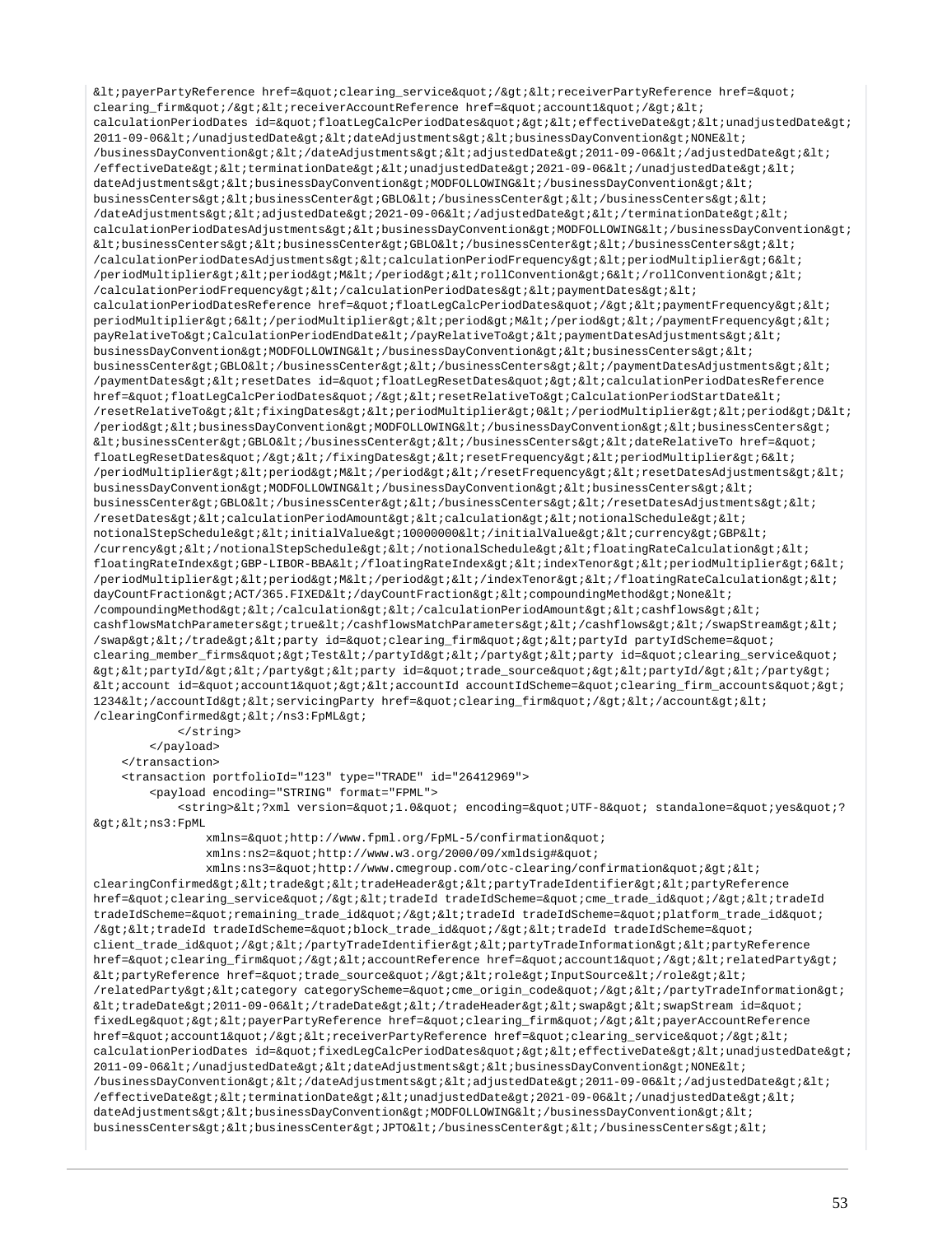```
&lt;payerPartyReference href=&quot;clearing_service&quot;/&gt;&lt;receiverPartyReference href=&quot;
clearing_firm&quot;/&gt;&lt;receiverAccountReference href=&quot;account1&quot;/&gt;&lt;
calculationPeriodDates id=&quot;floatLegCalcPeriodDates&quot;&gt;&lt;effectiveDate&gt;&lt;unadjustedDate&gt;
2011-09-06&lt;/unadjustedDate&gt;&lt;dateAdjustments&gt;&lt;businessDayConvention&gt;NONE&lt;
/businessDayConvention&gt;&lt;/dateAdjustments&gt;&lt;adjustedDate&gt;2011-09-06&lt;/adjustedDate&gt;&lt;
/effectiveDate&gt;&lt;terminationDate&gt;&lt;unadjustedDate&gt;2021-09-06&lt;/unadjustedDate&gt;&lt;
dateAdjustments&gt;&lt;businessDayConvention&gt;MODFOLLOWING&lt;/businessDayConvention&gt;&lt;
businessCenters&gt;&lt;businessCenter&gt;GBLO&lt;/businessCenter&gt;&lt;/businessCenters&gt;&lt;
/dateAdjustments&gt;&lt;adjustedDate&gt;2021-09-06&lt;/adjustedDate&gt;&lt;/terminationDate&gt;&lt;
calculationPeriodDatesAdjustments&gt;&lt;businessDayConvention&gt;MODFOLLOWING&lt;/businessDayConvention&gt;
&lt;businessCenters&gt;&lt;businessCenter&gt;GBLO&lt;/businessCenter&gt;&lt;/businessCenters&gt;&lt;
/calculationPeriodDatesAdjustments&gt;&lt;calculationPeriodFrequency&gt;&lt;periodMultiplier&gt;6&lt;
/periodMultiplier&gt;&lt;period&gt;M&lt;/period&gt;&lt;rollConvention&gt;6&lt;/rollConvention&gt;&lt;
/calculationPeriodFrequency&gt;&lt;/calculationPeriodDates&gt;&lt;paymentDates&gt;&lt;
calculationPeriodDatesReference href=&quot;floatLegCalcPeriodDates&quot;/&gt;&lt;paymentFrequency&gt;&lt;
periodMultiplier&gt;6&lt;/periodMultiplier&gt;&lt;period&gt;M&lt;/period&gt;&lt;/paymentFrequency&gt;&lt;
payRelativeTo&gt;CalculationPeriodEndDate&lt;/payRelativeTo&gt;&lt;paymentDatesAdjustments&gt;&lt;
businessDayConvention&gt;MODFOLLOWING&lt;/businessDayConvention&gt;&lt;businessCenters&gt;&lt;
businessCenter&gt;GBLO&lt;/businessCenter&gt;&lt;/businessCenters&gt;&lt;/paymentDatesAdjustments&gt;&lt;
/paymentDates&gt;&lt;resetDates id=&quot;floatLegResetDates&quot;&gt;&lt;calculationPeriodDatesReference
href=&quot;floatLegCalcPeriodDates&quot;/&gt;&lt;resetRelativeTo&gt;CalculationPeriodStartDate&lt;
/resetRelativeTo&gt;&lt;fixingDates&gt;&lt;periodMultiplier&gt;0&lt;/periodMultiplier&gt;&lt;period&gt;D&lt;
/period&gt;&lt;businessDayConvention&gt;MODFOLLOWING&lt;/businessDayConvention&gt;&lt;businessCenters&gt;
&lt;businessCenter&gt;GBLO&lt;/businessCenter&gt;&lt;/businessCenters&gt;&lt;dateRelativeTo href=&quot;
floatLegResetDates&quot;/&gt;&lt;/fixingDates&gt;&lt;resetFrequency&gt;&lt;periodMultiplier&gt;6&lt;
/periodMultiplier&gt;&lt;period&gt;M&lt;/period&gt;&lt;/resetFrequency&gt;&lt;resetDatesAdjustments&gt;&lt;
businessDayConvention&gt;MODFOLLOWING&lt;/businessDayConvention&gt;&lt;businessCenters&gt;&lt;
businessCenter&gt;GBLO&lt;/businessCenter&gt;&lt;/businessCenters&gt;&lt;/resetDatesAdjustments&gt;&lt;
/resetDates&gt;&lt;calculationPeriodAmount&gt;&lt;calculation&gt;&lt;notionalSchedule&gt;&lt;
notionalStepSchedule&gt;&lt;initialValue&gt;10000000&lt;/initialValue&gt;&lt;currency&gt;GBP&lt;
/currency&gt;&lt;/notionalStepSchedule&gt;&lt;/notionalSchedule&gt;&lt;floatingRateCalculation&gt;&lt;
floatingRateIndex&gt;GBP-LIBOR-BBA&lt;/floatingRateIndex&gt;&lt;indexTenor&gt;&lt;periodMultiplier&gt;6&lt;
/periodMultiplier&gt;&lt;period&gt;M&lt;/period&gt;&lt;/indexTenor&gt;&lt;/floatingRateCalculation&gt;&lt;
dayCountFraction&gt;ACT/365.FIXED&lt;/dayCountFraction&gt;&lt;compoundingMethod&gt;None&lt;
/compoundingMethod&gt;&lt;/calculation&gt;&lt;/calculationPeriodAmount&gt;&lt;cashflows&gt;&lt;
cashflowsMatchParameters&gt;true&lt;/cashflowsMatchParameters&gt;&lt;/cashflows&gt;&lt;/swapStream&gt;&lt;
/swap&gt;&lt;/trade&gt;&lt;party id=&quot;clearing_firm&quot;&gt;&lt;partyId partyIdScheme=&quot;
clearing_member_firms&quot;&gt;Test&lt;/partyId&gt;&lt;/party&gt;&lt;party id=&quot;clearing_service&quot;
&gt;&lt;partyId/&gt;&lt;/party&gt;&lt;party id=&quot;trade_source&quot;&gt;&lt;partyId/&gt;&lt;/party&gt;
&lt;account id=&quot;account1&quot;&gt;&lt;accountId accountIdScheme=&quot;clearing_firm_accounts&quot;&gt;
1234&lt;/accountId&gt;&lt;servicingParty href=&quot;clearing_firm&quot;/&gt;&lt;/account&gt;&lt;
/clearingConfirmed&gt;&lt;/ns3:FpML&gt;
            </string>
        </payload>
    </transaction>
    <transaction portfolioId="123" type="TRADE" id="26412969">
        <payload encoding="STRING" format="FPML">
            <string>&lt;?xml version=&quot;1.0&quot; encoding=&quot;UTF-8&quot; standalone=&quot;yes&quot;?
&gt;&lt;ns3:FpML
                xmlns=&quot;http://www.fpml.org/FpML-5/confirmation&quot;
                xmlns:ns2=&quot;http://www.w3.org/2000/09/xmldsig#&quot;
                xmlns:ns3=&quot;http://www.cmegroup.com/otc-clearing/confirmation&quot;&gt;&lt;
clearingConfirmed&gt;&lt;trade&gt;&lt;tradeHeader&gt;&lt;partyTradeIdentifier&gt;&lt;partyReference
href=&quot;clearing_service&quot;/&gt;&lt;tradeId tradeIdScheme=&quot;cme_trade_id&quot;/&gt;&lt;tradeId
tradeIdScheme=&quot;remaining_trade_id&quot;/&gt;&lt;tradeId tradeIdScheme=&quot;platform_trade_id&quot;
/&gt;&lt;tradeId tradeIdScheme=&quot;block_trade_id&quot;/&gt;&lt;tradeId tradeIdScheme=&quot;
client_trade_id&quot;/&gt;&lt;/partyTradeIdentifier&gt;&lt;partyTradeInformation&gt;&lt;partyReference
href=&quot;clearing_firm&quot;/&gt;&lt;accountReference href=&quot;account1&quot;/&gt;&lt;relatedParty&gt;
&lt;partyReference href=&quot;trade_source&quot;/&gt;&lt;role&gt;InputSource&lt;/role&gt;&lt;
/relatedParty&gt;&lt;category categoryScheme=&quot;cme_origin_code&quot;/&gt;&lt;/partyTradeInformation&gt;
&lt;tradeDate&gt;2011-09-06&lt;/tradeDate&gt;&lt;/tradeHeader&gt;&lt;swap&gt;&lt;swapStream id=&quot;
fixedLeg&quot;&gt;&lt;payerPartyReference href=&quot;clearing_firm&quot;/&gt;&lt;payerAccountReference
href=&quot;account1&quot;/&gt;&lt;receiverPartyReference href=&quot;clearing_service&quot;/&gt;&lt;
calculationPeriodDates id=&quot;fixedLegCalcPeriodDates&quot;&gt;&lt;effectiveDate&gt;&lt;unadjustedDate&gt;
2011-09-06&lt;/unadjustedDate&gt;&lt;dateAdjustments&gt;&lt;businessDayConvention&gt;NONE&lt;
/businessDayConvention&gt;&lt;/dateAdjustments&gt;&lt;adjustedDate&gt;2011-09-06&lt;/adjustedDate&gt;&lt;
/effectiveDate&gt;&lt;terminationDate&gt;&lt;unadjustedDate&gt;2021-09-06&lt;/unadjustedDate&gt;&lt;
dateAdjustments&gt;&lt;businessDayConvention&gt;MODFOLLOWING&lt;/businessDayConvention&gt;&lt;
businessCenters&gt;&lt;businessCenter&gt;JPTO&lt;/businessCenter&gt;&lt;/businessCenters&gt;&lt;
```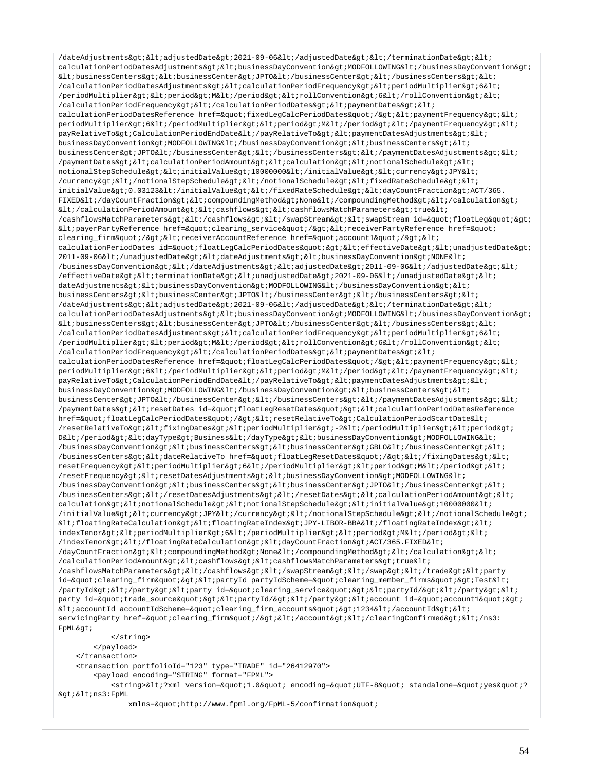```
/dateAdjustments&gt;&lt;adjustedDate&gt;2021-09-06&lt;/adjustedDate&gt;&lt;/terminationDate&gt;&lt;
calculationPeriodDatesAdjustments&gt;&lt;businessDayConvention&gt;MODFOLLOWING&lt;/businessDayConvention&gt;
&lt;businessCenters&gt;&lt;businessCenter&gt;JPTO&lt;/businessCenter&gt;&lt;/businessCenters&gt;&lt;
/calculationPeriodDatesAdjustments&gt;&lt;calculationPeriodFrequency&gt;&lt;periodMultiplier&gt;6&lt;
/periodMultiplier&gt;&lt;period&gt;M&lt;/period&gt;&lt;rollConvention&gt;6&lt;/rollConvention&gt;&lt;
/calculationPeriodFrequency&gt;&lt;/calculationPeriodDates&gt;&lt;paymentDates&gt;&lt;
calculationPeriodDatesReference href=&quot;fixedLegCalcPeriodDates&quot;/&gt;&lt;paymentFrequency&gt;&lt;
periodMultiplier&gt;6&lt;/periodMultiplier&gt;&lt;period&gt;M&lt;/period&gt;&lt;/paymentFrequency&gt;&lt;
payRelativeTo&gt;CalculationPeriodEndDate&lt;/payRelativeTo&gt;&lt;paymentDatesAdjustments&gt;&lt;
businessDayConvention&gt;MODFOLLOWING&lt;/businessDayConvention&gt;&lt;businessCenters&gt;&lt;
businessCenter&gt;JPTO&lt;/businessCenter&gt;&lt;/businessCenters&gt;&lt;/paymentDatesAdjustments&gt;&lt;
/paymentDates&gt;&lt;calculationPeriodAmount&gt;&lt;calculation&gt;&lt;notionalSchedule&gt;&lt;
notionalStepSchedule&gt;&lt;initialValue&gt;10000000&lt;/initialValue&gt;&lt;currency&gt;JPY&lt;
/currency&gt;&lt;/notionalStepSchedule&gt;&lt;/notionalSchedule&gt;&lt;fixedRateSchedule&gt;&lt;
initialValue&gt;0.03123&lt;/initialValue&gt;&lt;/fixedRateSchedule&gt;&lt;dayCountFraction&gt;ACT/365.
FIXED&lt;/dayCountFraction&gt;&lt;compoundingMethod&gt;None&lt;/compoundingMethod&gt;&lt;/calculation&gt;
&lt;/calculationPeriodAmount&gt;&lt;cashflows&gt;&lt;cashflowsMatchParameters&gt;true&lt;
/cashflowsMatchParameters&gt;&lt;/cashflows&gt;&lt;/swapStream&gt;&lt;swapStream id=&quot;floatLeg&quot;&gt;
&lt;payerPartyReference href=&quot;clearing_service&quot;/&gt;&lt;receiverPartyReference href=&quot;
clearing_firm&quot;/&gt;&lt;receiverAccountReference href=&quot;account1&quot;/&gt;&lt;
calculationPeriodDates id=&quot;floatLegCalcPeriodDates&quot;&gt;&lt;effectiveDate&gt;&lt;unadjustedDate&gt;
2011-09-06&lt;/unadjustedDate&gt;&lt;dateAdjustments&gt;&lt;businessDayConvention&gt;NONE&lt;
/businessDayConvention&gt;&lt;/dateAdjustments&gt;&lt;adjustedDate&gt;2011-09-06&lt;/adjustedDate&gt;&lt;
/effectiveDate&gt;&lt;terminationDate&gt;&lt;unadjustedDate&gt;2021-09-06&lt;/unadjustedDate&gt;&lt;
dateAdjustments&gt;&lt;businessDayConvention&gt;MODFOLLOWING&lt;/businessDayConvention&gt;&lt;
businessCenters&gt;&lt;businessCenter&gt;JPTO&lt;/businessCenter&gt;&lt;/businessCenters&gt;&lt;
/dateAdjustments&gt;&lt;adjustedDate&gt;2021-09-06&lt;/adjustedDate&gt;&lt;/terminationDate&gt;&lt;
calculationPeriodDatesAdjustments&gt;&lt;businessDayConvention&gt;MODFOLLOWING&lt;/businessDayConvention&gt;
&lt;businessCenters&gt;&lt;businessCenter&gt;JPTO&lt;/businessCenter&gt;&lt;/businessCenters&gt;&lt;
/calculationPeriodDatesAdjustments&gt;&lt;calculationPeriodFrequency&gt;&lt;periodMultiplier&gt;6&lt;
/periodMultiplier&gt;&lt;period&gt;M&lt;/period&gt;&lt;rollConvention&gt;6&lt;/rollConvention&gt;&lt;
/calculationPeriodFrequency&gt;&lt;/calculationPeriodDates&gt;&lt;paymentDates&gt;&lt;
calculationPeriodDatesReference href=&quot;floatLegCalcPeriodDates&quot;/&gt;&lt;paymentFrequency&gt;&lt;
periodMultiplier&gt;6&lt;/periodMultiplier&gt;&lt;period&gt;M&lt;/period&gt;&lt;/paymentFrequency&gt;&lt;
payRelativeTo&gt;CalculationPeriodEndDate&lt;/payRelativeTo&gt;&lt;paymentDatesAdjustments&gt;&lt;
businessDayConvention&gt;MODFOLLOWING&lt;/businessDayConvention&gt;&lt;businessCenters&gt;&lt;
businessCenter&gt;JPTO&lt;/businessCenter&gt;&lt;/businessCenters&gt;&lt;/paymentDatesAdjustments&gt;&lt;
/paymentDates&gt;&lt;resetDates id=&quot;floatLegResetDates&quot;&gt;&lt;calculationPeriodDatesReference
href=&quot;floatLegCalcPeriodDates&quot;/&gt;&lt;resetRelativeTo&gt;CalculationPeriodStartDate&lt;
/resetRelativeTo&gt;&lt;fixingDates&gt;&lt;periodMultiplier&gt;-2&lt;/periodMultiplier&gt;&lt;period&gt;
D&lt;/period&gt;&lt;dayType&gt;Business&lt;/dayType&gt;&lt;businessDayConvention&gt;MODFOLLOWING&lt;
/businessDayConvention&gt;&lt;businessCenters&gt;&lt;businessCenter&gt;GBLO&lt;/businessCenter&gt;&lt;
/businessCenters&gt;&lt;dateRelativeTo href=&quot;floatLegResetDates&quot;/&gt;&lt;/fixingDates&gt;&lt;
resetFrequency&gt;&lt;periodMultiplier&gt;6&lt;/periodMultiplier&gt;&lt;period&gt;M&lt;/period&gt;&lt;
/resetFrequency&gt;&lt;resetDatesAdjustments&gt;&lt;businessDayConvention&gt;MODFOLLOWING&lt;
/businessDayConvention&gt;&lt;businessCenters&gt;&lt;businessCenter&gt;JPTO&lt;/businessCenter&gt;&lt;
/businessCenters&gt;&lt;/resetDatesAdjustments&gt;&lt;/resetDates&gt;&lt;calculationPeriodAmount&gt;&lt;
calculation&gt;&lt;notionalSchedule&gt;&lt;notionalStepSchedule&gt;&lt;initialValue&gt;10000000&lt;
/initialValue&gt;&lt;currency&gt;JPY&lt;/currency&gt;&lt;/notionalStepSchedule&gt;&lt;/notionalSchedule&gt;
&lt;floatingRateCalculation&gt;&lt;floatingRateIndex&gt;JPY-LIBOR-BBA&lt;/floatingRateIndex&gt;&lt;
indexTenor&gt;&lt;periodMultiplier&gt;6&lt;/periodMultiplier&gt;&lt;period&gt;M&lt;/period&gt;&lt;
/indexTenor&gt;&lt;/floatingRateCalculation&gt;&lt;dayCountFraction&gt;ACT/365.FIXED&lt;
/dayCountFraction&gt;&lt;compoundingMethod&gt;None&lt;/compoundingMethod&gt;&lt;/calculation&gt;&lt;
/calculationPeriodAmount&gt;&lt;cashflows&gt;&lt;cashflowsMatchParameters&gt;true&lt;
/cashflowsMatchParameters&gt;&lt;/cashflows&gt;&lt;/swapStream&gt;&lt;/swap&gt;&lt;/trade&gt;&lt;party
id=&quot;clearing_firm&quot;&gt;&lt;partyId partyIdScheme=&quot;clearing_member_firms&quot;&gt;Test&lt;
/partyId&gt;&lt;/party&gt;&lt;party id=&quot;clearing_service&quot;&gt;&lt;partyId/&gt;&lt;/party&gt;&lt;
party id=&quot;trade_source&quot;&gt;&lt;partyId/&gt;&lt;/party&gt;&lt;account id=&quot;account1&quot;&gt;
&lt;accountId accountIdScheme=&quot;clearing_firm_accounts&quot;&gt;1234&lt;/accountId&gt;&lt;
servicingParty href=&quot;clearing_firm&quot;/&gt;&lt;/account&gt;&lt;/clearingConfirmed&gt;&lt;/ns3:
FpML&gt;
            </string>
        </payload>
    </transaction>
    <transaction portfolioId="123" type="TRADE" id="26412970">
        <payload encoding="STRING" format="FPML">
            <string>&lt;?xml version=&quot;1.0&quot; encoding=&quot;UTF-8&quot; standalone=&quot;yes&quot;?
&gt;&lt;ns3:FpML
                xmlns=&quot;http://www.fpml.org/FpML-5/confirmation&quot;
```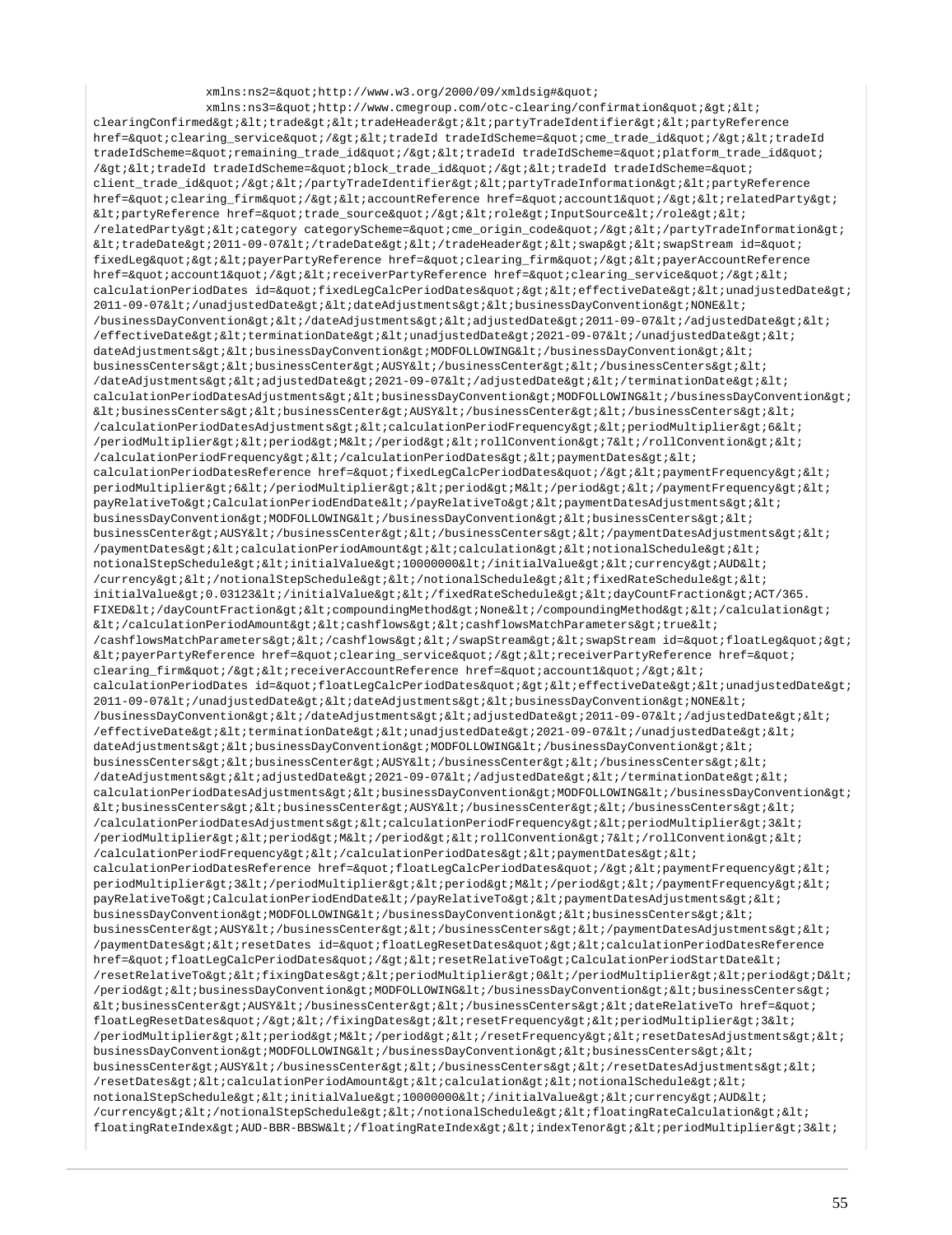```
            xmlns:ns2=&quot;http://www.w3.org/2000/09/xmldsig#&quot;
            xmlns:ns3=&quot;http://www.cmegroup.com/otc-clearing/confirmation&quot;&gt;&lt;
clearingConfirmed&gt;&lt;trade&gt;&lt;tradeHeader&gt;&lt;partyTradeIdentifier&gt;&lt;partyReference
href=&quot;clearing_service&quot;/&gt;&lt;tradeId tradeIdScheme=&quot;cme_trade_id&quot;/&gt;&lt;tradeId
tradeIdScheme=&quot;remaining_trade_id&quot;/&gt;&lt;tradeId tradeIdScheme=&quot;platform_trade_id&quot;
/&gt;&lt;tradeId tradeIdScheme=&quot;block_trade_id&quot;/&gt;&lt;tradeId tradeIdScheme=&quot;
client_trade_id&quot;/&gt;&lt;/partyTradeIdentifier&gt;&lt;partyTradeInformation&gt;&lt;partyReference
href=&quot;clearing_firm&quot;/&gt;&lt;accountReference href=&quot;account1&quot;/&gt;&lt;relatedParty&gt;
&lt;partyReference href=&quot;trade_source&quot;/&gt;&lt;role&gt;InputSource&lt;/role&gt;&lt;
/relatedParty&gt;&lt;category categoryScheme=&quot;cme_origin_code&quot;/&gt;&lt;/partyTradeInformation&gt;
&lt;tradeDate&gt;2011-09-07&lt;/tradeDate&gt;&lt;/tradeHeader&gt;&lt;swap&gt;&lt;swapStream id=&quot;
fixedLeg&quot;&gt;&lt;payerPartyReference href=&quot;clearing_firm&quot;/&gt;&lt;payerAccountReference
href=&quot;account1&quot;/&gt;&lt;receiverPartyReference href=&quot;clearing_service&quot;/&gt;&lt;
calculationPeriodDates id=&quot;fixedLegCalcPeriodDates&quot;&gt;&lt;effectiveDate&gt;&lt;unadjustedDate&gt;
2011-09-07&lt;/unadjustedDate&gt;&lt;dateAdjustments&gt;&lt;businessDayConvention&gt;NONE&lt;
/businessDayConvention&gt;&lt;/dateAdjustments&gt;&lt;adjustedDate&gt;2011-09-07&lt;/adjustedDate&gt;&lt;
/effectiveDate&gt;&lt;terminationDate&gt;&lt;unadjustedDate&gt;2021-09-07&lt;/unadjustedDate&gt;&lt;
dateAdjustments&gt;&lt;businessDayConvention&gt;MODFOLLOWING&lt;/businessDayConvention&gt;&lt;
businessCenters&gt;&lt;businessCenter&gt;AUSY&lt;/businessCenter&gt;&lt;/businessCenters&gt;&lt;
/dateAdjustments&gt;&lt;adjustedDate&gt;2021-09-07&lt;/adjustedDate&gt;&lt;/terminationDate&gt;&lt;
calculationPeriodDatesAdjustments&gt;&lt;businessDayConvention&gt;MODFOLLOWING&lt;/businessDayConvention&gt;
&lt;businessCenters&gt;&lt;businessCenter&gt;AUSY&lt;/businessCenter&gt;&lt;/businessCenters&gt;&lt;
/calculationPeriodDatesAdjustments&gt;&lt;calculationPeriodFrequency&gt;&lt;periodMultiplier&gt;6&lt;
/periodMultiplier&gt;&lt;period&gt;M&lt;/period&gt;&lt;rollConvention&gt;7&lt;/rollConvention&gt;&lt;
/calculationPeriodFrequency&gt;&lt;/calculationPeriodDates&gt;&lt;paymentDates&gt;&lt;
calculationPeriodDatesReference href=&quot;fixedLegCalcPeriodDates&quot;/&gt;&lt;paymentFrequency&gt;&lt;
periodMultiplier&gt;6&lt;/periodMultiplier&gt;&lt;period&gt;M&lt;/period&gt;&lt;/paymentFrequency&gt;&lt;
payRelativeTo&gt;CalculationPeriodEndDate&lt;/payRelativeTo&gt;&lt;paymentDatesAdjustments&gt;&lt;
businessDayConvention&gt;MODFOLLOWING&lt;/businessDayConvention&gt;&lt;businessCenters&gt;&lt;
businessCenter&gt;AUSY&lt;/businessCenter&gt;&lt;/businessCenters&gt;&lt;/paymentDatesAdjustments&gt;&lt;
/paymentDates&gt;&lt;calculationPeriodAmount&gt;&lt;calculation&gt;&lt;notionalSchedule&gt;&lt;
notionalStepSchedule&gt;&lt;initialValue&gt;10000000&lt;/initialValue&gt;&lt;currency&gt;AUD&lt;
/currency&gt;&lt;/notionalStepSchedule&gt;&lt;/notionalSchedule&gt;&lt;fixedRateSchedule&gt;&lt;
initialValue&gt;0.03123&lt;/initialValue&gt;&lt;/fixedRateSchedule&gt;&lt;dayCountFraction&gt;ACT/365.
FIXED&lt;/dayCountFraction&gt;&lt;compoundingMethod&gt;None&lt;/compoundingMethod&gt;&lt;/calculation&gt;
&lt;/calculationPeriodAmount&gt;&lt;cashflows&gt;&lt;cashflowsMatchParameters&gt;true&lt;
/cashflowsMatchParameters&gt;&lt;/cashflows&gt;&lt;/swapStream&gt;&lt;swapStream id=&quot;floatLeg&quot;&gt;
&lt;payerPartyReference href=&quot;clearing_service&quot;/&gt;&lt;receiverPartyReference href=&quot;
clearing_firm&quot;/&gt;&lt;receiverAccountReference href=&quot;account1&quot;/&gt;&lt;
calculationPeriodDates id=&quot;floatLegCalcPeriodDates&quot;&gt;&lt;effectiveDate&gt;&lt;unadjustedDate&gt;
2011-09-07&lt;/unadjustedDate&gt;&lt;dateAdjustments&gt;&lt;businessDayConvention&gt;NONE&lt;
/businessDayConvention&gt;&lt;/dateAdjustments&gt;&lt;adjustedDate&gt;2011-09-07&lt;/adjustedDate&gt;&lt;
/effectiveDate&gt;&lt;terminationDate&gt;&lt;unadjustedDate&gt;2021-09-07&lt;/unadjustedDate&gt;&lt;
dateAdjustments&gt;&lt;businessDayConvention&gt;MODFOLLOWING&lt;/businessDayConvention&gt;&lt;
businessCenters&gt;&lt;businessCenter&gt;AUSY&lt;/businessCenter&gt;&lt;/businessCenters&gt;&lt;
/dateAdjustments&gt;&lt;adjustedDate&gt;2021-09-07&lt;/adjustedDate&gt;&lt;/terminationDate&gt;&lt;
calculationPeriodDatesAdjustments&gt;&lt;businessDayConvention&gt;MODFOLLOWING&lt;/businessDayConvention&gt;
&lt;businessCenters&gt;&lt;businessCenter&gt;AUSY&lt;/businessCenter&gt;&lt;/businessCenters&gt;&lt;
/calculationPeriodDatesAdjustments&gt;&lt;calculationPeriodFrequency&gt;&lt;periodMultiplier&gt;3&lt;
/periodMultiplier&gt;&lt;period&gt;M&lt;/period&gt;&lt;rollConvention&gt;7&lt;/rollConvention&gt;&lt;
/calculationPeriodFrequency&gt;&lt;/calculationPeriodDates&gt;&lt;paymentDates&gt;&lt;
calculationPeriodDatesReference href=&quot;floatLegCalcPeriodDates&quot;/&gt;&lt;paymentFrequency&gt;&lt;
periodMultiplier&gt;3&lt;/periodMultiplier&gt;&lt;period&gt;M&lt;/period&gt;&lt;/paymentFrequency&gt;&lt;
payRelativeTo&gt;CalculationPeriodEndDate&lt;/payRelativeTo&gt;&lt;paymentDatesAdjustments&gt;&lt;
businessDayConvention&gt;MODFOLLOWING&lt;/businessDayConvention&gt;&lt;businessCenters&gt;&lt;
businessCenter&gt;AUSY&lt;/businessCenter&gt;&lt;/businessCenters&gt;&lt;/paymentDatesAdjustments&gt;&lt;
/paymentDates&gt;&lt;resetDates id=&quot;floatLegResetDates&quot;&gt;&lt;calculationPeriodDatesReference
href=&quot;floatLegCalcPeriodDates&quot;/&gt;&lt;resetRelativeTo&gt;CalculationPeriodStartDate&lt;
/resetRelativeTo&gt;&lt;fixingDates&gt;&lt;periodMultiplier&gt;0&lt;/periodMultiplier&gt;&lt;period&gt;D&lt;
/period&gt;&lt;businessDayConvention&gt;MODFOLLOWING&lt;/businessDayConvention&gt;&lt;businessCenters&gt;
&lt;businessCenter&gt;AUSY&lt;/businessCenter&gt;&lt;/businessCenters&gt;&lt;dateRelativeTo href=&quot;
floatLegResetDates&quot;/&gt;&lt;/fixingDates&gt;&lt;resetFrequency&gt;&lt;periodMultiplier&gt;3&lt;
/periodMultiplier&gt;&lt;period&gt;M&lt;/period&gt;&lt;/resetFrequency&gt;&lt;resetDatesAdjustments&gt;&lt;
businessDayConvention&gt;MODFOLLOWING&lt;/businessDayConvention&gt;&lt;businessCenters&gt;&lt;
businessCenter&gt;AUSY&lt;/businessCenter&gt;&lt;/businessCenters&gt;&lt;/resetDatesAdjustments&gt;&lt;
/resetDates&gt;&lt;calculationPeriodAmount&gt;&lt;calculation&gt;&lt;notionalSchedule&gt;&lt;
notionalStepSchedule&gt;&lt;initialValue&gt;10000000&lt;/initialValue&gt;&lt;currency&gt;AUD&lt;
/currency&gt;&lt;/notionalStepSchedule&gt;&lt;/notionalSchedule&gt;&lt;floatingRateCalculation&gt;&lt;
floatingRateIndex&gt;AUD-BBR-BBSW&lt;/floatingRateIndex&gt;&lt;indexTenor&gt;&lt;periodMultiplier&gt;3&lt;
```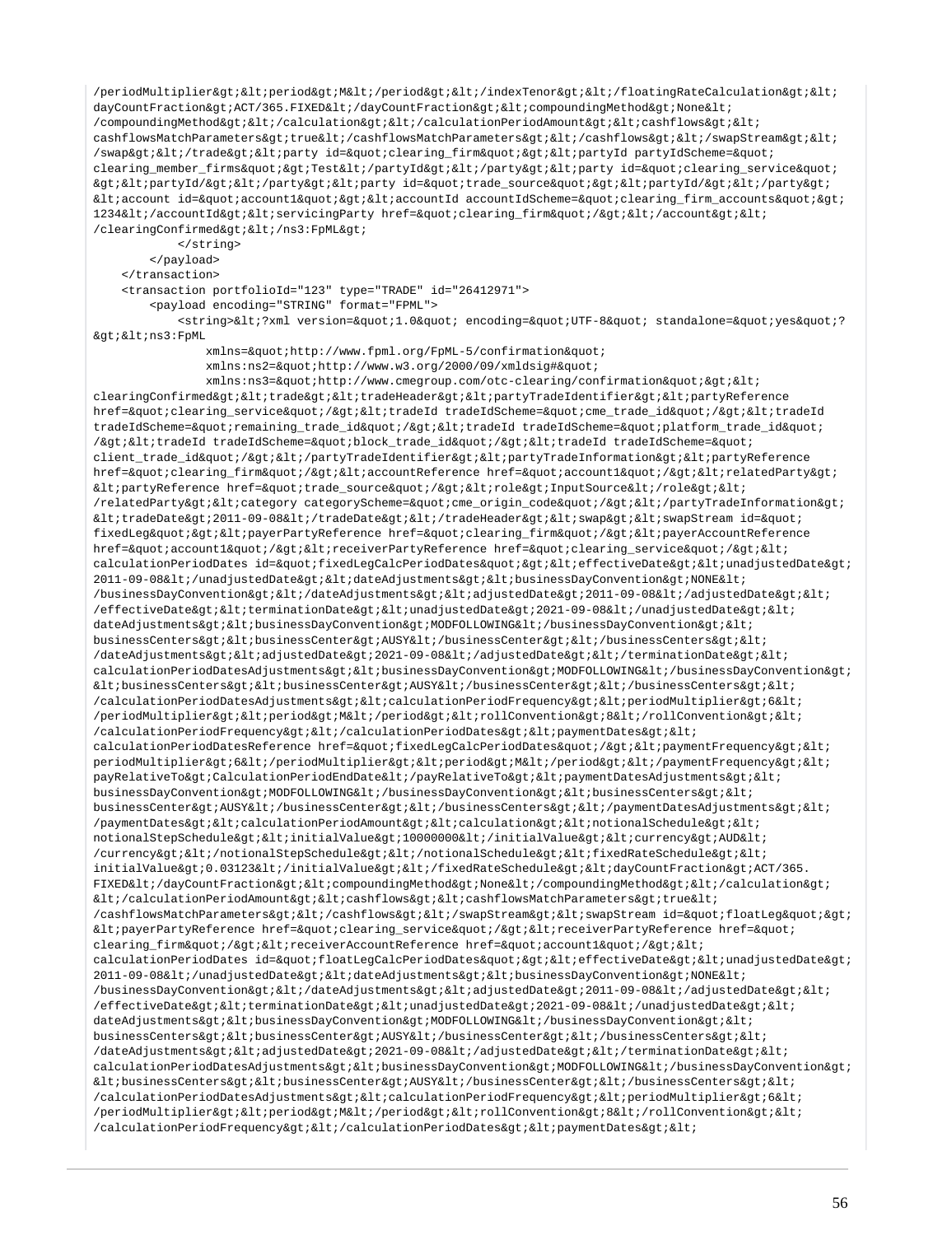```
/periodMultiplier&gt;&lt;period&gt;M&lt;/period&gt;&lt;/indexTenor&gt;&lt;/floatingRateCalculation&gt;&lt;
dayCountFraction&gt;ACT/365.FIXED&lt;/dayCountFraction&gt;&lt;compoundingMethod&gt;None&lt;
/compoundingMethod&gt;&lt;/calculation&gt;&lt;/calculationPeriodAmount&gt;&lt;cashflows&gt;&lt;
cashflowsMatchParameters&gt;true&lt;/cashflowsMatchParameters&gt;&lt;/cashflows&gt;&lt;/swapStream&gt;&lt;
/swap&gt;&lt;/trade&gt;&lt;party id=&quot;clearing_firm&quot;&gt;&lt;partyId partyIdScheme=&quot;
clearing_member_firms&quot;&gt;Test&lt;/partyId&gt;&lt;/party&gt;&lt;party id=&quot;clearing_service&quot;
&gt;&lt;partyId/&gt;&lt;/party&gt;&lt;party id=&quot;trade_source&quot;&gt;&lt;partyId/&gt;&lt;/party&gt;
&lt;account id=&quot;account1&quot;&gt;&lt;accountId accountIdScheme=&quot;clearing_firm_accounts&quot;&gt;
1234&lt;/accountId&gt;&lt;servicingParty href=&quot;clearing_firm&quot;/&gt;&lt;/account&gt;&lt;
/clearingConfirmed&gt;&lt;/ns3:FpML&gt;
            </string>
        </payload>
    </transaction>
    <transaction portfolioId="123" type="TRADE" id="26412971">
        <payload encoding="STRING" format="FPML">
            <string>&lt;?xml version=&quot;1.0&quot; encoding=&quot;UTF-8&quot; standalone=&quot;yes&quot;?
&gt;&lt;ns3:FpML
                xmlns=&quot;http://www.fpml.org/FpML-5/confirmation&quot;
                xmlns:ns2=&quot;http://www.w3.org/2000/09/xmldsig#&quot;
                xmlns:ns3=&quot;http://www.cmegroup.com/otc-clearing/confirmation&quot;&gt;&lt;
clearingConfirmed&gt;&lt;trade&gt;&lt;tradeHeader&gt;&lt;partyTradeIdentifier&gt;&lt;partyReference
href=&quot;clearing_service&quot;/&gt;&lt;tradeId tradeIdScheme=&quot;cme_trade_id&quot;/&gt;&lt;tradeId
tradeIdScheme=&quot;remaining_trade_id&quot;/&gt;&lt;tradeId tradeIdScheme=&quot;platform_trade_id&quot;
/&gt;&lt;tradeId tradeIdScheme=&quot;block_trade_id&quot;/&gt;&lt;tradeId tradeIdScheme=&quot;
client_trade_id&quot;/&gt;&lt;/partyTradeIdentifier&gt;&lt;partyTradeInformation&gt;&lt;partyReference
href=&quot;clearing_firm&quot;/&gt;&lt;accountReference href=&quot;account1&quot;/&gt;&lt;relatedParty&gt;
&lt;partyReference href=&quot;trade_source&quot;/&gt;&lt;role&gt;InputSource&lt;/role&gt;&lt;
/relatedParty&gt;&lt;category categoryScheme=&quot;cme_origin_code&quot;/&gt;&lt;/partyTradeInformation&gt;
&lt;tradeDate&gt;2011-09-08&lt;/tradeDate&gt;&lt;/tradeHeader&gt;&lt;swap&gt;&lt;swapStream id=&quot;
fixedLeg&quot;&gt;&lt;payerPartyReference href=&quot;clearing_firm&quot;/&gt;&lt;payerAccountReference
href=&quot;account1&quot;/&gt;&lt;receiverPartyReference href=&quot;clearing_service&quot;/&gt;&lt;
calculationPeriodDates id=&quot;fixedLegCalcPeriodDates&quot;&gt;&lt;effectiveDate&gt;&lt;unadjustedDate&gt;
2011-09-08&lt;/unadjustedDate&gt;&lt;dateAdjustments&gt;&lt;businessDayConvention&gt;NONE&lt;
/businessDayConvention&gt;&lt;/dateAdjustments&gt;&lt;adjustedDate&gt;2011-09-08&lt;/adjustedDate&gt;&lt;
/effectiveDate&gt;&lt;terminationDate&gt;&lt;unadjustedDate&gt;2021-09-08&lt;/unadjustedDate&gt;&lt;
dateAdjustments&gt;&lt;businessDayConvention&gt;MODFOLLOWING&lt;/businessDayConvention&gt;&lt;
businessCenters&gt;&lt;businessCenter&gt;AUSY&lt;/businessCenter&gt;&lt;/businessCenters&gt;&lt;
/dateAdjustments&gt;&lt;adjustedDate&gt;2021-09-08&lt;/adjustedDate&gt;&lt;/terminationDate&gt;&lt;
calculationPeriodDatesAdjustments&gt;&lt;businessDayConvention&gt;MODFOLLOWING&lt;/businessDayConvention&gt;
&lt;businessCenters&gt;&lt;businessCenter&gt;AUSY&lt;/businessCenter&gt;&lt;/businessCenters&gt;&lt;
/calculationPeriodDatesAdjustments&gt;&lt;calculationPeriodFrequency&gt;&lt;periodMultiplier&gt;6&lt;
/periodMultiplier&gt;&lt;period&gt;M&lt;/period&gt;&lt;rollConvention&gt;8&lt;/rollConvention&gt;&lt;
/calculationPeriodFrequency&gt;&lt;/calculationPeriodDates&gt;&lt;paymentDates&gt;&lt;
calculationPeriodDatesReference href=&quot;fixedLegCalcPeriodDates&quot;/&gt;&lt;paymentFrequency&gt;&lt;
periodMultiplier&gt;6&lt;/periodMultiplier&gt;&lt;period&gt;M&lt;/period&gt;&lt;/paymentFrequency&gt;&lt;
payRelativeTo&gt;CalculationPeriodEndDate&lt;/payRelativeTo&gt;&lt;paymentDatesAdjustments&gt;&lt;
businessDayConvention&gt;MODFOLLOWING&lt;/businessDayConvention&gt;&lt;businessCenters&gt;&lt;
businessCenter&gt;AUSY&lt;/businessCenter&gt;&lt;/businessCenters&gt;&lt;/paymentDatesAdjustments&gt;&lt;
/paymentDates&gt;&lt;calculationPeriodAmount&gt;&lt;calculation&gt;&lt;notionalSchedule&gt;&lt;
notionalStepSchedule&gt;&lt;initialValue&gt;10000000&lt;/initialValue&gt;&lt;currency&gt;AUD&lt;
/currency&gt;&lt;/notionalStepSchedule&gt;&lt;/notionalSchedule&gt;&lt;fixedRateSchedule&gt;&lt;
initialValue&gt;0.03123&lt;/initialValue&gt;&lt;/fixedRateSchedule&gt;&lt;dayCountFraction&gt;ACT/365.
FIXED&lt;/dayCountFraction&gt;&lt;compoundingMethod&gt;None&lt;/compoundingMethod&gt;&lt;/calculation&gt;
&lt;/calculationPeriodAmount&gt;&lt;cashflows&gt;&lt;cashflowsMatchParameters&gt;true&lt;
/cashflowsMatchParameters&gt;&lt;/cashflows&gt;&lt;/swapStream&gt;&lt;swapStream id=&quot;floatLeg&quot;&gt;
&lt;payerPartyReference href=&quot;clearing_service&quot;/&gt;&lt;receiverPartyReference href=&quot;
clearing_firm&quot;/&gt;&lt;receiverAccountReference href=&quot;account1&quot;/&gt;&lt;
calculationPeriodDates id=&quot;floatLegCalcPeriodDates&quot;&gt;&lt;effectiveDate&gt;&lt;unadjustedDate&gt;
2011-09-08&lt;/unadjustedDate&gt;&lt;dateAdjustments&gt;&lt;businessDayConvention&gt;NONE&lt;
/businessDayConvention&gt;&lt;/dateAdjustments&gt;&lt;adjustedDate&gt;2011-09-08&lt;/adjustedDate&gt;&lt;
/effectiveDate&gt;&lt;terminationDate&gt;&lt;unadjustedDate&gt;2021-09-08&lt;/unadjustedDate&gt;&lt;
dateAdjustments&gt;&lt;businessDayConvention&gt;MODFOLLOWING&lt;/businessDayConvention&gt;&lt;
businessCenters&gt;&lt;businessCenter&gt;AUSY&lt;/businessCenter&gt;&lt;/businessCenters&gt;&lt;
/dateAdjustments&gt;&lt;adjustedDate&gt;2021-09-08&lt;/adjustedDate&gt;&lt;/terminationDate&gt;&lt;
calculationPeriodDatesAdjustments&gt;&lt;businessDayConvention&gt;MODFOLLOWING&lt;/businessDayConvention&gt;
&lt;businessCenters&gt;&lt;businessCenter&gt;AUSY&lt;/businessCenter&gt;&lt;/businessCenters&gt;&lt;
/calculationPeriodDatesAdjustments&gt;&lt;calculationPeriodFrequency&gt;&lt;periodMultiplier&gt;6&lt;
/periodMultiplier&gt;&lt;period&gt;M&lt;/period&gt;&lt;rollConvention&gt;8&lt;/rollConvention&gt;&lt;
/calculationPeriodFrequency&gt;&lt;/calculationPeriodDates&gt;&lt;paymentDates&gt;&lt;
```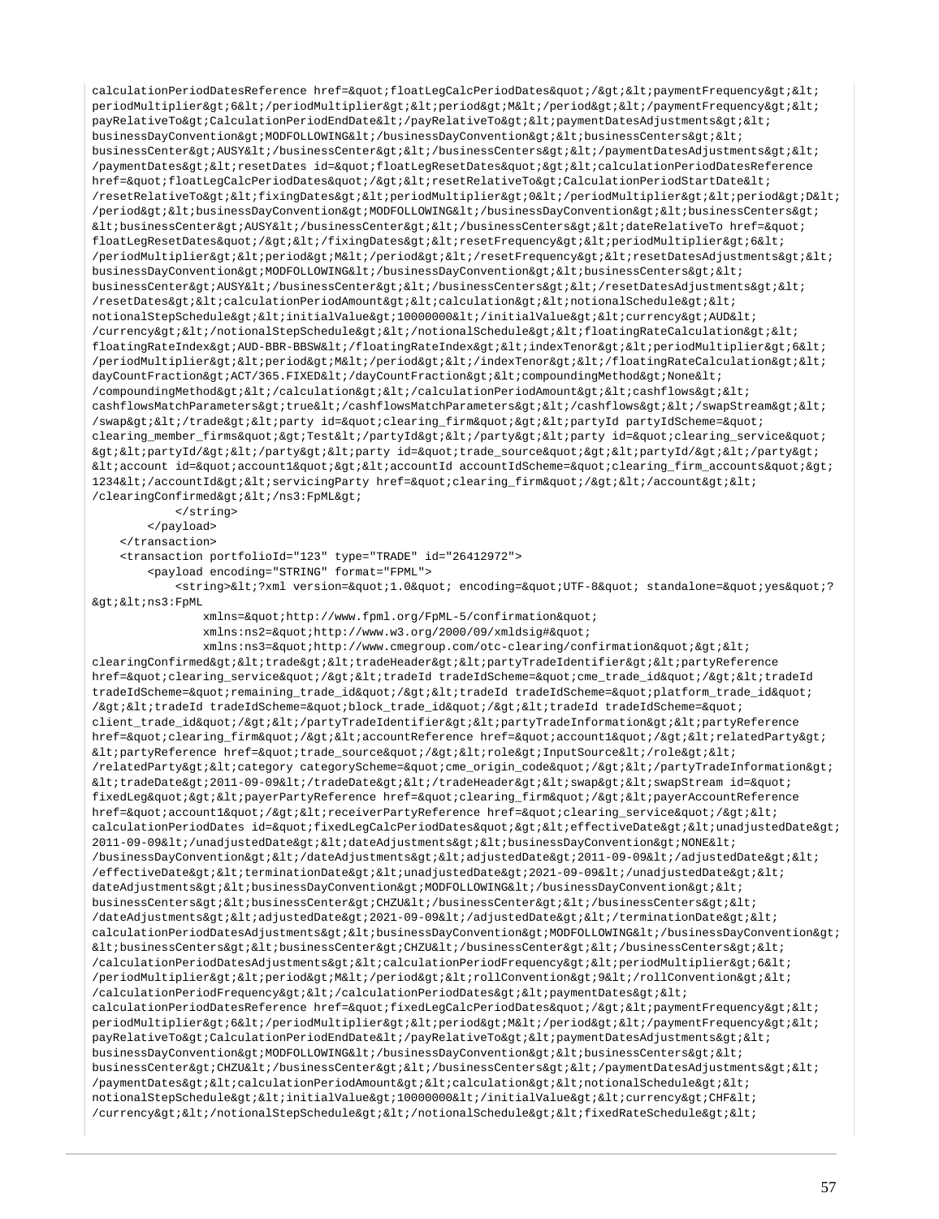```
calculationPeriodDatesReference href=&quot;floatLegCalcPeriodDates&quot;/&gt;&lt;paymentFrequency&gt;&lt;
periodMultiplier&gt;6&lt;/periodMultiplier&gt;&lt;period&gt;M&lt;/period&gt;&lt;/paymentFrequency&gt;&lt;
payRelativeTo&gt;CalculationPeriodEndDate&lt;/payRelativeTo&gt;&lt;paymentDatesAdjustments&gt;&lt;
businessDayConvention&gt;MODFOLLOWING&lt;/businessDayConvention&gt;&lt;businessCenters&gt;&lt;
businessCenter&gt;AUSY&lt;/businessCenter&gt;&lt;/businessCenters&gt;&lt;/paymentDatesAdjustments&gt;&lt;
/paymentDates&gt;&lt;resetDates id=&quot;floatLegResetDates&quot;&gt;&lt;calculationPeriodDatesReference
href=&quot;floatLegCalcPeriodDates&quot;/&gt;&lt;resetRelativeTo&gt;CalculationPeriodStartDate&lt;
/resetRelativeTo&gt;&lt;fixingDates&gt;&lt;periodMultiplier&gt;0&lt;/periodMultiplier&gt;&lt;period&gt;D&lt;
/period&gt;&lt;businessDayConvention&gt;MODFOLLOWING&lt;/businessDayConvention&gt;&lt;businessCenters&gt;
&lt;businessCenter&gt;AUSY&lt;/businessCenter&gt;&lt;/businessCenters&gt;&lt;dateRelativeTo href=&quot;
floatLegResetDates&quot;/&gt;&lt;/fixingDates&gt;&lt;resetFrequency&gt;&lt;periodMultiplier&gt;6&lt;
/periodMultiplier&gt;&lt;period&gt;M&lt;/period&gt;&lt;/resetFrequency&gt;&lt;resetDatesAdjustments&gt;&lt;
businessDayConvention&gt;MODFOLLOWING&lt;/businessDayConvention&gt;&lt;businessCenters&gt;&lt;
businessCenter&gt;AUSY&lt;/businessCenter&gt;&lt;/businessCenters&gt;&lt;/resetDatesAdjustments&gt;&lt;
/resetDates&gt;&lt;calculationPeriodAmount&gt;&lt;calculation&gt;&lt;notionalSchedule&gt;&lt;
notionalStepSchedule&gt;&lt;initialValue&gt;10000000&lt;/initialValue&gt;&lt;currency&gt;AUD&lt;
/currency&gt;&lt;/notionalStepSchedule&gt;&lt;/notionalSchedule&gt;&lt;floatingRateCalculation&gt;&lt;
floatingRateIndex&gt;AUD-BBR-BBSW&lt;/floatingRateIndex&gt;&lt;indexTenor&gt;&lt;periodMultiplier&gt;6&lt;
/periodMultiplier&gt;&lt;period&gt;M&lt;/period&gt;&lt;/indexTenor&gt;&lt;/floatingRateCalculation&gt;&lt;
dayCountFraction&gt;ACT/365.FIXED&lt;/dayCountFraction&gt;&lt;compoundingMethod&gt;None&lt;
/compoundingMethod&gt;&lt;/calculation&gt;&lt;/calculationPeriodAmount&gt;&lt;cashflows&gt;&lt;
cashflowsMatchParameters&gt;true&lt;/cashflowsMatchParameters&gt;&lt;/cashflows&gt;&lt;/swapStream&gt;&lt;
/swap&gt;&lt;/trade&gt;&lt;party id=&quot;clearing_firm&quot;&gt;&lt;partyId partyIdScheme=&quot;
clearing_member_firms&quot;&gt;Test&lt;/partyId&gt;&lt;/party&gt;&lt;party id=&quot;clearing_service&quot;
&gt;&lt;partyId/&gt;&lt;/party&gt;&lt;party id=&quot;trade_source&quot;&gt;&lt;partyId/&gt;&lt;/party&gt;
&lt;account id=&quot;account1&quot;&gt;&lt;accountId accountIdScheme=&quot;clearing_firm_accounts&quot;&gt;
1234&lt;/accountId&gt;&lt;servicingParty href=&quot;clearing_firm&quot;/&gt;&lt;/account&gt;&lt;
/clearingConfirmed&gt;&lt;/ns3:FpML&gt;
            </string>
        </payload>
    </transaction>
    <transaction portfolioId="123" type="TRADE" id="26412972">
        <payload encoding="STRING" format="FPML">
            <string>&lt;?xml version=&quot;1.0&quot; encoding=&quot;UTF-8&quot; standalone=&quot;yes&quot;?
&gt;&lt;ns3:FpML
                xmlns=&quot;http://www.fpml.org/FpML-5/confirmation&quot;
                xmlns:ns2=&quot;http://www.w3.org/2000/09/xmldsig#&quot;
                xmlns:ns3=&quot;http://www.cmegroup.com/otc-clearing/confirmation&quot;&gt;&lt;
clearingConfirmed&gt;&lt;trade&gt;&lt;tradeHeader&gt;&lt;partyTradeIdentifier&gt;&lt;partyReference
href=&quot;clearing_service&quot;/&gt;&lt;tradeId tradeIdScheme=&quot;cme_trade_id&quot;/&gt;&lt;tradeId
tradeIdScheme=&quot;remaining_trade_id&quot;/&gt;&lt;tradeId tradeIdScheme=&quot;platform_trade_id&quot;
/&gt;&lt;tradeId tradeIdScheme=&quot;block_trade_id&quot;/&gt;&lt;tradeId tradeIdScheme=&quot;
client_trade_id&quot;/&gt;&lt;/partyTradeIdentifier&gt;&lt;partyTradeInformation&gt;&lt;partyReference
href=&quot;clearing_firm&quot;/&gt;&lt;accountReference href=&quot;account1&quot;/&gt;&lt;relatedParty&gt;
&lt;partyReference href=&quot;trade_source&quot;/&gt;&lt;role&gt;InputSource&lt;/role&gt;&lt;
/relatedParty&gt;&lt;category categoryScheme=&quot;cme_origin_code&quot;/&gt;&lt;/partyTradeInformation&gt;
&lt;tradeDate&gt;2011-09-09&lt;/tradeDate&gt;&lt;/tradeHeader&gt;&lt;swap&gt;&lt;swapStream id=&quot;
fixedLeg&quot;&gt;&lt;payerPartyReference href=&quot;clearing_firm&quot;/&gt;&lt;payerAccountReference
href=&quot;account1&quot;/&gt;&lt;receiverPartyReference href=&quot;clearing_service&quot;/&gt;&lt;
calculationPeriodDates id=&quot;fixedLegCalcPeriodDates&quot;&gt;&lt;effectiveDate&gt;&lt;unadjustedDate&gt;
2011-09-09&lt;/unadjustedDate&gt;&lt;dateAdjustments&gt;&lt;businessDayConvention&gt;NONE&lt;
/businessDayConvention&gt;&lt;/dateAdjustments&gt;&lt;adjustedDate&gt;2011-09-09&lt;/adjustedDate&gt;&lt;
/effectiveDate&gt;&lt;terminationDate&gt;&lt;unadjustedDate&gt;2021-09-09&lt;/unadjustedDate&gt;&lt;
dateAdjustments&gt;&lt;businessDayConvention&gt;MODFOLLOWING&lt;/businessDayConvention&gt;&lt;
businessCenters&gt;&lt;businessCenter&gt;CHZU&lt;/businessCenter&gt;&lt;/businessCenters&gt;&lt;
/dateAdjustments&gt;&lt;adjustedDate&gt;2021-09-09&lt;/adjustedDate&gt;&lt;/terminationDate&gt;&lt;
calculationPeriodDatesAdjustments&gt;&lt;businessDayConvention&gt;MODFOLLOWING&lt;/businessDayConvention&gt;
&lt;businessCenters&gt;&lt;businessCenter&gt;CHZU&lt;/businessCenter&gt;&lt;/businessCenters&gt;&lt;
/calculationPeriodDatesAdjustments&gt;&lt;calculationPeriodFrequency&gt;&lt;periodMultiplier&gt;6&lt;
/periodMultiplier&gt;&lt;period&gt;M&lt;/period&gt;&lt;rollConvention&gt;9&lt;/rollConvention&gt;&lt;
/calculationPeriodFrequency&gt;&lt;/calculationPeriodDates&gt;&lt;paymentDates&gt;&lt;
calculationPeriodDatesReference href=&quot;fixedLegCalcPeriodDates&quot;/&gt;&lt;paymentFrequency&gt;&lt;
periodMultiplier&gt;6&lt;/periodMultiplier&gt;&lt;period&gt;M&lt;/period&gt;&lt;/paymentFrequency&gt;&lt;
payRelativeTo&gt;CalculationPeriodEndDate&lt;/payRelativeTo&gt;&lt;paymentDatesAdjustments&gt;&lt;
businessDayConvention&gt;MODFOLLOWING&lt;/businessDayConvention&gt;&lt;businessCenters&gt;&lt;
businessCenter&gt;CHZU&lt;/businessCenter&gt;&lt;/businessCenters&gt;&lt;/paymentDatesAdjustments&gt;&lt;
/paymentDates&gt;&lt;calculationPeriodAmount&gt;&lt;calculation&gt;&lt;notionalSchedule&gt;&lt;
notionalStepSchedule&gt;&lt;initialValue&gt;10000000&lt;/initialValue&gt;&lt;currency&gt;CHF&lt;
/currency&gt;&lt;/notionalStepSchedule&gt;&lt;/notionalSchedule&gt;&lt;fixedRateSchedule&gt;&lt;
```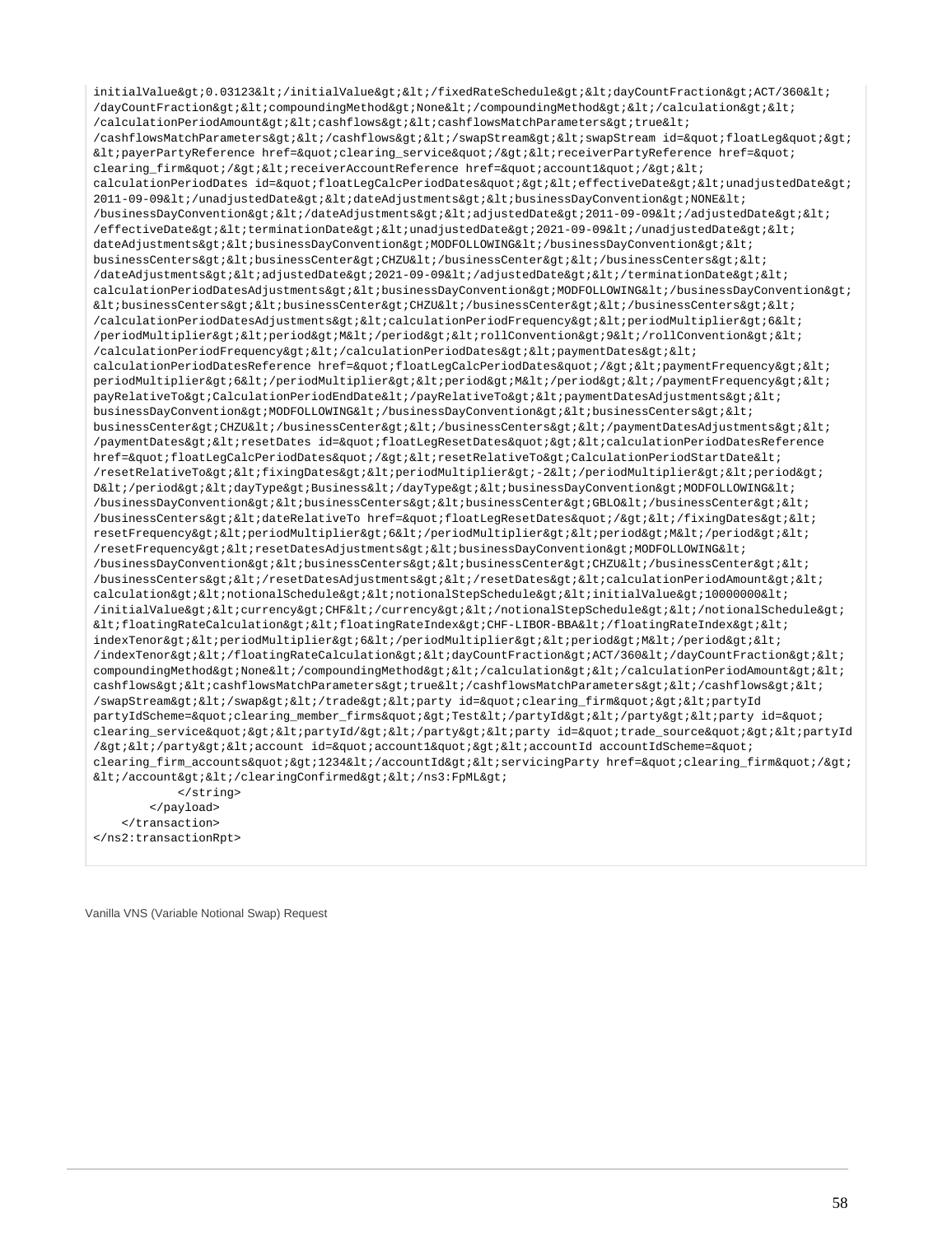```
initialValue&gt;0.03123&lt;/initialValue&gt;&lt;/fixedRateSchedule&gt;&lt;dayCountFraction&gt;ACT/360&lt;
/dayCountFraction&gt;&lt;compoundingMethod&gt;None&lt;/compoundingMethod&gt;&lt;/calculation&gt;&lt;
/calculationPeriodAmount&gt;&lt;cashflows&gt;&lt;cashflowsMatchParameters&gt;true&lt;
/cashflowsMatchParameters&gt;&lt;/cashflows&gt;&lt;/swapStream&gt;&lt;swapStream id=&quot;floatLeg&quot;&gt;
&lt;payerPartyReference href=&quot;clearing_service&quot;/&gt;&lt;receiverPartyReference href=&quot;
clearing_firm&quot;/&gt;&lt;receiverAccountReference href=&quot;account1&quot;/&gt;&lt;
calculationPeriodDates id=&quot;floatLegCalcPeriodDates&quot;&gt;&lt;effectiveDate&gt;&lt;unadjustedDate&gt;
2011-09-09&lt;/unadjustedDate&gt;&lt;dateAdjustments&gt;&lt;businessDayConvention&gt;NONE&lt;
/businessDayConvention&gt;&lt;/dateAdjustments&gt;&lt;adjustedDate&gt;2011-09-09&lt;/adjustedDate&gt;&lt;
/effectiveDate&gt;&lt;terminationDate&gt;&lt;unadjustedDate&gt;2021-09-09&lt;/unadjustedDate&gt;&lt;
dateAdjustments&gt;&lt;businessDayConvention&gt;MODFOLLOWING&lt;/businessDayConvention&gt;&lt;
businessCenters&gt;&lt;businessCenter&gt;CHZU&lt;/businessCenter&gt;&lt;/businessCenters&gt;&lt;
/dateAdjustments&gt;&lt;adjustedDate&gt;2021-09-09&lt;/adjustedDate&gt;&lt;/terminationDate&gt;&lt;
calculationPeriodDatesAdjustments&gt;&lt;businessDayConvention&gt;MODFOLLOWING&lt;/businessDayConvention&gt;
&lt;businessCenters&gt;&lt;businessCenter&gt;CHZU&lt;/businessCenter&gt;&lt;/businessCenters&gt;&lt;
/calculationPeriodDatesAdjustments&gt;&lt;calculationPeriodFrequency&gt;&lt;periodMultiplier&gt;6&lt;
/periodMultiplier&gt;&lt;period&gt;M&lt;/period&gt;&lt;rollConvention&gt;9&lt;/rollConvention&gt;&lt;
/calculationPeriodFrequency&gt;&lt;/calculationPeriodDates&gt;&lt;paymentDates&gt;&lt;
calculationPeriodDatesReference href=&quot;floatLegCalcPeriodDates&quot;/&gt;&lt;paymentFrequency&gt;&lt;
periodMultiplier&gt;6&lt;/periodMultiplier&gt;&lt;period&gt;M&lt;/period&gt;&lt;/paymentFrequency&gt;&lt;
payRelativeTo&gt;CalculationPeriodEndDate&lt;/payRelativeTo&gt;&lt;paymentDatesAdjustments&gt;&lt;
businessDayConvention&gt;MODFOLLOWING&lt;/businessDayConvention&gt;&lt;businessCenters&gt;&lt;
businessCenter&gt;CHZU&lt;/businessCenter&gt;&lt;/businessCenters&gt;&lt;/paymentDatesAdjustments&gt;&lt;
/paymentDates&gt;&lt;resetDates id=&quot;floatLegResetDates&quot;&gt;&lt;calculationPeriodDatesReference
href=&quot;floatLegCalcPeriodDates&quot;/&gt;&lt;resetRelativeTo&gt;CalculationPeriodStartDate&lt;
/resetRelativeTo&gt;&lt;fixingDates&gt;&lt;periodMultiplier&gt;-2&lt;/periodMultiplier&gt;&lt;period&gt;
D&lt;/period&gt;&lt;dayType&gt;Business&lt;/dayType&gt;&lt;businessDayConvention&gt;MODFOLLOWING&lt;
/businessDayConvention&gt;&lt;businessCenters&gt;&lt;businessCenter&gt;GBLO&lt;/businessCenter&gt;&lt;
/businessCenters&gt;&lt;dateRelativeTo href=&quot;floatLegResetDates&quot;/&gt;&lt;/fixingDates&gt;&lt;
resetFrequency&gt;&lt;periodMultiplier&gt;6&lt;/periodMultiplier&gt;&lt;period&gt;M&lt;/period&gt;&lt;
/resetFrequency&gt;&lt;resetDatesAdjustments&gt;&lt;businessDayConvention&gt;MODFOLLOWING&lt;
/businessDayConvention&gt;&lt;businessCenters&gt;&lt;businessCenter&gt;CHZU&lt;/businessCenter&gt;&lt;
/businessCenters&gt;&lt;/resetDatesAdjustments&gt;&lt;/resetDates&gt;&lt;calculationPeriodAmount&gt;&lt;
calculation&gt;&lt;notionalSchedule&gt;&lt;notionalStepSchedule&gt;&lt;initialValue&gt;10000000&lt;
/initialValue&gt;&lt;currency&gt;CHF&lt;/currency&gt;&lt;/notionalStepSchedule&gt;&lt;/notionalSchedule&gt;
&lt;floatingRateCalculation&gt;&lt;floatingRateIndex&gt;CHF-LIBOR-BBA&lt;/floatingRateIndex&gt;&lt;
indexTenor&gt;&lt;periodMultiplier&gt;6&lt;/periodMultiplier&gt;&lt;period&gt;M&lt;/period&gt;&lt;
/indexTenor&gt;&lt;/floatingRateCalculation&gt;&lt;dayCountFraction&gt;ACT/360&lt;/dayCountFraction&gt;&lt;
compoundingMethod&gt;None&lt;/compoundingMethod&gt;&lt;/calculation&gt;&lt;/calculationPeriodAmount&gt;&lt;
cashflows&gt;&lt;cashflowsMatchParameters&gt;true&lt;/cashflowsMatchParameters&gt;&lt;/cashflows&gt;&lt;
/swapStream&gt;&lt;/swap&gt;&lt;/trade&gt;&lt;party id=&quot;clearing_firm&quot;&gt;&lt;partyId
partyIdScheme=&quot;clearing_member_firms&quot;&gt;Test&lt;/partyId&gt;&lt;/party&gt;&lt;party id=&quot;
clearing_service&quot;&gt;&lt;partyId/&gt;&lt;/party&gt;&lt;party id=&quot;trade_source&quot;&gt;&lt;partyId
/&gt;&lt;/party&gt;&lt;account id=&quot;account1&quot;&gt;&lt;accountId accountIdScheme=&quot;
clearing_firm_accounts&quot;&gt;1234&lt;/accountId&gt;&lt;servicingParty href=&quot;clearing_firm&quot;/&gt;
&lt;/account&gt;&lt;/clearingConfirmed&gt;&lt;/ns3:FpML&gt;
            </string>
        </payload>
    </transaction>
</ns2:transactionRpt>
```

Vanilla VNS (Variable Notional Swap) Request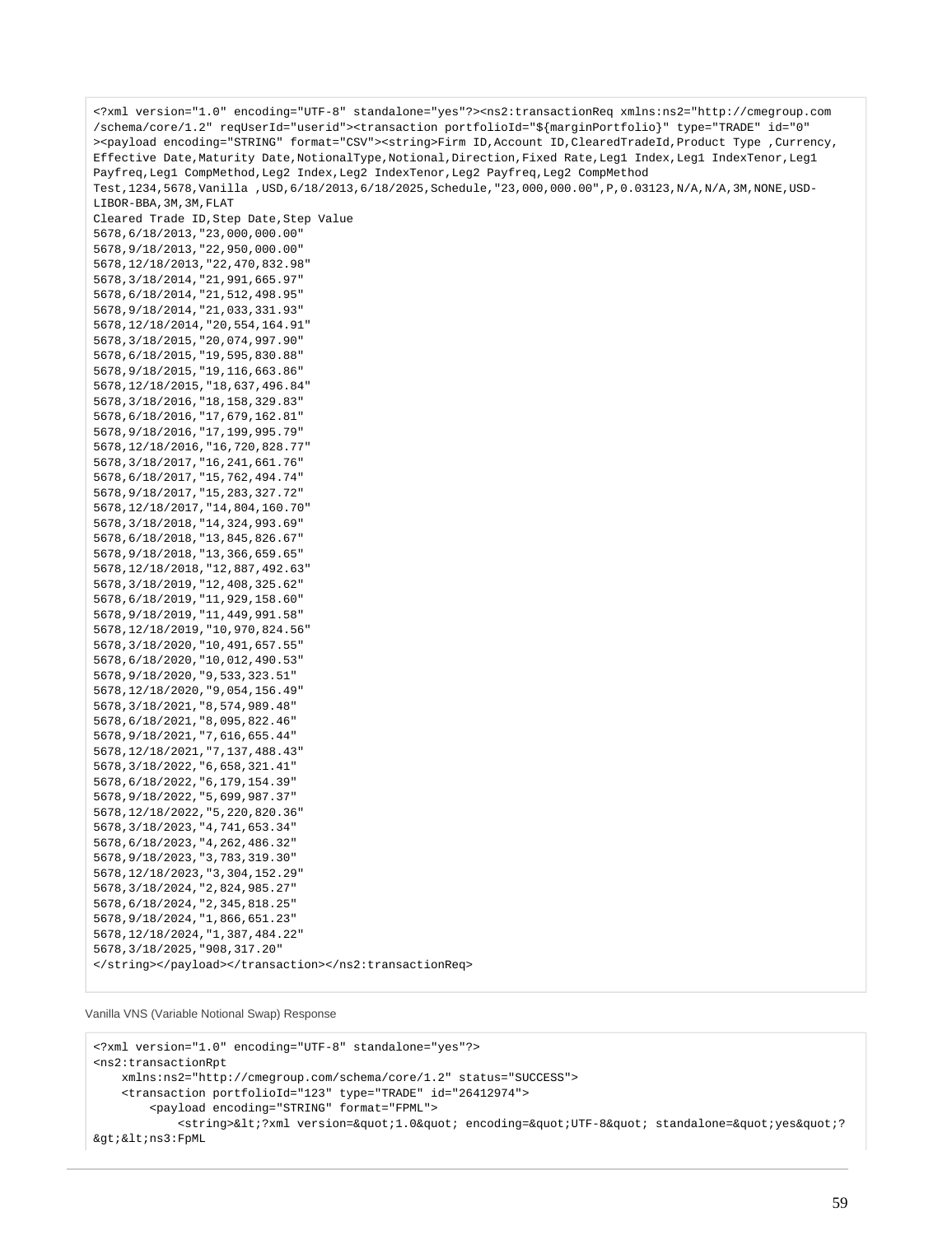```
<?xml version="1.0" encoding="UTF-8" standalone="yes"?><ns2:transactionReq xmlns:ns2="http://cmegroup.com
/schema/core/1.2" reqUserId="userid"><transaction portfolioId="${marginPortfolio}" type="TRADE" id="0"
><payload encoding="STRING" format="CSV"><string>Firm ID,Account ID,ClearedTradeId,Product Type ,Currency,
Effective Date,Maturity Date,NotionalType,Notional,Direction,Fixed Rate,Leg1 Index,Leg1 IndexTenor,Leg1
Payfreq,Leg1 CompMethod,Leg2 Index,Leg2 IndexTenor,Leg2 Payfreq,Leg2 CompMethod
Test,1234,5678,Vanilla ,USD,6/18/2013,6/18/2025,Schedule,"23,000,000.00",P,0.03123,N/A,N/A,3M,NONE,USD-
LIBOR-BBA,3M,3M,FLAT
Cleared Trade ID,Step Date,Step Value
5678,6/18/2013,"23,000,000.00"
5678,9/18/2013,"22,950,000.00"
5678,12/18/2013,"22,470,832.98"
5678,3/18/2014,"21,991,665.97"
5678,6/18/2014,"21,512,498.95"
5678,9/18/2014,"21,033,331.93"
5678,12/18/2014,"20,554,164.91"
5678,3/18/2015,"20,074,997.90"
5678,6/18/2015,"19,595,830.88"
5678,9/18/2015,"19,116,663.86"
5678,12/18/2015,"18,637,496.84"
5678,3/18/2016,"18,158,329.83"
5678,6/18/2016,"17,679,162.81"
5678,9/18/2016,"17,199,995.79"
5678,12/18/2016,"16,720,828.77"
5678,3/18/2017,"16,241,661.76"
5678,6/18/2017,"15,762,494.74"
5678,9/18/2017,"15,283,327.72"
5678,12/18/2017,"14,804,160.70"
5678,3/18/2018,"14,324,993.69"
5678,6/18/2018,"13,845,826.67"
5678,9/18/2018,"13,366,659.65"
5678,12/18/2018,"12,887,492.63"
5678,3/18/2019,"12,408,325.62"
5678,6/18/2019,"11,929,158.60"
5678,9/18/2019,"11,449,991.58"
5678,12/18/2019,"10,970,824.56"
5678,3/18/2020,"10,491,657.55"
5678,6/18/2020,"10,012,490.53"
5678,9/18/2020,"9,533,323.51"
5678,12/18/2020,"9,054,156.49"
5678,3/18/2021,"8,574,989.48"
5678,6/18/2021,"8,095,822.46"
5678,9/18/2021,"7,616,655.44"
5678,12/18/2021,"7,137,488.43"
5678,3/18/2022,"6,658,321.41"
5678,6/18/2022,"6,179,154.39"
5678,9/18/2022,"5,699,987.37"
5678,12/18/2022,"5,220,820.36"
5678,3/18/2023,"4,741,653.34"
5678,6/18/2023,"4,262,486.32"
5678,9/18/2023,"3,783,319.30"
5678,12/18/2023,"3,304,152.29"
5678,3/18/2024,"2,824,985.27"
5678,6/18/2024,"2,345,818.25"
5678,9/18/2024,"1,866,651.23"
5678,12/18/2024,"1,387,484.22"
5678,3/18/2025,"908,317.20"
</string></payload></transaction></ns2:transactionReq>
```

Vanilla VNS (Variable Notional Swap) Response

```
<?xml version="1.0" encoding="UTF-8" standalone="yes"?>
<ns2:transactionRpt
    xmlns:ns2="http://cmegroup.com/schema/core/1.2" status="SUCCESS">
    <transaction portfolioId="123" type="TRADE" id="26412974">
        <payload encoding="STRING" format="FPML">
            <string>&lt;?xml version=&quot;1.0&quot; encoding=&quot;UTF-8&quot; standalone=&quot;yes&quot;?
&gt;&lt;ns3:FpML
```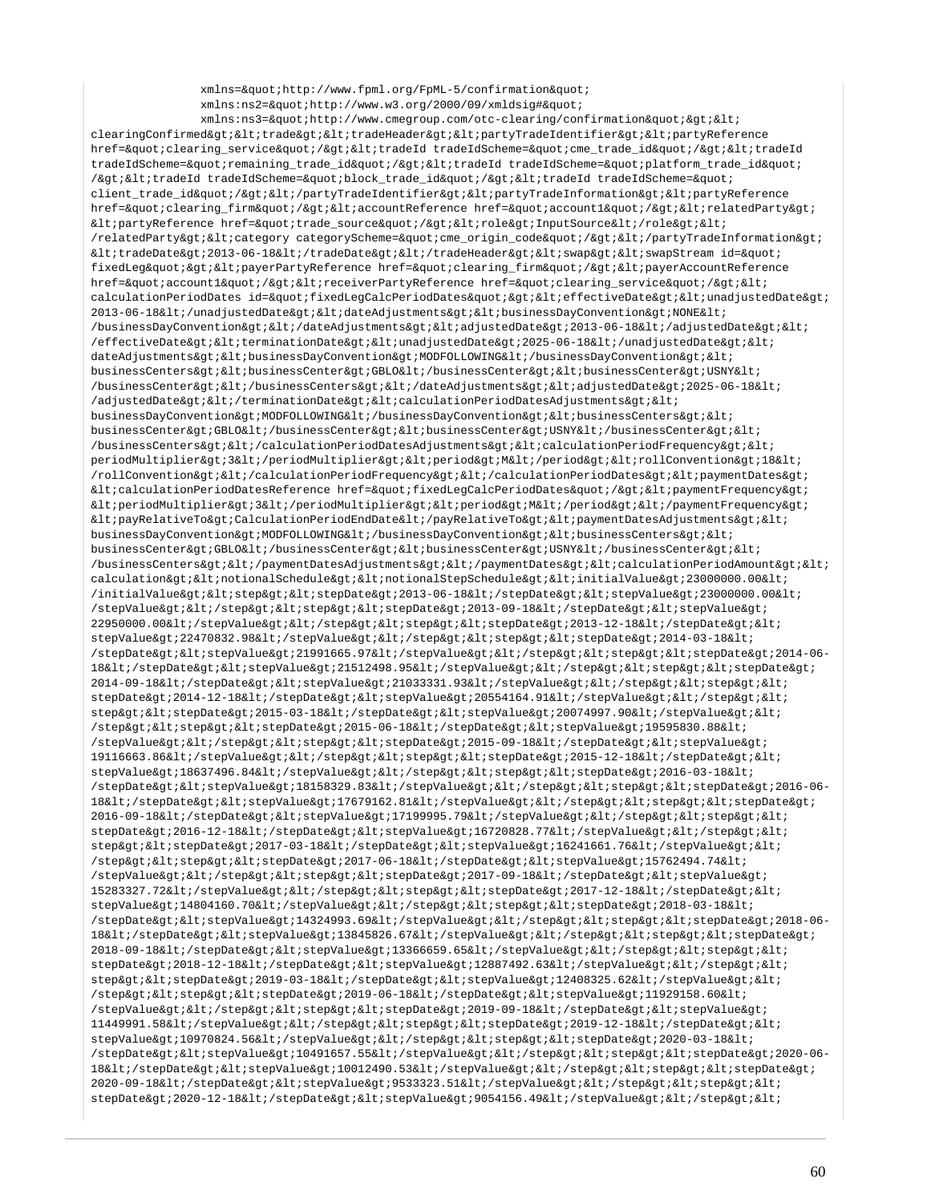```
                xmlns=&quot;http://www.fpml.org/FpML-5/confirmation&quot;
                xmlns:ns2=&quot;http://www.w3.org/2000/09/xmldsig#&quot;
                xmlns:ns3=&quot;http://www.cmegroup.com/otc-clearing/confirmation&quot;&gt;&lt;
clearingConfirmed&gt;&lt;trade&gt;&lt;tradeHeader&gt;&lt;partyTradeIdentifier&gt;&lt;partyReference
href=&quot;clearing_service&quot;/&gt;&lt;tradeId tradeIdScheme=&quot;cme_trade_id&quot;/&gt;&lt;tradeId
tradeIdScheme=&quot;remaining_trade_id&quot;/&gt;&lt;tradeId tradeIdScheme=&quot;platform_trade_id&quot;
/&gt;&lt;tradeId tradeIdScheme=&quot;block_trade_id&quot;/&gt;&lt;tradeId tradeIdScheme=&quot;
client_trade_id&quot;/&gt;&lt;/partyTradeIdentifier&gt;&lt;partyTradeInformation&gt;&lt;partyReference
href=&quot;clearing_firm&quot;/&gt;&lt;accountReference href=&quot;account1&quot;/&gt;&lt;relatedParty&gt;
&lt;partyReference href=&quot;trade_source&quot;/&gt;&lt;role&gt;InputSource&lt;/role&gt;&lt;
/relatedParty&gt;&lt;category categoryScheme=&quot;cme_origin_code&quot;/&gt;&lt;/partyTradeInformation&gt;
&lt;tradeDate&gt;2013-06-18&lt;/tradeDate&gt;&lt;/tradeHeader&gt;&lt;swap&gt;&lt;swapStream id=&quot;
fixedLeg&quot;&gt;&lt;payerPartyReference href=&quot;clearing_firm&quot;/&gt;&lt;payerAccountReference
href=&quot;account1&quot;/&gt;&lt;receiverPartyReference href=&quot;clearing_service&quot;/&gt;&lt;
calculationPeriodDates id=&quot;fixedLegCalcPeriodDates&quot;&gt;&lt;effectiveDate&gt;&lt;unadjustedDate&gt;
2013-06-18&lt;/unadjustedDate&gt;&lt;dateAdjustments&gt;&lt;businessDayConvention&gt;NONE&lt;
/businessDayConvention&gt;&lt;/dateAdjustments&gt;&lt;adjustedDate&gt;2013-06-18&lt;/adjustedDate&gt;&lt;
/effectiveDate&gt;&lt;terminationDate&gt;&lt;unadjustedDate&gt;2025-06-18&lt;/unadjustedDate&gt;&lt;
dateAdjustments&gt;&lt;businessDayConvention&gt;MODFOLLOWING&lt;/businessDayConvention&gt;&lt;
businessCenters&gt;&lt;businessCenter&gt;GBLO&lt;/businessCenter&gt;&lt;businessCenter&gt;USNY&lt;
/businessCenter&gt;&lt;/businessCenters&gt;&lt;/dateAdjustments&gt;&lt;adjustedDate&gt;2025-06-18&lt;
/adjustedDate&gt;&lt;/terminationDate&gt;&lt;calculationPeriodDatesAdjustments&gt;&lt;
businessDayConvention&gt;MODFOLLOWING&lt;/businessDayConvention&gt;&lt;businessCenters&gt;&lt;
businessCenter&gt;GBLO&lt;/businessCenter&gt;&lt;businessCenter&gt;USNY&lt;/businessCenter&gt;&lt;
/businessCenters&gt;&lt;/calculationPeriodDatesAdjustments&gt;&lt;calculationPeriodFrequency&gt;&lt;
periodMultiplier&gt;3&lt;/periodMultiplier&gt;&lt;period&gt;M&lt;/period&gt;&lt;rollConvention&gt;18&lt;
/rollConvention&gt;&lt;/calculationPeriodFrequency&gt;&lt;/calculationPeriodDates&gt;&lt;paymentDates&gt;
&lt;calculationPeriodDatesReference href=&quot;fixedLegCalcPeriodDates&quot;/&gt;&lt;paymentFrequency&gt;
&lt;periodMultiplier&gt;3&lt;/periodMultiplier&gt;&lt;period&gt;M&lt;/period&gt;&lt;/paymentFrequency&gt;
&lt;payRelativeTo&gt;CalculationPeriodEndDate&lt;/payRelativeTo&gt;&lt;paymentDatesAdjustments&gt;&lt;
businessDayConvention&gt;MODFOLLOWING&lt;/businessDayConvention&gt;&lt;businessCenters&gt;&lt;
businessCenter&gt;GBLO&lt;/businessCenter&gt;&lt;businessCenter&gt;USNY&lt;/businessCenter&gt;&lt;
/businessCenters&gt;&lt;/paymentDatesAdjustments&gt;&lt;/paymentDates&gt;&lt;calculationPeriodAmount&gt;&lt;
calculation&gt;&lt;notionalSchedule&gt;&lt;notionalStepSchedule&gt;&lt;initialValue&gt;23000000.00&lt;
/initialValue&gt;&lt;step&gt;&lt;stepDate&gt;2013-06-18&lt;/stepDate&gt;&lt;stepValue&gt;23000000.00&lt;
/stepValue&gt;&lt;/step&gt;&lt;step&gt;&lt;stepDate&gt;2013-09-18&lt;/stepDate&gt;&lt;stepValue&gt;
22950000.00&lt;/stepValue&gt;&lt;/step&gt;&lt;step&gt;&lt;stepDate&gt;2013-12-18&lt;/stepDate&gt;&lt;
stepValue&gt;22470832.98&lt;/stepValue&gt;&lt;/step&gt;&lt;step&gt;&lt;stepDate&gt;2014-03-18&lt;
/stepDate&gt;&lt;stepValue&gt;21991665.97&lt;/stepValue&gt;&lt;/step&gt;&lt;step&gt;&lt;stepDate&gt;2014-06-
18&lt;/stepDate&gt;&lt;stepValue&gt;21512498.95&lt;/stepValue&gt;&lt;/step&gt;&lt;step&gt;&lt;stepDate&gt;
2014-09-18&lt;/stepDate&gt;&lt;stepValue&gt;21033331.93&lt;/stepValue&gt;&lt;/step&gt;&lt;step&gt;&lt;
stepDate&gt;2014-12-18&lt;/stepDate&gt;&lt;stepValue&gt;20554164.91&lt;/stepValue&gt;&lt;/step&gt;&lt;
step&gt;&lt;stepDate&gt;2015-03-18&lt;/stepDate&gt;&lt;stepValue&gt;20074997.90&lt;/stepValue&gt;&lt;
/step&gt;&lt;step&gt;&lt;stepDate&gt;2015-06-18&lt;/stepDate&gt;&lt;stepValue&gt;19595830.88&lt;
/stepValue&gt;&lt;/step&gt;&lt;step&gt;&lt;stepDate&gt;2015-09-18&lt;/stepDate&gt;&lt;stepValue&gt;
19116663.86&lt;/stepValue&gt;&lt;/step&gt;&lt;step&gt;&lt;stepDate&gt;2015-12-18&lt;/stepDate&gt;&lt;
stepValue&gt;18637496.84&lt;/stepValue&gt;&lt;/step&gt;&lt;step&gt;&lt;stepDate&gt;2016-03-18&lt;
/stepDate&gt;&lt;stepValue&gt;18158329.83&lt;/stepValue&gt;&lt;/step&gt;&lt;step&gt;&lt;stepDate&gt;2016-06-
18&lt;/stepDate&gt;&lt;stepValue&gt;17679162.81&lt;/stepValue&gt;&lt;/step&gt;&lt;step&gt;&lt;stepDate&gt;
2016-09-18&lt;/stepDate&gt;&lt;stepValue&gt;17199995.79&lt;/stepValue&gt;&lt;/step&gt;&lt;step&gt;&lt;
stepDate&gt;2016-12-18&lt;/stepDate&gt;&lt;stepValue&gt;16720828.77&lt;/stepValue&gt;&lt;/step&gt;&lt;
step&gt;&lt;stepDate&gt;2017-03-18&lt;/stepDate&gt;&lt;stepValue&gt;16241661.76&lt;/stepValue&gt;&lt;
/step&gt;&lt;step&gt;&lt;stepDate&gt;2017-06-18&lt;/stepDate&gt;&lt;stepValue&gt;15762494.74&lt;
/stepValue&gt;&lt;/step&gt;&lt;step&gt;&lt;stepDate&gt;2017-09-18&lt;/stepDate&gt;&lt;stepValue&gt;
15283327.72&lt;/stepValue&gt;&lt;/step&gt;&lt;step&gt;&lt;stepDate&gt;2017-12-18&lt;/stepDate&gt;&lt;
stepValue&gt;14804160.70&lt;/stepValue&gt;&lt;/step&gt;&lt;step&gt;&lt;stepDate&gt;2018-03-18&lt;
/stepDate&gt;&lt;stepValue&gt;14324993.69&lt;/stepValue&gt;&lt;/step&gt;&lt;step&gt;&lt;stepDate&gt;2018-06-
18&lt;/stepDate&gt;&lt;stepValue&gt;13845826.67&lt;/stepValue&gt;&lt;/step&gt;&lt;step&gt;&lt;stepDate&gt;
2018-09-18&lt;/stepDate&gt;&lt;stepValue&gt;13366659.65&lt;/stepValue&gt;&lt;/step&gt;&lt;step&gt;&lt;
stepDate&gt;2018-12-18&lt;/stepDate&gt;&lt;stepValue&gt;12887492.63&lt;/stepValue&gt;&lt;/step&gt;&lt;
step&gt;&lt;stepDate&gt;2019-03-18&lt;/stepDate&gt;&lt;stepValue&gt;12408325.62&lt;/stepValue&gt;&lt;
/step&gt;&lt;step&gt;&lt;stepDate&gt;2019-06-18&lt;/stepDate&gt;&lt;stepValue&gt;11929158.60&lt;
/stepValue&gt;&lt;/step&gt;&lt;step&gt;&lt;stepDate&gt;2019-09-18&lt;/stepDate&gt;&lt;stepValue&gt;
11449991.58&lt;/stepValue&gt;&lt;/step&gt;&lt;step&gt;&lt;stepDate&gt;2019-12-18&lt;/stepDate&gt;&lt;
stepValue&gt;10970824.56&lt;/stepValue&gt;&lt;/step&gt;&lt;step&gt;&lt;stepDate&gt;2020-03-18&lt;
/stepDate&gt;&lt;stepValue&gt;10491657.55&lt;/stepValue&gt;&lt;/step&gt;&lt;step&gt;&lt;stepDate&gt;2020-06-
18&lt;/stepDate&gt;&lt;stepValue&gt;10012490.53&lt;/stepValue&gt;&lt;/step&gt;&lt;step&gt;&lt;stepDate&gt;
2020-09-18&lt;/stepDate&gt;&lt;stepValue&gt;9533323.51&lt;/stepValue&gt;&lt;/step&gt;&lt;step&gt;&lt;
stepDate&gt;2020-12-18&lt;/stepDate&gt;&lt;stepValue&gt;9054156.49&lt;/stepValue&gt;&lt;/step&gt;&lt;
```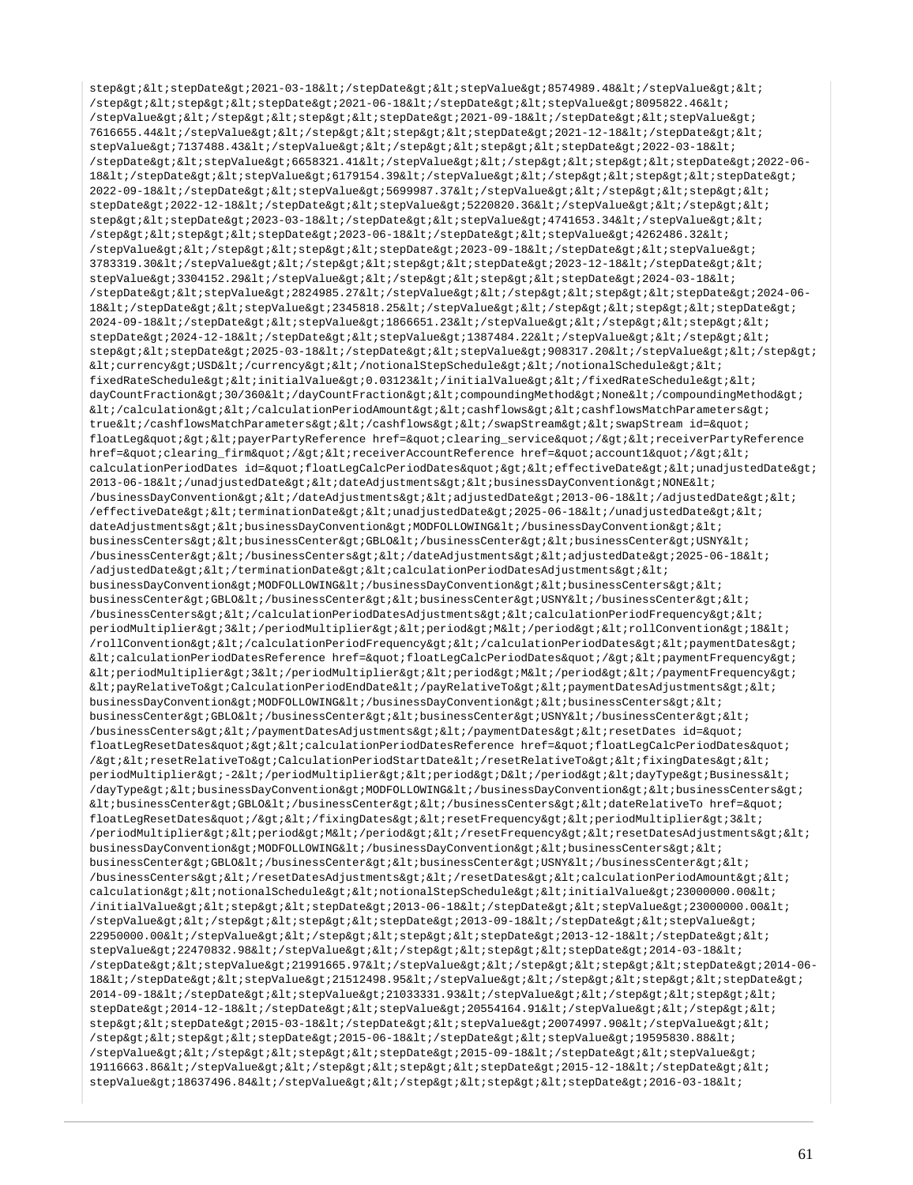```
step&gt;&lt;stepDate&gt;2021-03-18&lt;/stepDate&gt;&lt;stepValue&gt;8574989.48&lt;/stepValue&gt;&lt;
/step&gt;&lt;step&gt;&lt;stepDate&gt;2021-06-18&lt;/stepDate&gt;&lt;stepValue&gt;8095822.46&lt;
/stepValue&gt;&lt;/step&gt;&lt;step&gt;&lt;stepDate&gt;2021-09-18&lt;/stepDate&gt;&lt;stepValue&gt;
7616655.44&lt;/stepValue&gt;&lt;/step&gt;&lt;step&gt;&lt;stepDate&gt;2021-12-18&lt;/stepDate&gt;&lt;
stepValue&gt;7137488.43&lt;/stepValue&gt;&lt;/step&gt;&lt;step&gt;&lt;stepDate&gt;2022-03-18&lt;
/stepDate&gt;&lt;stepValue&gt;6658321.41&lt;/stepValue&gt;&lt;/step&gt;&lt;step&gt;&lt;stepDate&gt;2022-06-
18&lt;/stepDate&gt;&lt;stepValue&gt;6179154.39&lt;/stepValue&gt;&lt;/step&gt;&lt;step&gt;&lt;stepDate&gt;
2022-09-18&lt;/stepDate&gt;&lt;stepValue&gt;5699987.37&lt;/stepValue&gt;&lt;/step&gt;&lt;step&gt;&lt;
stepDate&gt;2022-12-18&lt;/stepDate&gt;&lt;stepValue&gt;5220820.36&lt;/stepValue&gt;&lt;/step&gt;&lt;
step&gt;&lt;stepDate&gt;2023-03-18&lt;/stepDate&gt;&lt;stepValue&gt;4741653.34&lt;/stepValue&gt;&lt;
/step&gt;&lt;step&gt;&lt;stepDate&gt;2023-06-18&lt;/stepDate&gt;&lt;stepValue&gt;4262486.32&lt;
/stepValue&gt;&lt;/step&gt;&lt;step&gt;&lt;stepDate&gt;2023-09-18&lt;/stepDate&gt;&lt;stepValue&gt;
3783319.30&lt;/stepValue&gt;&lt;/step&gt;&lt;step&gt;&lt;stepDate&gt;2023-12-18&lt;/stepDate&gt;&lt;
stepValue&gt;3304152.29&lt;/stepValue&gt;&lt;/step&gt;&lt;step&gt;&lt;stepDate&gt;2024-03-18&lt;
/stepDate&gt;&lt;stepValue&gt;2824985.27&lt;/stepValue&gt;&lt;/step&gt;&lt;step&gt;&lt;stepDate&gt;2024-06-
18&lt;/stepDate&gt;&lt;stepValue&gt;2345818.25&lt;/stepValue&gt;&lt;/step&gt;&lt;step&gt;&lt;stepDate&gt;
2024-09-18&lt;/stepDate&gt;&lt;stepValue&gt;1866651.23&lt;/stepValue&gt;&lt;/step&gt;&lt;step&gt;&lt;
stepDate&gt;2024-12-18&lt;/stepDate&gt;&lt;stepValue&gt;1387484.22&lt;/stepValue&gt;&lt;/step&gt;&lt;
step&gt;&lt;stepDate&gt;2025-03-18&lt;/stepDate&gt;&lt;stepValue&gt;908317.20&lt;/stepValue&gt;&lt;/step&gt;
&lt;currency&gt;USD&lt;/currency&gt;&lt;/notionalStepSchedule&gt;&lt;/notionalSchedule&gt;&lt;
fixedRateSchedule&gt;&lt;initialValue&gt;0.03123&lt;/initialValue&gt;&lt;/fixedRateSchedule&gt;&lt;
dayCountFraction&gt;30/360&lt;/dayCountFraction&gt;&lt;compoundingMethod&gt;None&lt;/compoundingMethod&gt;
&lt;/calculation&gt;&lt;/calculationPeriodAmount&gt;&lt;cashflows&gt;&lt;cashflowsMatchParameters&gt;
true&lt;/cashflowsMatchParameters&gt;&lt;/cashflows&gt;&lt;/swapStream&gt;&lt;swapStream id=&quot;
floatLeg&quot;&gt;&lt;payerPartyReference href=&quot;clearing_service&quot;/&gt;&lt;receiverPartyReference
href=&quot;clearing_firm&quot;/&gt;&lt;receiverAccountReference href=&quot;account1&quot;/&gt;&lt;
calculationPeriodDates id=&quot;floatLegCalcPeriodDates&quot;&gt;&lt;effectiveDate&gt;&lt;unadjustedDate&gt;
2013-06-18&lt;/unadjustedDate&gt;&lt;dateAdjustments&gt;&lt;businessDayConvention&gt;NONE&lt;
/businessDayConvention&gt;&lt;/dateAdjustments&gt;&lt;adjustedDate&gt;2013-06-18&lt;/adjustedDate&gt;&lt;
/effectiveDate&gt;&lt;terminationDate&gt;&lt;unadjustedDate&gt;2025-06-18&lt;/unadjustedDate&gt;&lt;
dateAdjustments&gt;&lt;businessDayConvention&gt;MODFOLLOWING&lt;/businessDayConvention&gt;&lt;
businessCenters&gt;&lt;businessCenter&gt;GBLO&lt;/businessCenter&gt;&lt;businessCenter&gt;USNY&lt;
/businessCenter&gt;&lt;/businessCenters&gt;&lt;/dateAdjustments&gt;&lt;adjustedDate&gt;2025-06-18&lt;
/adjustedDate&gt;&lt;/terminationDate&gt;&lt;calculationPeriodDatesAdjustments&gt;&lt;
businessDayConvention&gt;MODFOLLOWING&lt;/businessDayConvention&gt;&lt;businessCenters&gt;&lt;
businessCenter&gt;GBLO&lt;/businessCenter&gt;&lt;businessCenter&gt;USNY&lt;/businessCenter&gt;&lt;
/businessCenters&gt;&lt;/calculationPeriodDatesAdjustments&gt;&lt;calculationPeriodFrequency&gt;&lt;
periodMultiplier&gt;3&lt;/periodMultiplier&gt;&lt;period&gt;M&lt;/period&gt;&lt;rollConvention&gt;18&lt;
/rollConvention&gt;&lt;/calculationPeriodFrequency&gt;&lt;/calculationPeriodDates&gt;&lt;paymentDates&gt;
&lt;calculationPeriodDatesReference href=&quot;floatLegCalcPeriodDates&quot;/&gt;&lt;paymentFrequency&gt;
&lt;periodMultiplier&gt;3&lt;/periodMultiplier&gt;&lt;period&gt;M&lt;/period&gt;&lt;/paymentFrequency&gt;
&lt;payRelativeTo&gt;CalculationPeriodEndDate&lt;/payRelativeTo&gt;&lt;paymentDatesAdjustments&gt;&lt;
businessDayConvention&gt;MODFOLLOWING&lt;/businessDayConvention&gt;&lt;businessCenters&gt;&lt;
businessCenter&gt;GBLO&lt;/businessCenter&gt;&lt;businessCenter&gt;USNY&lt;/businessCenter&gt;&lt;
/businessCenters&gt;&lt;/paymentDatesAdjustments&gt;&lt;/paymentDates&gt;&lt;resetDates id=&quot;
floatLegResetDates&quot;&gt;&lt;calculationPeriodDatesReference href=&quot;floatLegCalcPeriodDates&quot;
/&gt;&lt;resetRelativeTo&gt;CalculationPeriodStartDate&lt;/resetRelativeTo&gt;&lt;fixingDates&gt;&lt;
periodMultiplier&gt;-2&lt;/periodMultiplier&gt;&lt;period&gt;D&lt;/period&gt;&lt;dayType&gt;Business&lt;
/dayType&gt;&lt;businessDayConvention&gt;MODFOLLOWING&lt;/businessDayConvention&gt;&lt;businessCenters&gt;
&lt;businessCenter&gt;GBLO&lt;/businessCenter&gt;&lt;/businessCenters&gt;&lt;dateRelativeTo href=&quot;
floatLegResetDates&quot;/&gt;&lt;/fixingDates&gt;&lt;resetFrequency&gt;&lt;periodMultiplier&gt;3&lt;
/periodMultiplier&gt;&lt;period&gt;M&lt;/period&gt;&lt;/resetFrequency&gt;&lt;resetDatesAdjustments&gt;&lt;
businessDayConvention&gt;MODFOLLOWING&lt;/businessDayConvention&gt;&lt;businessCenters&gt;&lt;
businessCenter&gt;GBLO&lt;/businessCenter&gt;&lt;businessCenter&gt;USNY&lt;/businessCenter&gt;&lt;
/businessCenters&gt;&lt;/resetDatesAdjustments&gt;&lt;/resetDates&gt;&lt;calculationPeriodAmount&gt;&lt;
calculation&gt;&lt;notionalSchedule&gt;&lt;notionalStepSchedule&gt;&lt;initialValue&gt;23000000.00&lt;
/initialValue&gt;&lt;step&gt;&lt;stepDate&gt;2013-06-18&lt;/stepDate&gt;&lt;stepValue&gt;23000000.00&lt;
/stepValue&gt;&lt;/step&gt;&lt;step&gt;&lt;stepDate&gt;2013-09-18&lt;/stepDate&gt;&lt;stepValue&gt;
22950000.00&lt;/stepValue&gt;&lt;/step&gt;&lt;step&gt;&lt;stepDate&gt;2013-12-18&lt;/stepDate&gt;&lt;
stepValue&gt;22470832.98&lt;/stepValue&gt;&lt;/step&gt;&lt;step&gt;&lt;stepDate&gt;2014-03-18&lt;
/stepDate&gt;&lt;stepValue&gt;21991665.97&lt;/stepValue&gt;&lt;/step&gt;&lt;step&gt;&lt;stepDate&gt;2014-06-
18&lt;/stepDate&gt;&lt;stepValue&gt;21512498.95&lt;/stepValue&gt;&lt;/step&gt;&lt;step&gt;&lt;stepDate&gt;
2014-09-18&lt;/stepDate&gt;&lt;stepValue&gt;21033331.93&lt;/stepValue&gt;&lt;/step&gt;&lt;step&gt;&lt;
stepDate&gt;2014-12-18&lt;/stepDate&gt;&lt;stepValue&gt;20554164.91&lt;/stepValue&gt;&lt;/step&gt;&lt;
step&gt;&lt;stepDate&gt;2015-03-18&lt;/stepDate&gt;&lt;stepValue&gt;20074997.90&lt;/stepValue&gt;&lt;
/step&gt;&lt;step&gt;&lt;stepDate&gt;2015-06-18&lt;/stepDate&gt;&lt;stepValue&gt;19595830.88&lt;
/stepValue&gt;&lt;/step&gt;&lt;step&gt;&lt;stepDate&gt;2015-09-18&lt;/stepDate&gt;&lt;stepValue&gt;
19116663.86&lt;/stepValue&gt;&lt;/step&gt;&lt;step&gt;&lt;stepDate&gt;2015-12-18&lt;/stepDate&gt;&lt;
stepValue&gt;18637496.84&lt;/stepValue&gt;&lt;/step&gt;&lt;step&gt;&lt;stepDate&gt;2016-03-18&lt;
```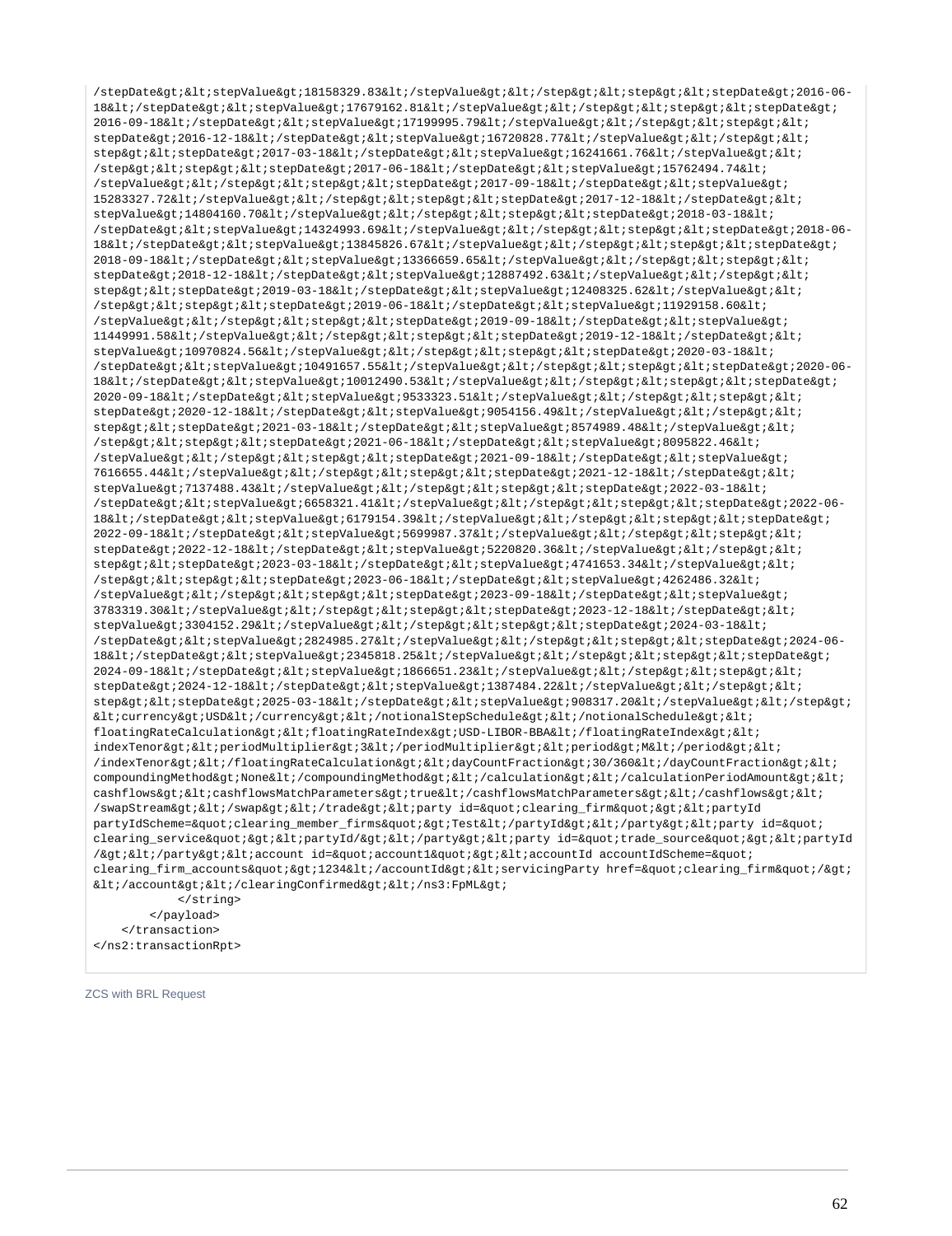```
/stepDate&gt;&lt;stepValue&gt;18158329.83&lt;/stepValue&gt;&lt;/step&gt;&lt;step&gt;&lt;stepDate&gt;2016-06-
18&lt;/stepDate&gt;&lt;stepValue&gt;17679162.81&lt;/stepValue&gt;&lt;/step&gt;&lt;step&gt;&lt;stepDate&gt;
2016-09-18&lt;/stepDate&gt;&lt;stepValue&gt;17199995.79&lt;/stepValue&gt;&lt;/step&gt;&lt;step&gt;&lt;
stepDate&gt;2016-12-18&lt;/stepDate&gt;&lt;stepValue&gt;16720828.77&lt;/stepValue&gt;&lt;/step&gt;&lt;
step&gt;&lt;stepDate&gt;2017-03-18&lt;/stepDate&gt;&lt;stepValue&gt;16241661.76&lt;/stepValue&gt;&lt;
/step&gt;&lt;step&gt;&lt;stepDate&gt;2017-06-18&lt;/stepDate&gt;&lt;stepValue&gt;15762494.74&lt;
/stepValue&gt;&lt;/step&gt;&lt;step&gt;&lt;stepDate&gt;2017-09-18&lt;/stepDate&gt;&lt;stepValue&gt;
15283327.72&lt;/stepValue&gt;&lt;/step&gt;&lt;step&gt;&lt;stepDate&gt;2017-12-18&lt;/stepDate&gt;&lt;
stepValue&gt;14804160.70&lt;/stepValue&gt;&lt;/step&gt;&lt;step&gt;&lt;stepDate&gt;2018-03-18&lt;
/stepDate&gt;&lt;stepValue&gt;14324993.69&lt;/stepValue&gt;&lt;/step&gt;&lt;step&gt;&lt;stepDate&gt;2018-06-
18&lt;/stepDate&gt;&lt;stepValue&gt;13845826.67&lt;/stepValue&gt;&lt;/step&gt;&lt;step&gt;&lt;stepDate&gt;
2018-09-18&lt;/stepDate&gt;&lt;stepValue&gt;13366659.65&lt;/stepValue&gt;&lt;/step&gt;&lt;step&gt;&lt;
stepDate&gt;2018-12-18&lt;/stepDate&gt;&lt;stepValue&gt;12887492.63&lt;/stepValue&gt;&lt;/step&gt;&lt;
step&gt;&lt;stepDate&gt;2019-03-18&lt;/stepDate&gt;&lt;stepValue&gt;12408325.62&lt;/stepValue&gt;&lt;
/step&gt;&lt;step&gt;&lt;stepDate&gt;2019-06-18&lt;/stepDate&gt;&lt;stepValue&gt;11929158.60&lt;
/stepValue&gt;&lt;/step&gt;&lt;step&gt;&lt;stepDate&gt;2019-09-18&lt;/stepDate&gt;&lt;stepValue&gt;
11449991.58&lt;/stepValue&gt;&lt;/step&gt;&lt;step&gt;&lt;stepDate&gt;2019-12-18&lt;/stepDate&gt;&lt;
stepValue&gt;10970824.56&lt;/stepValue&gt;&lt;/step&gt;&lt;step&gt;&lt;stepDate&gt;2020-03-18&lt;
/stepDate&gt;&lt;stepValue&gt;10491657.55&lt;/stepValue&gt;&lt;/step&gt;&lt;step&gt;&lt;stepDate&gt;2020-06-
18&lt;/stepDate&gt;&lt;stepValue&gt;10012490.53&lt;/stepValue&gt;&lt;/step&gt;&lt;step&gt;&lt;stepDate&gt;
2020-09-18&lt;/stepDate&gt;&lt;stepValue&gt;9533323.51&lt;/stepValue&gt;&lt;/step&gt;&lt;step&gt;&lt;
stepDate&gt;2020-12-18&lt;/stepDate&gt;&lt;stepValue&gt;9054156.49&lt;/stepValue&gt;&lt;/step&gt;&lt;
step&gt;&lt;stepDate&gt;2021-03-18&lt;/stepDate&gt;&lt;stepValue&gt;8574989.48&lt;/stepValue&gt;&lt;
/step&gt;&lt;step&gt;&lt;stepDate&gt;2021-06-18&lt;/stepDate&gt;&lt;stepValue&gt;8095822.46&lt;
/stepValue&gt;&lt;/step&gt;&lt;step&gt;&lt;stepDate&gt;2021-09-18&lt;/stepDate&gt;&lt;stepValue&gt;
7616655.44&lt;/stepValue&gt;&lt;/step&gt;&lt;step&gt;&lt;stepDate&gt;2021-12-18&lt;/stepDate&gt;&lt;
stepValue&gt;7137488.43&lt;/stepValue&gt;&lt;/step&gt;&lt;step&gt;&lt;stepDate&gt;2022-03-18&lt;
/stepDate&gt;&lt;stepValue&gt;6658321.41&lt;/stepValue&gt;&lt;/step&gt;&lt;step&gt;&lt;stepDate&gt;2022-06-
18&lt;/stepDate&gt;&lt;stepValue&gt;6179154.39&lt;/stepValue&gt;&lt;/step&gt;&lt;step&gt;&lt;stepDate&gt;
2022-09-18&lt;/stepDate&gt;&lt;stepValue&gt;5699987.37&lt;/stepValue&gt;&lt;/step&gt;&lt;step&gt;&lt;
stepDate&gt;2022-12-18&lt;/stepDate&gt;&lt;stepValue&gt;5220820.36&lt;/stepValue&gt;&lt;/step&gt;&lt;
step&gt;&lt;stepDate&gt;2023-03-18&lt;/stepDate&gt;&lt;stepValue&gt;4741653.34&lt;/stepValue&gt;&lt;
/step&gt;&lt;step&gt;&lt;stepDate&gt;2023-06-18&lt;/stepDate&gt;&lt;stepValue&gt;4262486.32&lt;
/stepValue&gt;&lt;/step&gt;&lt;step&gt;&lt;stepDate&gt;2023-09-18&lt;/stepDate&gt;&lt;stepValue&gt;
3783319.30&lt;/stepValue&gt;&lt;/step&gt;&lt;step&gt;&lt;stepDate&gt;2023-12-18&lt;/stepDate&gt;&lt;
stepValue&gt;3304152.29&lt;/stepValue&gt;&lt;/step&gt;&lt;step&gt;&lt;stepDate&gt;2024-03-18&lt;
/stepDate&gt;&lt;stepValue&gt;2824985.27&lt;/stepValue&gt;&lt;/step&gt;&lt;step&gt;&lt;stepDate&gt;2024-06-
18&lt;/stepDate&gt;&lt;stepValue&gt;2345818.25&lt;/stepValue&gt;&lt;/step&gt;&lt;step&gt;&lt;stepDate&gt;
2024-09-18&lt;/stepDate&gt;&lt;stepValue&gt;1866651.23&lt;/stepValue&gt;&lt;/step&gt;&lt;step&gt;&lt;
stepDate&gt;2024-12-18&lt;/stepDate&gt;&lt;stepValue&gt;1387484.22&lt;/stepValue&gt;&lt;/step&gt;&lt;
step&gt;&lt;stepDate&gt;2025-03-18&lt;/stepDate&gt;&lt;stepValue&gt;908317.20&lt;/stepValue&gt;&lt;/step&gt;
&lt;currency&gt;USD&lt;/currency&gt;&lt;/notionalStepSchedule&gt;&lt;/notionalSchedule&gt;&lt;
floatingRateCalculation&gt;&lt;floatingRateIndex&gt;USD-LIBOR-BBA&lt;/floatingRateIndex&gt;&lt;
indexTenor&gt;&lt;periodMultiplier&gt;3&lt;/periodMultiplier&gt;&lt;period&gt;M&lt;/period&gt;&lt;
/indexTenor&gt;&lt;/floatingRateCalculation&gt;&lt;dayCountFraction&gt;30/360&lt;/dayCountFraction&gt;&lt;
compoundingMethod&gt;None&lt;/compoundingMethod&gt;&lt;/calculation&gt;&lt;/calculationPeriodAmount&gt;&lt;
cashflows&gt;&lt;cashflowsMatchParameters&gt;true&lt;/cashflowsMatchParameters&gt;&lt;/cashflows&gt;&lt;
/swapStream&gt;&lt;/swap&gt;&lt;/trade&gt;&lt;party id=&quot;clearing_firm&quot;&gt;&lt;partyId
partyIdScheme=&quot;clearing_member_firms&quot;&gt;Test&lt;/partyId&gt;&lt;/party&gt;&lt;party id=&quot;
clearing_service&quot;&gt;&lt;partyId/&gt;&lt;/party&gt;&lt;party id=&quot;trade_source&quot;&gt;&lt;partyId
/&gt;&lt;/party&gt;&lt;account id=&quot;account1&quot;&gt;&lt;accountId accountIdScheme=&quot;
clearing_firm_accounts&quot;&gt;1234&lt;/accountId&gt;&lt;servicingParty href=&quot;clearing_firm&quot;/&gt;
&lt;/account&gt;&lt;/clearingConfirmed&gt;&lt;/ns3:FpML&gt;
            </string>
        </payload>
    </transaction>
</ns2:transactionRpt>
```

ZCS with BRL Request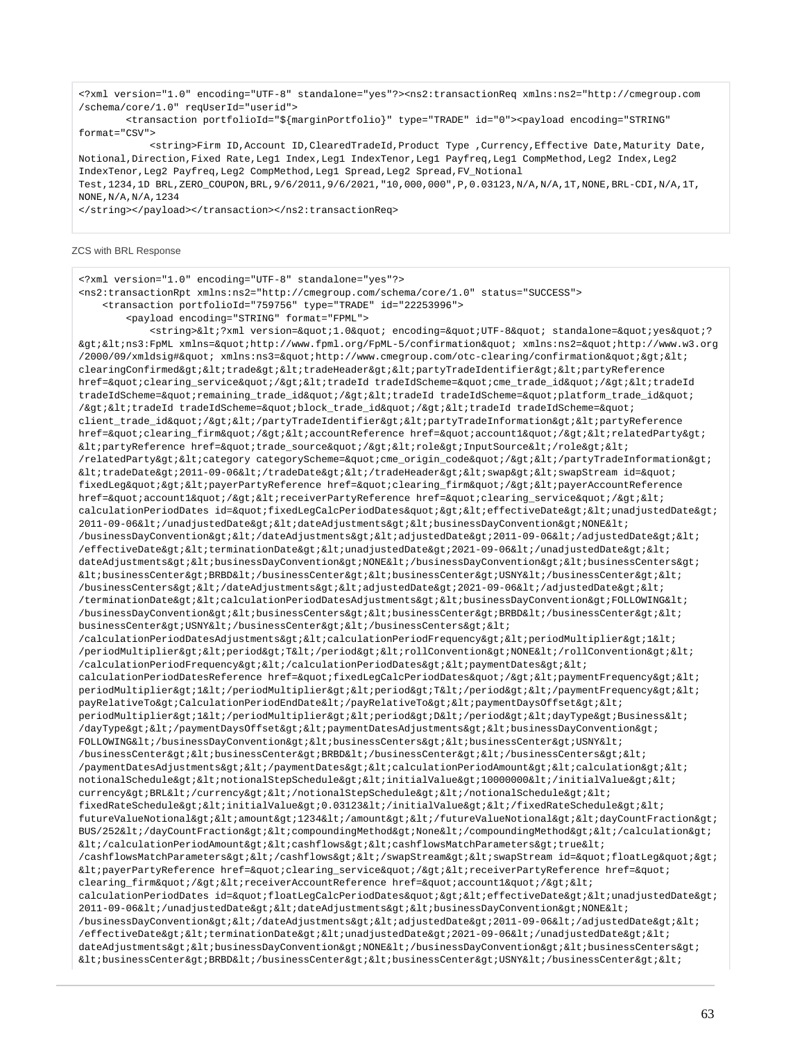```
<?xml version="1.0" encoding="UTF-8" standalone="yes"?><ns2:transactionReq xmlns:ns2="http://cmegroup.com
/schema/core/1.0" reqUserId="userid">
        <transaction portfolioId="${marginPortfolio}" type="TRADE" id="0"><payload encoding="STRING"
format="CSV">
            <string>Firm ID,Account ID,ClearedTradeId,Product Type ,Currency,Effective Date,Maturity Date,
Notional,Direction,Fixed Rate,Leg1 Index,Leg1 IndexTenor,Leg1 Payfreq,Leg1 CompMethod,Leg2 Index,Leg2
IndexTenor,Leg2 Payfreq,Leg2 CompMethod,Leg1 Spread,Leg2 Spread,FV_Notional
Test,1234,1D BRL,ZERO_COUPON,BRL,9/6/2011,9/6/2021,"10,000,000",P,0.03123,N/A,N/A,1T,NONE,BRL-CDI,N/A,1T,
NONE,N/A,N/A,1234
</string></payload></transaction></ns2:transactionReq>
```

ZCS with BRL Response

```
<?xml version="1.0" encoding="UTF-8" standalone="yes"?>
<ns2:transactionRpt xmlns:ns2="http://cmegroup.com/schema/core/1.0" status="SUCCESS">
    <transaction portfolioId="759756" type="TRADE" id="22253996">
        <payload encoding="STRING" format="FPML">
            <string>&lt;?xml version=&quot;1.0&quot; encoding=&quot;UTF-8&quot; standalone=&quot;yes&quot;?
&gt;&lt;ns3:FpML xmlns=&quot;http://www.fpml.org/FpML-5/confirmation&quot; xmlns:ns2=&quot;http://www.w3.org
/2000/09/xmldsig#&quot; xmlns:ns3=&quot;http://www.cmegroup.com/otc-clearing/confirmation&quot;&gt;&lt;
clearingConfirmed&gt;&lt;trade&gt;&lt;tradeHeader&gt;&lt;partyTradeIdentifier&gt;&lt;partyReference
href=&quot;clearing_service&quot;/&gt;&lt;tradeId tradeIdScheme=&quot;cme_trade_id&quot;/&gt;&lt;tradeId
tradeIdScheme=&quot;remaining_trade_id&quot;/&gt;&lt;tradeId tradeIdScheme=&quot;platform_trade_id&quot;
/&gt;&lt;tradeId tradeIdScheme=&quot;block_trade_id&quot;/&gt;&lt;tradeId tradeIdScheme=&quot;
client_trade_id&quot;/&gt;&lt;/partyTradeIdentifier&gt;&lt;partyTradeInformation&gt;&lt;partyReference
href=&quot;clearing_firm&quot;/&gt;&lt;accountReference href=&quot;account1&quot;/&gt;&lt;relatedParty&gt;
&lt;partyReference href=&quot;trade_source&quot;/&gt;&lt;role&gt;InputSource&lt;/role&gt;&lt;
/relatedParty&gt;&lt;category categoryScheme=&quot;cme_origin_code&quot;/&gt;&lt;/partyTradeInformation&gt;
&lt;tradeDate&gt;2011-09-06&lt;/tradeDate&gt;&lt;/tradeHeader&gt;&lt;swap&gt;&lt;swapStream id=&quot;
fixedLeg&quot;&gt;&lt;payerPartyReference href=&quot;clearing_firm&quot;/&gt;&lt;payerAccountReference
href=&quot;account1&quot;/&gt;&lt;receiverPartyReference href=&quot;clearing_service&quot;/&gt;&lt;
calculationPeriodDates id=&quot;fixedLegCalcPeriodDates&quot;&gt;&lt;effectiveDate&gt;&lt;unadjustedDate&gt;
2011-09-06&lt;/unadjustedDate&gt;&lt;dateAdjustments&gt;&lt;businessDayConvention&gt;NONE&lt;
/businessDayConvention&gt;&lt;/dateAdjustments&gt;&lt;adjustedDate&gt;2011-09-06&lt;/adjustedDate&gt;&lt;
/effectiveDate&gt;&lt;terminationDate&gt;&lt;unadjustedDate&gt;2021-09-06&lt;/unadjustedDate&gt;&lt;
dateAdjustments&gt;&lt;businessDayConvention&gt;NONE&lt;/businessDayConvention&gt;&lt;businessCenters&gt;
&lt;businessCenter&gt;BRBD&lt;/businessCenter&gt;&lt;businessCenter&gt;USNY&lt;/businessCenter&gt;&lt;
/businessCenters&gt;&lt;/dateAdjustments&gt;&lt;adjustedDate&gt;2021-09-06&lt;/adjustedDate&gt;&lt;
/terminationDate&gt;&lt;calculationPeriodDatesAdjustments&gt;&lt;businessDayConvention&gt;FOLLOWING&lt;
/businessDayConvention&gt;&lt;businessCenters&gt;&lt;businessCenter&gt;BRBD&lt;/businessCenter&gt;&lt;
businessCenter&gt;USNY&lt;/businessCenter&gt;&lt;/businessCenters&gt;&lt;
/calculationPeriodDatesAdjustments&gt;&lt;calculationPeriodFrequency&gt;&lt;periodMultiplier&gt;1&lt;
/periodMultiplier&gt;&lt;period&gt;T&lt;/period&gt;&lt;rollConvention&gt;NONE&lt;/rollConvention&gt;&lt;
/calculationPeriodFrequency&gt;&lt;/calculationPeriodDates&gt;&lt;paymentDates&gt;&lt;
calculationPeriodDatesReference href=&quot;fixedLegCalcPeriodDates&quot;/&gt;&lt;paymentFrequency&gt;&lt;
periodMultiplier&gt;1&lt;/periodMultiplier&gt;&lt;period&gt;T&lt;/period&gt;&lt;/paymentFrequency&gt;&lt;
payRelativeTo&gt;CalculationPeriodEndDate&lt;/payRelativeTo&gt;&lt;paymentDaysOffset&gt;&lt;
periodMultiplier&gt;1&lt;/periodMultiplier&gt;&lt;period&gt;D&lt;/period&gt;&lt;dayType&gt;Business&lt;
/dayType&gt;&lt;/paymentDaysOffset&gt;&lt;paymentDatesAdjustments&gt;&lt;businessDayConvention&gt;
FOLLOWING&lt;/businessDayConvention&gt;&lt;businessCenters&gt;&lt;businessCenter&gt;USNY&lt;
/businessCenter&gt;&lt;businessCenter&gt;BRBD&lt;/businessCenter&gt;&lt;/businessCenters&gt;&lt;
/paymentDatesAdjustments&gt;&lt;/paymentDates&gt;&lt;calculationPeriodAmount&gt;&lt;calculation&gt;&lt;
notionalSchedule&gt;&lt;notionalStepSchedule&gt;&lt;initialValue&gt;10000000&lt;/initialValue&gt;&lt;
currency&gt;BRL&lt;/currency&gt;&lt;/notionalStepSchedule&gt;&lt;/notionalSchedule&gt;&lt;
fixedRateSchedule&gt;&lt;initialValue&gt;0.03123&lt;/initialValue&gt;&lt;/fixedRateSchedule&gt;&lt;
futureValueNotional&gt;&lt;amount&gt;1234&lt;/amount&gt;&lt;/futureValueNotional&gt;&lt;dayCountFraction&gt;
BUS/252&lt;/dayCountFraction&gt;&lt;compoundingMethod&gt;None&lt;/compoundingMethod&gt;&lt;/calculation&gt;
&lt;/calculationPeriodAmount&gt;&lt;cashflows&gt;&lt;cashflowsMatchParameters&gt;true&lt;
/cashflowsMatchParameters&gt;&lt;/cashflows&gt;&lt;/swapStream&gt;&lt;swapStream id=&quot;floatLeg&quot;&gt;
&lt;payerPartyReference href=&quot;clearing_service&quot;/&gt;&lt;receiverPartyReference href=&quot;
clearing_firm&quot;/&gt;&lt;receiverAccountReference href=&quot;account1&quot;/&gt;&lt;
calculationPeriodDates id=&quot;floatLegCalcPeriodDates&quot;&gt;&lt;effectiveDate&gt;&lt;unadjustedDate&gt;
2011-09-06&lt;/unadjustedDate&gt;&lt;dateAdjustments&gt;&lt;businessDayConvention&gt;NONE&lt;
/businessDayConvention&gt;&lt;/dateAdjustments&gt;&lt;adjustedDate&gt;2011-09-06&lt;/adjustedDate&gt;&lt;
/effectiveDate&gt;&lt;terminationDate&gt;&lt;unadjustedDate&gt;2021-09-06&lt;/unadjustedDate&gt;&lt;
dateAdjustments&gt;&lt;businessDayConvention&gt;NONE&lt;/businessDayConvention&gt;&lt;businessCenters&gt;
&lt;businessCenter&gt;BRBD&lt;/businessCenter&gt;&lt;businessCenter&gt;USNY&lt;/businessCenter&gt;&lt;
```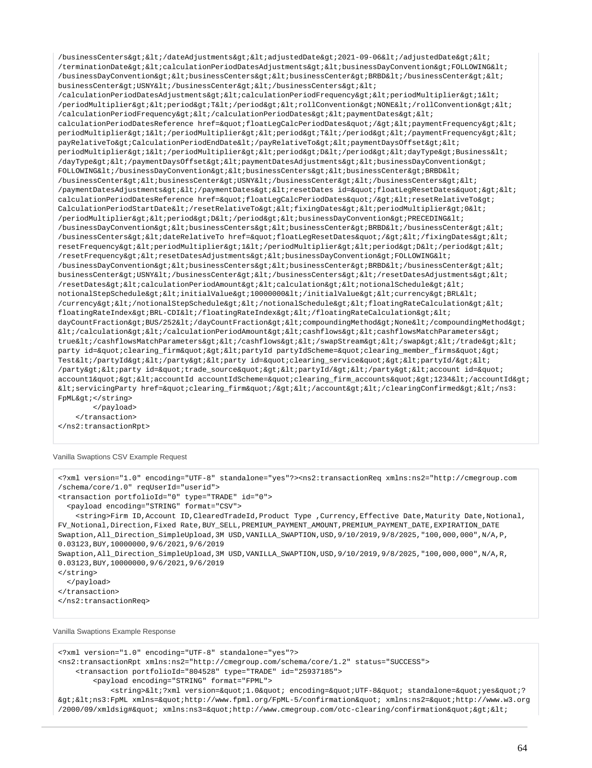```
/businessCenters&gt;&lt;/dateAdjustments&gt;&lt;adjustedDate&gt;2021-09-06&lt;/adjustedDate&gt;&lt;
/terminationDate&gt;&lt;calculationPeriodDatesAdjustments&gt;&lt;businessDayConvention&gt;FOLLOWING&lt;
/businessDayConvention&gt;&lt;businessCenters&gt;&lt;businessCenter&gt;BRBD&lt;/businessCenter&gt;&lt;
businessCenter&gt;USNY&lt;/businessCenter&gt;&lt;/businessCenters&gt;&lt;
/calculationPeriodDatesAdjustments&gt;&lt;calculationPeriodFrequency&gt;&lt;periodMultiplier&gt;1&lt;
/periodMultiplier&gt;&lt;period&gt;T&lt;/period&gt;&lt;rollConvention&gt;NONE&lt;/rollConvention&gt;&lt;
/calculationPeriodFrequency&gt;&lt;/calculationPeriodDates&gt;&lt;paymentDates&gt;&lt;
calculationPeriodDatesReference href=&quot;floatLegCalcPeriodDates&quot;/&gt;&lt;paymentFrequency&gt;&lt;
periodMultiplier&gt;1&lt;/periodMultiplier&gt;&lt;period&gt;T&lt;/period&gt;&lt;/paymentFrequency&gt;&lt;
payRelativeTo&gt;CalculationPeriodEndDate&lt;/payRelativeTo&gt;&lt;paymentDaysOffset&gt;&lt;
periodMultiplier&gt;1&lt;/periodMultiplier&gt;&lt;period&gt;D&lt;/period&gt;&lt;dayType&gt;Business&lt;
/dayType&gt;&lt;/paymentDaysOffset&gt;&lt;paymentDatesAdjustments&gt;&lt;businessDayConvention&gt;
FOLLOWING&lt;/businessDayConvention&gt;&lt;businessCenters&gt;&lt;businessCenter&gt;BRBD&lt;
/businessCenter&gt;&lt;businessCenter&gt;USNY&lt;/businessCenter&gt;&lt;/businessCenters&gt;&lt;
/paymentDatesAdjustments&gt;&lt;/paymentDates&gt;&lt;resetDates id=&quot;floatLegResetDates&quot;&gt;&lt;
calculationPeriodDatesReference href=&quot;floatLegCalcPeriodDates&quot;/&gt;&lt;resetRelativeTo&gt;
CalculationPeriodStartDate&lt;/resetRelativeTo&gt;&lt;fixingDates&gt;&lt;periodMultiplier&gt;0&lt;
/periodMultiplier&gt;&lt;period&gt;D&lt;/period&gt;&lt;businessDayConvention&gt;PRECEDING&lt;
/businessDayConvention&gt;&lt;businessCenters&gt;&lt;businessCenter&gt;BRBD&lt;/businessCenter&gt;&lt;
/businessCenters&gt;&lt;dateRelativeTo href=&quot;floatLegResetDates&quot;/&gt;&lt;/fixingDates&gt;&lt;
resetFrequency&gt;&lt;periodMultiplier&gt;1&lt;/periodMultiplier&gt;&lt;period&gt;D&lt;/period&gt;&lt;
/resetFrequency&gt;&lt;resetDatesAdjustments&gt;&lt;businessDayConvention&gt;FOLLOWING&lt;
/businessDayConvention&gt;&lt;businessCenters&gt;&lt;businessCenter&gt;BRBD&lt;/businessCenter&gt;&lt;
businessCenter&gt;USNY&lt;/businessCenter&gt;&lt;/businessCenters&gt;&lt;/resetDatesAdjustments&gt;&lt;
/resetDates&gt;&lt;calculationPeriodAmount&gt;&lt;calculation&gt;&lt;notionalSchedule&gt;&lt;
notionalStepSchedule&gt;&lt;initialValue&gt;10000000&lt;/initialValue&gt;&lt;currency&gt;BRL&lt;
/currency&gt;&lt;/notionalStepSchedule&gt;&lt;/notionalSchedule&gt;&lt;floatingRateCalculation&gt;&lt;
floatingRateIndex&gt;BRL-CDI&lt;/floatingRateIndex&gt;&lt;/floatingRateCalculation&gt;&lt;
dayCountFraction&gt;BUS/252&lt;/dayCountFraction&gt;&lt;compoundingMethod&gt;None&lt;/compoundingMethod&gt;
&lt;/calculation&gt;&lt;/calculationPeriodAmount&gt;&lt;cashflows&gt;&lt;cashflowsMatchParameters&gt;
true&lt;/cashflowsMatchParameters&gt;&lt;/cashflows&gt;&lt;/swapStream&gt;&lt;/swap&gt;&lt;/trade&gt;&lt;
party id=&quot;clearing_firm&quot;&gt;&lt;partyId partyIdScheme=&quot;clearing_member_firms&quot;&gt;
Test&lt;/partyId&gt;&lt;/party&gt;&lt;party id=&quot;clearing_service&quot;&gt;&lt;partyId/&gt;&lt;
/party&gt;&lt;party id=&quot;trade_source&quot;&gt;&lt;partyId/&gt;&lt;/party&gt;&lt;account id=&quot;
account1&quot;&gt;&lt;accountId accountIdScheme=&quot;clearing_firm_accounts&quot;&gt;1234&lt;/accountId&gt;
&lt;servicingParty href=&quot;clearing_firm&quot;/&gt;&lt;/account&gt;&lt;/clearingConfirmed&gt;&lt;/ns3:
FpML&gt;</string>
        </payload>
    </transaction>
</ns2:transactionRpt>
```

Vanilla Swaptions CSV Example Request

```
<?xml version="1.0" encoding="UTF-8" standalone="yes"?><ns2:transactionReq xmlns:ns2="http://cmegroup.com
/schema/core/1.0" reqUserId="userid">
<transaction portfolioId="0" type="TRADE" id="0">
  <payload encoding="STRING" format="CSV">
    <string>Firm ID,Account ID,ClearedTradeId,Product Type ,Currency,Effective Date,Maturity Date,Notional,
FV_Notional,Direction,Fixed Rate,BUY_SELL,PREMIUM_PAYMENT_AMOUNT,PREMIUM_PAYMENT_DATE,EXPIRATION_DATE
Swaption,All_Direction_SimpleUpload,3M USD,VANILLA_SWAPTION,USD,9/10/2019,9/8/2025,"100,000,000",N/A,P,
0.03123,BUY,10000000,9/6/2021,9/6/2019
Swaption,All_Direction_SimpleUpload,3M USD,VANILLA_SWAPTION,USD,9/10/2019,9/8/2025,"100,000,000",N/A,R,
0.03123,BUY,10000000,9/6/2021,9/6/2019
</string>
  </payload>
</transaction>
</ns2:transactionReq>
```

Vanilla Swaptions Example Response

```
<?xml version="1.0" encoding="UTF-8" standalone="yes"?>
<ns2:transactionRpt xmlns:ns2="http://cmegroup.com/schema/core/1.2" status="SUCCESS">
    <transaction portfolioId="804528" type="TRADE" id="25937185">
        <payload encoding="STRING" format="FPML">
            <string>&lt;?xml version=&quot;1.0&quot; encoding=&quot;UTF-8&quot; standalone=&quot;yes&quot;?
&gt;&lt;ns3:FpML xmlns=&quot;http://www.fpml.org/FpML-5/confirmation&quot; xmlns:ns2=&quot;http://www.w3.org
/2000/09/xmldsig#&quot; xmlns:ns3=&quot;http://www.cmegroup.com/otc-clearing/confirmation&quot;&gt;&lt;
```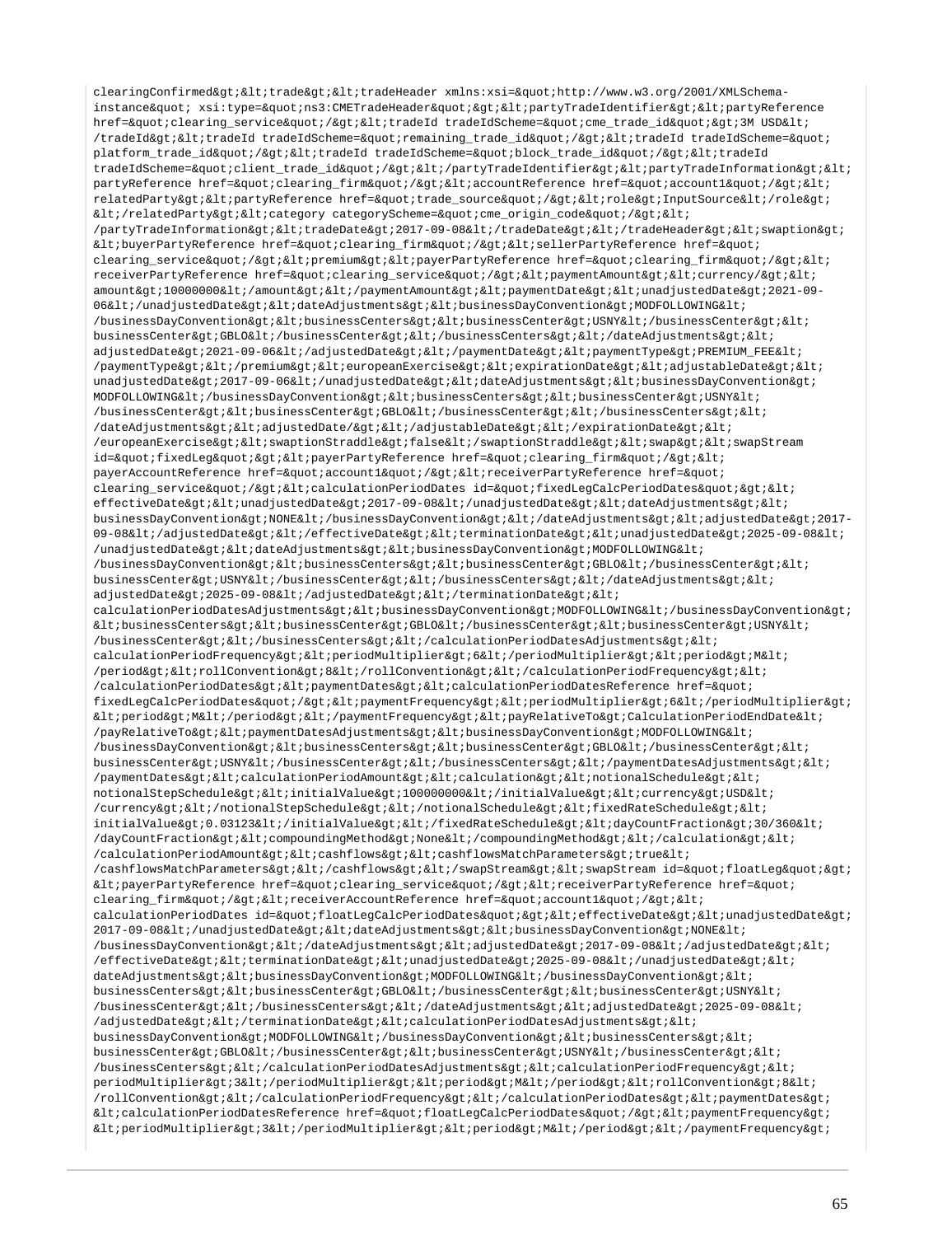```
clearingConfirmed&gt;&lt;trade&gt;&lt;tradeHeader xmlns:xsi=&quot;http://www.w3.org/2001/XMLSchema-
instance&quot; xsi:type=&quot;ns3:CMETradeHeader&quot;&gt;&lt;partyTradeIdentifier&gt;&lt;partyReference
href=&quot;clearing_service&quot;/&gt;&lt;tradeId tradeIdScheme=&quot;cme_trade_id&quot;&gt;3M USD&lt;
/tradeId&gt;&lt;tradeId tradeIdScheme=&quot;remaining_trade_id&quot;/&gt;&lt;tradeId tradeIdScheme=&quot;
platform_trade_id&quot;/&gt;&lt;tradeId tradeIdScheme=&quot;block_trade_id&quot;/&gt;&lt;tradeId
tradeIdScheme=&quot;client_trade_id&quot;/&gt;&lt;/partyTradeIdentifier&gt;&lt;partyTradeInformation&gt;&lt;
partyReference href=&quot;clearing_firm&quot;/&gt;&lt;accountReference href=&quot;account1&quot;/&gt;&lt;
relatedParty&gt;&lt;partyReference href=&quot;trade_source&quot;/&gt;&lt;role&gt;InputSource&lt;/role&gt;
&lt;/relatedParty&gt;&lt;category categoryScheme=&quot;cme_origin_code&quot;/&gt;&lt;
/partyTradeInformation&gt;&lt;tradeDate&gt;2017-09-08&lt;/tradeDate&gt;&lt;/tradeHeader&gt;&lt;swaption&gt;
&lt;buyerPartyReference href=&quot;clearing_firm&quot;/&gt;&lt;sellerPartyReference href=&quot;
clearing_service&quot;/&gt;&lt;premium&gt;&lt;payerPartyReference href=&quot;clearing_firm&quot;/&gt;&lt;
receiverPartyReference href=&quot;clearing_service&quot;/&gt;&lt;paymentAmount&gt;&lt;currency/&gt;&lt;
amount&gt;10000000&lt;/amount&gt;&lt;/paymentAmount&gt;&lt;paymentDate&gt;&lt;unadjustedDate&gt;2021-09-
06&lt;/unadjustedDate&gt;&lt;dateAdjustments&gt;&lt;businessDayConvention&gt;MODFOLLOWING&lt;
/businessDayConvention&gt;&lt;businessCenters&gt;&lt;businessCenter&gt;USNY&lt;/businessCenter&gt;&lt;
businessCenter&gt;GBLO&lt;/businessCenter&gt;&lt;/businessCenters&gt;&lt;/dateAdjustments&gt;&lt;
adjustedDate&gt;2021-09-06&lt;/adjustedDate&gt;&lt;/paymentDate&gt;&lt;paymentType&gt;PREMIUM_FEE&lt;
/paymentType&gt;&lt;/premium&gt;&lt;europeanExercise&gt;&lt;expirationDate&gt;&lt;adjustableDate&gt;&lt;
unadjustedDate&gt;2017-09-06&lt;/unadjustedDate&gt;&lt;dateAdjustments&gt;&lt;businessDayConvention&gt;
MODFOLLOWING&lt;/businessDayConvention&gt;&lt;businessCenters&gt;&lt;businessCenter&gt;USNY&lt;
/businessCenter&gt;&lt;businessCenter&gt;GBLO&lt;/businessCenter&gt;&lt;/businessCenters&gt;&lt;
/dateAdjustments&gt;&lt;adjustedDate/&gt;&lt;/adjustableDate&gt;&lt;/expirationDate&gt;&lt;
/europeanExercise&gt;&lt;swaptionStraddle&gt;false&lt;/swaptionStraddle&gt;&lt;swap&gt;&lt;swapStream
id=&quot;fixedLeg&quot;&gt;&lt;payerPartyReference href=&quot;clearing_firm&quot;/&gt;&lt;
payerAccountReference href=&quot;account1&quot;/&gt;&lt;receiverPartyReference href=&quot;
clearing_service&quot;/&gt;&lt;calculationPeriodDates id=&quot;fixedLegCalcPeriodDates&quot;&gt;&lt;
effectiveDate&gt;&lt;unadjustedDate&gt;2017-09-08&lt;/unadjustedDate&gt;&lt;dateAdjustments&gt;&lt;
businessDayConvention&gt;NONE&lt;/businessDayConvention&gt;&lt;/dateAdjustments&gt;&lt;adjustedDate&gt;2017-
09-08&lt;/adjustedDate&gt;&lt;/effectiveDate&gt;&lt;terminationDate&gt;&lt;unadjustedDate&gt;2025-09-08&lt;
/unadjustedDate&gt;&lt;dateAdjustments&gt;&lt;businessDayConvention&gt;MODFOLLOWING&lt;
/businessDayConvention&gt;&lt;businessCenters&gt;&lt;businessCenter&gt;GBLO&lt;/businessCenter&gt;&lt;
businessCenter&gt;USNY&lt;/businessCenter&gt;&lt;/businessCenters&gt;&lt;/dateAdjustments&gt;&lt;
adjustedDate&gt;2025-09-08&lt;/adjustedDate&gt;&lt;/terminationDate&gt;&lt;
calculationPeriodDatesAdjustments&gt;&lt;businessDayConvention&gt;MODFOLLOWING&lt;/businessDayConvention&gt;
&lt;businessCenters&gt;&lt;businessCenter&gt;GBLO&lt;/businessCenter&gt;&lt;businessCenter&gt;USNY&lt;
/businessCenter&gt;&lt;/businessCenters&gt;&lt;/calculationPeriodDatesAdjustments&gt;&lt;
calculationPeriodFrequency&gt;&lt;periodMultiplier&gt;6&lt;/periodMultiplier&gt;&lt;period&gt;M&lt;
/period&gt;&lt;rollConvention&gt;8&lt;/rollConvention&gt;&lt;/calculationPeriodFrequency&gt;&lt;
/calculationPeriodDates&gt;&lt;paymentDates&gt;&lt;calculationPeriodDatesReference href=&quot;
fixedLegCalcPeriodDates&quot;/&gt;&lt;paymentFrequency&gt;&lt;periodMultiplier&gt;6&lt;/periodMultiplier&gt;
&lt;period&gt;M&lt;/period&gt;&lt;/paymentFrequency&gt;&lt;payRelativeTo&gt;CalculationPeriodEndDate&lt;
/payRelativeTo&gt;&lt;paymentDatesAdjustments&gt;&lt;businessDayConvention&gt;MODFOLLOWING&lt;
/businessDayConvention&gt;&lt;businessCenters&gt;&lt;businessCenter&gt;GBLO&lt;/businessCenter&gt;&lt;
businessCenter&gt;USNY&lt;/businessCenter&gt;&lt;/businessCenters&gt;&lt;/paymentDatesAdjustments&gt;&lt;
/paymentDates&gt;&lt;calculationPeriodAmount&gt;&lt;calculation&gt;&lt;notionalSchedule&gt;&lt;
notionalStepSchedule&gt;&lt;initialValue&gt;100000000&lt;/initialValue&gt;&lt;currency&gt;USD&lt;
/currency&gt;&lt;/notionalStepSchedule&gt;&lt;/notionalSchedule&gt;&lt;fixedRateSchedule&gt;&lt;
initialValue&gt;0.03123&lt;/initialValue&gt;&lt;/fixedRateSchedule&gt;&lt;dayCountFraction&gt;30/360&lt;
/dayCountFraction&gt;&lt;compoundingMethod&gt;None&lt;/compoundingMethod&gt;&lt;/calculation&gt;&lt;
/calculationPeriodAmount&gt;&lt;cashflows&gt;&lt;cashflowsMatchParameters&gt;true&lt;
/cashflowsMatchParameters&gt;&lt;/cashflows&gt;&lt;/swapStream&gt;&lt;swapStream id=&quot;floatLeg&quot;&gt;
&lt;payerPartyReference href=&quot;clearing_service&quot;/&gt;&lt;receiverPartyReference href=&quot;
clearing_firm&quot;/&gt;&lt;receiverAccountReference href=&quot;account1&quot;/&gt;&lt;
calculationPeriodDates id=&quot;floatLegCalcPeriodDates&quot;&gt;&lt;effectiveDate&gt;&lt;unadjustedDate&gt;
2017-09-08&lt;/unadjustedDate&gt;&lt;dateAdjustments&gt;&lt;businessDayConvention&gt;NONE&lt;
/businessDayConvention&gt;&lt;/dateAdjustments&gt;&lt;adjustedDate&gt;2017-09-08&lt;/adjustedDate&gt;&lt;
/effectiveDate&gt;&lt;terminationDate&gt;&lt;unadjustedDate&gt;2025-09-08&lt;/unadjustedDate&gt;&lt;
dateAdjustments&gt;&lt;businessDayConvention&gt;MODFOLLOWING&lt;/businessDayConvention&gt;&lt;
businessCenters&gt;&lt;businessCenter&gt;GBLO&lt;/businessCenter&gt;&lt;businessCenter&gt;USNY&lt;
/businessCenter&gt;&lt;/businessCenters&gt;&lt;/dateAdjustments&gt;&lt;adjustedDate&gt;2025-09-08&lt;
/adjustedDate&gt;&lt;/terminationDate&gt;&lt;calculationPeriodDatesAdjustments&gt;&lt;
businessDayConvention&gt;MODFOLLOWING&lt;/businessDayConvention&gt;&lt;businessCenters&gt;&lt;
businessCenter&gt;GBLO&lt;/businessCenter&gt;&lt;businessCenter&gt;USNY&lt;/businessCenter&gt;&lt;
/businessCenters&gt;&lt;/calculationPeriodDatesAdjustments&gt;&lt;calculationPeriodFrequency&gt;&lt;
periodMultiplier&gt;3&lt;/periodMultiplier&gt;&lt;period&gt;M&lt;/period&gt;&lt;rollConvention&gt;8&lt;
/rollConvention&gt;&lt;/calculationPeriodFrequency&gt;&lt;/calculationPeriodDates&gt;&lt;paymentDates&gt;
&lt;calculationPeriodDatesReference href=&quot;floatLegCalcPeriodDates&quot;/&gt;&lt;paymentFrequency&gt;
&lt;periodMultiplier&gt;3&lt;/periodMultiplier&gt;&lt;period&gt;M&lt;/period&gt;&lt;/paymentFrequency&gt;
```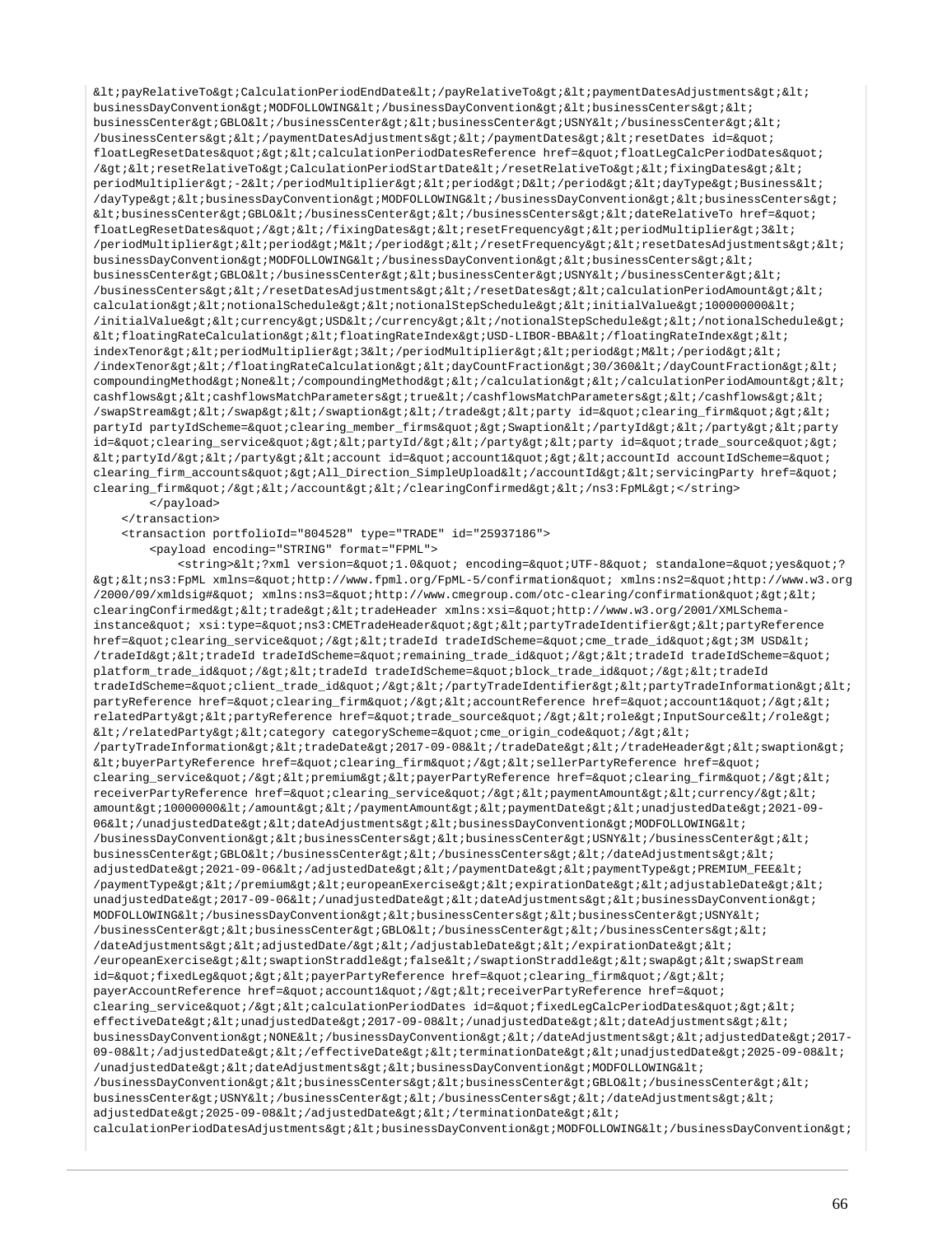```
&lt;payRelativeTo&gt;CalculationPeriodEndDate&lt;/payRelativeTo&gt;&lt;paymentDatesAdjustments&gt;&lt;
businessDayConvention&gt;MODFOLLOWING&lt;/businessDayConvention&gt;&lt;businessCenters&gt;&lt;
businessCenter&gt;GBLO&lt;/businessCenter&gt;&lt;businessCenter&gt;USNY&lt;/businessCenter&gt;&lt;
/businessCenters&gt;&lt;/paymentDatesAdjustments&gt;&lt;/paymentDates&gt;&lt;resetDates id=&quot;
floatLegResetDates&quot;&gt;&lt;calculationPeriodDatesReference href=&quot;floatLegCalcPeriodDates&quot;
/&gt;&lt;resetRelativeTo&gt;CalculationPeriodStartDate&lt;/resetRelativeTo&gt;&lt;fixingDates&gt;&lt;
periodMultiplier&gt;-2&lt;/periodMultiplier&gt;&lt;period&gt;D&lt;/period&gt;&lt;dayType&gt;Business&lt;
/dayType&gt;&lt;businessDayConvention&gt;MODFOLLOWING&lt;/businessDayConvention&gt;&lt;businessCenters&gt;
&lt;businessCenter&gt;GBLO&lt;/businessCenter&gt;&lt;/businessCenters&gt;&lt;dateRelativeTo href=&quot;
floatLegResetDates&quot;/&gt;&lt;/fixingDates&gt;&lt;resetFrequency&gt;&lt;periodMultiplier&gt;3&lt;
/periodMultiplier&gt;&lt;period&gt;M&lt;/period&gt;&lt;/resetFrequency&gt;&lt;resetDatesAdjustments&gt;&lt;
businessDayConvention&gt;MODFOLLOWING&lt;/businessDayConvention&gt;&lt;businessCenters&gt;&lt;
businessCenter&gt;GBLO&lt;/businessCenter&gt;&lt;businessCenter&gt;USNY&lt;/businessCenter&gt;&lt;
/businessCenters&gt;&lt;/resetDatesAdjustments&gt;&lt;/resetDates&gt;&lt;calculationPeriodAmount&gt;&lt;
calculation&gt;&lt;notionalSchedule&gt;&lt;notionalStepSchedule&gt;&lt;initialValue&gt;100000000&lt;
/initialValue&gt;&lt;currency&gt;USD&lt;/currency&gt;&lt;/notionalStepSchedule&gt;&lt;/notionalSchedule&gt;
&lt;floatingRateCalculation&gt;&lt;floatingRateIndex&gt;USD-LIBOR-BBA&lt;/floatingRateIndex&gt;&lt;
indexTenor&gt;&lt;periodMultiplier&gt;3&lt;/periodMultiplier&gt;&lt;period&gt;M&lt;/period&gt;&lt;
/indexTenor&gt;&lt;/floatingRateCalculation&gt;&lt;dayCountFraction&gt;30/360&lt;/dayCountFraction&gt;&lt;
compoundingMethod&gt;None&lt;/compoundingMethod&gt;&lt;/calculation&gt;&lt;/calculationPeriodAmount&gt;&lt;
cashflows&gt;&lt;cashflowsMatchParameters&gt;true&lt;/cashflowsMatchParameters&gt;&lt;/cashflows&gt;&lt;
/swapStream&gt;&lt;/swap&gt;&lt;/swaption&gt;&lt;/trade&gt;&lt;party id=&quot;clearing_firm&quot;&gt;&lt;
partyId partyIdScheme=&quot;clearing_member_firms&quot;&gt;Swaption&lt;/partyId&gt;&lt;/party&gt;&lt;party
id=&quot;clearing_service&quot;&gt;&lt;partyId/&gt;&lt;/party&gt;&lt;party id=&quot;trade_source&quot;&gt;
&lt;partyId/&gt;&lt;/party&gt;&lt;account id=&quot;account1&quot;&gt;&lt;accountId accountIdScheme=&quot;
clearing_firm_accounts&quot;&gt;All_Direction_SimpleUpload&lt;/accountId&gt;&lt;servicingParty href=&quot;
clearing_firm&quot;/&gt;&lt;/account&gt;&lt;/clearingConfirmed&gt;&lt;/ns3:FpML&gt;</string>
        </payload>
    </transaction>
    <transaction portfolioId="804528" type="TRADE" id="25937186">
        <payload encoding="STRING" format="FPML">
            <string>&lt;?xml version=&quot;1.0&quot; encoding=&quot;UTF-8&quot; standalone=&quot;yes&quot;?
&gt;&lt;ns3:FpML xmlns=&quot;http://www.fpml.org/FpML-5/confirmation&quot; xmlns:ns2=&quot;http://www.w3.org
/2000/09/xmldsig#&quot; xmlns:ns3=&quot;http://www.cmegroup.com/otc-clearing/confirmation&quot;&gt;&lt;
clearingConfirmed&gt;&lt;trade&gt;&lt;tradeHeader xmlns:xsi=&quot;http://www.w3.org/2001/XMLSchema-
instance&quot; xsi:type=&quot;ns3:CMETradeHeader&quot;&gt;&lt;partyTradeIdentifier&gt;&lt;partyReference
href=&quot;clearing_service&quot;/&gt;&lt;tradeId tradeIdScheme=&quot;cme_trade_id&quot;&gt;3M USD&lt;
/tradeId&gt;&lt;tradeId tradeIdScheme=&quot;remaining_trade_id&quot;/&gt;&lt;tradeId tradeIdScheme=&quot;
platform_trade_id&quot;/&gt;&lt;tradeId tradeIdScheme=&quot;block_trade_id&quot;/&gt;&lt;tradeId
tradeIdScheme=&quot;client_trade_id&quot;/&gt;&lt;/partyTradeIdentifier&gt;&lt;partyTradeInformation&gt;&lt;
partyReference href=&quot;clearing_firm&quot;/&gt;&lt;accountReference href=&quot;account1&quot;/&gt;&lt;
relatedParty&gt;&lt;partyReference href=&quot;trade_source&quot;/&gt;&lt;role&gt;InputSource&lt;/role&gt;
&lt;/relatedParty&gt;&lt;category categoryScheme=&quot;cme_origin_code&quot;/&gt;&lt;
/partyTradeInformation&gt;&lt;tradeDate&gt;2017-09-08&lt;/tradeDate&gt;&lt;/tradeHeader&gt;&lt;swaption&gt;
&lt;buyerPartyReference href=&quot;clearing_firm&quot;/&gt;&lt;sellerPartyReference href=&quot;
clearing_service&quot;/&gt;&lt;premium&gt;&lt;payerPartyReference href=&quot;clearing_firm&quot;/&gt;&lt;
receiverPartyReference href=&quot;clearing_service&quot;/&gt;&lt;paymentAmount&gt;&lt;currency/&gt;&lt;
amount&gt;10000000&lt;/amount&gt;&lt;/paymentAmount&gt;&lt;paymentDate&gt;&lt;unadjustedDate&gt;2021-09-
06&lt;/unadjustedDate&gt;&lt;dateAdjustments&gt;&lt;businessDayConvention&gt;MODFOLLOWING&lt;
/businessDayConvention&gt;&lt;businessCenters&gt;&lt;businessCenter&gt;USNY&lt;/businessCenter&gt;&lt;
businessCenter&gt;GBLO&lt;/businessCenter&gt;&lt;/businessCenters&gt;&lt;/dateAdjustments&gt;&lt;
adjustedDate&gt;2021-09-06&lt;/adjustedDate&gt;&lt;/paymentDate&gt;&lt;paymentType&gt;PREMIUM_FEE&lt;
/paymentType&gt;&lt;/premium&gt;&lt;europeanExercise&gt;&lt;expirationDate&gt;&lt;adjustableDate&gt;&lt;
unadjustedDate&gt;2017-09-06&lt;/unadjustedDate&gt;&lt;dateAdjustments&gt;&lt;businessDayConvention&gt;
MODFOLLOWING&lt;/businessDayConvention&gt;&lt;businessCenters&gt;&lt;businessCenter&gt;USNY&lt;
/businessCenter&gt;&lt;businessCenter&gt;GBLO&lt;/businessCenter&gt;&lt;/businessCenters&gt;&lt;
/dateAdjustments&gt;&lt;adjustedDate/&gt;&lt;/adjustableDate&gt;&lt;/expirationDate&gt;&lt;
/europeanExercise&gt;&lt;swaptionStraddle&gt;false&lt;/swaptionStraddle&gt;&lt;swap&gt;&lt;swapStream
id=&quot;fixedLeg&quot;&gt;&lt;payerPartyReference href=&quot;clearing_firm&quot;/&gt;&lt;
payerAccountReference href=&quot;account1&quot;/&gt;&lt;receiverPartyReference href=&quot;
clearing_service&quot;/&gt;&lt;calculationPeriodDates id=&quot;fixedLegCalcPeriodDates&quot;&gt;&lt;
effectiveDate&gt;&lt;unadjustedDate&gt;2017-09-08&lt;/unadjustedDate&gt;&lt;dateAdjustments&gt;&lt;
businessDayConvention&gt;NONE&lt;/businessDayConvention&gt;&lt;/dateAdjustments&gt;&lt;adjustedDate&gt;2017-
09-08&lt;/adjustedDate&gt;&lt;/effectiveDate&gt;&lt;terminationDate&gt;&lt;unadjustedDate&gt;2025-09-08&lt;
/unadjustedDate&gt;&lt;dateAdjustments&gt;&lt;businessDayConvention&gt;MODFOLLOWING&lt;
/businessDayConvention&gt;&lt;businessCenters&gt;&lt;businessCenter&gt;GBLO&lt;/businessCenter&gt;&lt;
businessCenter&gt;USNY&lt;/businessCenter&gt;&lt;/businessCenters&gt;&lt;/dateAdjustments&gt;&lt;
adjustedDate&gt;2025-09-08&lt;/adjustedDate&gt;&lt;/terminationDate&gt;&lt;
calculationPeriodDatesAdjustments&gt;&lt;businessDayConvention&gt;MODFOLLOWING&lt;/businessDayConvention&gt;
```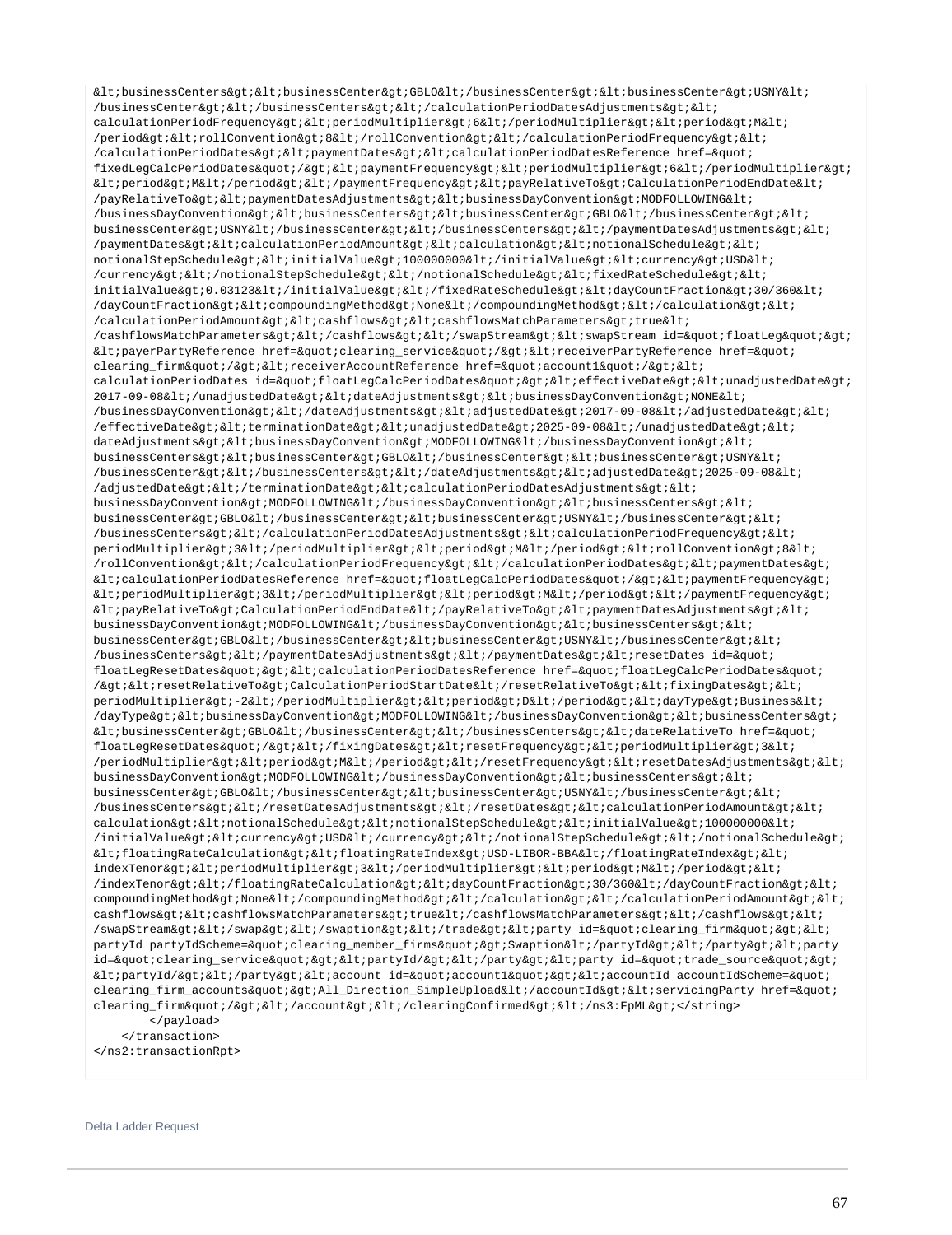```
&lt;businessCenters&gt;&lt;businessCenter&gt;GBLO&lt;/businessCenter&gt;&lt;businessCenter&gt;USNY&lt;
/businessCenter&gt;&lt;/businessCenters&gt;&lt;/calculationPeriodDatesAdjustments&gt;&lt;
calculationPeriodFrequency&gt;&lt;periodMultiplier&gt;6&lt;/periodMultiplier&gt;&lt;period&gt;M&lt;
/period&gt;&lt;rollConvention&gt;8&lt;/rollConvention&gt;&lt;/calculationPeriodFrequency&gt;&lt;
/calculationPeriodDates&gt;&lt;paymentDates&gt;&lt;calculationPeriodDatesReference href=&quot;
fixedLegCalcPeriodDates&quot;/&gt;&lt;paymentFrequency&gt;&lt;periodMultiplier&gt;6&lt;/periodMultiplier&gt;
&lt;period&gt;M&lt;/period&gt;&lt;/paymentFrequency&gt;&lt;payRelativeTo&gt;CalculationPeriodEndDate&lt;
/payRelativeTo&gt;&lt;paymentDatesAdjustments&gt;&lt;businessDayConvention&gt;MODFOLLOWING&lt;
/businessDayConvention&gt;&lt;businessCenters&gt;&lt;businessCenter&gt;GBLO&lt;/businessCenter&gt;&lt;
businessCenter&gt;USNY&lt;/businessCenter&gt;&lt;/businessCenters&gt;&lt;/paymentDatesAdjustments&gt;&lt;
/paymentDates&gt;&lt;calculationPeriodAmount&gt;&lt;calculation&gt;&lt;notionalSchedule&gt;&lt;
notionalStepSchedule&gt;&lt;initialValue&gt;100000000&lt;/initialValue&gt;&lt;currency&gt;USD&lt;
/currency&gt;&lt;/notionalStepSchedule&gt;&lt;/notionalSchedule&gt;&lt;fixedRateSchedule&gt;&lt;
initialValue&gt;0.03123&lt;/initialValue&gt;&lt;/fixedRateSchedule&gt;&lt;dayCountFraction&gt;30/360&lt;
/dayCountFraction&gt;&lt;compoundingMethod&gt;None&lt;/compoundingMethod&gt;&lt;/calculation&gt;&lt;
/calculationPeriodAmount&gt;&lt;cashflows&gt;&lt;cashflowsMatchParameters&gt;true&lt;
/cashflowsMatchParameters&gt;&lt;/cashflows&gt;&lt;/swapStream&gt;&lt;swapStream id=&quot;floatLeg&quot;&gt;
&lt;payerPartyReference href=&quot;clearing_service&quot;/&gt;&lt;receiverPartyReference href=&quot;
clearing_firm&quot;/&gt;&lt;receiverAccountReference href=&quot;account1&quot;/&gt;&lt;
calculationPeriodDates id=&quot;floatLegCalcPeriodDates&quot;&gt;&lt;effectiveDate&gt;&lt;unadjustedDate&gt;
2017-09-08&lt;/unadjustedDate&gt;&lt;dateAdjustments&gt;&lt;businessDayConvention&gt;NONE&lt;
/businessDayConvention&gt;&lt;/dateAdjustments&gt;&lt;adjustedDate&gt;2017-09-08&lt;/adjustedDate&gt;&lt;
/effectiveDate&gt;&lt;terminationDate&gt;&lt;unadjustedDate&gt;2025-09-08&lt;/unadjustedDate&gt;&lt;
dateAdjustments&gt;&lt;businessDayConvention&gt;MODFOLLOWING&lt;/businessDayConvention&gt;&lt;
businessCenters&gt;&lt;businessCenter&gt;GBLO&lt;/businessCenter&gt;&lt;businessCenter&gt;USNY&lt;
/businessCenter&gt;&lt;/businessCenters&gt;&lt;/dateAdjustments&gt;&lt;adjustedDate&gt;2025-09-08&lt;
/adjustedDate&gt;&lt;/terminationDate&gt;&lt;calculationPeriodDatesAdjustments&gt;&lt;
businessDayConvention&gt;MODFOLLOWING&lt;/businessDayConvention&gt;&lt;businessCenters&gt;&lt;
businessCenter&gt;GBLO&lt;/businessCenter&gt;&lt;businessCenter&gt;USNY&lt;/businessCenter&gt;&lt;
/businessCenters&gt;&lt;/calculationPeriodDatesAdjustments&gt;&lt;calculationPeriodFrequency&gt;&lt;
periodMultiplier&gt;3&lt;/periodMultiplier&gt;&lt;period&gt;M&lt;/period&gt;&lt;rollConvention&gt;8&lt;
/rollConvention&gt;&lt;/calculationPeriodFrequency&gt;&lt;/calculationPeriodDates&gt;&lt;paymentDates&gt;
&lt;calculationPeriodDatesReference href=&quot;floatLegCalcPeriodDates&quot;/&gt;&lt;paymentFrequency&gt;
&lt;periodMultiplier&gt;3&lt;/periodMultiplier&gt;&lt;period&gt;M&lt;/period&gt;&lt;/paymentFrequency&gt;
&lt;payRelativeTo&gt;CalculationPeriodEndDate&lt;/payRelativeTo&gt;&lt;paymentDatesAdjustments&gt;&lt;
businessDayConvention&gt;MODFOLLOWING&lt;/businessDayConvention&gt;&lt;businessCenters&gt;&lt;
businessCenter&gt;GBLO&lt;/businessCenter&gt;&lt;businessCenter&gt;USNY&lt;/businessCenter&gt;&lt;
/businessCenters&gt;&lt;/paymentDatesAdjustments&gt;&lt;/paymentDates&gt;&lt;resetDates id=&quot;
floatLegResetDates&quot;&gt;&lt;calculationPeriodDatesReference href=&quot;floatLegCalcPeriodDates&quot;
/&gt;&lt;resetRelativeTo&gt;CalculationPeriodStartDate&lt;/resetRelativeTo&gt;&lt;fixingDates&gt;&lt;
periodMultiplier&gt;-2&lt;/periodMultiplier&gt;&lt;period&gt;D&lt;/period&gt;&lt;dayType&gt;Business&lt;
/dayType&gt;&lt;businessDayConvention&gt;MODFOLLOWING&lt;/businessDayConvention&gt;&lt;businessCenters&gt;
&lt;businessCenter&gt;GBLO&lt;/businessCenter&gt;&lt;/businessCenters&gt;&lt;dateRelativeTo href=&quot;
floatLegResetDates&quot;/&gt;&lt;/fixingDates&gt;&lt;resetFrequency&gt;&lt;periodMultiplier&gt;3&lt;
/periodMultiplier&gt;&lt;period&gt;M&lt;/period&gt;&lt;/resetFrequency&gt;&lt;resetDatesAdjustments&gt;&lt;
businessDayConvention&gt;MODFOLLOWING&lt;/businessDayConvention&gt;&lt;businessCenters&gt;&lt;
businessCenter&gt;GBLO&lt;/businessCenter&gt;&lt;businessCenter&gt;USNY&lt;/businessCenter&gt;&lt;
/businessCenters&gt;&lt;/resetDatesAdjustments&gt;&lt;/resetDates&gt;&lt;calculationPeriodAmount&gt;&lt;
calculation&gt;&lt;notionalSchedule&gt;&lt;notionalStepSchedule&gt;&lt;initialValue&gt;100000000&lt;
/initialValue&gt;&lt;currency&gt;USD&lt;/currency&gt;&lt;/notionalStepSchedule&gt;&lt;/notionalSchedule&gt;
&lt;floatingRateCalculation&gt;&lt;floatingRateIndex&gt;USD-LIBOR-BBA&lt;/floatingRateIndex&gt;&lt;
indexTenor&gt;&lt;periodMultiplier&gt;3&lt;/periodMultiplier&gt;&lt;period&gt;M&lt;/period&gt;&lt;
/indexTenor&gt;&lt;/floatingRateCalculation&gt;&lt;dayCountFraction&gt;30/360&lt;/dayCountFraction&gt;&lt;
compoundingMethod&gt;None&lt;/compoundingMethod&gt;&lt;/calculation&gt;&lt;/calculationPeriodAmount&gt;&lt;
cashflows&gt;&lt;cashflowsMatchParameters&gt;true&lt;/cashflowsMatchParameters&gt;&lt;/cashflows&gt;&lt;
/swapStream&gt;&lt;/swap&gt;&lt;/swaption&gt;&lt;/trade&gt;&lt;party id=&quot;clearing_firm&quot;&gt;&lt;
partyId partyIdScheme=&quot;clearing_member_firms&quot;&gt;Swaption&lt;/partyId&gt;&lt;/party&gt;&lt;party
id=&quot;clearing_service&quot;&gt;&lt;partyId/&gt;&lt;/party&gt;&lt;party id=&quot;trade_source&quot;&gt;
&lt;partyId/&gt;&lt;/party&gt;&lt;account id=&quot;account1&quot;&gt;&lt;accountId accountIdScheme=&quot;
clearing_firm_accounts&quot;&gt;All_Direction_SimpleUpload&lt;/accountId&gt;&lt;servicingParty href=&quot;
clearing_firm&quot;/&gt;&lt;/account&gt;&lt;/clearingConfirmed&gt;&lt;/ns3:FpML&gt;</string>
        </payload>
    </transaction>
</ns2:transactionRpt>
```

Delta Ladder Request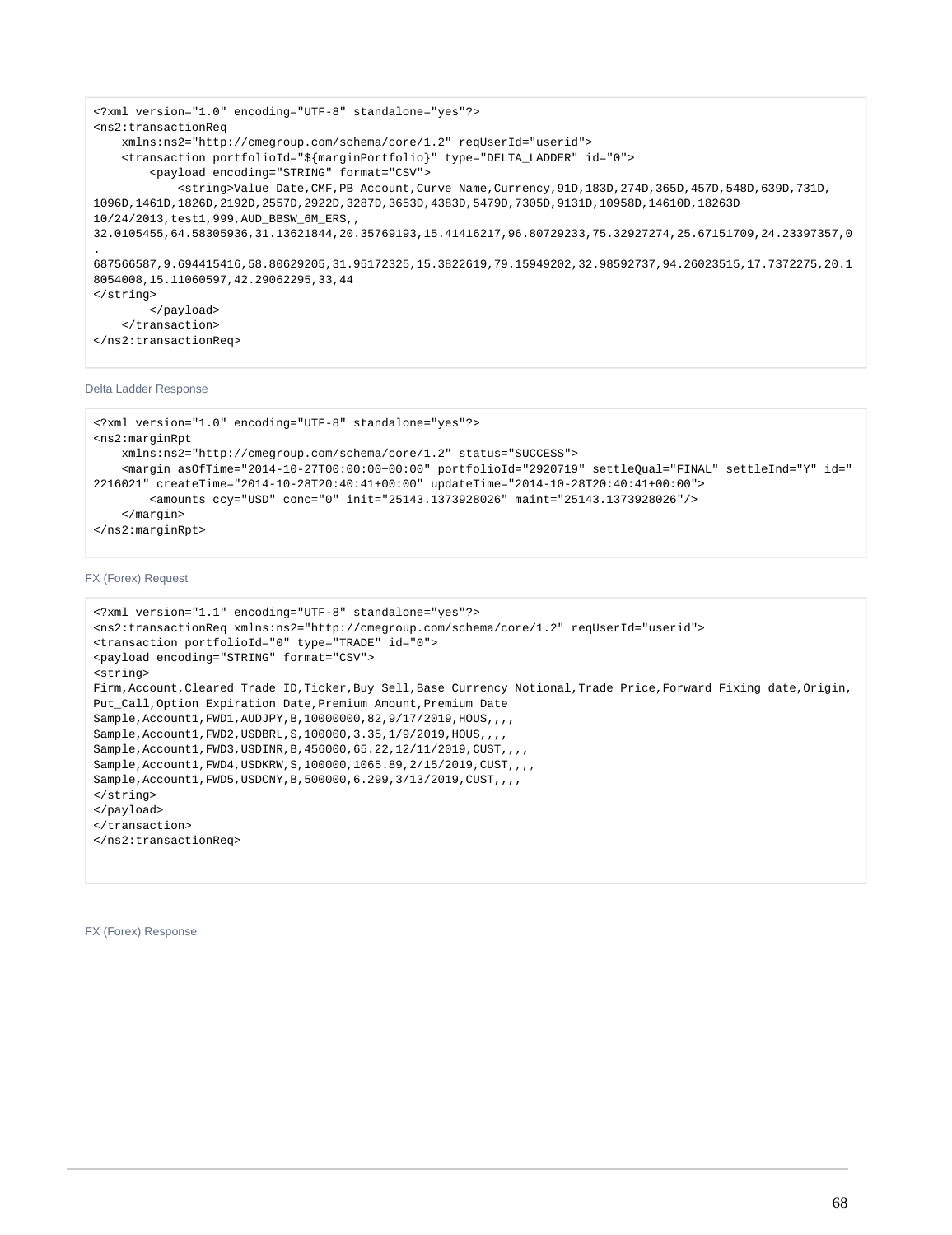```
<?xml version="1.0" encoding="UTF-8" standalone="yes"?>
<ns2:transactionReq
    xmlns:ns2="http://cmegroup.com/schema/core/1.2" reqUserId="userid">
    <transaction portfolioId="${marginPortfolio}" type="DELTA_LADDER" id="0">
        <payload encoding="STRING" format="CSV">
            <string>Value Date,CMF,PB Account,Curve Name,Currency,91D,183D,274D,365D,457D,548D,639D,731D,
1096D,1461D,1826D,2192D,2557D,2922D,3287D,3653D,4383D,5479D,7305D,9131D,10958D,14610D,18263D
10/24/2013,test1,999,AUD_BBSW_6M_ERS,,
32.0105455,64.58305936,31.13621844,20.35769193,15.41416217,96.80729233,75.32927274,25.67151709,24.23397357,0
.
687566587,9.694415416,58.80629205,31.95172325,15.3822619,79.15949202,32.98592737,94.26023515,17.7372275,20.1
8054008,15.11060597,42.29062295,33,44
</string>
        </payload>
    </transaction>
</ns2:transactionReq>
```

Delta Ladder Response

```
<?xml version="1.0" encoding="UTF-8" standalone="yes"?>
<ns2:marginRpt
    xmlns:ns2="http://cmegroup.com/schema/core/1.2" status="SUCCESS">
    <margin asOfTime="2014-10-27T00:00:00+00:00" portfolioId="2920719" settleQual="FINAL" settleInd="Y" id="
2216021" createTime="2014-10-28T20:40:41+00:00" updateTime="2014-10-28T20:40:41+00:00">
        <amounts ccy="USD" conc="0" init="25143.1373928026" maint="25143.1373928026"/>
    </margin>
</ns2:marginRpt>
```

FX (Forex) Request

```
<?xml version="1.1" encoding="UTF-8" standalone="yes"?>
<ns2:transactionReq xmlns:ns2="http://cmegroup.com/schema/core/1.2" reqUserId="userid">
<transaction portfolioId="0" type="TRADE" id="0">
<payload encoding="STRING" format="CSV">
<string>
Firm,Account,Cleared Trade ID,Ticker,Buy Sell,Base Currency Notional,Trade Price,Forward Fixing date,Origin,
Put_Call,Option Expiration Date,Premium Amount,Premium Date
Sample,Account1,FWD1,AUDJPY,B,10000000,82,9/17/2019,HOUS,,,,
Sample,Account1,FWD2,USDBRL,S,100000,3.35,1/9/2019,HOUS,,,,
Sample,Account1,FWD3,USDINR,B,456000,65.22,12/11/2019,CUST,,,,
Sample,Account1,FWD4,USDKRW,S,100000,1065.89,2/15/2019,CUST,,,,
Sample,Account1,FWD5,USDCNY,B,500000,6.299,3/13/2019,CUST,,,,
</string>
</payload>
</transaction>
</ns2:transactionReq>
```

FX (Forex) Response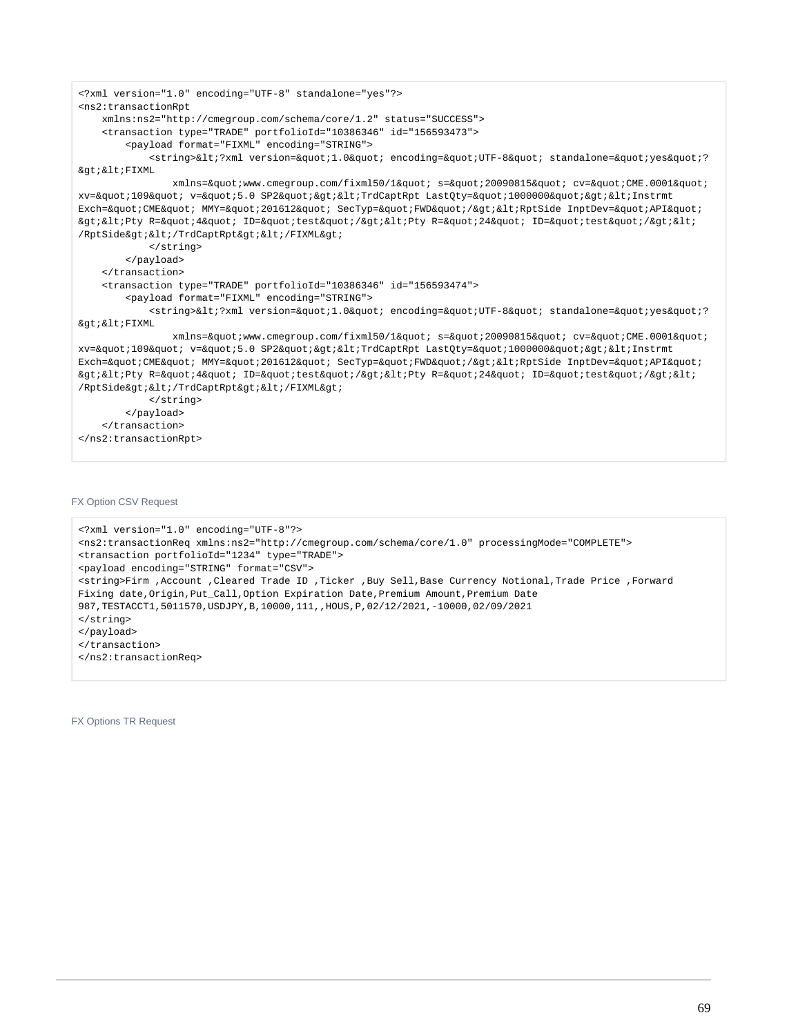```
<?xml version="1.0" encoding="UTF-8" standalone="yes"?>
<ns2:transactionRpt
    xmlns:ns2="http://cmegroup.com/schema/core/1.2" status="SUCCESS">
    <transaction type="TRADE" portfolioId="10386346" id="156593473">
        <payload format="FIXML" encoding="STRING">
            <string>&lt;?xml version=&quot;1.0&quot; encoding=&quot;UTF-8&quot; standalone=&quot;yes&quot;?
&gt;&lt;FIXML
                xmlns=&quot;www.cmegroup.com/fixml50/1&quot; s=&quot;20090815&quot; cv=&quot;CME.0001&quot;
xv=&quot;109&quot; v=&quot;5.0 SP2&quot;&gt;&lt;TrdCaptRpt LastQty=&quot;1000000&quot;&gt;&lt;Instrmt
Exch=&quot;CME&quot; MMY=&quot;201612&quot; SecTyp=&quot;FWD&quot;/&gt;&lt;RptSide InptDev=&quot;API&quot;
&gt;&lt;Pty R=&quot;4&quot; ID=&quot;test&quot;/&gt;&lt;Pty R=&quot;24&quot; ID=&quot;test&quot;/&gt;&lt;
/RptSide&gt;&lt;/TrdCaptRpt&gt;&lt;/FIXML&gt;
            </string>
        </payload>
    </transaction>
    <transaction type="TRADE" portfolioId="10386346" id="156593474">
        <payload format="FIXML" encoding="STRING">
            <string>&lt;?xml version=&quot;1.0&quot; encoding=&quot;UTF-8&quot; standalone=&quot;yes&quot;?
&gt;&lt;FIXML
                xmlns=&quot;www.cmegroup.com/fixml50/1&quot; s=&quot;20090815&quot; cv=&quot;CME.0001&quot;
xv=&quot;109&quot; v=&quot;5.0 SP2&quot;&gt;&lt;TrdCaptRpt LastQty=&quot;1000000&quot;&gt;&lt;Instrmt
Exch=&quot;CME&quot; MMY=&quot;201612&quot; SecTyp=&quot;FWD&quot;/&gt;&lt;RptSide InptDev=&quot;API&quot;
&gt;&lt;Pty R=&quot;4&quot; ID=&quot;test&quot;/&gt;&lt;Pty R=&quot;24&quot; ID=&quot;test&quot;/&gt;&lt;
/RptSide&gt;&lt;/TrdCaptRpt&gt;&lt;/FIXML&gt;
            </string>
        </payload>
    </transaction>
</ns2:transactionRpt>
```

FX Option CSV Request

```
<?xml version="1.0" encoding="UTF-8"?>
<ns2:transactionReq xmlns:ns2="http://cmegroup.com/schema/core/1.0" processingMode="COMPLETE">
<transaction portfolioId="1234" type="TRADE">
<payload encoding="STRING" format="CSV">
<string>Firm ,Account ,Cleared Trade ID ,Ticker ,Buy Sell,Base Currency Notional,Trade Price ,Forward
Fixing date,Origin,Put_Call,Option Expiration Date,Premium Amount,Premium Date
987,TESTACCT1,5011570,USDJPY,B,10000,111,,HOUS,P,02/12/2021,-10000,02/09/2021
</string>
</payload>
</transaction>
</ns2:transactionReq>
```

FX Options TR Request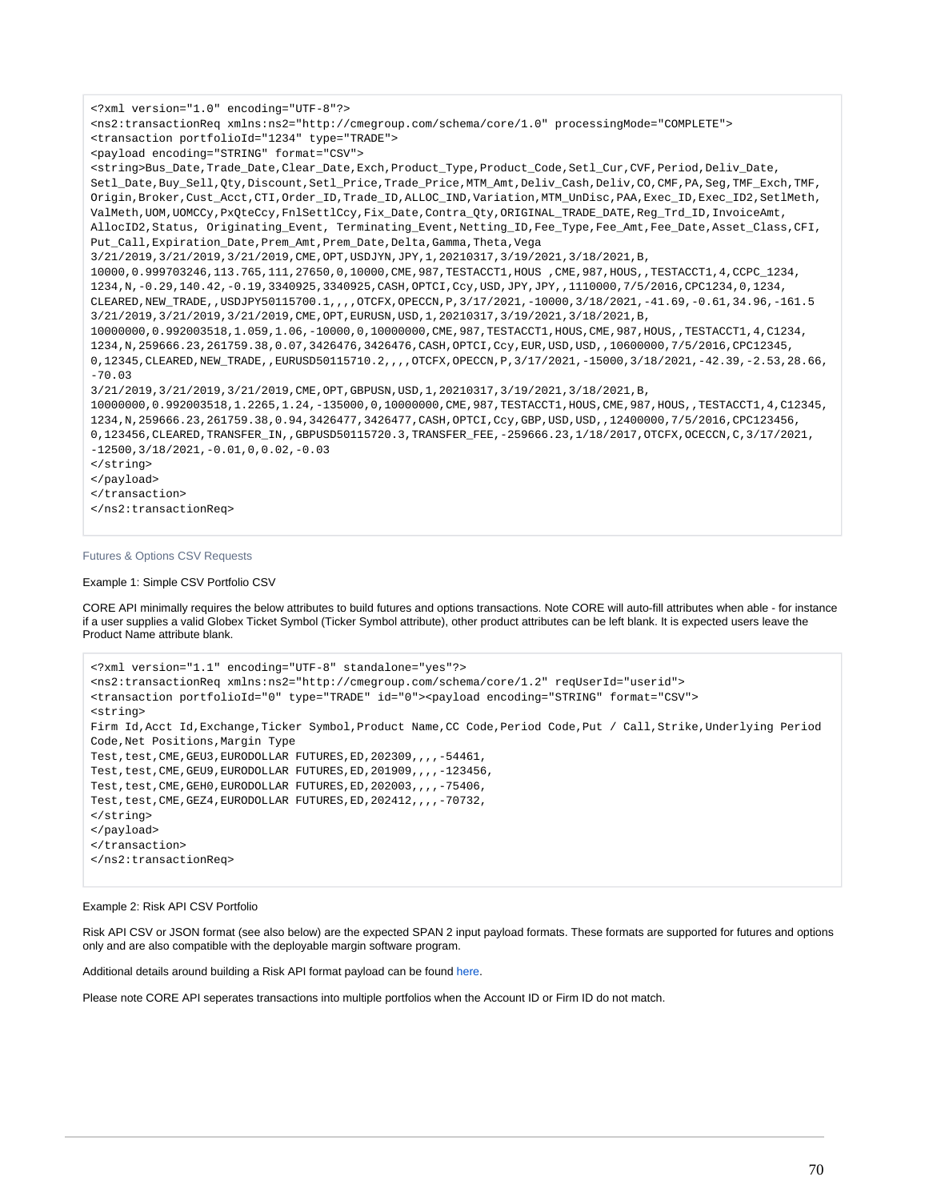```
<?xml version="1.0" encoding="UTF-8"?>
<ns2:transactionReq xmlns:ns2="http://cmegroup.com/schema/core/1.0" processingMode="COMPLETE">
<transaction portfolioId="1234" type="TRADE">
<payload encoding="STRING" format="CSV">
<string>Bus_Date,Trade_Date,Clear_Date,Exch,Product_Type,Product_Code,Setl_Cur,CVF,Period,Deliv_Date,
Setl_Date,Buy_Sell,Qty,Discount,Setl_Price,Trade_Price,MTM_Amt,Deliv_Cash,Deliv,CO,CMF,PA,Seg,TMF_Exch,TMF,
Origin,Broker,Cust_Acct,CTI,Order_ID,Trade_ID,ALLOC_IND,Variation,MTM_UnDisc,PAA,Exec_ID,Exec_ID2,SetlMeth,
ValMeth,UOM,UOMCCy,PxQteCcy,FnlSettlCcy,Fix_Date,Contra_Qty,ORIGINAL_TRADE_DATE,Reg_Trd_ID,InvoiceAmt,
AllocID2,Status, Originating_Event, Terminating_Event,Netting_ID,Fee_Type,Fee_Amt,Fee_Date,Asset_Class,CFI,
Put_Call,Expiration_Date,Prem_Amt,Prem_Date,Delta,Gamma,Theta,Vega
3/21/2019,3/21/2019,3/21/2019,CME,OPT,USDJYN,JPY,1,20210317,3/19/2021,3/18/2021,B,
10000,0.999703246,113.765,111,27650,0,10000,CME,987,TESTACCT1,HOUS ,CME,987,HOUS,,TESTACCT1,4,CCPC_1234,
1234,N,-0.29,140.42,-0.19,3340925,3340925,CASH,OPTCI,Ccy,USD,JPY,JPY,,1110000,7/5/2016,CPC1234,0,1234,
CLEARED,NEW_TRADE,,USDJPY50115700.1,,,,OTCFX,OPECCN,P,3/17/2021,-10000,3/18/2021,-41.69,-0.61,34.96,-161.5
3/21/2019,3/21/2019,3/21/2019,CME,OPT,EURUSN,USD,1,20210317,3/19/2021,3/18/2021,B,
10000000,0.992003518,1.059,1.06,-10000,0,10000000,CME,987,TESTACCT1,HOUS,CME,987,HOUS,,TESTACCT1,4,C1234,
1234,N,259666.23,261759.38,0.07,3426476,3426476,CASH,OPTCI,Ccy,EUR,USD,USD,,10600000,7/5/2016,CPC12345,
0,12345,CLEARED,NEW_TRADE,,EURUSD50115710.2,,,,OTCFX,OPECCN,P,3/17/2021,-15000,3/18/2021,-42.39,-2.53,28.66,
-70.03
3/21/2019,3/21/2019,3/21/2019,CME,OPT,GBPUSN,USD,1,20210317,3/19/2021,3/18/2021,B,
10000000,0.992003518,1.2265,1.24,-135000,0,10000000,CME,987,TESTACCT1,HOUS,CME,987,HOUS,,TESTACCT1,4,C12345,
1234,N,259666.23,261759.38,0.94,3426477,3426477,CASH,OPTCI,Ccy,GBP,USD,USD,,12400000,7/5/2016,CPC123456,
0,123456,CLEARED,TRANSFER_IN,,GBPUSD50115720.3,TRANSFER_FEE,-259666.23,1/18/2017,OTCFX,OCECCN,C,3/17/2021,
-12500,3/18/2021,-0.01,0,0.02,-0.03
</string>
</payload>
</transaction>
</ns2:transactionReq>
```

Futures & Options CSV Requests

Example 1: Simple CSV Portfolio CSV

CORE API minimally requires the below attributes to build futures and options transactions. Note CORE will auto-fill attributes when able - for instance if a user supplies a valid Globex Ticket Symbol (Ticker Symbol attribute), other product attributes can be left blank. It is expected users leave the Product Name attribute blank.

```
<?xml version="1.1" encoding="UTF-8" standalone="yes"?>
<ns2:transactionReq xmlns:ns2="http://cmegroup.com/schema/core/1.2" reqUserId="userid">
<transaction portfolioId="0" type="TRADE" id="0"><payload encoding="STRING" format="CSV">
<string>
Firm Id,Acct Id,Exchange,Ticker Symbol,Product Name,CC Code,Period Code,Put / Call,Strike,Underlying Period
Code,Net Positions,Margin Type
Test,test,CME,GEU3,EURODOLLAR FUTURES,ED,202309,,,,-54461,
Test,test,CME,GEU9,EURODOLLAR FUTURES,ED,201909,,,,-123456,
Test,test,CME,GEH0,EURODOLLAR FUTURES,ED,202003,,,,-75406,
Test,test,CME,GEZ4,EURODOLLAR FUTURES,ED,202412,,,,-70732,
</string>
</payload>
</transaction>
</ns2:transactionReq>
```

Example 2: Risk API CSV Portfolio

Risk API CSV or JSON format (see also below) are the expected SPAN 2 input payload formats. These formats are supported for futures and options only and are also compatible with the deployable margin software program.

Additional details around building a Risk API format payload can be found here.

Please note CORE API seperates transactions into multiple portfolios when the Account ID or Firm ID do not match.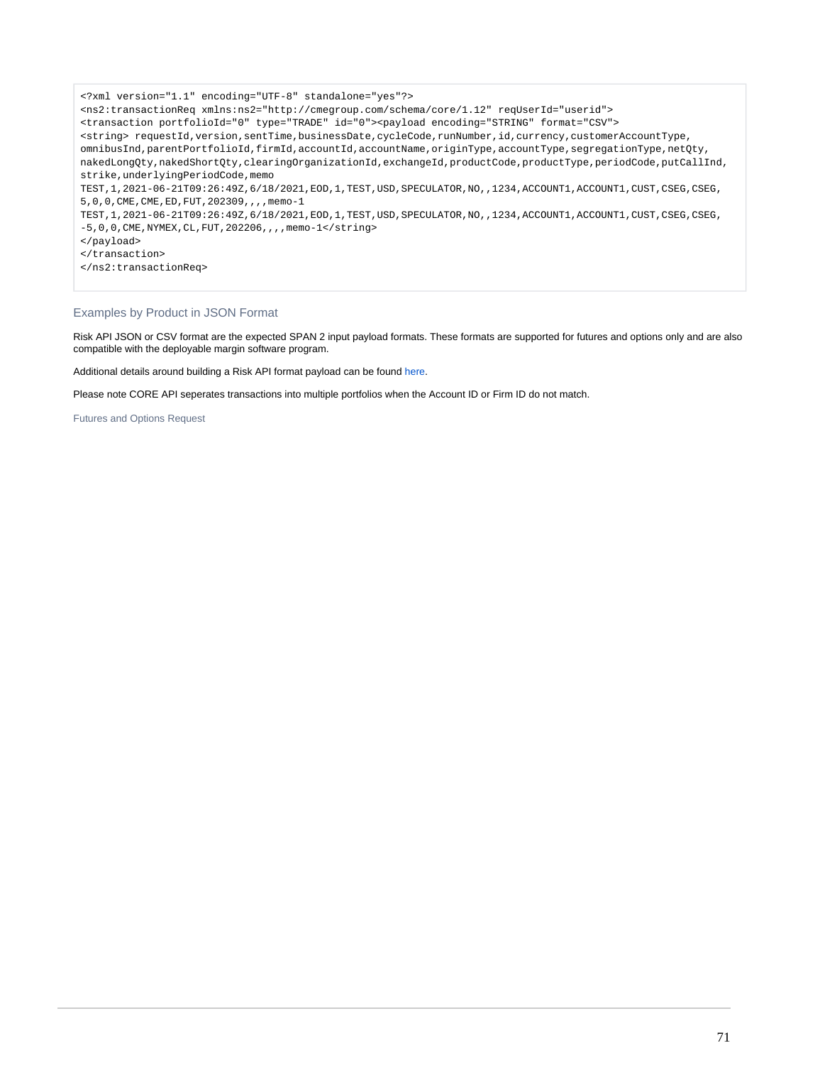```
<?xml version="1.1" encoding="UTF-8" standalone="yes"?>
<ns2:transactionReq xmlns:ns2="http://cmegroup.com/schema/core/1.12" reqUserId="userid">
<transaction portfolioId="0" type="TRADE" id="0"><payload encoding="STRING" format="CSV">
<string> requestId,version,sentTime,businessDate,cycleCode,runNumber,id,currency,customerAccountType,
omnibusInd,parentPortfolioId,firmId,accountId,accountName,originType,accountType,segregationType,netQty,
nakedLongQty,nakedShortQty,clearingOrganizationId,exchangeId,productCode,productType,periodCode,putCallInd,
strike,underlyingPeriodCode,memo
TEST,1,2021-06-21T09:26:49Z,6/18/2021,EOD,1,TEST,USD,SPECULATOR,NO,,1234,ACCOUNT1,ACCOUNT1,CUST,CSEG,CSEG,
5,0,0,CME,CME,ED,FUT,202309,,,,memo-1
TEST,1,2021-06-21T09:26:49Z,6/18/2021,EOD,1,TEST,USD,SPECULATOR,NO,,1234,ACCOUNT1,ACCOUNT1,CUST,CSEG,CSEG,
-5,0,0,CME,NYMEX,CL,FUT,202206,,,,memo-1</string>
</payload>
</transaction>
</ns2:transactionReq>
```

### Examples by Product in JSON Format

Risk API JSON or CSV format are the expected SPAN 2 input payload formats. These formats are supported for futures and options only and are also compatible with the deployable margin software program.

Additional details around building a Risk API format payload can be found here.

Please note CORE API seperates transactions into multiple portfolios when the Account ID or Firm ID do not match.

#### Futures and Options Request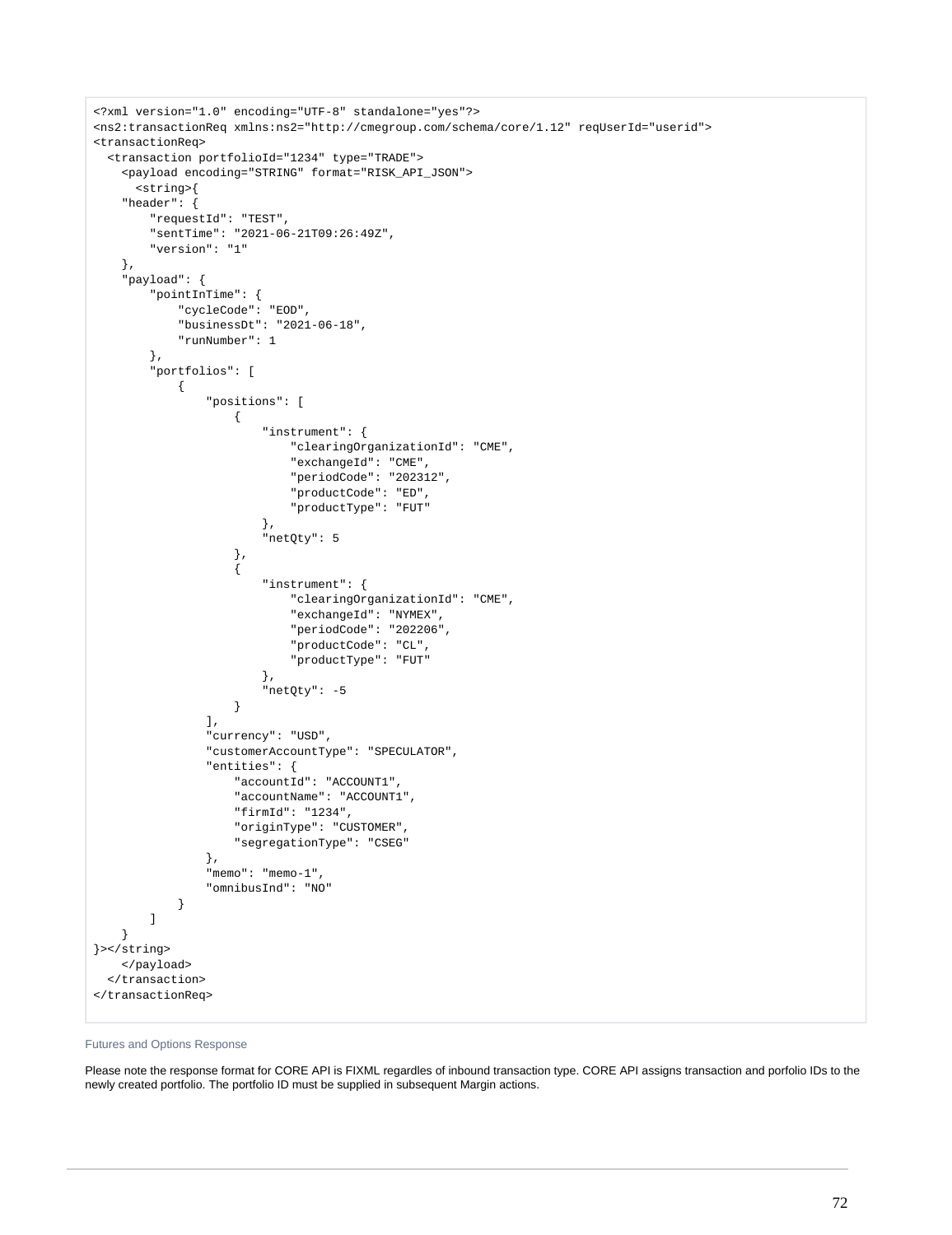```
<?xml version="1.0" encoding="UTF-8" standalone="yes"?>
<ns2:transactionReq xmlns:ns2="http://cmegroup.com/schema/core/1.12" reqUserId="userid">
<transactionReq>
  <transaction portfolioId="1234" type="TRADE">
    <payload encoding="STRING" format="RISK_API_JSON">
      <string>{
    "header": {
        "requestId": "TEST",
        "sentTime": "2021-06-21T09:26:49Z",
        "version": "1"
    },
    "payload": {
        "pointInTime": {
            "cycleCode": "EOD",
            "businessDt": "2021-06-18",
            "runNumber": 1
        },
        "portfolios": [
            {
                "positions": [
                    {
                        "instrument": {
                            "clearingOrganizationId": "CME",
                            "exchangeId": "CME",
                            "periodCode": "202312",
                            "productCode": "ED",
                            "productType": "FUT"
                        },
                        "netQty": 5
                    },
                    {
                        "instrument": {
                            "clearingOrganizationId": "CME",
                            "exchangeId": "NYMEX",
                            "periodCode": "202206",
                            "productCode": "CL",
                            "productType": "FUT"
                        },
                        "netQty": -5
                    }
                ],
                "currency": "USD",
                "customerAccountType": "SPECULATOR",
                "entities": {
                    "accountId": "ACCOUNT1",
                    "accountName": "ACCOUNT1",
                    "firmId": "1234",
                    "originType": "CUSTOMER",
                    "segregationType": "CSEG"
                },
                "memo": "memo-1",
                "omnibusInd": "NO"
            }
        ]
    }
}></string>
    </payload>
  </transaction>
</transactionReq>
```

Futures and Options Response

Please note the response format for CORE API is FIXML regardles of inbound transaction type. CORE API assigns transaction and porfolio IDs to the newly created portfolio. The portfolio ID must be supplied in subsequent Margin actions.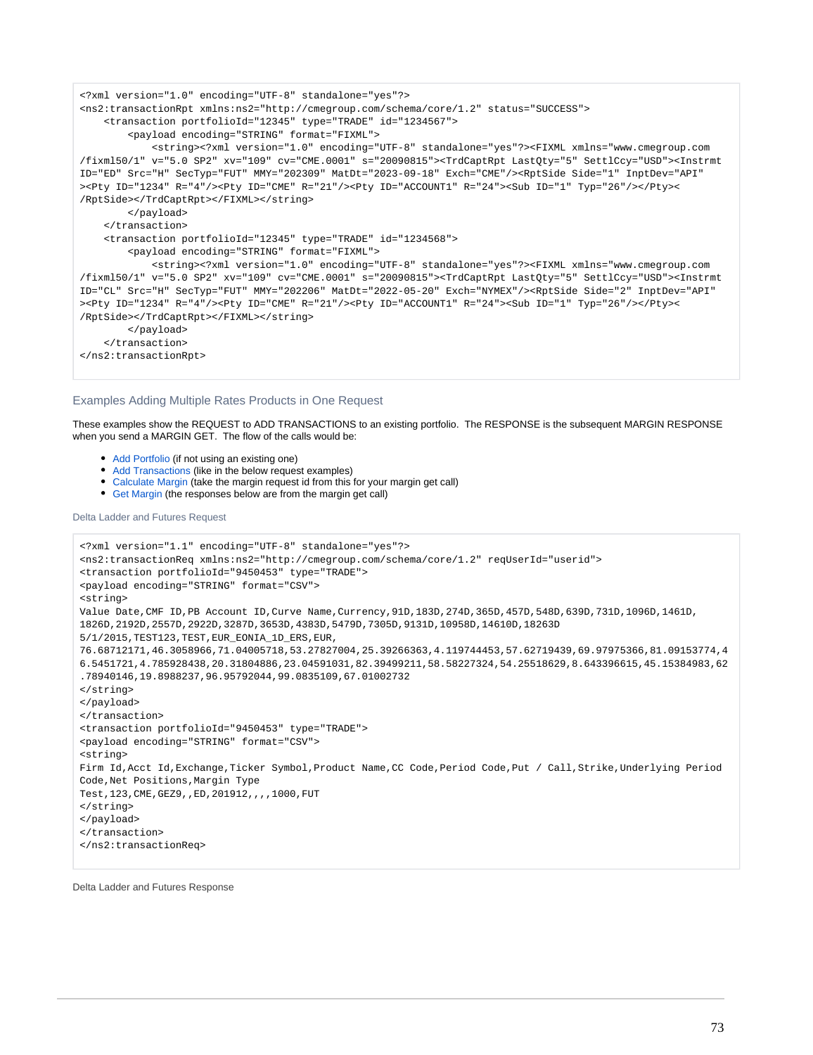```
<?xml version="1.0" encoding="UTF-8" standalone="yes"?>
<ns2:transactionRpt xmlns:ns2="http://cmegroup.com/schema/core/1.2" status="SUCCESS">
    <transaction portfolioId="12345" type="TRADE" id="1234567">
        <payload encoding="STRING" format="FIXML">
            <string><?xml version="1.0" encoding="UTF-8" standalone="yes"?><FIXML xmlns="www.cmegroup.com
/fixml50/1" v="5.0 SP2" xv="109" cv="CME.0001" s="20090815"><TrdCaptRpt LastQty="5" SettlCcy="USD"><Instrmt
ID="ED" Src="H" SecTyp="FUT" MMY="202309" MatDt="2023-09-18" Exch="CME"/><RptSide Side="1" InptDev="API"
><Pty ID="1234" R="4"/><Pty ID="CME" R="21"/><Pty ID="ACCOUNT1" R="24"><Sub ID="1" Typ="26"/></Pty><
/RptSide></TrdCaptRpt></FIXML></string>
        </payload>
    </transaction>
    <transaction portfolioId="12345" type="TRADE" id="1234568">
        <payload encoding="STRING" format="FIXML">
            <string><?xml version="1.0" encoding="UTF-8" standalone="yes"?><FIXML xmlns="www.cmegroup.com
/fixml50/1" v="5.0 SP2" xv="109" cv="CME.0001" s="20090815"><TrdCaptRpt LastQty="5" SettlCcy="USD"><Instrmt
ID="CL" Src="H" SecTyp="FUT" MMY="202206" MatDt="2022-05-20" Exch="NYMEX"/><RptSide Side="2" InptDev="API"
><Pty ID="1234" R="4"/><Pty ID="CME" R="21"/><Pty ID="ACCOUNT1" R="24"><Sub ID="1" Typ="26"/></Pty><
/RptSide></TrdCaptRpt></FIXML></string>
        </payload>
    </transaction>
</ns2:transactionRpt>
```

### Examples Adding Multiple Rates Products in One Request

These examples show the REQUEST to ADD TRANSACTIONS to an existing portfolio. The RESPONSE is the subsequent MARGIN RESPONSE when you send a MARGIN GET. The flow of the calls would be:

- Add Portfolio (if not using an existing one)
- Add Transactions (like in the below request examples)
- Calculate Margin (take the margin request id from this for your margin get call)
- Get Margin (the responses below are from the margin get call)

#### Delta Ladder and Futures Request

```
<?xml version="1.1" encoding="UTF-8" standalone="yes"?>
<ns2:transactionReq xmlns:ns2="http://cmegroup.com/schema/core/1.2" reqUserId="userid">
<transaction portfolioId="9450453" type="TRADE">
<payload encoding="STRING" format="CSV">
<string>
Value Date,CMF ID,PB Account ID,Curve Name,Currency,91D,183D,274D,365D,457D,548D,639D,731D,1096D,1461D,
1826D,2192D,2557D,2922D,3287D,3653D,4383D,5479D,7305D,9131D,10958D,14610D,18263D
5/1/2015,TEST123,TEST,EUR_EONIA_1D_ERS,EUR,
76.68712171,46.3058966,71.04005718,53.27827004,25.39266363,4.119744453,57.62719439,69.97975366,81.09153774,4
6.5451721,4.785928438,20.31804886,23.04591031,82.39499211,58.58227324,54.25518629,8.643396615,45.15384983,62
.78940146,19.8988237,96.95792044,99.0835109,67.01002732
</string>
</payload>
</transaction>
<transaction portfolioId="9450453" type="TRADE">
<payload encoding="STRING" format="CSV">
<string>
Firm Id,Acct Id,Exchange,Ticker Symbol,Product Name,CC Code,Period Code,Put / Call,Strike,Underlying Period
Code,Net Positions,Margin Type
Test,123,CME,GEZ9,,ED,201912,,,,1000,FUT
</string>
</payload>
</transaction>
</ns2:transactionReq>
```

#### Delta Ladder and Futures Response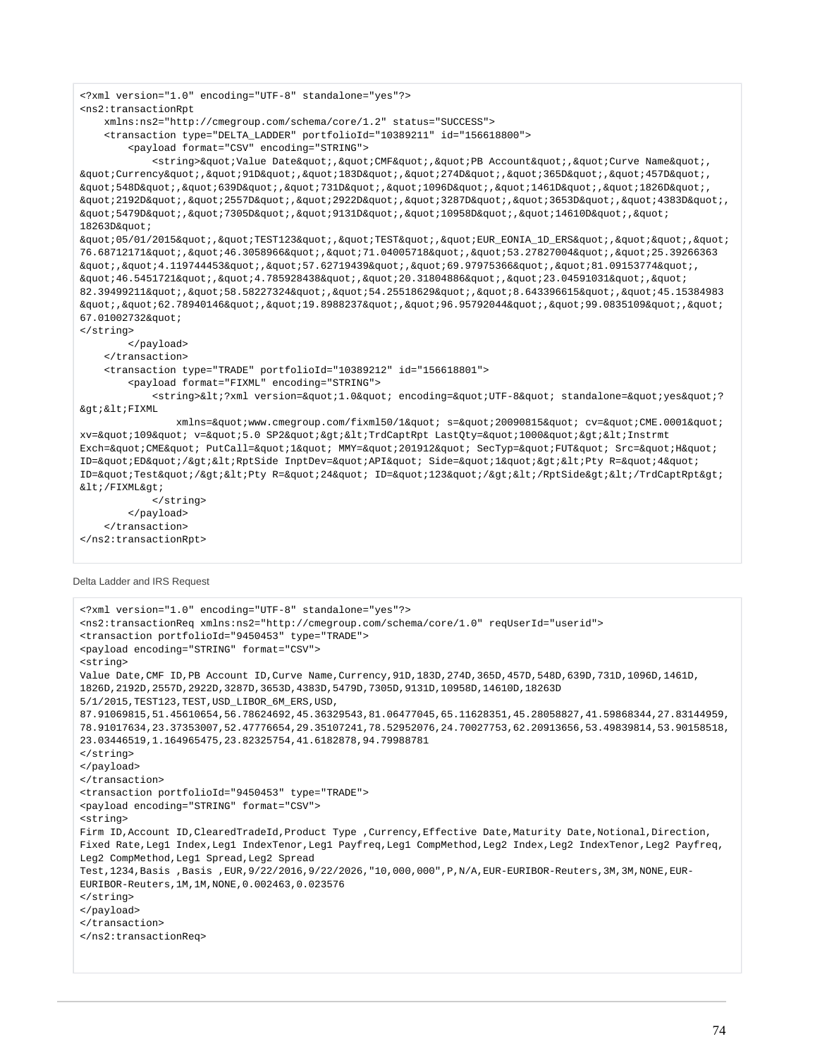```
<?xml version="1.0" encoding="UTF-8" standalone="yes"?>
<ns2:transactionRpt
    xmlns:ns2="http://cmegroup.com/schema/core/1.2" status="SUCCESS">
    <transaction type="DELTA_LADDER" portfolioId="10389211" id="156618800">
        <payload format="CSV" encoding="STRING">
            <string>&quot;Value Date&quot;,&quot;CMF&quot;,&quot;PB Account&quot;,&quot;Curve Name&quot;,
&quot;Currency&quot;,&quot;91D&quot;,&quot;183D&quot;,&quot;274D&quot;,&quot;365D&quot;,&quot;457D&quot;,
&quot;548D&quot;,&quot;639D&quot;,&quot;731D&quot;,&quot;1096D&quot;,&quot;1461D&quot;,&quot;1826D&quot;,
&quot;2192D&quot;,&quot;2557D&quot;,&quot;2922D&quot;,&quot;3287D&quot;,&quot;3653D&quot;,&quot;4383D&quot;,
&quot;5479D&quot;,&quot;7305D&quot;,&quot;9131D&quot;,&quot;10958D&quot;,&quot;14610D&quot;,&quot;
18263D&quot;
&quot;05/01/2015&quot;,&quot;TEST123&quot;,&quot;TEST&quot;,&quot;EUR_EONIA_1D_ERS&quot;,&quot;&quot;,&quot;
76.68712171&quot;,&quot;46.3058966&quot;,&quot;71.04005718&quot;,&quot;53.27827004&quot;,&quot;25.39266363
&quot;,&quot;4.119744453&quot;,&quot;57.62719439&quot;,&quot;69.97975366&quot;,&quot;81.09153774&quot;,
&quot;46.5451721&quot;,&quot;4.785928438&quot;,&quot;20.31804886&quot;,&quot;23.04591031&quot;,&quot;
82.39499211&quot;,&quot;58.58227324&quot;,&quot;54.25518629&quot;,&quot;8.643396615&quot;,&quot;45.15384983
&quot;,&quot;62.78940146&quot;,&quot;19.8988237&quot;,&quot;96.95792044&quot;,&quot;99.0835109&quot;,&quot;
67.01002732&quot;
</string>
        </payload>
    </transaction>
    <transaction type="TRADE" portfolioId="10389212" id="156618801">
        <payload format="FIXML" encoding="STRING">
            <string>&lt;?xml version=&quot;1.0&quot; encoding=&quot;UTF-8&quot; standalone=&quot;yes&quot;?
&gt;&lt;FIXML
                xmlns=&quot;www.cmegroup.com/fixml50/1&quot; s=&quot;20090815&quot; cv=&quot;CME.0001&quot;
xv=&quot;109&quot; v=&quot;5.0 SP2&quot;&gt;&lt;TrdCaptRpt LastQty=&quot;1000&quot;&gt;&lt;Instrmt
Exch=&quot;CME&quot; PutCall=&quot;1&quot; MMY=&quot;201912&quot; SecTyp=&quot;FUT&quot; Src=&quot;H&quot;
ID=&quot;ED&quot;/&gt;&lt;RptSide InptDev=&quot;API&quot; Side=&quot;1&quot;&gt;&lt;Pty R=&quot;4&quot;
ID=&quot;Test&quot;/&gt;&lt;Pty R=&quot;24&quot; ID=&quot;123&quot;/&gt;&lt;/RptSide&gt;&lt;/TrdCaptRpt&gt;
&lt;/FIXML&gt;
            </string>
        </payload>
    </transaction>
</ns2:transactionRpt>
```

Delta Ladder and IRS Request

```
<?xml version="1.0" encoding="UTF-8" standalone="yes"?>
<ns2:transactionReq xmlns:ns2="http://cmegroup.com/schema/core/1.0" reqUserId="userid">
<transaction portfolioId="9450453" type="TRADE">
<payload encoding="STRING" format="CSV">
<string>
Value Date,CMF ID,PB Account ID,Curve Name,Currency,91D,183D,274D,365D,457D,548D,639D,731D,1096D,1461D,
1826D,2192D,2557D,2922D,3287D,3653D,4383D,5479D,7305D,9131D,10958D,14610D,18263D
5/1/2015,TEST123,TEST,USD_LIBOR_6M_ERS,USD,
87.91069815,51.45610654,56.78624692,45.36329543,81.06477045,65.11628351,45.28058827,41.59868344,27.83144959,
78.91017634,23.37353007,52.47776654,29.35107241,78.52952076,24.70027753,62.20913656,53.49839814,53.90158518,
23.03446519,1.164965475,23.82325754,41.6182878,94.79988781
</string>
</payload>
</transaction>
<transaction portfolioId="9450453" type="TRADE">
<payload encoding="STRING" format="CSV">
<string>
Firm ID,Account ID,ClearedTradeId,Product Type ,Currency,Effective Date,Maturity Date,Notional,Direction,
Fixed Rate,Leg1 Index,Leg1 IndexTenor,Leg1 Payfreq,Leg1 CompMethod,Leg2 Index,Leg2 IndexTenor,Leg2 Payfreq,
Leg2 CompMethod,Leg1 Spread,Leg2 Spread
Test,1234,Basis ,Basis ,EUR,9/22/2016,9/22/2026,"10,000,000",P,N/A,EUR-EURIBOR-Reuters,3M,3M,NONE,EUR-
EURIBOR-Reuters,1M,1M,NONE,0.002463,0.023576
</string>
</payload>
</transaction>
</ns2:transactionReq>
```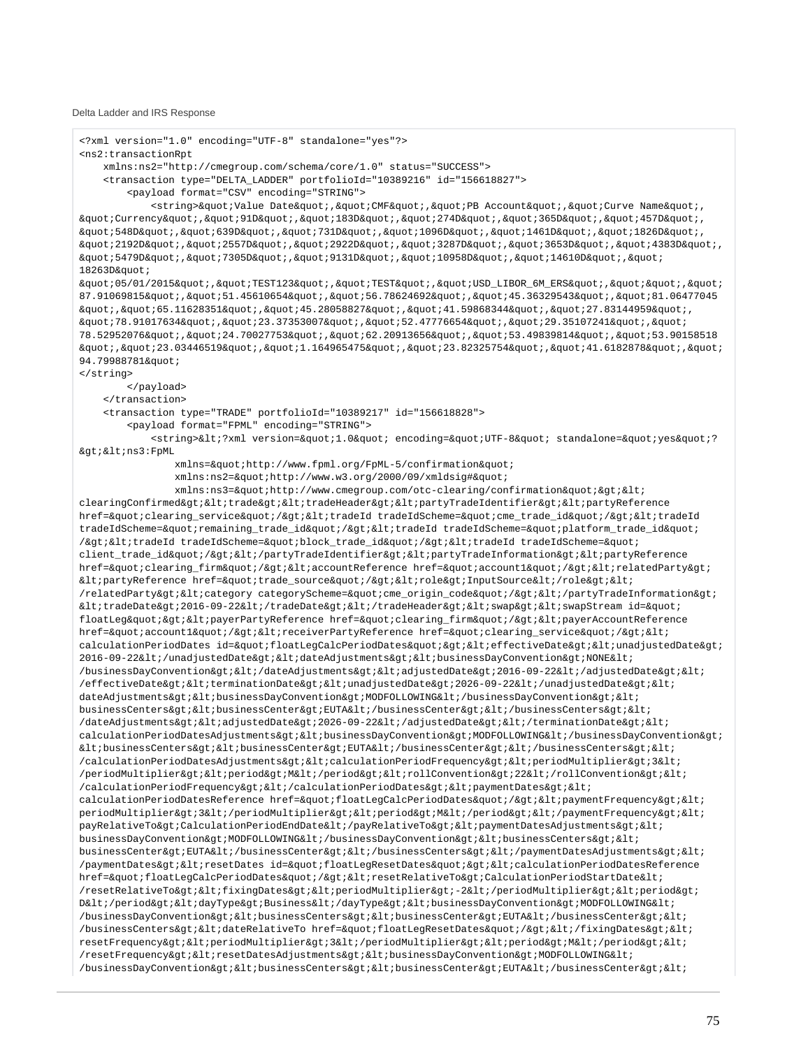Delta Ladder and IRS Response

```
<?xml version="1.0" encoding="UTF-8" standalone="yes"?>
<ns2:transactionRpt
    xmlns:ns2="http://cmegroup.com/schema/core/1.0" status="SUCCESS">
    <transaction type="DELTA_LADDER" portfolioId="10389216" id="156618827">
        <payload format="CSV" encoding="STRING">
            <string>&quot;Value Date&quot;,&quot;CMF&quot;,&quot;PB Account&quot;,&quot;Curve Name&quot;,
&quot;Currency&quot;,&quot;91D&quot;,&quot;183D&quot;,&quot;274D&quot;,&quot;365D&quot;,&quot;457D&quot;,
&quot;548D&quot;,&quot;639D&quot;,&quot;731D&quot;,&quot;1096D&quot;,&quot;1461D&quot;,&quot;1826D&quot;,
&quot;2192D&quot;,&quot;2557D&quot;,&quot;2922D&quot;,&quot;3287D&quot;,&quot;3653D&quot;,&quot;4383D&quot;,
&quot;5479D&quot;,&quot;7305D&quot;,&quot;9131D&quot;,&quot;10958D&quot;,&quot;14610D&quot;,&quot;
18263D&quot;
&quot;05/01/2015&quot;,&quot;TEST123&quot;,&quot;TEST&quot;,&quot;USD_LIBOR_6M_ERS&quot;,&quot;&quot;,&quot;
87.91069815&quot;,&quot;51.45610654&quot;,&quot;56.78624692&quot;,&quot;45.36329543&quot;,&quot;81.06477045
&quot;,&quot;65.11628351&quot;,&quot;45.28058827&quot;,&quot;41.59868344&quot;,&quot;27.83144959&quot;,
&quot;78.91017634&quot;,&quot;23.37353007&quot;,&quot;52.47776654&quot;,&quot;29.35107241&quot;,&quot;
78.52952076&quot;,&quot;24.70027753&quot;,&quot;62.20913656&quot;,&quot;53.49839814&quot;,&quot;53.90158518
&quot;,&quot;23.03446519&quot;,&quot;1.164965475&quot;,&quot;23.82325754&quot;,&quot;41.6182878&quot;,&quot;
94.79988781&quot;
</string>
        </payload>
    </transaction>
    <transaction type="TRADE" portfolioId="10389217" id="156618828">
        <payload format="FPML" encoding="STRING">
            <string>&lt;?xml version=&quot;1.0&quot; encoding=&quot;UTF-8&quot; standalone=&quot;yes&quot;?
&gt;&lt;ns3:FpML
                xmlns=&quot;http://www.fpml.org/FpML-5/confirmation&quot;
                xmlns:ns2=&quot;http://www.w3.org/2000/09/xmldsig#&quot;
                xmlns:ns3=&quot;http://www.cmegroup.com/otc-clearing/confirmation&quot;&gt;&lt;
clearingConfirmed&gt;&lt;trade&gt;&lt;tradeHeader&gt;&lt;partyTradeIdentifier&gt;&lt;partyReference
href=&quot;clearing_service&quot;/&gt;&lt;tradeId tradeIdScheme=&quot;cme_trade_id&quot;/&gt;&lt;tradeId
tradeIdScheme=&quot;remaining_trade_id&quot;/&gt;&lt;tradeId tradeIdScheme=&quot;platform_trade_id&quot;
/&gt;&lt;tradeId tradeIdScheme=&quot;block_trade_id&quot;/&gt;&lt;tradeId tradeIdScheme=&quot;
client_trade_id&quot;/&gt;&lt;/partyTradeIdentifier&gt;&lt;partyTradeInformation&gt;&lt;partyReference
href=&quot;clearing_firm&quot;/&gt;&lt;accountReference href=&quot;account1&quot;/&gt;&lt;relatedParty&gt;
&lt;partyReference href=&quot;trade_source&quot;/&gt;&lt;role&gt;InputSource&lt;/role&gt;&lt;
/relatedParty&gt;&lt;category categoryScheme=&quot;cme_origin_code&quot;/&gt;&lt;/partyTradeInformation&gt;
&lt;tradeDate&gt;2016-09-22&lt;/tradeDate&gt;&lt;/tradeHeader&gt;&lt;swap&gt;&lt;swapStream id=&quot;
floatLeg&quot;&gt;&lt;payerPartyReference href=&quot;clearing_firm&quot;/&gt;&lt;payerAccountReference
href=&quot;account1&quot;/&gt;&lt;receiverPartyReference href=&quot;clearing_service&quot;/&gt;&lt;
calculationPeriodDates id=&quot;floatLegCalcPeriodDates&quot;&gt;&lt;effectiveDate&gt;&lt;unadjustedDate&gt;
2016-09-22&lt;/unadjustedDate&gt;&lt;dateAdjustments&gt;&lt;businessDayConvention&gt;NONE&lt;
/businessDayConvention&gt;&lt;/dateAdjustments&gt;&lt;adjustedDate&gt;2016-09-22&lt;/adjustedDate&gt;&lt;
/effectiveDate&gt;&lt;terminationDate&gt;&lt;unadjustedDate&gt;2026-09-22&lt;/unadjustedDate&gt;&lt;
dateAdjustments&gt;&lt;businessDayConvention&gt;MODFOLLOWING&lt;/businessDayConvention&gt;&lt;
businessCenters&gt;&lt;businessCenter&gt;EUTA&lt;/businessCenter&gt;&lt;/businessCenters&gt;&lt;
/dateAdjustments&gt;&lt;adjustedDate&gt;2026-09-22&lt;/adjustedDate&gt;&lt;/terminationDate&gt;&lt;
calculationPeriodDatesAdjustments&gt;&lt;businessDayConvention&gt;MODFOLLOWING&lt;/businessDayConvention&gt;
&lt;businessCenters&gt;&lt;businessCenter&gt;EUTA&lt;/businessCenter&gt;&lt;/businessCenters&gt;&lt;
/calculationPeriodDatesAdjustments&gt;&lt;calculationPeriodFrequency&gt;&lt;periodMultiplier&gt;3&lt;
/periodMultiplier&gt;&lt;period&gt;M&lt;/period&gt;&lt;rollConvention&gt;22&lt;/rollConvention&gt;&lt;
/calculationPeriodFrequency&gt;&lt;/calculationPeriodDates&gt;&lt;paymentDates&gt;&lt;
calculationPeriodDatesReference href=&quot;floatLegCalcPeriodDates&quot;/&gt;&lt;paymentFrequency&gt;&lt;
periodMultiplier&gt;3&lt;/periodMultiplier&gt;&lt;period&gt;M&lt;/period&gt;&lt;/paymentFrequency&gt;&lt;
payRelativeTo&gt;CalculationPeriodEndDate&lt;/payRelativeTo&gt;&lt;paymentDatesAdjustments&gt;&lt;
businessDayConvention&gt;MODFOLLOWING&lt;/businessDayConvention&gt;&lt;businessCenters&gt;&lt;
businessCenter&gt;EUTA&lt;/businessCenter&gt;&lt;/businessCenters&gt;&lt;/paymentDatesAdjustments&gt;&lt;
/paymentDates&gt;&lt;resetDates id=&quot;floatLegResetDates&quot;&gt;&lt;calculationPeriodDatesReference
href=&quot;floatLegCalcPeriodDates&quot;/&gt;&lt;resetRelativeTo&gt;CalculationPeriodStartDate&lt;
/resetRelativeTo&gt;&lt;fixingDates&gt;&lt;periodMultiplier&gt;-2&lt;/periodMultiplier&gt;&lt;period&gt;
D&lt;/period&gt;&lt;dayType&gt;Business&lt;/dayType&gt;&lt;businessDayConvention&gt;MODFOLLOWING&lt;
/businessDayConvention&gt;&lt;businessCenters&gt;&lt;businessCenter&gt;EUTA&lt;/businessCenter&gt;&lt;
/businessCenters&gt;&lt;dateRelativeTo href=&quot;floatLegResetDates&quot;/&gt;&lt;/fixingDates&gt;&lt;
resetFrequency&gt;&lt;periodMultiplier&gt;3&lt;/periodMultiplier&gt;&lt;period&gt;M&lt;/period&gt;&lt;
/resetFrequency&gt;&lt;resetDatesAdjustments&gt;&lt;businessDayConvention&gt;MODFOLLOWING&lt;
/businessDayConvention&gt;&lt;businessCenters&gt;&lt;businessCenter&gt;EUTA&lt;/businessCenter&gt;&lt;
```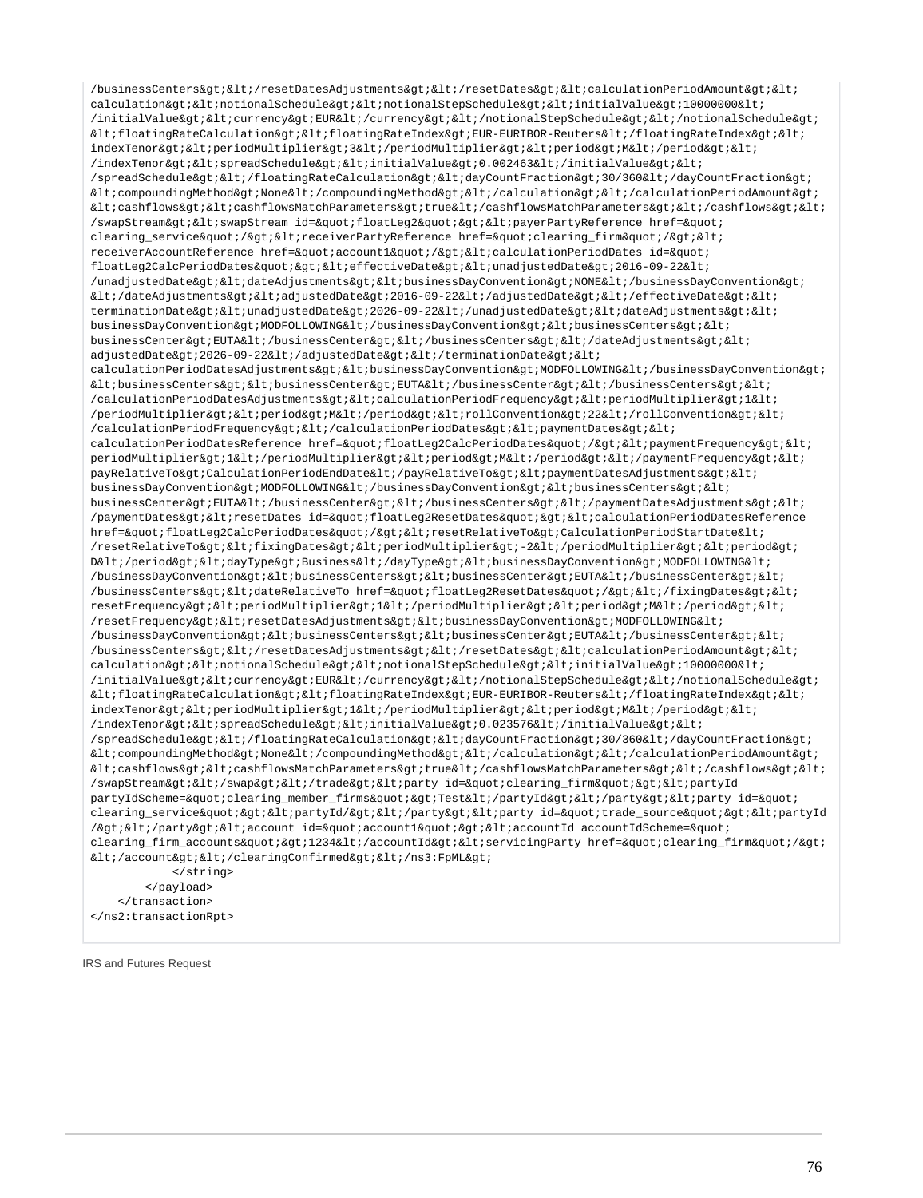```
/businessCenters&gt;&lt;/resetDatesAdjustments&gt;&lt;/resetDates&gt;&lt;calculationPeriodAmount&gt;&lt;
calculation&gt;&lt;notionalSchedule&gt;&lt;notionalStepSchedule&gt;&lt;initialValue&gt;10000000&lt;
/initialValue&gt;&lt;currency&gt;EUR&lt;/currency&gt;&lt;/notionalStepSchedule&gt;&lt;/notionalSchedule&gt;
&lt;floatingRateCalculation&gt;&lt;floatingRateIndex&gt;EUR-EURIBOR-Reuters&lt;/floatingRateIndex&gt;&lt;
indexTenor&gt;&lt;periodMultiplier&gt;3&lt;/periodMultiplier&gt;&lt;period&gt;M&lt;/period&gt;&lt;
/indexTenor&gt;&lt;spreadSchedule&gt;&lt;initialValue&gt;0.002463&lt;/initialValue&gt;&lt;
/spreadSchedule&gt;&lt;/floatingRateCalculation&gt;&lt;dayCountFraction&gt;30/360&lt;/dayCountFraction&gt;
&lt;compoundingMethod&gt;None&lt;/compoundingMethod&gt;&lt;/calculation&gt;&lt;/calculationPeriodAmount&gt;
&lt;cashflows&gt;&lt;cashflowsMatchParameters&gt;true&lt;/cashflowsMatchParameters&gt;&lt;/cashflows&gt;&lt;
/swapStream&gt;&lt;swapStream id=&quot;floatLeg2&quot;&gt;&lt;payerPartyReference href=&quot;
clearing_service&quot;/&gt;&lt;receiverPartyReference href=&quot;clearing_firm&quot;/&gt;&lt;
receiverAccountReference href=&quot;account1&quot;/&gt;&lt;calculationPeriodDates id=&quot;
floatLeg2CalcPeriodDates&quot;&gt;&lt;effectiveDate&gt;&lt;unadjustedDate&gt;2016-09-22&lt;
/unadjustedDate&gt;&lt;dateAdjustments&gt;&lt;businessDayConvention&gt;NONE&lt;/businessDayConvention&gt;
&lt;/dateAdjustments&gt;&lt;adjustedDate&gt;2016-09-22&lt;/adjustedDate&gt;&lt;/effectiveDate&gt;&lt;
terminationDate&gt;&lt;unadjustedDate&gt;2026-09-22&lt;/unadjustedDate&gt;&lt;dateAdjustments&gt;&lt;
businessDayConvention&gt;MODFOLLOWING&lt;/businessDayConvention&gt;&lt;businessCenters&gt;&lt;
businessCenter&gt;EUTA&lt;/businessCenter&gt;&lt;/businessCenters&gt;&lt;/dateAdjustments&gt;&lt;
adjustedDate&gt;2026-09-22&lt;/adjustedDate&gt;&lt;/terminationDate&gt;&lt;
calculationPeriodDatesAdjustments&gt;&lt;businessDayConvention&gt;MODFOLLOWING&lt;/businessDayConvention&gt;
&lt;businessCenters&gt;&lt;businessCenter&gt;EUTA&lt;/businessCenter&gt;&lt;/businessCenters&gt;&lt;
/calculationPeriodDatesAdjustments&gt;&lt;calculationPeriodFrequency&gt;&lt;periodMultiplier&gt;1&lt;
/periodMultiplier&gt;&lt;period&gt;M&lt;/period&gt;&lt;rollConvention&gt;22&lt;/rollConvention&gt;&lt;
/calculationPeriodFrequency&gt;&lt;/calculationPeriodDates&gt;&lt;paymentDates&gt;&lt;
calculationPeriodDatesReference href=&quot;floatLeg2CalcPeriodDates&quot;/&gt;&lt;paymentFrequency&gt;&lt;
periodMultiplier&gt;1&lt;/periodMultiplier&gt;&lt;period&gt;M&lt;/period&gt;&lt;/paymentFrequency&gt;&lt;
payRelativeTo&gt;CalculationPeriodEndDate&lt;/payRelativeTo&gt;&lt;paymentDatesAdjustments&gt;&lt;
businessDayConvention&gt;MODFOLLOWING&lt;/businessDayConvention&gt;&lt;businessCenters&gt;&lt;
businessCenter&gt;EUTA&lt;/businessCenter&gt;&lt;/businessCenters&gt;&lt;/paymentDatesAdjustments&gt;&lt;
/paymentDates&gt;&lt;resetDates id=&quot;floatLeg2ResetDates&quot;&gt;&lt;calculationPeriodDatesReference
href=&quot;floatLeg2CalcPeriodDates&quot;/&gt;&lt;resetRelativeTo&gt;CalculationPeriodStartDate&lt;
/resetRelativeTo&gt;&lt;fixingDates&gt;&lt;periodMultiplier&gt;-2&lt;/periodMultiplier&gt;&lt;period&gt;
D&lt;/period&gt;&lt;dayType&gt;Business&lt;/dayType&gt;&lt;businessDayConvention&gt;MODFOLLOWING&lt;
/businessDayConvention&gt;&lt;businessCenters&gt;&lt;businessCenter&gt;EUTA&lt;/businessCenter&gt;&lt;
/businessCenters&gt;&lt;dateRelativeTo href=&quot;floatLeg2ResetDates&quot;/&gt;&lt;/fixingDates&gt;&lt;
resetFrequency&gt;&lt;periodMultiplier&gt;1&lt;/periodMultiplier&gt;&lt;period&gt;M&lt;/period&gt;&lt;
/resetFrequency&gt;&lt;resetDatesAdjustments&gt;&lt;businessDayConvention&gt;MODFOLLOWING&lt;
/businessDayConvention&gt;&lt;businessCenters&gt;&lt;businessCenter&gt;EUTA&lt;/businessCenter&gt;&lt;
/businessCenters&gt;&lt;/resetDatesAdjustments&gt;&lt;/resetDates&gt;&lt;calculationPeriodAmount&gt;&lt;
calculation&gt;&lt;notionalSchedule&gt;&lt;notionalStepSchedule&gt;&lt;initialValue&gt;10000000&lt;
/initialValue&gt;&lt;currency&gt;EUR&lt;/currency&gt;&lt;/notionalStepSchedule&gt;&lt;/notionalSchedule&gt;
&lt;floatingRateCalculation&gt;&lt;floatingRateIndex&gt;EUR-EURIBOR-Reuters&lt;/floatingRateIndex&gt;&lt;
indexTenor&gt;&lt;periodMultiplier&gt;1&lt;/periodMultiplier&gt;&lt;period&gt;M&lt;/period&gt;&lt;
/indexTenor&gt;&lt;spreadSchedule&gt;&lt;initialValue&gt;0.023576&lt;/initialValue&gt;&lt;
/spreadSchedule&gt;&lt;/floatingRateCalculation&gt;&lt;dayCountFraction&gt;30/360&lt;/dayCountFraction&gt;
&lt;compoundingMethod&gt;None&lt;/compoundingMethod&gt;&lt;/calculation&gt;&lt;/calculationPeriodAmount&gt;
&lt;cashflows&gt;&lt;cashflowsMatchParameters&gt;true&lt;/cashflowsMatchParameters&gt;&lt;/cashflows&gt;&lt;
/swapStream&gt;&lt;/swap&gt;&lt;/trade&gt;&lt;party id=&quot;clearing_firm&quot;&gt;&lt;partyId
partyIdScheme=&quot;clearing_member_firms&quot;&gt;Test&lt;/partyId&gt;&lt;/party&gt;&lt;party id=&quot;
clearing_service&quot;&gt;&lt;partyId/&gt;&lt;/party&gt;&lt;party id=&quot;trade_source&quot;&gt;&lt;partyId
/&gt;&lt;/party&gt;&lt;account id=&quot;account1&quot;&gt;&lt;accountId accountIdScheme=&quot;
clearing_firm_accounts&quot;&gt;1234&lt;/accountId&gt;&lt;servicingParty href=&quot;clearing_firm&quot;/&gt;
&lt;/account&gt;&lt;/clearingConfirmed&gt;&lt;/ns3:FpML&gt;
            </string>
        </payload>
    </transaction>
</ns2:transactionRpt>
```

IRS and Futures Request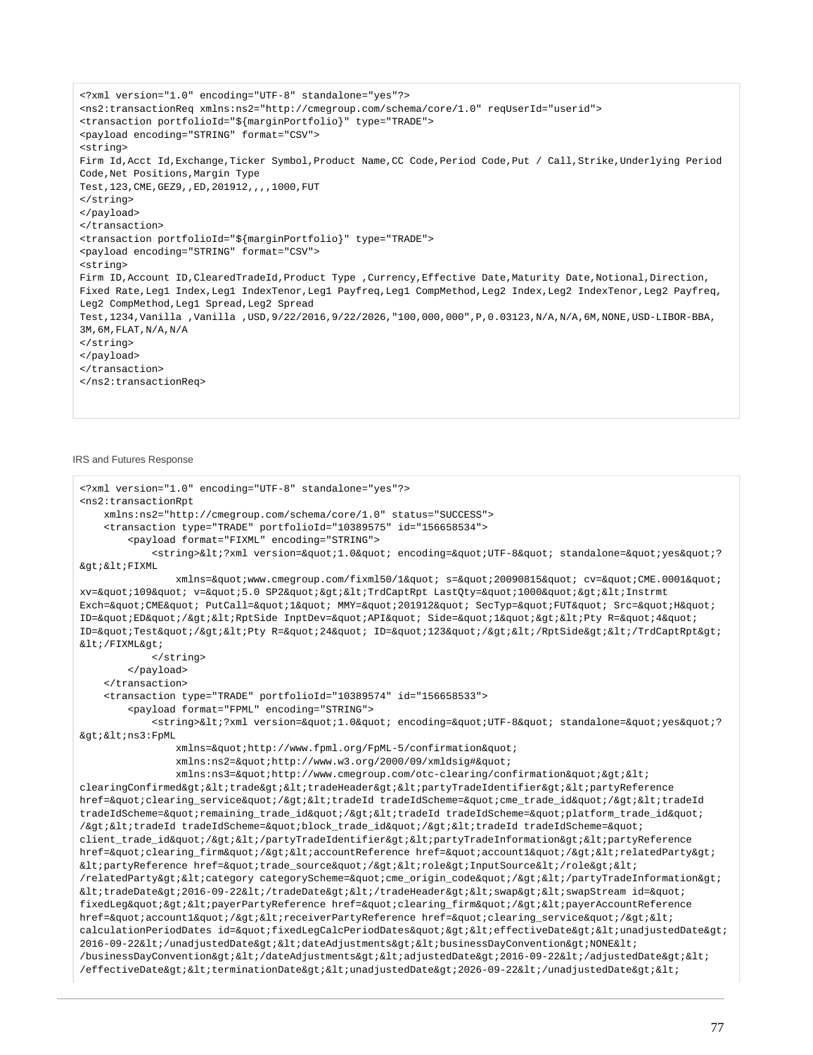```
<?xml version="1.0" encoding="UTF-8" standalone="yes"?>
<ns2:transactionReq xmlns:ns2="http://cmegroup.com/schema/core/1.0" reqUserId="userid">
<transaction portfolioId="${marginPortfolio}" type="TRADE">
<payload encoding="STRING" format="CSV">
<string>
Firm Id,Acct Id,Exchange,Ticker Symbol,Product Name,CC Code,Period Code,Put / Call,Strike,Underlying Period
Code,Net Positions,Margin Type
Test,123,CME,GEZ9,,ED,201912,,,,1000,FUT
</string>
</payload>
</transaction>
<transaction portfolioId="${marginPortfolio}" type="TRADE">
<payload encoding="STRING" format="CSV">
<string>
Firm ID,Account ID,ClearedTradeId,Product Type ,Currency,Effective Date,Maturity Date,Notional,Direction,
Fixed Rate,Leg1 Index,Leg1 IndexTenor,Leg1 Payfreq,Leg1 CompMethod,Leg2 Index,Leg2 IndexTenor,Leg2 Payfreq,
Leg2 CompMethod,Leg1 Spread,Leg2 Spread
Test,1234,Vanilla ,Vanilla ,USD,9/22/2016,9/22/2026,"100,000,000",P,0.03123,N/A,N/A,6M,NONE,USD-LIBOR-BBA,
3M,6M,FLAT,N/A,N/A
</string>
</payload>
</transaction>
</ns2:transactionReq>
```

IRS and Futures Response

```
<?xml version="1.0" encoding="UTF-8" standalone="yes"?>
<ns2:transactionRpt
    xmlns:ns2="http://cmegroup.com/schema/core/1.0" status="SUCCESS">
    <transaction type="TRADE" portfolioId="10389575" id="156658534">
        <payload format="FIXML" encoding="STRING">
            <string>&lt;?xml version=&quot;1.0&quot; encoding=&quot;UTF-8&quot; standalone=&quot;yes&quot;?
&gt;&lt;FIXML
                xmlns=&quot;www.cmegroup.com/fixml50/1&quot; s=&quot;20090815&quot; cv=&quot;CME.0001&quot;
xv=&quot;109&quot; v=&quot;5.0 SP2&quot;&gt;&lt;TrdCaptRpt LastQty=&quot;1000&quot;&gt;&lt;Instrmt
Exch=&quot;CME&quot; PutCall=&quot;1&quot; MMY=&quot;201912&quot; SecTyp=&quot;FUT&quot; Src=&quot;H&quot;
ID=&quot;ED&quot;/&gt;&lt;RptSide InptDev=&quot;API&quot; Side=&quot;1&quot;&gt;&lt;Pty R=&quot;4&quot;
ID=&quot;Test&quot;/&gt;&lt;Pty R=&quot;24&quot; ID=&quot;123&quot;/&gt;&lt;/RptSide&gt;&lt;/TrdCaptRpt&gt;
&lt;/FIXML&gt;
            </string>
        </payload>
    </transaction>
    <transaction type="TRADE" portfolioId="10389574" id="156658533">
        <payload format="FPML" encoding="STRING">
            <string>&lt;?xml version=&quot;1.0&quot; encoding=&quot;UTF-8&quot; standalone=&quot;yes&quot;?
&gt;&lt;ns3:FpML
                xmlns=&quot;http://www.fpml.org/FpML-5/confirmation&quot;
                xmlns:ns2=&quot;http://www.w3.org/2000/09/xmldsig#&quot;
                xmlns:ns3=&quot;http://www.cmegroup.com/otc-clearing/confirmation&quot;&gt;&lt;
clearingConfirmed&gt;&lt;trade&gt;&lt;tradeHeader&gt;&lt;partyTradeIdentifier&gt;&lt;partyReference
href=&quot;clearing_service&quot;/&gt;&lt;tradeId tradeIdScheme=&quot;cme_trade_id&quot;/&gt;&lt;tradeId
tradeIdScheme=&quot;remaining_trade_id&quot;/&gt;&lt;tradeId tradeIdScheme=&quot;platform_trade_id&quot;
/&gt;&lt;tradeId tradeIdScheme=&quot;block_trade_id&quot;/&gt;&lt;tradeId tradeIdScheme=&quot;
client_trade_id&quot;/&gt;&lt;/partyTradeIdentifier&gt;&lt;partyTradeInformation&gt;&lt;partyReference
href=&quot;clearing_firm&quot;/&gt;&lt;accountReference href=&quot;account1&quot;/&gt;&lt;relatedParty&gt;
&lt;partyReference href=&quot;trade_source&quot;/&gt;&lt;role&gt;InputSource&lt;/role&gt;&lt;
/relatedParty&gt;&lt;category categoryScheme=&quot;cme_origin_code&quot;/&gt;&lt;/partyTradeInformation&gt;
&lt;tradeDate&gt;2016-09-22&lt;/tradeDate&gt;&lt;/tradeHeader&gt;&lt;swap&gt;&lt;swapStream id=&quot;
fixedLeg&quot;&gt;&lt;payerPartyReference href=&quot;clearing_firm&quot;/&gt;&lt;payerAccountReference
href=&quot;account1&quot;/&gt;&lt;receiverPartyReference href=&quot;clearing_service&quot;/&gt;&lt;
calculationPeriodDates id=&quot;fixedLegCalcPeriodDates&quot;&gt;&lt;effectiveDate&gt;&lt;unadjustedDate&gt;
2016-09-22&lt;/unadjustedDate&gt;&lt;dateAdjustments&gt;&lt;businessDayConvention&gt;NONE&lt;
/businessDayConvention&gt;&lt;/dateAdjustments&gt;&lt;adjustedDate&gt;2016-09-22&lt;/adjustedDate&gt;&lt;
/effectiveDate&gt;&lt;terminationDate&gt;&lt;unadjustedDate&gt;2026-09-22&lt;/unadjustedDate&gt;&lt;
```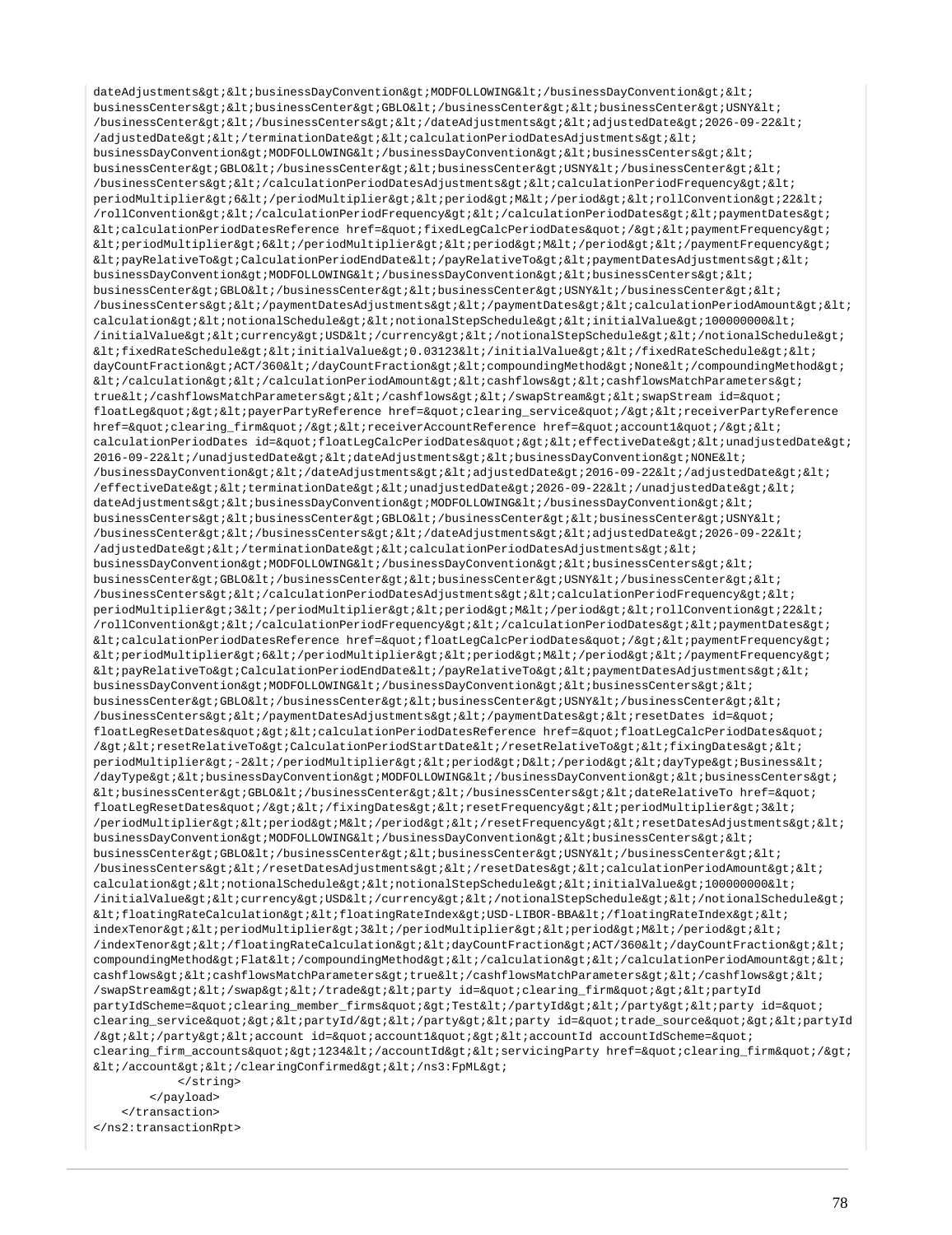```
dateAdjustments&gt;&lt;businessDayConvention&gt;MODFOLLOWING&lt;/businessDayConvention&gt;&lt;
businessCenters&gt;&lt;businessCenter&gt;GBLO&lt;/businessCenter&gt;&lt;businessCenter&gt;USNY&lt;
/businessCenter&gt;&lt;/businessCenters&gt;&lt;/dateAdjustments&gt;&lt;adjustedDate&gt;2026-09-22&lt;
/adjustedDate&gt;&lt;/terminationDate&gt;&lt;calculationPeriodDatesAdjustments&gt;&lt;
businessDayConvention&gt;MODFOLLOWING&lt;/businessDayConvention&gt;&lt;businessCenters&gt;&lt;
businessCenter&gt;GBLO&lt;/businessCenter&gt;&lt;businessCenter&gt;USNY&lt;/businessCenter&gt;&lt;
/businessCenters&gt;&lt;/calculationPeriodDatesAdjustments&gt;&lt;calculationPeriodFrequency&gt;&lt;
periodMultiplier&gt;6&lt;/periodMultiplier&gt;&lt;period&gt;M&lt;/period&gt;&lt;rollConvention&gt;22&lt;
/rollConvention&gt;&lt;/calculationPeriodFrequency&gt;&lt;/calculationPeriodDates&gt;&lt;paymentDates&gt;
&lt;calculationPeriodDatesReference href=&quot;fixedLegCalcPeriodDates&quot;/&gt;&lt;paymentFrequency&gt;
&lt;periodMultiplier&gt;6&lt;/periodMultiplier&gt;&lt;period&gt;M&lt;/period&gt;&lt;/paymentFrequency&gt;
&lt;payRelativeTo&gt;CalculationPeriodEndDate&lt;/payRelativeTo&gt;&lt;paymentDatesAdjustments&gt;&lt;
businessDayConvention&gt;MODFOLLOWING&lt;/businessDayConvention&gt;&lt;businessCenters&gt;&lt;
businessCenter&gt;GBLO&lt;/businessCenter&gt;&lt;businessCenter&gt;USNY&lt;/businessCenter&gt;&lt;
/businessCenters&gt;&lt;/paymentDatesAdjustments&gt;&lt;/paymentDates&gt;&lt;calculationPeriodAmount&gt;&lt;
calculation&gt;&lt;notionalSchedule&gt;&lt;notionalStepSchedule&gt;&lt;initialValue&gt;100000000&lt;
/initialValue&gt;&lt;currency&gt;USD&lt;/currency&gt;&lt;/notionalStepSchedule&gt;&lt;/notionalSchedule&gt;
&lt;fixedRateSchedule&gt;&lt;initialValue&gt;0.03123&lt;/initialValue&gt;&lt;/fixedRateSchedule&gt;&lt;
dayCountFraction&gt;ACT/360&lt;/dayCountFraction&gt;&lt;compoundingMethod&gt;None&lt;/compoundingMethod&gt;
&lt;/calculation&gt;&lt;/calculationPeriodAmount&gt;&lt;cashflows&gt;&lt;cashflowsMatchParameters&gt;
true&lt;/cashflowsMatchParameters&gt;&lt;/cashflows&gt;&lt;/swapStream&gt;&lt;swapStream id=&quot;
floatLeg&quot;&gt;&lt;payerPartyReference href=&quot;clearing_service&quot;/&gt;&lt;receiverPartyReference
href=&quot;clearing_firm&quot;/&gt;&lt;receiverAccountReference href=&quot;account1&quot;/&gt;&lt;
calculationPeriodDates id=&quot;floatLegCalcPeriodDates&quot;&gt;&lt;effectiveDate&gt;&lt;unadjustedDate&gt;
2016-09-22&lt;/unadjustedDate&gt;&lt;dateAdjustments&gt;&lt;businessDayConvention&gt;NONE&lt;
/businessDayConvention&gt;&lt;/dateAdjustments&gt;&lt;adjustedDate&gt;2016-09-22&lt;/adjustedDate&gt;&lt;
/effectiveDate&gt;&lt;terminationDate&gt;&lt;unadjustedDate&gt;2026-09-22&lt;/unadjustedDate&gt;&lt;
dateAdjustments&gt;&lt;businessDayConvention&gt;MODFOLLOWING&lt;/businessDayConvention&gt;&lt;
businessCenters&gt;&lt;businessCenter&gt;GBLO&lt;/businessCenter&gt;&lt;businessCenter&gt;USNY&lt;
/businessCenter&gt;&lt;/businessCenters&gt;&lt;/dateAdjustments&gt;&lt;adjustedDate&gt;2026-09-22&lt;
/adjustedDate&gt;&lt;/terminationDate&gt;&lt;calculationPeriodDatesAdjustments&gt;&lt;
businessDayConvention&gt;MODFOLLOWING&lt;/businessDayConvention&gt;&lt;businessCenters&gt;&lt;
businessCenter&gt;GBLO&lt;/businessCenter&gt;&lt;businessCenter&gt;USNY&lt;/businessCenter&gt;&lt;
/businessCenters&gt;&lt;/calculationPeriodDatesAdjustments&gt;&lt;calculationPeriodFrequency&gt;&lt;
periodMultiplier&gt;3&lt;/periodMultiplier&gt;&lt;period&gt;M&lt;/period&gt;&lt;rollConvention&gt;22&lt;
/rollConvention&gt;&lt;/calculationPeriodFrequency&gt;&lt;/calculationPeriodDates&gt;&lt;paymentDates&gt;
&lt;calculationPeriodDatesReference href=&quot;floatLegCalcPeriodDates&quot;/&gt;&lt;paymentFrequency&gt;
&lt;periodMultiplier&gt;6&lt;/periodMultiplier&gt;&lt;period&gt;M&lt;/period&gt;&lt;/paymentFrequency&gt;
&lt;payRelativeTo&gt;CalculationPeriodEndDate&lt;/payRelativeTo&gt;&lt;paymentDatesAdjustments&gt;&lt;
businessDayConvention&gt;MODFOLLOWING&lt;/businessDayConvention&gt;&lt;businessCenters&gt;&lt;
businessCenter&gt;GBLO&lt;/businessCenter&gt;&lt;businessCenter&gt;USNY&lt;/businessCenter&gt;&lt;
/businessCenters&gt;&lt;/paymentDatesAdjustments&gt;&lt;/paymentDates&gt;&lt;resetDates id=&quot;
floatLegResetDates&quot;&gt;&lt;calculationPeriodDatesReference href=&quot;floatLegCalcPeriodDates&quot;
/&gt;&lt;resetRelativeTo&gt;CalculationPeriodStartDate&lt;/resetRelativeTo&gt;&lt;fixingDates&gt;&lt;
periodMultiplier&gt;-2&lt;/periodMultiplier&gt;&lt;period&gt;D&lt;/period&gt;&lt;dayType&gt;Business&lt;
/dayType&gt;&lt;businessDayConvention&gt;MODFOLLOWING&lt;/businessDayConvention&gt;&lt;businessCenters&gt;
&lt;businessCenter&gt;GBLO&lt;/businessCenter&gt;&lt;/businessCenters&gt;&lt;dateRelativeTo href=&quot;
floatLegResetDates&quot;/&gt;&lt;/fixingDates&gt;&lt;resetFrequency&gt;&lt;periodMultiplier&gt;3&lt;
/periodMultiplier&gt;&lt;period&gt;M&lt;/period&gt;&lt;/resetFrequency&gt;&lt;resetDatesAdjustments&gt;&lt;
businessDayConvention&gt;MODFOLLOWING&lt;/businessDayConvention&gt;&lt;businessCenters&gt;&lt;
businessCenter&gt;GBLO&lt;/businessCenter&gt;&lt;businessCenter&gt;USNY&lt;/businessCenter&gt;&lt;
/businessCenters&gt;&lt;/resetDatesAdjustments&gt;&lt;/resetDates&gt;&lt;calculationPeriodAmount&gt;&lt;
calculation&gt;&lt;notionalSchedule&gt;&lt;notionalStepSchedule&gt;&lt;initialValue&gt;100000000&lt;
/initialValue&gt;&lt;currency&gt;USD&lt;/currency&gt;&lt;/notionalStepSchedule&gt;&lt;/notionalSchedule&gt;
&lt;floatingRateCalculation&gt;&lt;floatingRateIndex&gt;USD-LIBOR-BBA&lt;/floatingRateIndex&gt;&lt;
indexTenor&gt;&lt;periodMultiplier&gt;3&lt;/periodMultiplier&gt;&lt;period&gt;M&lt;/period&gt;&lt;
/indexTenor&gt;&lt;/floatingRateCalculation&gt;&lt;dayCountFraction&gt;ACT/360&lt;/dayCountFraction&gt;&lt;
compoundingMethod&gt;Flat&lt;/compoundingMethod&gt;&lt;/calculation&gt;&lt;/calculationPeriodAmount&gt;&lt;
cashflows&gt;&lt;cashflowsMatchParameters&gt;true&lt;/cashflowsMatchParameters&gt;&lt;/cashflows&gt;&lt;
/swapStream&gt;&lt;/swap&gt;&lt;/trade&gt;&lt;party id=&quot;clearing_firm&quot;&gt;&lt;partyId
partyIdScheme=&quot;clearing_member_firms&quot;&gt;Test&lt;/partyId&gt;&lt;/party&gt;&lt;party id=&quot;
clearing_service&quot;&gt;&lt;partyId/&gt;&lt;/party&gt;&lt;party id=&quot;trade_source&quot;&gt;&lt;partyId
/&gt;&lt;/party&gt;&lt;account id=&quot;account1&quot;&gt;&lt;accountId accountIdScheme=&quot;
clearing_firm_accounts&quot;&gt;1234&lt;/accountId&gt;&lt;servicingParty href=&quot;clearing_firm&quot;/&gt;
&lt;/account&gt;&lt;/clearingConfirmed&gt;&lt;/ns3:FpML&gt;
            </string>
        </payload>
    </transaction>
</ns2:transactionRpt>
```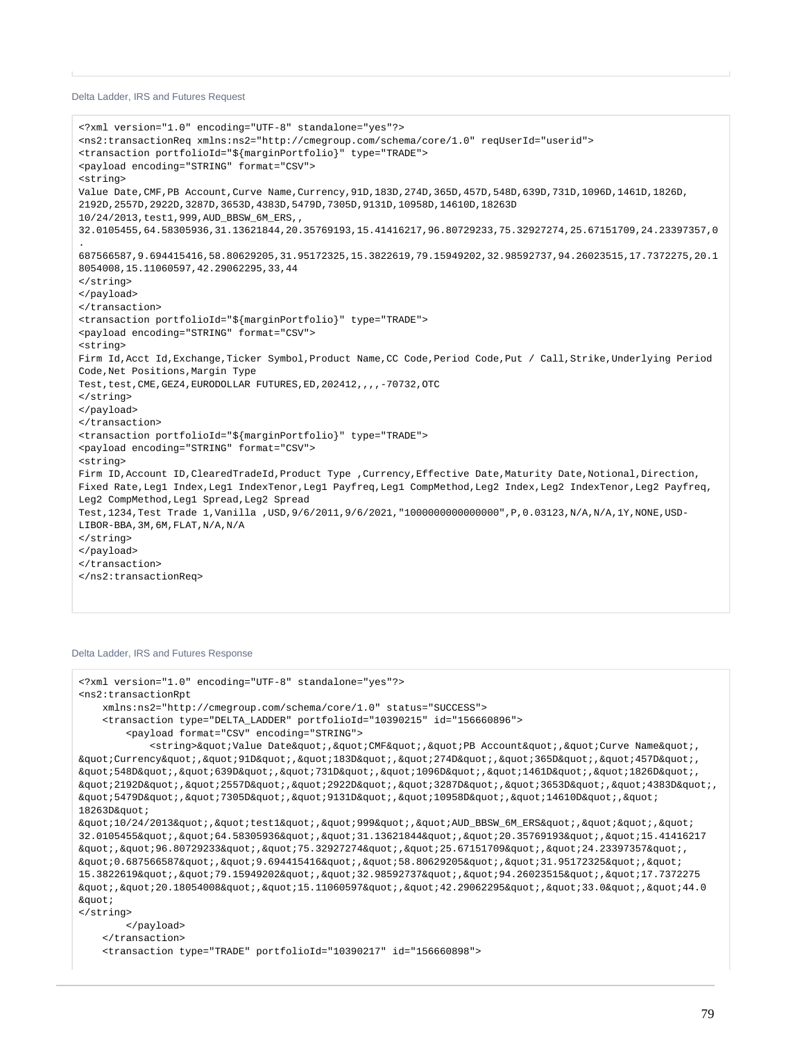Delta Ladder, IRS and Futures Request

```
<?xml version="1.0" encoding="UTF-8" standalone="yes"?>
<ns2:transactionReq xmlns:ns2="http://cmegroup.com/schema/core/1.0" reqUserId="userid">
<transaction portfolioId="${marginPortfolio}" type="TRADE">
<payload encoding="STRING" format="CSV">
<string>
Value Date,CMF,PB Account,Curve Name,Currency,91D,183D,274D,365D,457D,548D,639D,731D,1096D,1461D,1826D,
2192D,2557D,2922D,3287D,3653D,4383D,5479D,7305D,9131D,10958D,14610D,18263D
10/24/2013,test1,999,AUD_BBSW_6M_ERS,,
32.0105455,64.58305936,31.13621844,20.35769193,15.41416217,96.80729233,75.32927274,25.67151709,24.23397357,0
.
687566587,9.694415416,58.80629205,31.95172325,15.3822619,79.15949202,32.98592737,94.26023515,17.7372275,20.1
8054008,15.11060597,42.29062295,33,44
</string>
</payload>
</transaction>
<transaction portfolioId="${marginPortfolio}" type="TRADE">
<payload encoding="STRING" format="CSV">
<string>
Firm Id,Acct Id,Exchange,Ticker Symbol,Product Name,CC Code,Period Code,Put / Call,Strike,Underlying Period
Code,Net Positions,Margin Type
Test,test,CME,GEZ4,EURODOLLAR FUTURES,ED,202412,,,,-70732,OTC
</string>
</payload>
</transaction>
<transaction portfolioId="${marginPortfolio}" type="TRADE">
<payload encoding="STRING" format="CSV">
<string>
Firm ID,Account ID,ClearedTradeId,Product Type ,Currency,Effective Date,Maturity Date,Notional,Direction,
Fixed Rate,Leg1 Index,Leg1 IndexTenor,Leg1 Payfreq,Leg1 CompMethod,Leg2 Index,Leg2 IndexTenor,Leg2 Payfreq,
Leg2 CompMethod,Leg1 Spread,Leg2 Spread
Test,1234,Test Trade 1,Vanilla ,USD,9/6/2011,9/6/2021,"1000000000000000",P,0.03123,N/A,N/A,1Y,NONE,USD-
LIBOR-BBA,3M,6M,FLAT,N/A,N/A
</string>
</payload>
</transaction>
</ns2:transactionReq>
```

Delta Ladder, IRS and Futures Response

```
<?xml version="1.0" encoding="UTF-8" standalone="yes"?>
<ns2:transactionRpt
    xmlns:ns2="http://cmegroup.com/schema/core/1.0" status="SUCCESS">
    <transaction type="DELTA_LADDER" portfolioId="10390215" id="156660896">
        <payload format="CSV" encoding="STRING">
            <string>&quot;Value Date&quot;,&quot;CMF&quot;,&quot;PB Account&quot;,&quot;Curve Name&quot;,
&quot;Currency&quot;,&quot;91D&quot;,&quot;183D&quot;,&quot;274D&quot;,&quot;365D&quot;,&quot;457D&quot;,
&quot;548D&quot;,&quot;639D&quot;,&quot;731D&quot;,&quot;1096D&quot;,&quot;1461D&quot;,&quot;1826D&quot;,
&quot;2192D&quot;,&quot;2557D&quot;,&quot;2922D&quot;,&quot;3287D&quot;,&quot;3653D&quot;,&quot;4383D&quot;,
&quot;5479D&quot;,&quot;7305D&quot;,&quot;9131D&quot;,&quot;10958D&quot;,&quot;14610D&quot;,&quot;
18263D&quot;
&quot;10/24/2013&quot;,&quot;test1&quot;,&quot;999&quot;,&quot;AUD_BBSW_6M_ERS&quot;,&quot;&quot;,&quot;
32.0105455&quot;,&quot;64.58305936&quot;,&quot;31.13621844&quot;,&quot;20.35769193&quot;,&quot;15.41416217
&quot;,&quot;96.80729233&quot;,&quot;75.32927274&quot;,&quot;25.67151709&quot;,&quot;24.23397357&quot;,
&quot;0.687566587&quot;,&quot;9.694415416&quot;,&quot;58.80629205&quot;,&quot;31.95172325&quot;,&quot;
15.3822619&quot;,&quot;79.15949202&quot;,&quot;32.98592737&quot;,&quot;94.26023515&quot;,&quot;17.7372275
&quot;,&quot;20.18054008&quot;,&quot;15.11060597&quot;,&quot;42.29062295&quot;,&quot;33.0&quot;,&quot;44.0
&quot;
</string>
        </payload>
    </transaction>
    <transaction type="TRADE" portfolioId="10390217" id="156660898">
```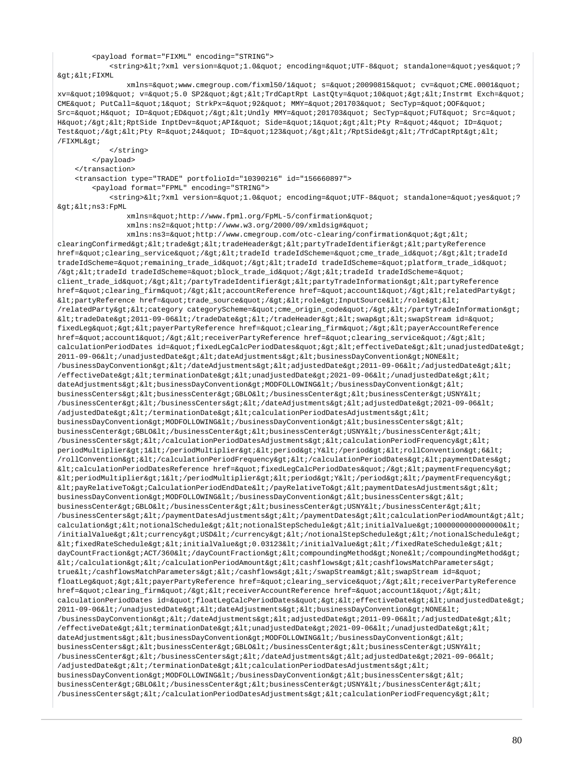```
        <payload format="FIXML" encoding="STRING">
            <string>&lt;?xml version=&quot;1.0&quot; encoding=&quot;UTF-8&quot; standalone=&quot;yes&quot;?
&gt;&lt;FIXML
                xmlns=&quot;www.cmegroup.com/fixml50/1&quot; s=&quot;20090815&quot; cv=&quot;CME.0001&quot;
xv=&quot;109&quot; v=&quot;5.0 SP2&quot;&gt;&lt;TrdCaptRpt LastQty=&quot;10&quot;&gt;&lt;Instrmt Exch=&quot;
CME&quot; PutCall=&quot;1&quot; StrkPx=&quot;92&quot; MMY=&quot;201703&quot; SecTyp=&quot;OOF&quot;
Src=&quot;H&quot; ID=&quot;ED&quot;/&gt;&lt;Undly MMY=&quot;201703&quot; SecTyp=&quot;FUT&quot; Src=&quot;
H&quot;/&gt;&lt;RptSide InptDev=&quot;API&quot; Side=&quot;1&quot;&gt;&lt;Pty R=&quot;4&quot; ID=&quot;
Test&quot;/&gt;&lt;Pty R=&quot;24&quot; ID=&quot;123&quot;/&gt;&lt;/RptSide&gt;&lt;/TrdCaptRpt&gt;&lt;
/FIXML&gt;
            </string>
        </payload>
    </transaction>
    <transaction type="TRADE" portfolioId="10390216" id="156660897">
        <payload format="FPML" encoding="STRING">
            <string>&lt;?xml version=&quot;1.0&quot; encoding=&quot;UTF-8&quot; standalone=&quot;yes&quot;?
&gt;&lt;ns3:FpML
                xmlns=&quot;http://www.fpml.org/FpML-5/confirmation&quot;
                xmlns:ns2=&quot;http://www.w3.org/2000/09/xmldsig#&quot;
                xmlns:ns3=&quot;http://www.cmegroup.com/otc-clearing/confirmation&quot;&gt;&lt;
clearingConfirmed&gt;&lt;trade&gt;&lt;tradeHeader&gt;&lt;partyTradeIdentifier&gt;&lt;partyReference
href=&quot;clearing_service&quot;/&gt;&lt;tradeId tradeIdScheme=&quot;cme_trade_id&quot;/&gt;&lt;tradeId
tradeIdScheme=&quot;remaining_trade_id&quot;/&gt;&lt;tradeId tradeIdScheme=&quot;platform_trade_id&quot;
/&gt;&lt;tradeId tradeIdScheme=&quot;block_trade_id&quot;/&gt;&lt;tradeId tradeIdScheme=&quot;
client_trade_id&quot;/&gt;&lt;/partyTradeIdentifier&gt;&lt;partyTradeInformation&gt;&lt;partyReference
href=&quot;clearing_firm&quot;/&gt;&lt;accountReference href=&quot;account1&quot;/&gt;&lt;relatedParty&gt;
&lt;partyReference href=&quot;trade_source&quot;/&gt;&lt;role&gt;InputSource&lt;/role&gt;&lt;
/relatedParty&gt;&lt;category categoryScheme=&quot;cme_origin_code&quot;/&gt;&lt;/partyTradeInformation&gt;
&lt;tradeDate&gt;2011-09-06&lt;/tradeDate&gt;&lt;/tradeHeader&gt;&lt;swap&gt;&lt;swapStream id=&quot;
fixedLeg&quot;&gt;&lt;payerPartyReference href=&quot;clearing_firm&quot;/&gt;&lt;payerAccountReference
href=&quot;account1&quot;/&gt;&lt;receiverPartyReference href=&quot;clearing_service&quot;/&gt;&lt;
calculationPeriodDates id=&quot;fixedLegCalcPeriodDates&quot;&gt;&lt;effectiveDate&gt;&lt;unadjustedDate&gt;
2011-09-06&lt;/unadjustedDate&gt;&lt;dateAdjustments&gt;&lt;businessDayConvention&gt;NONE&lt;
/businessDayConvention&gt;&lt;/dateAdjustments&gt;&lt;adjustedDate&gt;2011-09-06&lt;/adjustedDate&gt;&lt;
/effectiveDate&gt;&lt;terminationDate&gt;&lt;unadjustedDate&gt;2021-09-06&lt;/unadjustedDate&gt;&lt;
dateAdjustments&gt;&lt;businessDayConvention&gt;MODFOLLOWING&lt;/businessDayConvention&gt;&lt;
businessCenters&gt;&lt;businessCenter&gt;GBLO&lt;/businessCenter&gt;&lt;businessCenter&gt;USNY&lt;
/businessCenter&gt;&lt;/businessCenters&gt;&lt;/dateAdjustments&gt;&lt;adjustedDate&gt;2021-09-06&lt;
/adjustedDate&gt;&lt;/terminationDate&gt;&lt;calculationPeriodDatesAdjustments&gt;&lt;
businessDayConvention&gt;MODFOLLOWING&lt;/businessDayConvention&gt;&lt;businessCenters&gt;&lt;
businessCenter&gt;GBLO&lt;/businessCenter&gt;&lt;businessCenter&gt;USNY&lt;/businessCenter&gt;&lt;
/businessCenters&gt;&lt;/calculationPeriodDatesAdjustments&gt;&lt;calculationPeriodFrequency&gt;&lt;
periodMultiplier&gt;1&lt;/periodMultiplier&gt;&lt;period&gt;Y&lt;/period&gt;&lt;rollConvention&gt;6&lt;
/rollConvention&gt;&lt;/calculationPeriodFrequency&gt;&lt;/calculationPeriodDates&gt;&lt;paymentDates&gt;
&lt;calculationPeriodDatesReference href=&quot;fixedLegCalcPeriodDates&quot;/&gt;&lt;paymentFrequency&gt;
&lt;periodMultiplier&gt;1&lt;/periodMultiplier&gt;&lt;period&gt;Y&lt;/period&gt;&lt;/paymentFrequency&gt;
&lt;payRelativeTo&gt;CalculationPeriodEndDate&lt;/payRelativeTo&gt;&lt;paymentDatesAdjustments&gt;&lt;
businessDayConvention&gt;MODFOLLOWING&lt;/businessDayConvention&gt;&lt;businessCenters&gt;&lt;
businessCenter&gt;GBLO&lt;/businessCenter&gt;&lt;businessCenter&gt;USNY&lt;/businessCenter&gt;&lt;
/businessCenters&gt;&lt;/paymentDatesAdjustments&gt;&lt;/paymentDates&gt;&lt;calculationPeriodAmount&gt;&lt;
calculation&gt;&lt;notionalSchedule&gt;&lt;notionalStepSchedule&gt;&lt;initialValue&gt;1000000000000000&lt;
/initialValue&gt;&lt;currency&gt;USD&lt;/currency&gt;&lt;/notionalStepSchedule&gt;&lt;/notionalSchedule&gt;
&lt;fixedRateSchedule&gt;&lt;initialValue&gt;0.03123&lt;/initialValue&gt;&lt;/fixedRateSchedule&gt;&lt;
dayCountFraction&gt;ACT/360&lt;/dayCountFraction&gt;&lt;compoundingMethod&gt;None&lt;/compoundingMethod&gt;
&lt;/calculation&gt;&lt;/calculationPeriodAmount&gt;&lt;cashflows&gt;&lt;cashflowsMatchParameters&gt;
true&lt;/cashflowsMatchParameters&gt;&lt;/cashflows&gt;&lt;/swapStream&gt;&lt;swapStream id=&quot;
floatLeg&quot;&gt;&lt;payerPartyReference href=&quot;clearing_service&quot;/&gt;&lt;receiverPartyReference
href=&quot;clearing_firm&quot;/&gt;&lt;receiverAccountReference href=&quot;account1&quot;/&gt;&lt;
calculationPeriodDates id=&quot;floatLegCalcPeriodDates&quot;&gt;&lt;effectiveDate&gt;&lt;unadjustedDate&gt;
2011-09-06&lt;/unadjustedDate&gt;&lt;dateAdjustments&gt;&lt;businessDayConvention&gt;NONE&lt;
/businessDayConvention&gt;&lt;/dateAdjustments&gt;&lt;adjustedDate&gt;2011-09-06&lt;/adjustedDate&gt;&lt;
/effectiveDate&gt;&lt;terminationDate&gt;&lt;unadjustedDate&gt;2021-09-06&lt;/unadjustedDate&gt;&lt;
dateAdjustments&gt;&lt;businessDayConvention&gt;MODFOLLOWING&lt;/businessDayConvention&gt;&lt;
businessCenters&gt;&lt;businessCenter&gt;GBLO&lt;/businessCenter&gt;&lt;businessCenter&gt;USNY&lt;
/businessCenter&gt;&lt;/businessCenters&gt;&lt;/dateAdjustments&gt;&lt;adjustedDate&gt;2021-09-06&lt;
/adjustedDate&gt;&lt;/terminationDate&gt;&lt;calculationPeriodDatesAdjustments&gt;&lt;
businessDayConvention&gt;MODFOLLOWING&lt;/businessDayConvention&gt;&lt;businessCenters&gt;&lt;
businessCenter&gt;GBLO&lt;/businessCenter&gt;&lt;businessCenter&gt;USNY&lt;/businessCenter&gt;&lt;
/businessCenters&gt;&lt;/calculationPeriodDatesAdjustments&gt;&lt;calculationPeriodFrequency&gt;&lt;
```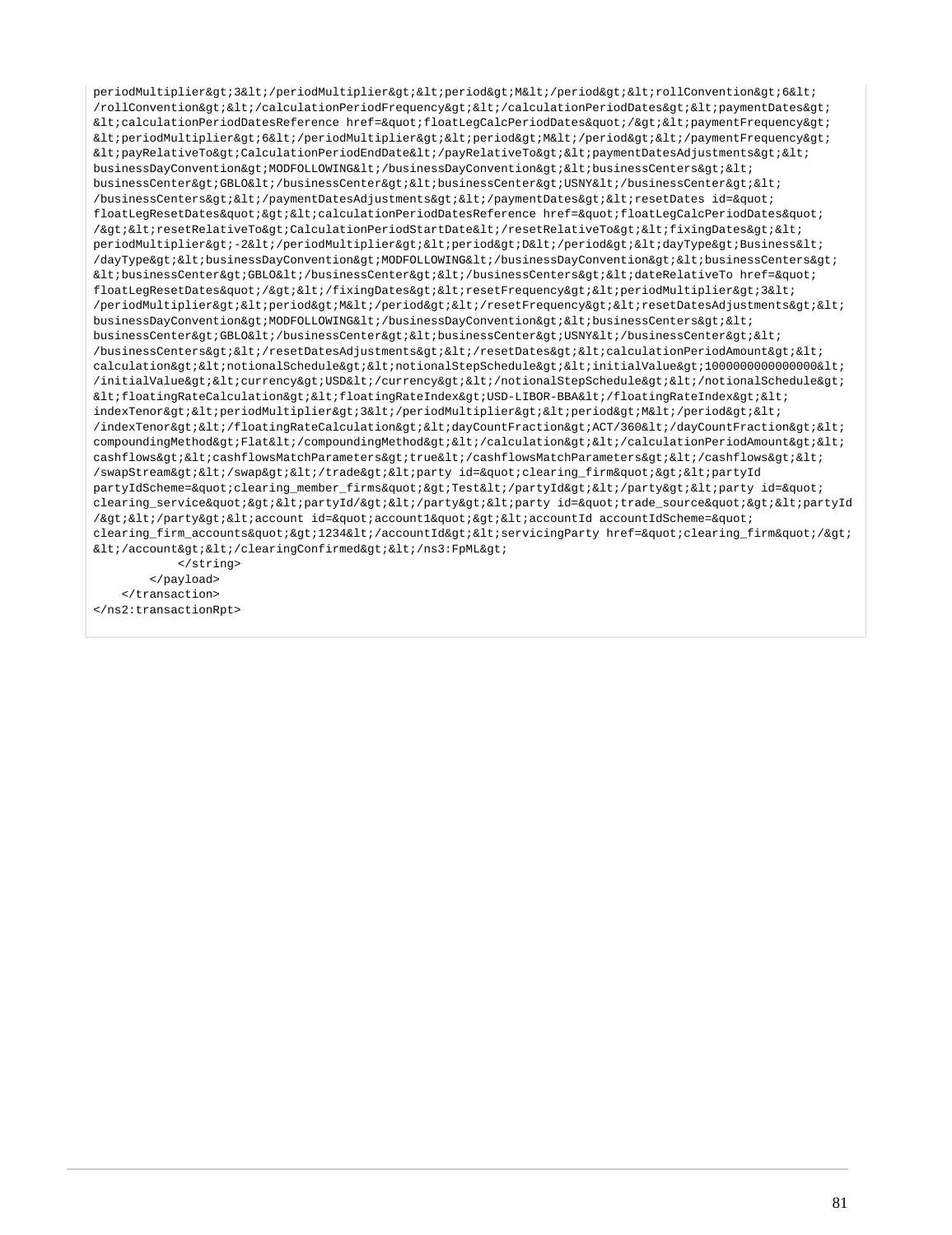```
periodMultiplier&gt;3&lt;/periodMultiplier&gt;&lt;period&gt;M&lt;/period&gt;&lt;rollConvention&gt;6&lt;
/rollConvention&gt;&lt;/calculationPeriodFrequency&gt;&lt;/calculationPeriodDates&gt;&lt;paymentDates&gt;
&lt;calculationPeriodDatesReference href=&quot;floatLegCalcPeriodDates&quot;/&gt;&lt;paymentFrequency&gt;
&lt;periodMultiplier&gt;6&lt;/periodMultiplier&gt;&lt;period&gt;M&lt;/period&gt;&lt;/paymentFrequency&gt;
&lt;payRelativeTo&gt;CalculationPeriodEndDate&lt;/payRelativeTo&gt;&lt;paymentDatesAdjustments&gt;&lt;
businessDayConvention&gt;MODFOLLOWING&lt;/businessDayConvention&gt;&lt;businessCenters&gt;&lt;
businessCenter&gt;GBLO&lt;/businessCenter&gt;&lt;businessCenter&gt;USNY&lt;/businessCenter&gt;&lt;
/businessCenters&gt;&lt;/paymentDatesAdjustments&gt;&lt;/paymentDates&gt;&lt;resetDates id=&quot;
floatLegResetDates&quot;&gt;&lt;calculationPeriodDatesReference href=&quot;floatLegCalcPeriodDates&quot;
/&gt;&lt;resetRelativeTo&gt;CalculationPeriodStartDate&lt;/resetRelativeTo&gt;&lt;fixingDates&gt;&lt;
periodMultiplier&gt;-2&lt;/periodMultiplier&gt;&lt;period&gt;D&lt;/period&gt;&lt;dayType&gt;Business&lt;
/dayType&gt;&lt;businessDayConvention&gt;MODFOLLOWING&lt;/businessDayConvention&gt;&lt;businessCenters&gt;
&lt;businessCenter&gt;GBLO&lt;/businessCenter&gt;&lt;/businessCenters&gt;&lt;dateRelativeTo href=&quot;
floatLegResetDates&quot;/&gt;&lt;/fixingDates&gt;&lt;resetFrequency&gt;&lt;periodMultiplier&gt;3&lt;
/periodMultiplier&gt;&lt;period&gt;M&lt;/period&gt;&lt;/resetFrequency&gt;&lt;resetDatesAdjustments&gt;&lt;
businessDayConvention&gt;MODFOLLOWING&lt;/businessDayConvention&gt;&lt;businessCenters&gt;&lt;
businessCenter&gt;GBLO&lt;/businessCenter&gt;&lt;businessCenter&gt;USNY&lt;/businessCenter&gt;&lt;
/businessCenters&gt;&lt;/resetDatesAdjustments&gt;&lt;/resetDates&gt;&lt;calculationPeriodAmount&gt;&lt;
calculation&gt;&lt;notionalSchedule&gt;&lt;notionalStepSchedule&gt;&lt;initialValue&gt;1000000000000000&lt;
/initialValue&gt;&lt;currency&gt;USD&lt;/currency&gt;&lt;/notionalStepSchedule&gt;&lt;/notionalSchedule&gt;
&lt;floatingRateCalculation&gt;&lt;floatingRateIndex&gt;USD-LIBOR-BBA&lt;/floatingRateIndex&gt;&lt;
indexTenor&gt;&lt;periodMultiplier&gt;3&lt;/periodMultiplier&gt;&lt;period&gt;M&lt;/period&gt;&lt;
/indexTenor&gt;&lt;/floatingRateCalculation&gt;&lt;dayCountFraction&gt;ACT/360&lt;/dayCountFraction&gt;&lt;
compoundingMethod&gt;Flat&lt;/compoundingMethod&gt;&lt;/calculation&gt;&lt;/calculationPeriodAmount&gt;&lt;
cashflows&gt;&lt;cashflowsMatchParameters&gt;true&lt;/cashflowsMatchParameters&gt;&lt;/cashflows&gt;&lt;
/swapStream&gt;&lt;/swap&gt;&lt;/trade&gt;&lt;party id=&quot;clearing_firm&quot;&gt;&lt;partyId
partyIdScheme=&quot;clearing_member_firms&quot;&gt;Test&lt;/partyId&gt;&lt;/party&gt;&lt;party id=&quot;
clearing_service&quot;&gt;&lt;partyId/&gt;&lt;/party&gt;&lt;party id=&quot;trade_source&quot;&gt;&lt;partyId
/&gt;&lt;/party&gt;&lt;account id=&quot;account1&quot;&gt;&lt;accountId accountIdScheme=&quot;
clearing_firm_accounts&quot;&gt;1234&lt;/accountId&gt;&lt;servicingParty href=&quot;clearing_firm&quot;/&gt;
&lt;/account&gt;&lt;/clearingConfirmed&gt;&lt;/ns3:FpML&gt;
            </string>
        </payload>
    </transaction>
</ns2:transactionRpt>
```